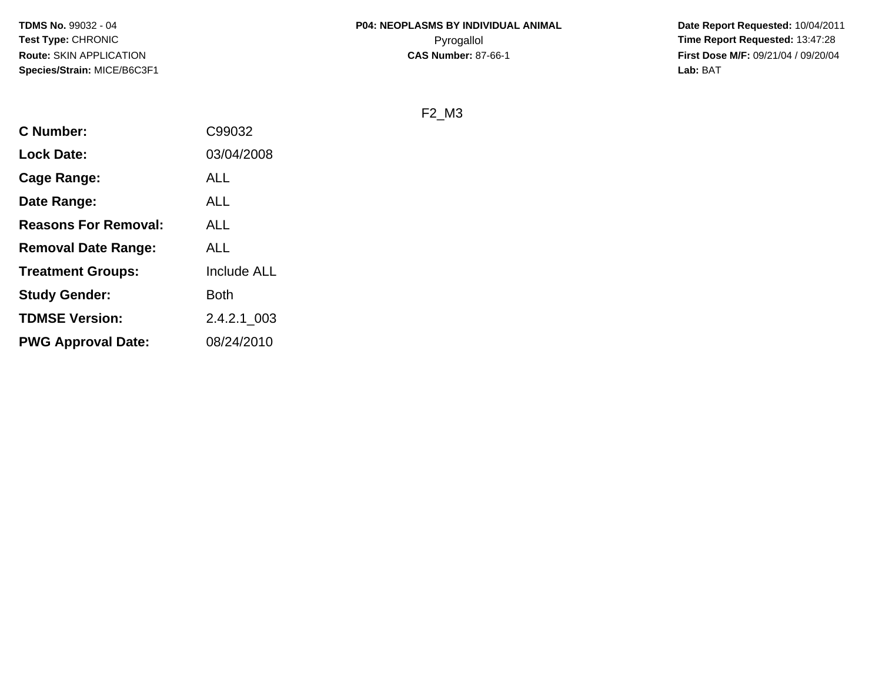**TDMS No.** 99032 - 04
**Test Type:** CHRONIC
**Route:** SKIN APPLICATION
**Species/Strain:** MICE/B6C3F1

**P04: NEOPLASMS BY INDIVIDUAL ANIMAL**
Pyrogallol
**CAS Number:** 87-66-1

**Date Report Requested:** 10/04/2011
**Time Report Requested:** 13:47:28
**First Dose M/F:** 09/21/04 / 09/20/04
**Lab:** BAT

F2_M3

| | |
|---|---|
| **C Number:** | C99032 |
| **Lock Date:** | 03/04/2008 |
| **Cage Range:** | ALL |
| **Date Range:** | ALL |
| **Reasons For Removal:** | ALL |
| **Removal Date Range:** | ALL |
| **Treatment Groups:** | Include ALL |
| **Study Gender:** | Both |
| **TDMSE Version:** | 2.4.2.1_003 |
| **PWG Approval Date:** | 08/24/2010 |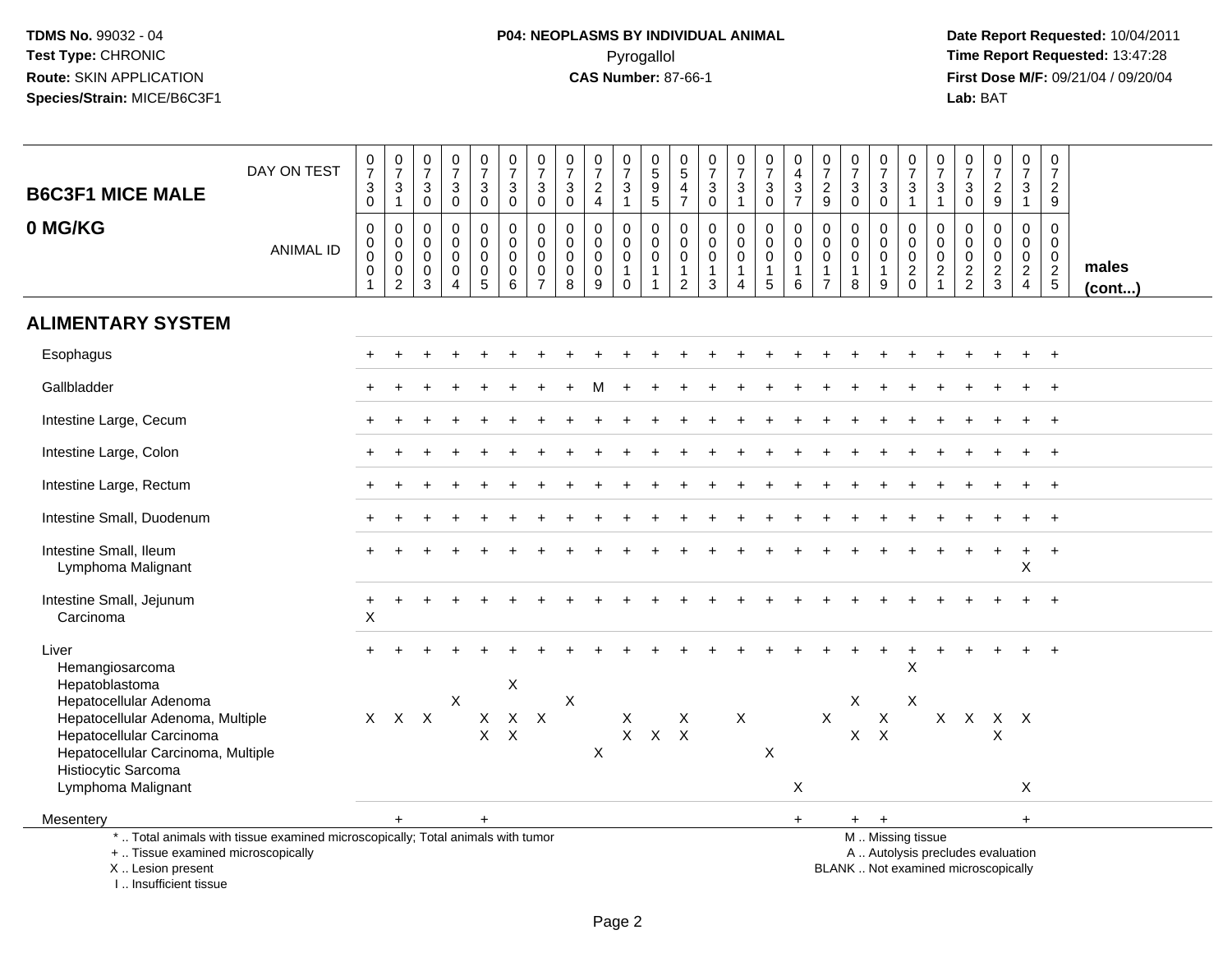**TDMS No.** 99032 - 04
**Test Type:** CHRONIC
**Route:** SKIN APPLICATION
**Species/Strain:** MICE/B6C3F1

**P04: NEOPLASMS BY INDIVIDUAL ANIMAL**
Pyrogallol
**CAS Number:** 87-66-1

**Date Report Requested:** 10/04/2011
**Time Report Requested:** 13:47:28
**First Dose M/F:** 09/21/04 / 09/20/04
**Lab:** BAT

| B6C3F1 MICE MALE<br>0 MG/KG | | | | | | | | | | | | | | | | | | | | | | | | | | |
|---|---|---|---|---|---|---|---|---|---|---|---|---|---|---|---|---|---|---|---|---|---|---|---|---|---|---|
| DAY ON TEST | 0730 | 0731 | 0730 | 0730 | 0730 | 0730 | 0730 | 0730 | 0724 | 0731 | 0595 | 0547 | 0730 | 0731 | 0730 | 0437 | 0729 | 0730 | 0730 | 0731 | 0731 | 0730 | 0729 | 0731 | 0729 | |
| ANIMAL ID | 0001 | 0002 | 0003 | 0004 | 0005 | 0006 | 0007 | 0008 | 0009 | 0010 | 0011 | 0012 | 0013 | 0014 | 0015 | 0016 | 0017 | 0018 | 0019 | 0020 | 0021 | 0022 | 0023 | 0024 | 0025 | males (cont...) |
| **ALIMENTARY SYSTEM** | | | | | | | | | | | | | | | | | | | | | | | | | | |
| Esophagus | + | + | + | + | + | + | + | + | + | + | + | + | + | + | + | + | + | + | + | + | + | + | + | + | + | |
| Gallbladder | + | + | + | + | + | + | + | + | M | + | + | + | + | + | + | + | + | + | + | + | + | + | + | + | + | |
| Intestine Large, Cecum | + | + | + | + | + | + | + | + | + | + | + | + | + | + | + | + | + | + | + | + | + | + | + | + | + | |
| Intestine Large, Colon | + | + | + | + | + | + | + | + | + | + | + | + | + | + | + | + | + | + | + | + | + | + | + | + | + | |
| Intestine Large, Rectum | + | + | + | + | + | + | + | + | + | + | + | + | + | + | + | + | + | + | + | + | + | + | + | + | + | |
| Intestine Small, Duodenum | + | + | + | + | + | + | + | + | + | + | + | + | + | + | + | + | + | + | + | + | + | + | + | + | + | |
| Intestine Small, Ileum | + | + | + | + | + | + | + | + | + | + | + | + | + | + | + | + | + | + | + | + | + | + | + | + | + | |
| Lymphoma Malignant | | | | | | | | | | | | | | | | | | | | | | | | X | | |
| Intestine Small, Jejunum | + | + | + | + | + | + | + | + | + | + | + | + | + | + | + | + | + | + | + | + | + | + | + | + | + | |
| Carcinoma | X | | | | | | | | | | | | | | | | | | | | | | | | | |
| Liver | + | + | + | + | + | + | + | + | + | + | + | + | + | + | + | + | + | + | + | + | + | + | + | + | + | |
| Hemangiosarcoma | | | | | | | | | | | | | | | | | | | | X | | | | | | |
| Hepatoblastoma | | | | | | X | | | | | | | | | | | | | | | | | | | | |
| Hepatocellular Adenoma | | | | X | | | | X | | | | | | | | | | X | | X | | | | | | |
| Hepatocellular Adenoma, Multiple | X | X | X | | X | X | X | | | X | | X | | X | | | X | | X | | X | X | X | X | | |
| Hepatocellular Carcinoma | | | | | X | X | | | | X | X | X | | | | | | X | X | | | | X | | | |
| Hepatocellular Carcinoma, Multiple | | | | | | | | | X | | | | | | X | | | | | | | | | | | |
| Histiocytic Sarcoma | | | | | | | | | | | | | | | | | | | | | | | | | | |
| Lymphoma Malignant | | | | | | | | | | | | | | | | X | | | | | | | | X | | |
| Mesentery | | + | | | + | | | | | | | | | | | + | | + | + | | | | | + | | |

\* .. Total animals with tissue examined microscopically; Total animals with tumor
\+ .. Tissue examined microscopically
X .. Lesion present
I .. Insufficient tissue

M .. Missing tissue
A .. Autolysis precludes evaluation
BLANK .. Not examined microscopically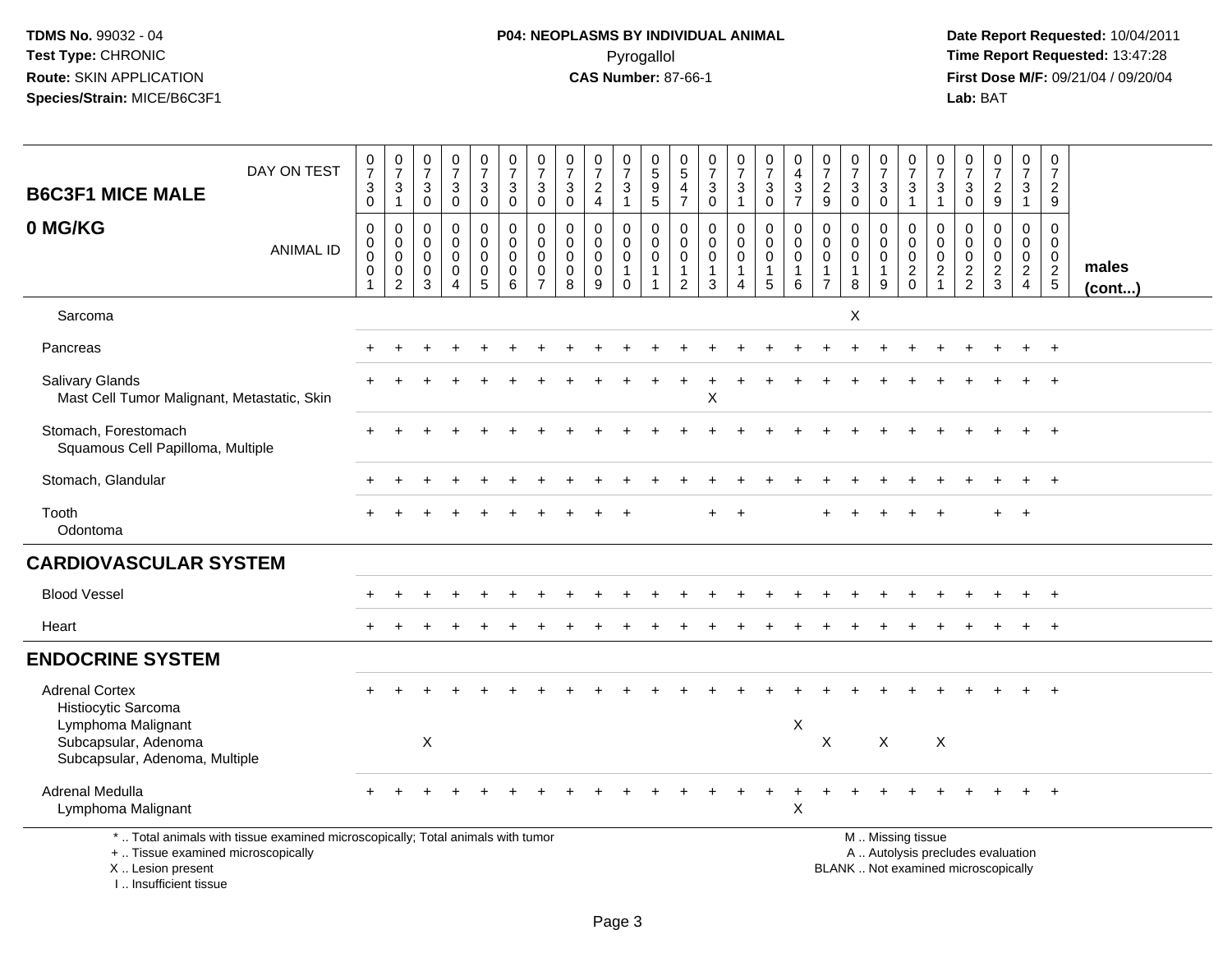TDMS No. 99032 - 04
Test Type: CHRONIC
Route: SKIN APPLICATION
Species/Strain: MICE/B6C3F1

**P04: NEOPLASMS BY INDIVIDUAL ANIMAL**
Pyrogallol
**CAS Number:** 87-66-1

Date Report Requested: 10/04/2011
Time Report Requested: 13:47:28
First Dose M/F: 09/21/04 / 09/20/04
Lab: BAT

| B6C3F1 MICE MALE 0 MG/KG — DAY ON TEST | 0730 | 0731 | 0730 | 0730 | 0730 | 0730 | 0730 | 0730 | 0724 | 0731 | 0595 | 0547 | 0730 | 0731 | 0730 | 0437 | 0729 | 0730 | 0730 | 0731 | 0731 | 0730 | 0729 | 0731 | 0729 | |
|---|---|---|---|---|---|---|---|---|---|---|---|---|---|---|---|---|---|---|---|---|---|---|---|---|---|---|
| ANIMAL ID | 0001 | 0002 | 0003 | 0004 | 0005 | 0006 | 0007 | 0008 | 0009 | 0010 | 0011 | 0012 | 0013 | 0014 | 0015 | 0016 | 0017 | 0018 | 0019 | 0020 | 0021 | 0022 | 0023 | 0024 | 0025 | males (cont...) |
| Sarcoma | | | | | | | | | | | | | | | | | | X | | | | | | | | |
| Pancreas | + | + | + | + | + | + | + | + | + | + | + | + | + | + | + | + | + | + | + | + | + | + | + | + | + | |
| Salivary Glands | + | + | + | + | + | + | + | + | + | + | + | + | + | + | + | + | + | + | + | + | + | + | + | + | + | |
| Mast Cell Tumor Malignant, Metastatic, Skin | | | | | | | | | | | | | X | | | | | | | | | | | | | |
| Stomach, Forestomach | + | + | + | + | + | + | + | + | + | + | + | + | + | + | + | + | + | + | + | + | + | + | + | + | + | |
| Squamous Cell Papilloma, Multiple | | | | | | | | | | | | | | | | | | | | | | | | | | |
| Stomach, Glandular | + | + | + | + | + | + | + | + | + | + | + | + | + | + | + | + | + | + | + | + | + | + | + | + | + | |
| Tooth | + | + | + | + | + | + | + | + | + | + | | | + | + | | | + | + | + | + | + | | + | + | | |
| Odontoma | | | | | | | | | | | | | | | | | | | | | | | | | | |
| **CARDIOVASCULAR SYSTEM** | | | | | | | | | | | | | | | | | | | | | | | | | | |
| Blood Vessel | + | + | + | + | + | + | + | + | + | + | + | + | + | + | + | + | + | + | + | + | + | + | + | + | + | |
| Heart | + | + | + | + | + | + | + | + | + | + | + | + | + | + | + | + | + | + | + | + | + | + | + | + | + | |
| **ENDOCRINE SYSTEM** | | | | | | | | | | | | | | | | | | | | | | | | | | |
| Adrenal Cortex | + | + | + | + | + | + | + | + | + | + | + | + | + | + | + | + | + | + | + | + | + | + | + | + | + | |
| Histiocytic Sarcoma | | | | | | | | | | | | | | | | | | | | | | | | | | |
| Lymphoma Malignant | | | | | | | | | | | | | | | | X | | | | | | | | | | |
| Subcapsular, Adenoma | | | X | | | | | | | | | | | | | | X | | X | | X | | | | | |
| Subcapsular, Adenoma, Multiple | | | | | | | | | | | | | | | | | | | | | | | | | | |
| Adrenal Medulla | + | + | + | + | + | + | + | + | + | + | + | + | + | + | + | + | + | + | + | + | + | + | + | + | + | |
| Lymphoma Malignant | | | | | | | | | | | | | | | | X | | | | | | | | | | |

\* .. Total animals with tissue examined microscopically; Total animals with tumor
\+ .. Tissue examined microscopically
X .. Lesion present
I .. Insufficient tissue

M .. Missing tissue
A .. Autolysis precludes evaluation
BLANK .. Not examined microscopically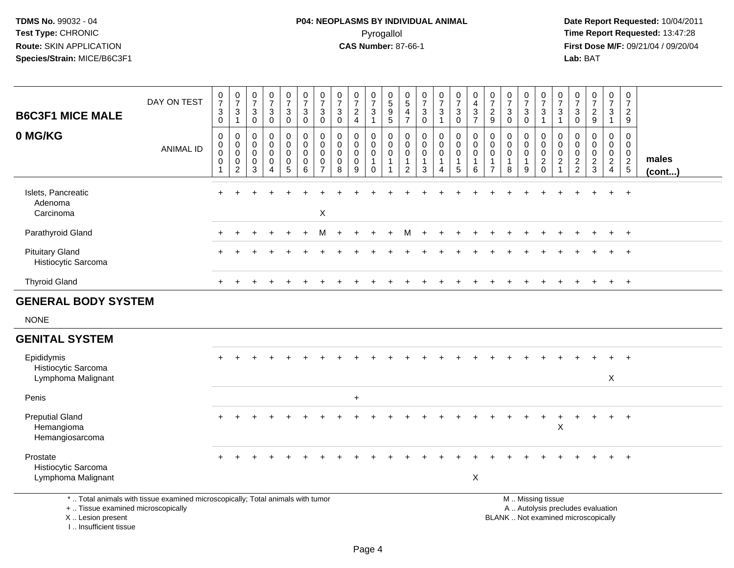TDMS No. 99032 - 04
Test Type: CHRONIC
Route: SKIN APPLICATION
Species/Strain: MICE/B6C3F1

**P04: NEOPLASMS BY INDIVIDUAL ANIMAL**
Pyrogallol
**CAS Number:** 87-66-1

Date Report Requested: 10/04/2011
Time Report Requested: 13:47:28
First Dose M/F: 09/21/04 / 09/20/04
Lab: BAT

| B6C3F1 MICE MALE 0 MG/KG | | | | | | | | | | | | | | | | | | | | | | | | | | |
|---|---|---|---|---|---|---|---|---|---|---|---|---|---|---|---|---|---|---|---|---|---|---|---|---|---|---|
| DAY ON TEST | 0730 | 0731 | 0730 | 0730 | 0730 | 0730 | 0730 | 0730 | 0724 | 0731 | 0595 | 0547 | 0730 | 0731 | 0730 | 0437 | 0729 | 0730 | 0730 | 0731 | 0731 | 0730 | 0729 | 0731 | 0729 | |
| ANIMAL ID | 0001 | 0002 | 0003 | 0004 | 0005 | 0006 | 0007 | 0008 | 0009 | 0010 | 0011 | 0012 | 0013 | 0014 | 0015 | 0016 | 0017 | 0018 | 0019 | 0020 | 0021 | 0022 | 0023 | 0024 | 0025 | males (cont...) |
| Islets, Pancreatic | + | + | + | + | + | + | + | + | + | + | + | + | + | + | + | + | + | + | + | + | + | + | + | + | + | |
| Adenoma | | | | | | | | | | | | | | | | | | | | | | | | | | |
| Carcinoma | | | | | | | X | | | | | | | | | | | | | | | | | | | |
| Parathyroid Gland | + | + | + | + | + | + | M | + | + | + | + | M | + | + | + | + | + | + | + | + | + | + | + | + | + | |
| Pituitary Gland | + | + | + | + | + | + | + | + | + | + | + | + | + | + | + | + | + | + | + | + | + | + | + | + | + | |
| Histiocytic Sarcoma | | | | | | | | | | | | | | | | | | | | | | | | | | |
| Thyroid Gland | + | + | + | + | + | + | + | + | + | + | + | + | + | + | + | + | + | + | + | + | + | + | + | + | + | |
| **GENERAL BODY SYSTEM** | | | | | | | | | | | | | | | | | | | | | | | | | | |
| NONE | | | | | | | | | | | | | | | | | | | | | | | | | | |
| **GENITAL SYSTEM** | | | | | | | | | | | | | | | | | | | | | | | | | | |
| Epididymis | + | + | + | + | + | + | + | + | + | + | + | + | + | + | + | + | + | + | + | + | + | + | + | + | + | |
| Histiocytic Sarcoma | | | | | | | | | | | | | | | | | | | | | | | | | | |
| Lymphoma Malignant | | | | | | | | | | | | | | | | | | | | | | | | X | | |
| Penis | | | | | | | | | + | | | | | | | | | | | | | | | | | |
| Preputial Gland | + | + | + | + | + | + | + | + | + | + | + | + | + | + | + | + | + | + | + | + | + | + | + | + | + | |
| Hemangioma | | | | | | | | | | | | | | | | | | | | | X | | | | | |
| Hemangiosarcoma | | | | | | | | | | | | | | | | | | | | | | | | | | |
| Prostate | + | + | + | + | + | + | + | + | + | + | + | + | + | + | + | + | + | + | + | + | + | + | + | + | + | |
| Histiocytic Sarcoma | | | | | | | | | | | | | | | | | | | | | | | | | | |
| Lymphoma Malignant | | | | | | | | | | | | | | | | X | | | | | | | | | | |

* .. Total animals with tissue examined microscopically; Total animals with tumor
+ .. Tissue examined microscopically
X .. Lesion present
I .. Insufficient tissue

M .. Missing tissue
A .. Autolysis precludes evaluation
BLANK .. Not examined microscopically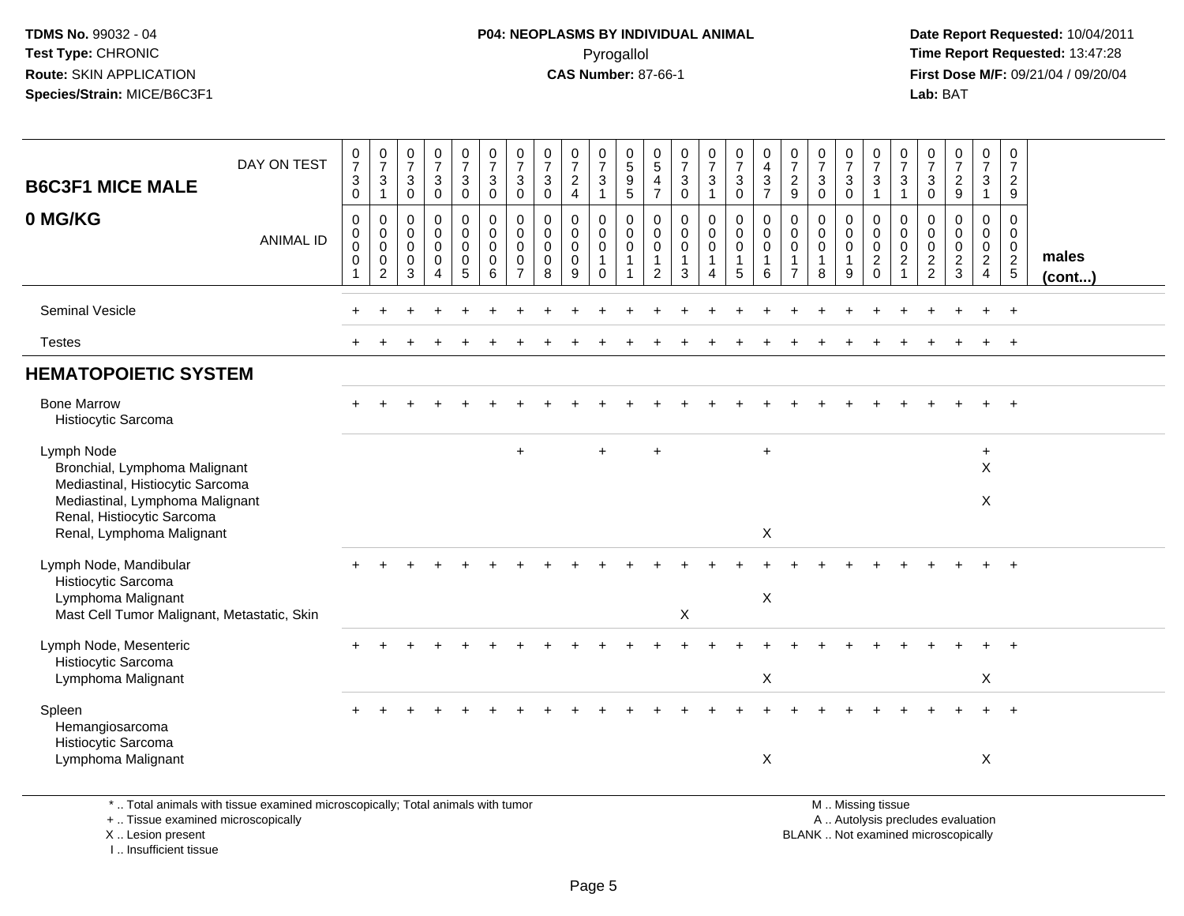TDMS No. 99032 - 04
Test Type: CHRONIC
Route: SKIN APPLICATION
Species/Strain: MICE/B6C3F1

**P04: NEOPLASMS BY INDIVIDUAL ANIMAL**
Pyrogallol
**CAS Number:** 87-66-1

Date Report Requested: 10/04/2011
Time Report Requested: 13:47:28
First Dose M/F: 09/21/04 / 09/20/04
Lab: BAT

| B6C3F1 MICE MALE 0 MG/KG | | | | | | | | | | | | | | | | | | | | | | | | | | |
|---|---|---|---|---|---|---|---|---|---|---|---|---|---|---|---|---|---|---|---|---|---|---|---|---|---|---|
| DAY ON TEST | 0730 | 0731 | 0730 | 0730 | 0730 | 0730 | 0730 | 0730 | 0724 | 0731 | 0595 | 0547 | 0730 | 0731 | 0730 | 0437 | 0729 | 0730 | 0730 | 0731 | 0731 | 0730 | 0729 | 0731 | 0729 | |
| ANIMAL ID | 0001 | 0002 | 0003 | 0004 | 0005 | 0006 | 0007 | 0008 | 0009 | 0010 | 0011 | 0012 | 0013 | 0014 | 0015 | 0016 | 0017 | 0018 | 0019 | 0020 | 0021 | 0022 | 0023 | 0024 | 0025 | males (cont...) |
| Seminal Vesicle | + | + | + | + | + | + | + | + | + | + | + | + | + | + | + | + | + | + | + | + | + | + | + | + | + | |
| Testes | + | + | + | + | + | + | + | + | + | + | + | + | + | + | + | + | + | + | + | + | + | + | + | + | + | |
| **HEMATOPOIETIC SYSTEM** | | | | | | | | | | | | | | | | | | | | | | | | | | |
| Bone Marrow | + | + | + | + | + | + | + | + | + | + | + | + | + | + | + | + | + | + | + | + | + | + | + | + | + | |
| Histiocytic Sarcoma | | | | | | | | | | | | | | | | | | | | | | | | | | |
| Lymph Node | | | | | | | + | | | + | | + | | | | + | | | | | | | | + | | |
| Bronchial, Lymphoma Malignant | | | | | | | | | | | | | | | | | | | | | | | | X | | |
| Mediastinal, Histiocytic Sarcoma | | | | | | | | | | | | | | | | | | | | | | | | | | |
| Mediastinal, Lymphoma Malignant | | | | | | | | | | | | | | | | | | | | | | | | X | | |
| Renal, Histiocytic Sarcoma | | | | | | | | | | | | | | | | | | | | | | | | | | |
| Renal, Lymphoma Malignant | | | | | | | | | | | | | | | | X | | | | | | | | | | |
| Lymph Node, Mandibular | + | + | + | + | + | + | + | + | + | + | + | + | + | + | + | + | + | + | + | + | + | + | + | + | + | |
| Histiocytic Sarcoma | | | | | | | | | | | | | | | | | | | | | | | | | | |
| Lymphoma Malignant | | | | | | | | | | | | | | | | X | | | | | | | | | | |
| Mast Cell Tumor Malignant, Metastatic, Skin | | | | | | | | | | | | | X | | | | | | | | | | | | | |
| Lymph Node, Mesenteric | + | + | + | + | + | + | + | + | + | + | + | + | + | + | + | + | + | + | + | + | + | + | + | + | + | |
| Histiocytic Sarcoma | | | | | | | | | | | | | | | | | | | | | | | | | | |
| Lymphoma Malignant | | | | | | | | | | | | | | | | X | | | | | | | | X | | |
| Spleen | + | + | + | + | + | + | + | + | + | + | + | + | + | + | + | + | + | + | + | + | + | + | + | + | + | |
| Hemangiosarcoma | | | | | | | | | | | | | | | | | | | | | | | | | | |
| Histiocytic Sarcoma | | | | | | | | | | | | | | | | | | | | | | | | | | |
| Lymphoma Malignant | | | | | | | | | | | | | | | | X | | | | | | | | X | | |

\* .. Total animals with tissue examined microscopically; Total animals with tumor
\+ .. Tissue examined microscopically
X .. Lesion present
I .. Insufficient tissue

M .. Missing tissue
A .. Autolysis precludes evaluation
BLANK .. Not examined microscopically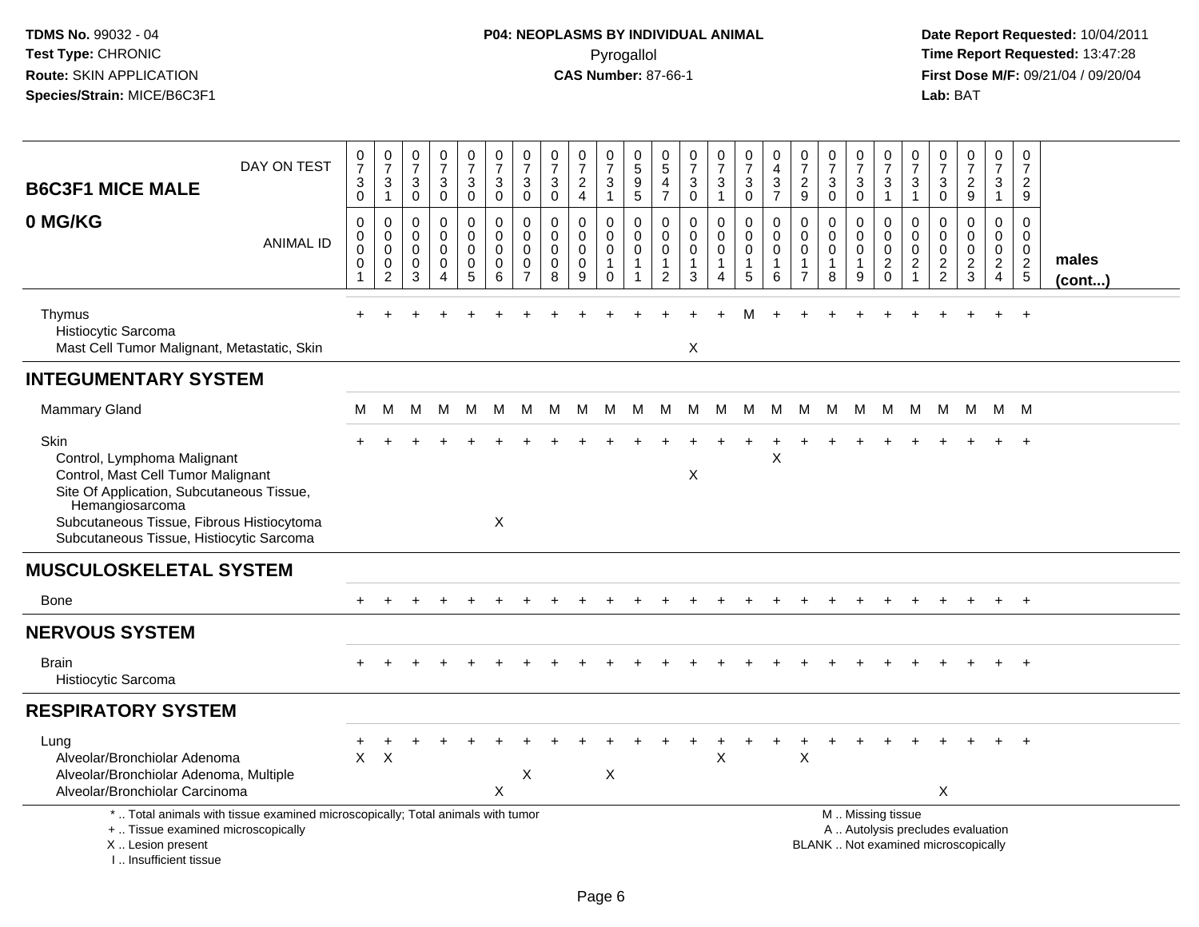TDMS No. 99032 - 04
Test Type: CHRONIC
Route: SKIN APPLICATION
Species/Strain: MICE/B6C3F1

**P04: NEOPLASMS BY INDIVIDUAL ANIMAL**
Pyrogallol
**CAS Number:** 87-66-1

Date Report Requested: 10/04/2011
Time Report Requested: 13:47:28
First Dose M/F: 09/21/04 / 09/20/04
Lab: BAT

| B6C3F1 MICE MALE 0 MG/KG | | | | | | | | | | | | | | | | | | | | | | | | | | |
|---|---|---|---|---|---|---|---|---|---|---|---|---|---|---|---|---|---|---|---|---|---|---|---|---|---|---|
| DAY ON TEST | 0730 | 0731 | 0730 | 0730 | 0730 | 0730 | 0730 | 0730 | 0724 | 0731 | 0595 | 0547 | 0730 | 0731 | 0730 | 0437 | 0729 | 0730 | 0730 | 0731 | 0731 | 0730 | 0729 | 0731 | 0729 | |
| ANIMAL ID | 00001 | 00002 | 00003 | 00004 | 00005 | 00006 | 00007 | 00008 | 00009 | 00010 | 00011 | 00012 | 00013 | 00014 | 00015 | 00016 | 00017 | 00018 | 00019 | 00020 | 00021 | 00022 | 00023 | 00024 | 00025 | males (cont...) |
| Thymus | + | + | + | + | + | + | + | + | + | + | + | + | + | + | M | + | + | + | + | + | + | + | + | + | + | |
| Histiocytic Sarcoma | | | | | | | | | | | | | | | | | | | | | | | | | | |
| Mast Cell Tumor Malignant, Metastatic, Skin | | | | | | | | | | | | | X | | | | | | | | | | | | | |
| **INTEGUMENTARY SYSTEM** | | | | | | | | | | | | | | | | | | | | | | | | | | |
| Mammary Gland | M | M | M | M | M | M | M | M | M | M | M | M | M | M | M | M | M | M | M | M | M | M | M | M | M | |
| Skin | + | + | + | + | + | + | + | + | + | + | + | + | + | + | + | + | + | + | + | + | + | + | + | + | + | |
| Control, Lymphoma Malignant | | | | | | | | | | | | | | | | X | | | | | | | | | | |
| Control, Mast Cell Tumor Malignant | | | | | | | | | | | | | X | | | | | | | | | | | | | |
| Site Of Application, Subcutaneous Tissue, Hemangiosarcoma | | | | | | | | | | | | | | | | | | | | | | | | | | |
| Subcutaneous Tissue, Fibrous Histiocytoma | | | | | | X | | | | | | | | | | | | | | | | | | | | |
| Subcutaneous Tissue, Histiocytic Sarcoma | | | | | | | | | | | | | | | | | | | | | | | | | | |
| **MUSCULOSKELETAL SYSTEM** | | | | | | | | | | | | | | | | | | | | | | | | | | |
| Bone | + | + | + | + | + | + | + | + | + | + | + | + | + | + | + | + | + | + | + | + | + | + | + | + | + | |
| **NERVOUS SYSTEM** | | | | | | | | | | | | | | | | | | | | | | | | | | |
| Brain | + | + | + | + | + | + | + | + | + | + | + | + | + | + | + | + | + | + | + | + | + | + | + | + | + | |
| Histiocytic Sarcoma | | | | | | | | | | | | | | | | | | | | | | | | | | |
| **RESPIRATORY SYSTEM** | | | | | | | | | | | | | | | | | | | | | | | | | | |
| Lung | + | + | + | + | + | + | + | + | + | + | + | + | + | + | + | + | + | + | + | + | + | + | + | + | + | |
| Alveolar/Bronchiolar Adenoma | X | X | | | | | | | | | | | | X | | | X | | | | | | | | | |
| Alveolar/Bronchiolar Adenoma, Multiple | | | | | | | X | | | X | | | | | | | | | | | | | | | | |
| Alveolar/Bronchiolar Carcinoma | | | | | | X | | | | | | | | | | | | | | | | X | | | | |

\* .. Total animals with tissue examined microscopically; Total animals with tumor
\+ .. Tissue examined microscopically
X .. Lesion present
I .. Insufficient tissue

M .. Missing tissue
A .. Autolysis precludes evaluation
BLANK .. Not examined microscopically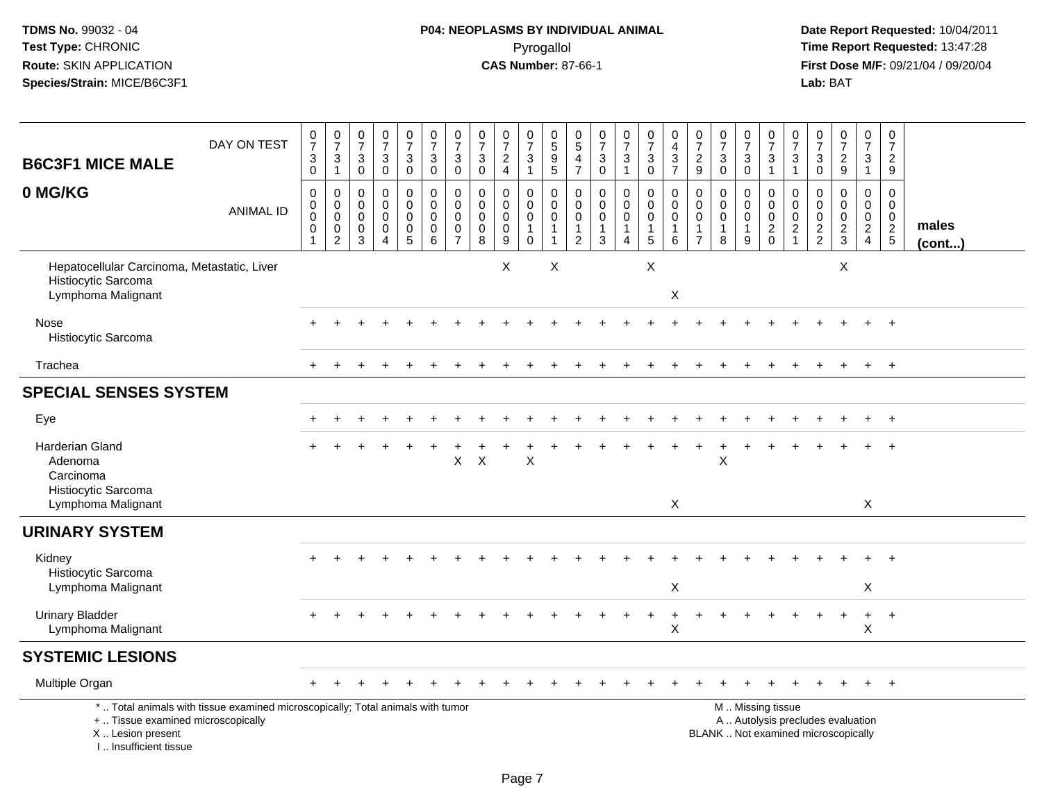TDMS No. 99032 - 04
Test Type: CHRONIC
Route: SKIN APPLICATION
Species/Strain: MICE/B6C3F1

**P04: NEOPLASMS BY INDIVIDUAL ANIMAL**
Pyrogallol
**CAS Number:** 87-66-1

Date Report Requested: 10/04/2011
Time Report Requested: 13:47:28
First Dose M/F: 09/21/04 / 09/20/04
Lab: BAT

| B6C3F1 MICE MALE 0 MG/KG | | | | | | | | | | | | | | | | | | | | | | | | | | |
|---|---|---|---|---|---|---|---|---|---|---|---|---|---|---|---|---|---|---|---|---|---|---|---|---|---|---|
| DAY ON TEST | 0730 | 0731 | 0730 | 0730 | 0730 | 0730 | 0730 | 0730 | 0724 | 0731 | 0595 | 0547 | 0730 | 0731 | 0730 | 0437 | 0729 | 0730 | 0730 | 0731 | 0731 | 0730 | 0729 | 0731 | 0729 | |
| ANIMAL ID | 0001 | 0002 | 0003 | 0004 | 0005 | 0006 | 0007 | 0008 | 0009 | 0010 | 0011 | 0012 | 0013 | 0014 | 0015 | 0016 | 0017 | 0018 | 0019 | 0020 | 0021 | 0022 | 0023 | 0024 | 0025 | males (cont...) |
| Hepatocellular Carcinoma, Metastatic, Liver | | | | | | | | | X | | X | | | | X | | | | | | | | X | | | |
| Histiocytic Sarcoma | | | | | | | | | | | | | | | | | | | | | | | | | | |
| Lymphoma Malignant | | | | | | | | | | | | | | | | X | | | | | | | | | | |
| Nose | + | + | + | + | + | + | + | + | + | + | + | + | + | + | + | + | + | + | + | + | + | + | + | + | + | |
| Histiocytic Sarcoma | | | | | | | | | | | | | | | | | | | | | | | | | | |
| Trachea | + | + | + | + | + | + | + | + | + | + | + | + | + | + | + | + | + | + | + | + | + | + | + | + | + | |
| **SPECIAL SENSES SYSTEM** | | | | | | | | | | | | | | | | | | | | | | | | | | |
| Eye | + | + | + | + | + | + | + | + | + | + | + | + | + | + | + | + | + | + | + | + | + | + | + | + | + | |
| Harderian Gland | + | + | + | + | + | + | + | + | + | + | + | + | + | + | + | + | + | + | + | + | + | + | + | + | + | |
| Adenoma | | | | | | | X | X | | X | | | | | | | | X | | | | | | | | |
| Carcinoma | | | | | | | | | | | | | | | | | | | | | | | | | | |
| Histiocytic Sarcoma | | | | | | | | | | | | | | | | | | | | | | | | | | |
| Lymphoma Malignant | | | | | | | | | | | | | | | | X | | | | | | | | X | | |
| **URINARY SYSTEM** | | | | | | | | | | | | | | | | | | | | | | | | | | |
| Kidney | + | + | + | + | + | + | + | + | + | + | + | + | + | + | + | + | + | + | + | + | + | + | + | + | + | |
| Histiocytic Sarcoma | | | | | | | | | | | | | | | | | | | | | | | | | | |
| Lymphoma Malignant | | | | | | | | | | | | | | | | X | | | | | | | | X | | |
| Urinary Bladder | + | + | + | + | + | + | + | + | + | + | + | + | + | + | + | + | + | + | + | + | + | + | + | + | + | |
| Lymphoma Malignant | | | | | | | | | | | | | | | | X | | | | | | | | X | | |
| **SYSTEMIC LESIONS** | | | | | | | | | | | | | | | | | | | | | | | | | | |
| Multiple Organ | + | + | + | + | + | + | + | + | + | + | + | + | + | + | + | + | + | + | + | + | + | + | + | + | + | |

\* .. Total animals with tissue examined microscopically; Total animals with tumor
+ .. Tissue examined microscopically
X .. Lesion present
I .. Insufficient tissue

M .. Missing tissue
A .. Autolysis precludes evaluation
BLANK .. Not examined microscopically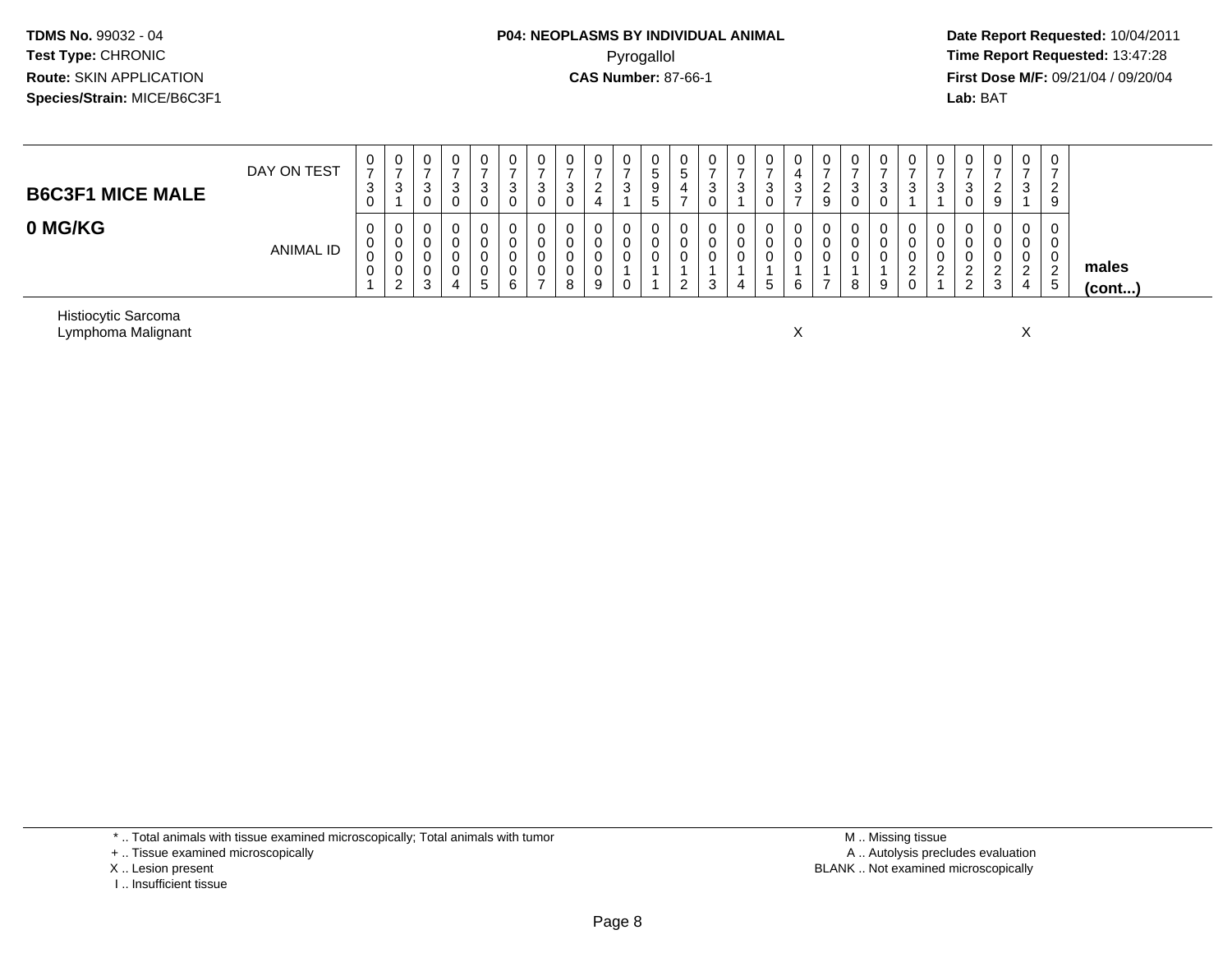**TDMS No.** 99032 - 04
**Test Type:** CHRONIC
**Route:** SKIN APPLICATION
**Species/Strain:** MICE/B6C3F1

**P04: NEOPLASMS BY INDIVIDUAL ANIMAL**
Pyrogallol
**CAS Number:** 87-66-1

**Date Report Requested:** 10/04/2011
**Time Report Requested:** 13:47:28
**First Dose M/F:** 09/21/04 / 09/20/04
**Lab:** BAT

| **B6C3F1 MICE MALE** <br> **0 MG/KG** | | | | | | | | | | | | | | | | | | | | | | | | | | |
|---|---|---|---|---|---|---|---|---|---|---|---|---|---|---|---|---|---|---|---|---|---|---|---|---|---|---|
| DAY ON TEST | 0730 | 0731 | 0730 | 0730 | 0730 | 0730 | 0730 | 0730 | 0724 | 0731 | 0595 | 0547 | 0730 | 0731 | 0730 | 0437 | 0729 | 0730 | 0730 | 0731 | 0731 | 0730 | 0729 | 0731 | 0729 | |
| ANIMAL ID | 0001 | 0002 | 0003 | 0004 | 0005 | 0006 | 0007 | 0008 | 0009 | 0010 | 0011 | 0012 | 0013 | 0014 | 0015 | 0016 | 0017 | 0018 | 0019 | 0020 | 0021 | 0022 | 0023 | 0024 | 0025 | **males (cont...)** |
| Histiocytic Sarcoma | | | | | | | | | | | | | | | | | | | | | | | | | | |
| Lymphoma Malignant | | | | | | | | | | | | | | | | X | | | | | | | | X | | |

\* .. Total animals with tissue examined microscopically; Total animals with tumor
\+ .. Tissue examined microscopically
X .. Lesion present
I .. Insufficient tissue

M .. Missing tissue
A .. Autolysis precludes evaluation
BLANK .. Not examined microscopically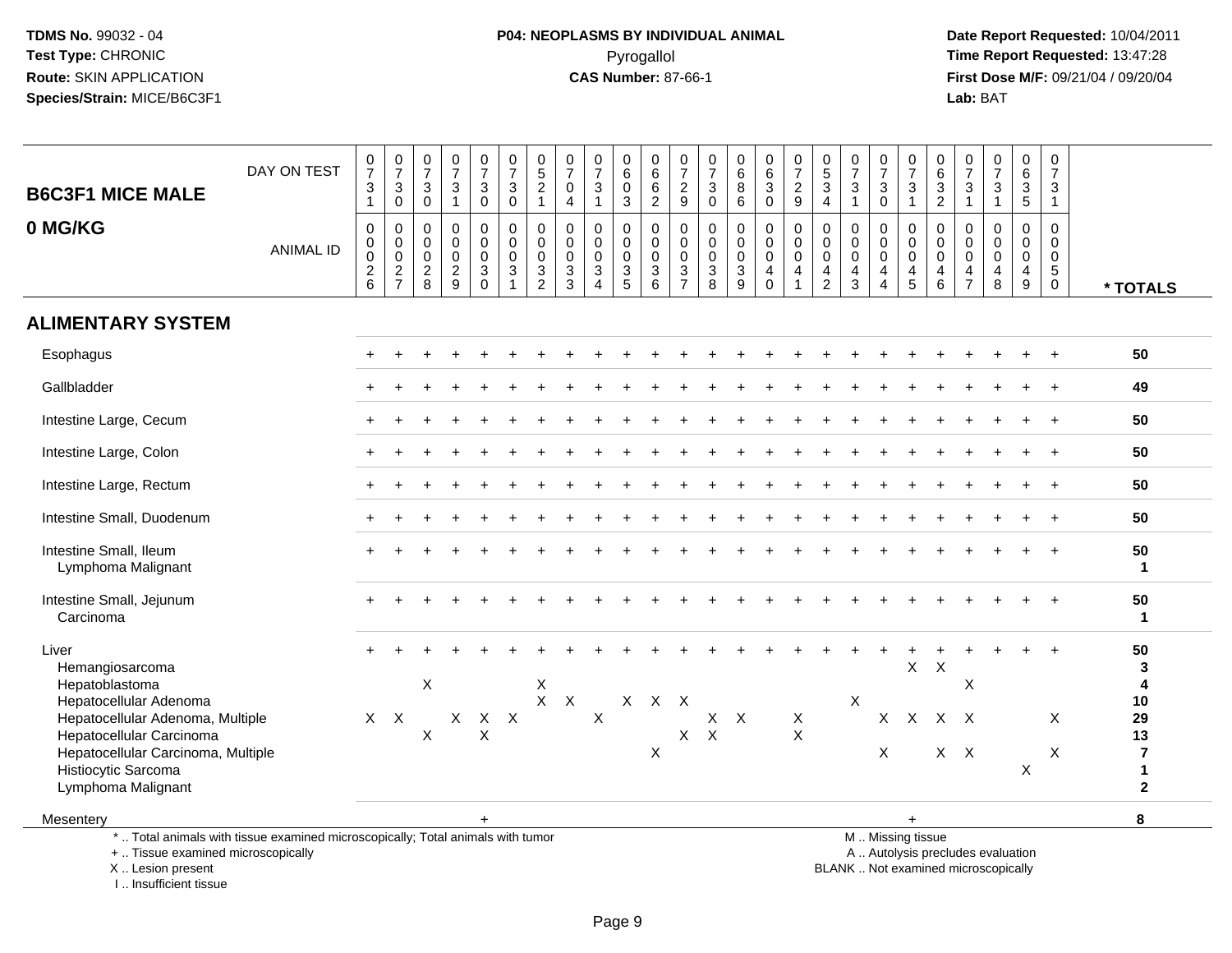TDMS No. 99032 - 04
Test Type: CHRONIC
Route: SKIN APPLICATION
Species/Strain: MICE/B6C3F1

**P04: NEOPLASMS BY INDIVIDUAL ANIMAL**
Pyrogallol
**CAS Number:** 87-66-1

Date Report Requested: 10/04/2011
Time Report Requested: 13:47:28
First Dose M/F: 09/21/04 / 09/20/04
Lab: BAT

## B6C3F1 MICE MALE
## 0 MG/KG

| DAY ON TEST | 0731 | 0730 | 0730 | 0731 | 0730 | 0730 | 0521 | 0704 | 0731 | 0603 | 0662 | 0729 | 0730 | 0686 | 0630 | 0729 | 0534 | 0731 | 0730 | 0731 | 0632 | 0731 | 0731 | 0635 | 0731 | |
|---|---|---|---|---|---|---|---|---|---|---|---|---|---|---|---|---|---|---|---|---|---|---|---|---|---|---|
| **ANIMAL ID** | 0026 | 0027 | 0028 | 0029 | 0030 | 0031 | 0032 | 0033 | 0034 | 0035 | 0036 | 0037 | 0038 | 0039 | 0040 | 0041 | 0042 | 0043 | 0044 | 0045 | 0046 | 0047 | 0048 | 0049 | 0050 | *** TOTALS** |
| **ALIMENTARY SYSTEM** | | | | | | | | | | | | | | | | | | | | | | | | | | |
| Esophagus | + | + | + | + | + | + | + | + | + | + | + | + | + | + | + | + | + | + | + | + | + | + | + | + | + | 50 |
| Gallbladder | + | + | + | + | + | + | + | + | + | + | + | + | + | + | + | + | + | + | + | + | + | + | + | + | + | 49 |
| Intestine Large, Cecum | + | + | + | + | + | + | + | + | + | + | + | + | + | + | + | + | + | + | + | + | + | + | + | + | + | 50 |
| Intestine Large, Colon | + | + | + | + | + | + | + | + | + | + | + | + | + | + | + | + | + | + | + | + | + | + | + | + | + | 50 |
| Intestine Large, Rectum | + | + | + | + | + | + | + | + | + | + | + | + | + | + | + | + | + | + | + | + | + | + | + | + | + | 50 |
| Intestine Small, Duodenum | + | + | + | + | + | + | + | + | + | + | + | + | + | + | + | + | + | + | + | + | + | + | + | + | + | 50 |
| Intestine Small, Ileum | + | + | + | + | + | + | + | + | + | + | + | + | + | + | + | + | + | + | + | + | + | + | + | + | + | 50 |
| Lymphoma Malignant | | | | | | | | | | | | | | | | | | | | | | | | | | 1 |
| Intestine Small, Jejunum | + | + | + | + | + | + | + | + | + | + | + | + | + | + | + | + | + | + | + | + | + | + | + | + | + | 50 |
| Carcinoma | | | | | | | | | | | | | | | | | | | | | | | | | | 1 |
| Liver | + | + | + | + | + | + | + | + | + | + | + | + | + | + | + | + | + | + | + | + | + | + | + | + | + | 50 |
| Hemangiosarcoma | | | | | | | | | | | | | | | | | | | | X | X | | | | | 3 |
| Hepatoblastoma | | | X | | | | X | | | | | | | | | | | | | | | X | | | | 4 |
| Hepatocellular Adenoma | | | | | | | X | X | | X | X | X | | | | | | X | | | | | | | | 10 |
| Hepatocellular Adenoma, Multiple | X | X | | X | X | X | | | X | | | | X | X | | X | | | X | X | X | X | | | X | 29 |
| Hepatocellular Carcinoma | | | X | | X | | | | | | | X | X | | | X | | | | | | | | | | 13 |
| Hepatocellular Carcinoma, Multiple | | | | | | | | | | | X | | | | | | | | X | | X | X | | | X | 7 |
| Histiocytic Sarcoma | | | | | | | | | | | | | | | | | | | | | | | | X | | 1 |
| Lymphoma Malignant | | | | | | | | | | | | | | | | | | | | | | | | | | 2 |
| Mesentery | | | | | + | | | | | | | | | | | | | | | + | | | | | | 8 |

* .. Total animals with tissue examined microscopically; Total animals with tumor
+ .. Tissue examined microscopically
X .. Lesion present
I .. Insufficient tissue

M .. Missing tissue
A .. Autolysis precludes evaluation
BLANK .. Not examined microscopically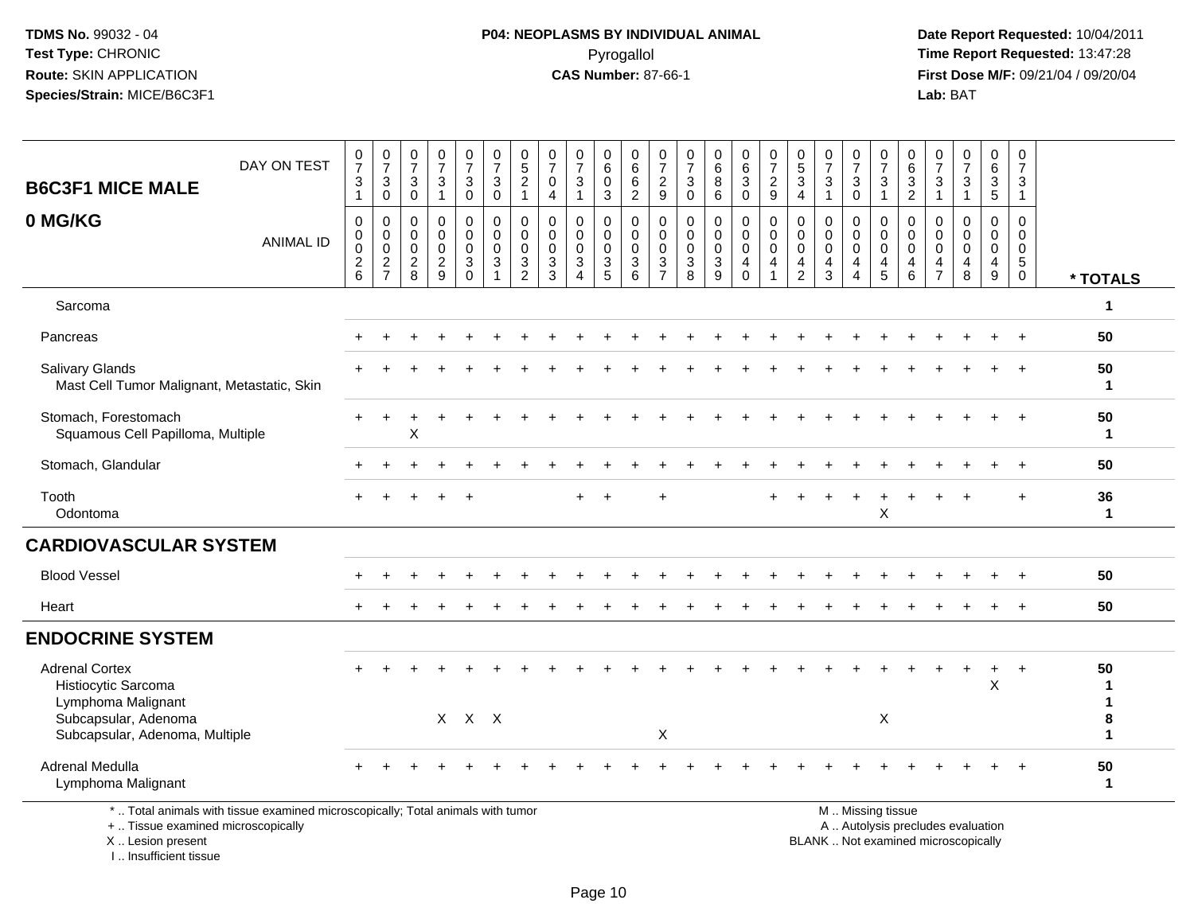TDMS No. 99032 - 04
Test Type: CHRONIC
Route: SKIN APPLICATION
Species/Strain: MICE/B6C3F1

**P04: NEOPLASMS BY INDIVIDUAL ANIMAL**
Pyrogallol
**CAS Number:** 87-66-1

Date Report Requested: 10/04/2011
Time Report Requested: 13:47:28
First Dose M/F: 09/21/04 / 09/20/04
Lab: BAT

## B6C3F1 MICE MALE
## 0 MG/KG

| DAY ON TEST | 731 | 730 | 730 | 731 | 730 | 730 | 521 | 704 | 731 | 603 | 662 | 729 | 730 | 686 | 630 | 729 | 534 | 731 | 730 | 731 | 632 | 731 | 731 | 635 | 731 | |
|---|---|---|---|---|---|---|---|---|---|---|---|---|---|---|---|---|---|---|---|---|---|---|---|---|---|---|
| **ANIMAL ID** | 0026 | 0027 | 0028 | 0029 | 0030 | 0031 | 0032 | 0033 | 0034 | 0035 | 0036 | 0037 | 0038 | 0039 | 0040 | 0041 | 0042 | 0043 | 0044 | 0045 | 0046 | 0047 | 0048 | 0049 | 0050 | *** TOTALS** |
| Sarcoma | | | | | | | | | | | | | | | | | | | | | | | | | | 1 |
| Pancreas | + | + | + | + | + | + | + | + | + | + | + | + | + | + | + | + | + | + | + | + | + | + | + | + | + | 50 |
| Salivary Glands | + | + | + | + | + | + | + | + | + | + | + | + | + | + | + | + | + | + | + | + | + | + | + | + | + | 50 |
| Mast Cell Tumor Malignant, Metastatic, Skin | | | | | | | | | | | | | | | | | | | | | | | | | | 1 |
| Stomach, Forestomach | + | + | + | + | + | + | + | + | + | + | + | + | + | + | + | + | + | + | + | + | + | + | + | + | + | 50 |
| Squamous Cell Papilloma, Multiple | | | X | | | | | | | | | | | | | | | | | | | | | | | 1 |
| Stomach, Glandular | + | + | + | + | + | + | + | + | + | + | + | + | + | + | + | + | + | + | + | + | + | + | + | + | + | 50 |
| Tooth | + | + | + | + | + | | | | + | + | | + | | | | + | + | + | + | + | + | + | + | | + | 36 |
| Odontoma | | | | | | | | | | | | | | | | | | | | X | | | | | | 1 |
| **CARDIOVASCULAR SYSTEM** | | | | | | | | | | | | | | | | | | | | | | | | | | |
| Blood Vessel | + | + | + | + | + | + | + | + | + | + | + | + | + | + | + | + | + | + | + | + | + | + | + | + | + | 50 |
| Heart | + | + | + | + | + | + | + | + | + | + | + | + | + | + | + | + | + | + | + | + | + | + | + | + | + | 50 |
| **ENDOCRINE SYSTEM** | | | | | | | | | | | | | | | | | | | | | | | | | | |
| Adrenal Cortex | + | + | + | + | + | + | + | + | + | + | + | + | + | + | + | + | + | + | + | + | + | + | + | + | + | 50 |
| Histiocytic Sarcoma | | | | | | | | | | | | | | | | | | | | | | | | X | | 1 |
| Lymphoma Malignant | | | | | | | | | | | | | | | | | | | | | | | | | | 1 |
| Subcapsular, Adenoma | | | | X | X | X | | | | | | | | | | | | | | X | | | | | | 8 |
| Subcapsular, Adenoma, Multiple | | | | | | | | | | | | X | | | | | | | | | | | | | | 1 |
| Adrenal Medulla | + | + | + | + | + | + | + | + | + | + | + | + | + | + | + | + | + | + | + | + | + | + | + | + | + | 50 |
| Lymphoma Malignant | | | | | | | | | | | | | | | | | | | | | | | | | | 1 |

\* .. Total animals with tissue examined microscopically; Total animals with tumor
\+ .. Tissue examined microscopically
X .. Lesion present
I .. Insufficient tissue

M .. Missing tissue
A .. Autolysis precludes evaluation
BLANK .. Not examined microscopically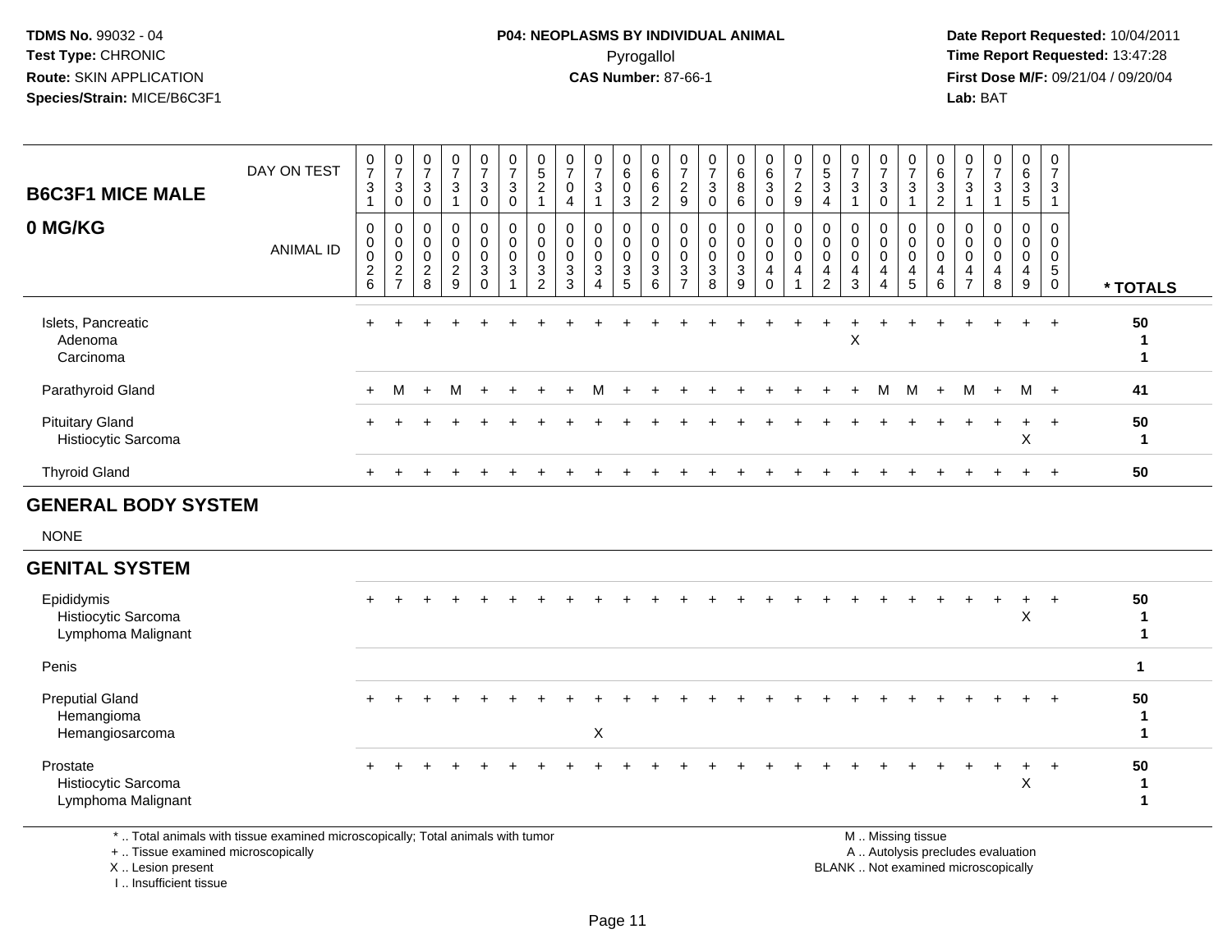**TDMS No.** 99032 - 04
**Test Type:** CHRONIC
**Route:** SKIN APPLICATION
**Species/Strain:** MICE/B6C3F1

**P04: NEOPLASMS BY INDIVIDUAL ANIMAL**
Pyrogallol
**CAS Number:** 87-66-1

**Date Report Requested:** 10/04/2011
**Time Report Requested:** 13:47:28
**First Dose M/F:** 09/21/04 / 09/20/04
**Lab:** BAT

## B6C3F1 MICE MALE
## 0 MG/KG

| DAY ON TEST | 0731 | 0730 | 0730 | 0731 | 0730 | 0730 | 0521 | 0704 | 0731 | 0603 | 0662 | 0729 | 0730 | 0686 | 0630 | 0729 | 0534 | 0731 | 0730 | 0731 | 0632 | 0731 | 0731 | 0635 | 0731 | |
|---|---|---|---|---|---|---|---|---|---|---|---|---|---|---|---|---|---|---|---|---|---|---|---|---|---|---|
| **ANIMAL ID** | 00026 | 00027 | 00028 | 00029 | 00030 | 00031 | 00032 | 00033 | 00034 | 00035 | 00036 | 00037 | 00038 | 00039 | 00040 | 00041 | 00042 | 00043 | 00044 | 00045 | 00046 | 00047 | 00048 | 00049 | 00050 | *** TOTALS** |
| Islets, Pancreatic | + | + | + | + | + | + | + | + | + | + | + | + | + | + | + | + | + | + | + | + | + | + | + | + | + | 50 |
| Adenoma | | | | | | | | | | | | | | | | | | X | | | | | | | | 1 |
| Carcinoma | | | | | | | | | | | | | | | | | | | | | | | | | | 1 |
| Parathyroid Gland | + | M | + | M | + | + | + | + | M | + | + | + | + | + | + | + | + | + | M | M | + | M | + | M | + | 41 |
| Pituitary Gland | + | + | + | + | + | + | + | + | + | + | + | + | + | + | + | + | + | + | + | + | + | + | + | + | + | 50 |
| Histiocytic Sarcoma | | | | | | | | | | | | | | | | | | | | | | | | X | | 1 |
| Thyroid Gland | + | + | + | + | + | + | + | + | + | + | + | + | + | + | + | + | + | + | + | + | + | + | + | + | + | 50 |

## GENERAL BODY SYSTEM

NONE

## GENITAL SYSTEM

| | | | | | | | | | | | | | | | | | | | | | | | | | | |
|---|---|---|---|---|---|---|---|---|---|---|---|---|---|---|---|---|---|---|---|---|---|---|---|---|---|---|
| Epididymis | + | + | + | + | + | + | + | + | + | + | + | + | + | + | + | + | + | + | + | + | + | + | + | + | + | 50 |
| Histiocytic Sarcoma | | | | | | | | | | | | | | | | | | | | | | | | X | | 1 |
| Lymphoma Malignant | | | | | | | | | | | | | | | | | | | | | | | | | | 1 |
| Penis | | | | | | | | | | | | | | | | | | | | | | | | | | 1 |
| Preputial Gland | + | + | + | + | + | + | + | + | + | + | + | + | + | + | + | + | + | + | + | + | + | + | + | + | + | 50 |
| Hemangioma | | | | | | | | | | | | | | | | | | | | | | | | | | 1 |
| Hemangiosarcoma | | | | | | | | | X | | | | | | | | | | | | | | | | | 1 |
| Prostate | + | + | + | + | + | + | + | + | + | + | + | + | + | + | + | + | + | + | + | + | + | + | + | + | + | 50 |
| Histiocytic Sarcoma | | | | | | | | | | | | | | | | | | | | | | | | X | | 1 |
| Lymphoma Malignant | | | | | | | | | | | | | | | | | | | | | | | | | | 1 |

\* .. Total animals with tissue examined microscopically; Total animals with tumor
\+ .. Tissue examined microscopically
X .. Lesion present
I .. Insufficient tissue

M .. Missing tissue
A .. Autolysis precludes evaluation
BLANK .. Not examined microscopically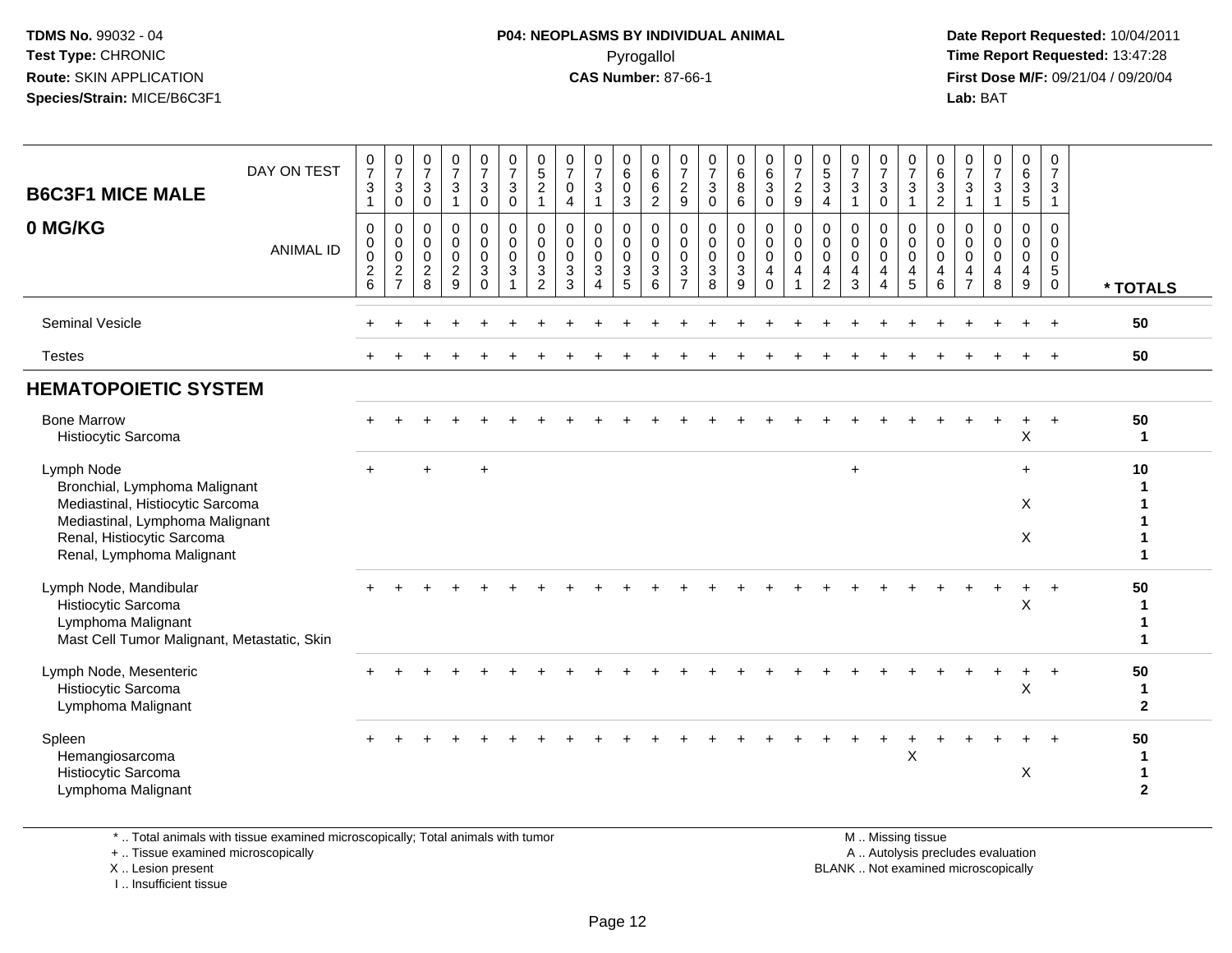TDMS No. 99032 - 04
Test Type: CHRONIC
Route: SKIN APPLICATION
Species/Strain: MICE/B6C3F1

**P04: NEOPLASMS BY INDIVIDUAL ANIMAL**
Pyrogallol
**CAS Number:** 87-66-1

Date Report Requested: 10/04/2011
Time Report Requested: 13:47:28
First Dose M/F: 09/21/04 / 09/20/04
Lab: BAT

| B6C3F1 MICE MALE / 0 MG/KG — DAY ON TEST | 0731 | 0730 | 0730 | 0731 | 0730 | 0730 | 0521 | 0704 | 0731 | 0603 | 0662 | 0729 | 0730 | 0686 | 0630 | 0729 | 0534 | 0731 | 0730 | 0731 | 0632 | 0731 | 0731 | 0635 | 0731 | |
|---|---|---|---|---|---|---|---|---|---|---|---|---|---|---|---|---|---|---|---|---|---|---|---|---|---|---|
| ANIMAL ID | 0026 | 0027 | 0028 | 0029 | 0030 | 0031 | 0032 | 0033 | 0034 | 0035 | 0036 | 0037 | 0038 | 0039 | 0040 | 0041 | 0042 | 0043 | 0044 | 0045 | 0046 | 0047 | 0048 | 0049 | 0050 | * TOTALS |
| Seminal Vesicle | + | + | + | + | + | + | + | + | + | + | + | + | + | + | + | + | + | + | + | + | + | + | + | + | + | 50 |
| Testes | + | + | + | + | + | + | + | + | + | + | + | + | + | + | + | + | + | + | + | + | + | + | + | + | + | 50 |
| **HEMATOPOIETIC SYSTEM** | | | | | | | | | | | | | | | | | | | | | | | | | | |
| Bone Marrow | + | + | + | + | + | + | + | + | + | + | + | + | + | + | + | + | + | + | + | + | + | + | + | + | + | 50 |
| Histiocytic Sarcoma | | | | | | | | | | | | | | | | | | | | | | | | X | | 1 |
| Lymph Node | + | | + | | + | | | | | | | | | | | | | + | | | | | | + | | 10 |
| Bronchial, Lymphoma Malignant | | | | | | | | | | | | | | | | | | | | | | | | | | 1 |
| Mediastinal, Histiocytic Sarcoma | | | | | | | | | | | | | | | | | | | | | | | | X | | 1 |
| Mediastinal, Lymphoma Malignant | | | | | | | | | | | | | | | | | | | | | | | | | | 1 |
| Renal, Histiocytic Sarcoma | | | | | | | | | | | | | | | | | | | | | | | | X | | 1 |
| Renal, Lymphoma Malignant | | | | | | | | | | | | | | | | | | | | | | | | | | 1 |
| Lymph Node, Mandibular | + | + | + | + | + | + | + | + | + | + | + | + | + | + | + | + | + | + | + | + | + | + | + | + | + | 50 |
| Histiocytic Sarcoma | | | | | | | | | | | | | | | | | | | | | | | | X | | 1 |
| Lymphoma Malignant | | | | | | | | | | | | | | | | | | | | | | | | | | 1 |
| Mast Cell Tumor Malignant, Metastatic, Skin | | | | | | | | | | | | | | | | | | | | | | | | | | 1 |
| Lymph Node, Mesenteric | + | + | + | + | + | + | + | + | + | + | + | + | + | + | + | + | + | + | + | + | + | + | + | + | + | 50 |
| Histiocytic Sarcoma | | | | | | | | | | | | | | | | | | | | | | | | X | | 1 |
| Lymphoma Malignant | | | | | | | | | | | | | | | | | | | | | | | | | | 2 |
| Spleen | + | + | + | + | + | + | + | + | + | + | + | + | + | + | + | + | + | + | + | + | + | + | + | + | + | 50 |
| Hemangiosarcoma | | | | | | | | | | | | | | | | | | | | X | | | | | | 1 |
| Histiocytic Sarcoma | | | | | | | | | | | | | | | | | | | | | | | | X | | 1 |
| Lymphoma Malignant | | | | | | | | | | | | | | | | | | | | | | | | | | 2 |

\* .. Total animals with tissue examined microscopically; Total animals with tumor
\+ .. Tissue examined microscopically
X .. Lesion present
I .. Insufficient tissue

M .. Missing tissue
A .. Autolysis precludes evaluation
BLANK .. Not examined microscopically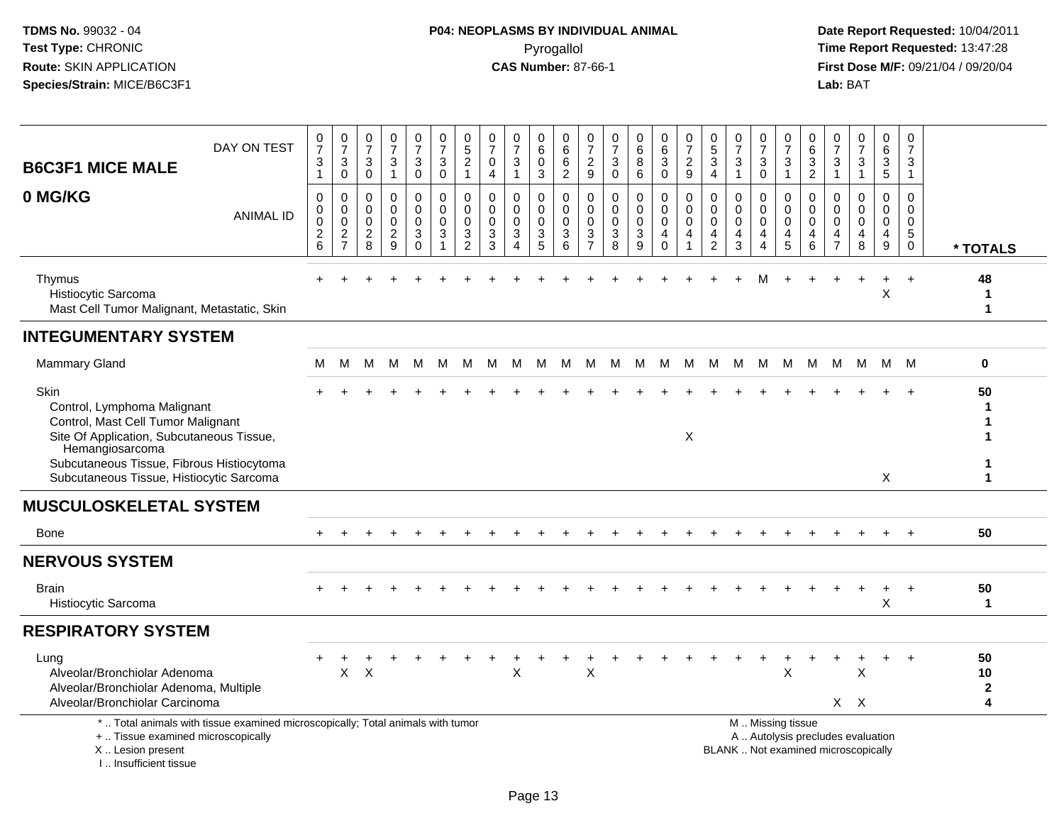TDMS No. 99032 - 04
Test Type: CHRONIC
Route: SKIN APPLICATION
Species/Strain: MICE/B6C3F1

**P04: NEOPLASMS BY INDIVIDUAL ANIMAL**
Pyrogallol
**CAS Number:** 87-66-1

Date Report Requested: 10/04/2011
Time Report Requested: 13:47:28
First Dose M/F: 09/21/04 / 09/20/04
Lab: BAT

## B6C3F1 MICE MALE
## 0 MG/KG

| DAY ON TEST | 0731 | 0730 | 0730 | 0731 | 0730 | 0730 | 0521 | 0704 | 0731 | 0603 | 0662 | 0729 | 0730 | 0686 | 0630 | 0729 | 0534 | 0731 | 0730 | 0731 | 0632 | 0731 | 0731 | 0635 | 0731 | |
|---|---|---|---|---|---|---|---|---|---|---|---|---|---|---|---|---|---|---|---|---|---|---|---|---|---|---|
| **ANIMAL ID** | 00026 | 00027 | 00028 | 00029 | 00030 | 00031 | 00032 | 00033 | 00034 | 00035 | 00036 | 00037 | 00038 | 00039 | 00040 | 00041 | 00042 | 00043 | 00044 | 00045 | 00046 | 00047 | 00048 | 00049 | 00050 | *** TOTALS** |
| Thymus | + | + | + | + | + | + | + | + | + | + | + | + | + | + | + | + | + | + | M | + | + | + | + | + | + | 48 |
| Histiocytic Sarcoma | | | | | | | | | | | | | | | | | | | | | | | | X | | 1 |
| Mast Cell Tumor Malignant, Metastatic, Skin | | | | | | | | | | | | | | | | | | | | | | | | | | 1 |
| **INTEGUMENTARY SYSTEM** | | | | | | | | | | | | | | | | | | | | | | | | | | |
| Mammary Gland | M | M | M | M | M | M | M | M | M | M | M | M | M | M | M | M | M | M | M | M | M | M | M | M | M | 0 |
| Skin | + | + | + | + | + | + | + | + | + | + | + | + | + | + | + | + | + | + | + | + | + | + | + | + | + | 50 |
| Control, Lymphoma Malignant | | | | | | | | | | | | | | | | | | | | | | | | | | 1 |
| Control, Mast Cell Tumor Malignant | | | | | | | | | | | | | | | | | | | | | | | | | | 1 |
| Site Of Application, Subcutaneous Tissue, Hemangiosarcoma | | | | | | | | | | | | | | | | X | | | | | | | | | | 1 |
| Subcutaneous Tissue, Fibrous Histiocytoma | | | | | | | | | | | | | | | | | | | | | | | | | | 1 |
| Subcutaneous Tissue, Histiocytic Sarcoma | | | | | | | | | | | | | | | | | | | | | | | | X | | 1 |
| **MUSCULOSKELETAL SYSTEM** | | | | | | | | | | | | | | | | | | | | | | | | | | |
| Bone | + | + | + | + | + | + | + | + | + | + | + | + | + | + | + | + | + | + | + | + | + | + | + | + | + | 50 |
| **NERVOUS SYSTEM** | | | | | | | | | | | | | | | | | | | | | | | | | | |
| Brain | + | + | + | + | + | + | + | + | + | + | + | + | + | + | + | + | + | + | + | + | + | + | + | + | + | 50 |
| Histiocytic Sarcoma | | | | | | | | | | | | | | | | | | | | | | | | X | | 1 |
| **RESPIRATORY SYSTEM** | | | | | | | | | | | | | | | | | | | | | | | | | | |
| Lung | + | + | + | + | + | + | + | + | + | + | + | + | + | + | + | + | + | + | + | + | + | + | + | + | + | 50 |
| Alveolar/Bronchiolar Adenoma | | X | X | | | | | | X | | | X | | | | | | | | X | | | X | | | 10 |
| Alveolar/Bronchiolar Adenoma, Multiple | | | | | | | | | | | | | | | | | | | | | | | | | | 2 |
| Alveolar/Bronchiolar Carcinoma | | | | | | | | | | | | | | | | | | | | | | X | X | | | 4 |

\* .. Total animals with tissue examined microscopically; Total animals with tumor
\+ .. Tissue examined microscopically
X .. Lesion present
I .. Insufficient tissue

M .. Missing tissue
A .. Autolysis precludes evaluation
BLANK .. Not examined microscopically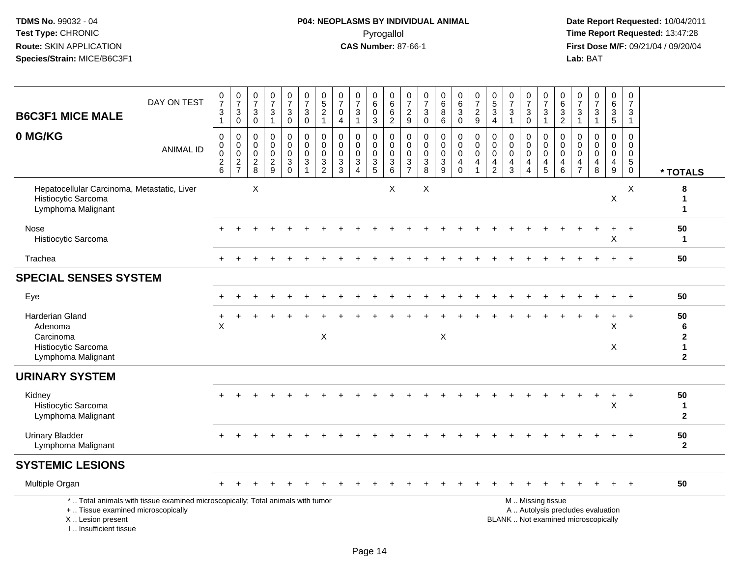**TDMS No.** 99032 - 04
**Test Type:** CHRONIC
**Route:** SKIN APPLICATION
**Species/Strain:** MICE/B6C3F1

**P04: NEOPLASMS BY INDIVIDUAL ANIMAL**
Pyrogallol
**CAS Number:** 87-66-1

**Date Report Requested:** 10/04/2011
**Time Report Requested:** 13:47:28
**First Dose M/F:** 09/21/04 / 09/20/04
**Lab:** BAT

| B6C3F1 MICE MALE 0 MG/KG | | | | | | | | | | | | | | | | | | | | | | | | | | |
|---|---|---|---|---|---|---|---|---|---|---|---|---|---|---|---|---|---|---|---|---|---|---|---|---|---|---|
| DAY ON TEST | 0731 | 0730 | 0730 | 0731 | 0730 | 0730 | 0521 | 0704 | 0731 | 0603 | 0662 | 0729 | 0730 | 0686 | 0630 | 0729 | 0534 | 0731 | 0730 | 0731 | 0632 | 0731 | 0731 | 0635 | 0731 | |
| ANIMAL ID | 0026 | 0027 | 0028 | 0029 | 0030 | 0031 | 0032 | 0033 | 0034 | 0035 | 0036 | 0037 | 0038 | 0039 | 0040 | 0041 | 0042 | 0043 | 0044 | 0045 | 0046 | 0047 | 0048 | 0049 | 0050 | * TOTALS |
| Hepatocellular Carcinoma, Metastatic, Liver | | | X | | | | | | | | X | | X | | | | | | | | | | | | X | 8 |
| Histiocytic Sarcoma | | | | | | | | | | | | | | | | | | | | | | | | X | | 1 |
| Lymphoma Malignant | | | | | | | | | | | | | | | | | | | | | | | | | | 1 |
| Nose | + | + | + | + | + | + | + | + | + | + | + | + | + | + | + | + | + | + | + | + | + | + | + | + | + | 50 |
| Histiocytic Sarcoma | | | | | | | | | | | | | | | | | | | | | | | | X | | 1 |
| Trachea | + | + | + | + | + | + | + | + | + | + | + | + | + | + | + | + | + | + | + | + | + | + | + | + | + | 50 |
| **SPECIAL SENSES SYSTEM** | | | | | | | | | | | | | | | | | | | | | | | | | | |
| Eye | + | + | + | + | + | + | + | + | + | + | + | + | + | + | + | + | + | + | + | + | + | + | + | + | + | 50 |
| Harderian Gland | + | + | + | + | + | + | + | + | + | + | + | + | + | + | + | + | + | + | + | + | + | + | + | + | + | 50 |
| Adenoma | X | | | | | | | | | | | | | | | | | | | | | | | X | | 6 |
| Carcinoma | | | | | | | X | | | | | | | X | | | | | | | | | | | | 2 |
| Histiocytic Sarcoma | | | | | | | | | | | | | | | | | | | | | | | | X | | 1 |
| Lymphoma Malignant | | | | | | | | | | | | | | | | | | | | | | | | | | 2 |
| **URINARY SYSTEM** | | | | | | | | | | | | | | | | | | | | | | | | | | |
| Kidney | + | + | + | + | + | + | + | + | + | + | + | + | + | + | + | + | + | + | + | + | + | + | + | + | + | 50 |
| Histiocytic Sarcoma | | | | | | | | | | | | | | | | | | | | | | | | X | | 1 |
| Lymphoma Malignant | | | | | | | | | | | | | | | | | | | | | | | | | | 2 |
| Urinary Bladder | + | + | + | + | + | + | + | + | + | + | + | + | + | + | + | + | + | + | + | + | + | + | + | + | + | 50 |
| Lymphoma Malignant | | | | | | | | | | | | | | | | | | | | | | | | | | 2 |
| **SYSTEMIC LESIONS** | | | | | | | | | | | | | | | | | | | | | | | | | | |
| Multiple Organ | + | + | + | + | + | + | + | + | + | + | + | + | + | + | + | + | + | + | + | + | + | + | + | + | + | 50 |

* .. Total animals with tissue examined microscopically; Total animals with tumor
+ .. Tissue examined microscopically
X .. Lesion present
I .. Insufficient tissue

M .. Missing tissue
A .. Autolysis precludes evaluation
BLANK .. Not examined microscopically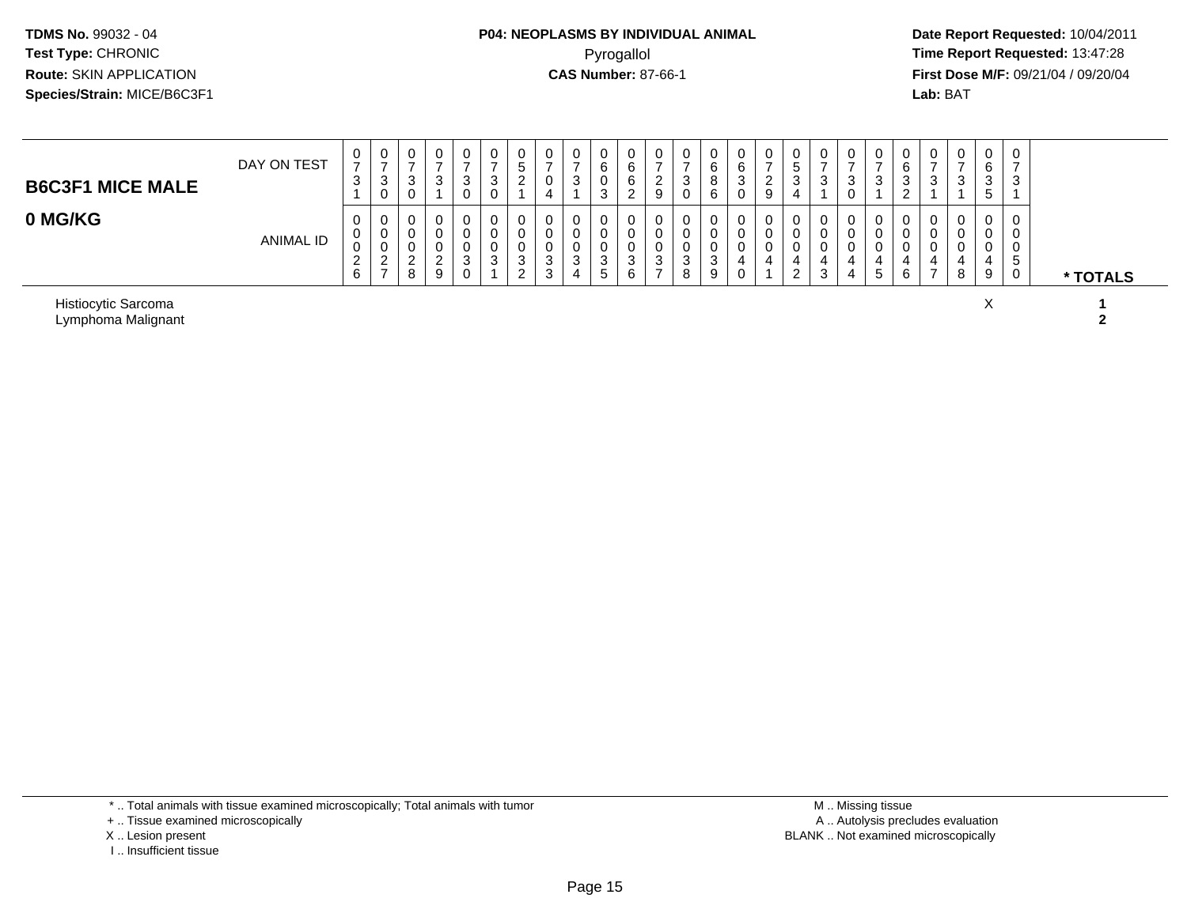**TDMS No.** 99032 - 04
**Test Type:** CHRONIC
**Route:** SKIN APPLICATION
**Species/Strain:** MICE/B6C3F1

**P04: NEOPLASMS BY INDIVIDUAL ANIMAL**
Pyrogallol
**CAS Number:** 87-66-1

**Date Report Requested:** 10/04/2011
**Time Report Requested:** 13:47:28
**First Dose M/F:** 09/21/04 / 09/20/04
**Lab:** BAT

## B6C3F1 MICE MALE
## 0 MG/KG

| DAY ON TEST | 0731 | 0730 | 0730 | 0731 | 0730 | 0730 | 0521 | 0704 | 0731 | 0603 | 0662 | 0729 | 0730 | 0686 | 0630 | 0729 | 0534 | 0731 | 0730 | 0731 | 0632 | 0731 | 0731 | 0635 | 0731 | |
|---|---|---|---|---|---|---|---|---|---|---|---|---|---|---|---|---|---|---|---|---|---|---|---|---|---|---|
| **ANIMAL ID** | 00026 | 00027 | 00028 | 00029 | 00030 | 00031 | 00032 | 00033 | 00034 | 00035 | 00036 | 00037 | 00038 | 00039 | 00040 | 00041 | 00042 | 00043 | 00044 | 00045 | 00046 | 00047 | 00048 | 00049 | 00050 | *** TOTALS** |
| Histiocytic Sarcoma | | | | | | | | | | | | | | | | | | | | | | | | X | | **1** |
| Lymphoma Malignant | | | | | | | | | | | | | | | | | | | | | | | | | | **2** |

\* .. Total animals with tissue examined microscopically; Total animals with tumor
\+ .. Tissue examined microscopically
X .. Lesion present
I .. Insufficient tissue

M .. Missing tissue
A .. Autolysis precludes evaluation
BLANK .. Not examined microscopically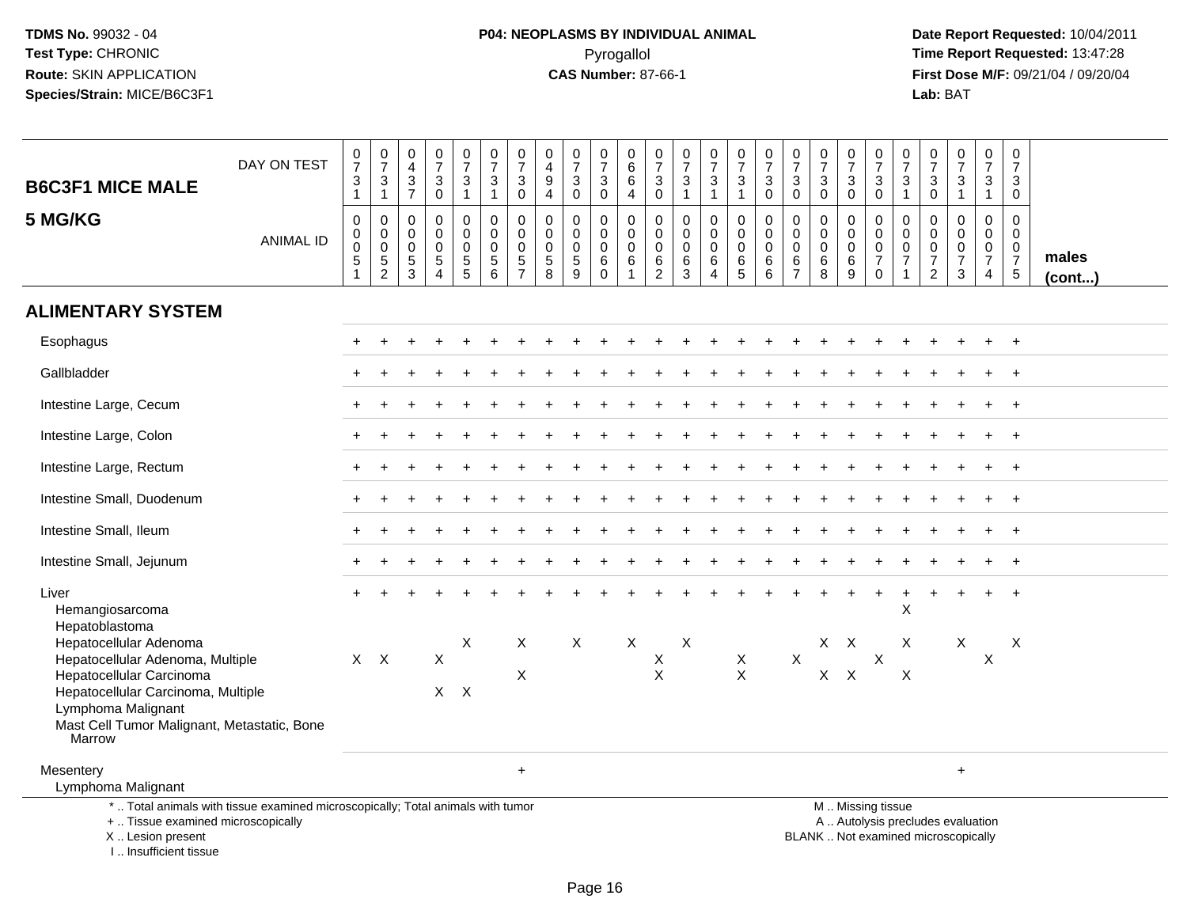TDMS No. 99032 - 04
Test Type: CHRONIC
Route: SKIN APPLICATION
Species/Strain: MICE/B6C3F1

**P04: NEOPLASMS BY INDIVIDUAL ANIMAL**
Pyrogallol
**CAS Number:** 87-66-1

Date Report Requested: 10/04/2011
Time Report Requested: 13:47:28
First Dose M/F: 09/21/04 / 09/20/04
Lab: BAT

| B6C3F1 MICE MALE 5 MG/KG | | | | | | | | | | | | | | | | | | | | | | | | | | |
|---|---|---|---|---|---|---|---|---|---|---|---|---|---|---|---|---|---|---|---|---|---|---|---|---|---|---|
| DAY ON TEST | 0731 | 0731 | 0437 | 0730 | 0731 | 0731 | 0730 | 0494 | 0730 | 0730 | 0664 | 0730 | 0731 | 0731 | 0731 | 0730 | 0730 | 0730 | 0730 | 0730 | 0731 | 0730 | 0731 | 0731 | 0730 | |
| ANIMAL ID | 0051 | 0052 | 0053 | 0054 | 0055 | 0056 | 0057 | 0058 | 0059 | 0060 | 0061 | 0062 | 0063 | 0064 | 0065 | 0066 | 0067 | 0068 | 0069 | 0070 | 0071 | 0072 | 0073 | 0074 | 0075 | males (cont...) |
| **ALIMENTARY SYSTEM** | | | | | | | | | | | | | | | | | | | | | | | | | | |
| Esophagus | + | + | + | + | + | + | + | + | + | + | + | + | + | + | + | + | + | + | + | + | + | + | + | + | + | |
| Gallbladder | + | + | + | + | + | + | + | + | + | + | + | + | + | + | + | + | + | + | + | + | + | + | + | + | + | |
| Intestine Large, Cecum | + | + | + | + | + | + | + | + | + | + | + | + | + | + | + | + | + | + | + | + | + | + | + | + | + | |
| Intestine Large, Colon | + | + | + | + | + | + | + | + | + | + | + | + | + | + | + | + | + | + | + | + | + | + | + | + | + | |
| Intestine Large, Rectum | + | + | + | + | + | + | + | + | + | + | + | + | + | + | + | + | + | + | + | + | + | + | + | + | + | |
| Intestine Small, Duodenum | + | + | + | + | + | + | + | + | + | + | + | + | + | + | + | + | + | + | + | + | + | + | + | + | + | |
| Intestine Small, Ileum | + | + | + | + | + | + | + | + | + | + | + | + | + | + | + | + | + | + | + | + | + | + | + | + | + | |
| Intestine Small, Jejunum | + | + | + | + | + | + | + | + | + | + | + | + | + | + | + | + | + | + | + | + | + | + | + | + | + | |
| Liver | + | + | + | + | + | + | + | + | + | + | + | + | + | + | + | + | + | + | + | + | + | + | + | + | + | |
| Hemangiosarcoma | | | | | | | | | | | | | | | | | | | | | X | | | | | |
| Hepatoblastoma | | | | | | | | | | | | | | | | | | | | | | | | | | |
| Hepatocellular Adenoma | | | | | X | | X | | X | | X | | X | | | | | X | X | | X | | X | | X | |
| Hepatocellular Adenoma, Multiple | X | X | | X | | | | | | | | X | | | X | | X | | | X | | | | X | | |
| Hepatocellular Carcinoma | | | | | | | X | | | | | X | | | X | | | X | X | | X | | | | | |
| Hepatocellular Carcinoma, Multiple | | | | X | X | | | | | | | | | | | | | | | | | | | | | |
| Lymphoma Malignant | | | | | | | | | | | | | | | | | | | | | | | | | | |
| Mast Cell Tumor Malignant, Metastatic, Bone Marrow | | | | | | | | | | | | | | | | | | | | | | | | | | |
| Mesentery | | | | | | | + | | | | | | | | | | | | | | | | + | | | |
| Lymphoma Malignant | | | | | | | | | | | | | | | | | | | | | | | | | | |

\* .. Total animals with tissue examined microscopically; Total animals with tumor
\+ .. Tissue examined microscopically
X .. Lesion present
I .. Insufficient tissue

M .. Missing tissue
A .. Autolysis precludes evaluation
BLANK .. Not examined microscopically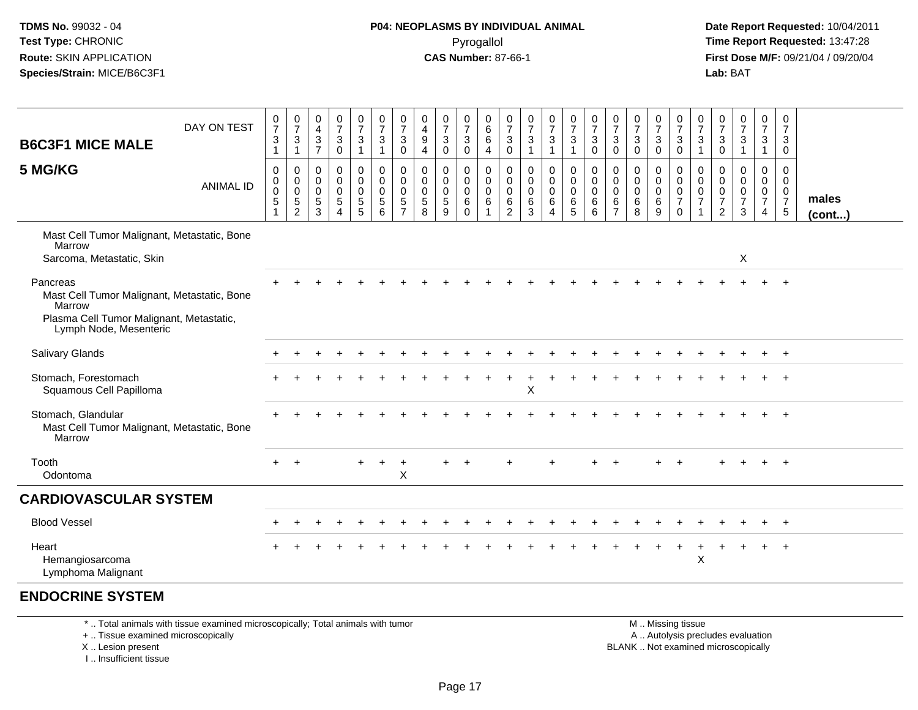TDMS No. 99032 - 04
Test Type: CHRONIC
Route: SKIN APPLICATION
Species/Strain: MICE/B6C3F1

**P04: NEOPLASMS BY INDIVIDUAL ANIMAL**
Pyrogallol
**CAS Number:** 87-66-1

Date Report Requested: 10/04/2011
Time Report Requested: 13:47:28
First Dose M/F: 09/21/04 / 09/20/04
Lab: BAT

| B6C3F1 MICE MALE 5 MG/KG | | | | | | | | | | | | | | | | | | | | | | | | | | |
|---|---|---|---|---|---|---|---|---|---|---|---|---|---|---|---|---|---|---|---|---|---|---|---|---|---|---|
| DAY ON TEST | 0731 | 0731 | 0437 | 0730 | 0731 | 0731 | 0730 | 0494 | 0730 | 0730 | 0664 | 0730 | 0731 | 0731 | 0731 | 0730 | 0730 | 0730 | 0730 | 0730 | 0731 | 0730 | 0731 | 0731 | 0730 | |
| ANIMAL ID | 00051 | 00052 | 00053 | 00054 | 00055 | 00056 | 00057 | 00058 | 00059 | 00060 | 00061 | 00062 | 00063 | 00064 | 00065 | 00066 | 00067 | 00068 | 00069 | 00070 | 00071 | 00072 | 00073 | 00074 | 00075 | males (cont...) |
| Mast Cell Tumor Malignant, Metastatic, Bone Marrow | | | | | | | | | | | | | | | | | | | | | | | | | | |
| Sarcoma, Metastatic, Skin | | | | | | | | | | | | | | | | | | | | | | | X | | | |
| Pancreas | + | + | + | + | + | + | + | + | + | + | + | + | + | + | + | + | + | + | + | + | + | + | + | + | + | |
| Mast Cell Tumor Malignant, Metastatic, Bone Marrow | | | | | | | | | | | | | | | | | | | | | | | | | | |
| Plasma Cell Tumor Malignant, Metastatic, Lymph Node, Mesenteric | | | | | | | | | | | | | | | | | | | | | | | | | | |
| Salivary Glands | + | + | + | + | + | + | + | + | + | + | + | + | + | + | + | + | + | + | + | + | + | + | + | + | + | |
| Stomach, Forestomach | + | + | + | + | + | + | + | + | + | + | + | + | + | + | + | + | + | + | + | + | + | + | + | + | + | |
| Squamous Cell Papilloma | | | | | | | | | | | | | X | | | | | | | | | | | | | |
| Stomach, Glandular | + | + | + | + | + | + | + | + | + | + | + | + | + | + | + | + | + | + | + | + | + | + | + | + | + | |
| Mast Cell Tumor Malignant, Metastatic, Bone Marrow | | | | | | | | | | | | | | | | | | | | | | | | | | |
| Tooth | + | + | | | + | + | + | | + | + | | + | | + | | + | + | | + | + | | + | + | + | + | |
| Odontoma | | | | | | | X | | | | | | | | | | | | | | | | | | | |
| **CARDIOVASCULAR SYSTEM** | | | | | | | | | | | | | | | | | | | | | | | | | | |
| Blood Vessel | + | + | + | + | + | + | + | + | + | + | + | + | + | + | + | + | + | + | + | + | + | + | + | + | + | |
| Heart | + | + | + | + | + | + | + | + | + | + | + | + | + | + | + | + | + | + | + | + | + | + | + | + | + | |
| Hemangiosarcoma | | | | | | | | | | | | | | | | | | | | | X | | | | | |
| Lymphoma Malignant | | | | | | | | | | | | | | | | | | | | | | | | | | |
| **ENDOCRINE SYSTEM** | | | | | | | | | | | | | | | | | | | | | | | | | | |

\* .. Total animals with tissue examined microscopically; Total animals with tumor
\+ .. Tissue examined microscopically
X .. Lesion present
I .. Insufficient tissue

M .. Missing tissue
A .. Autolysis precludes evaluation
BLANK .. Not examined microscopically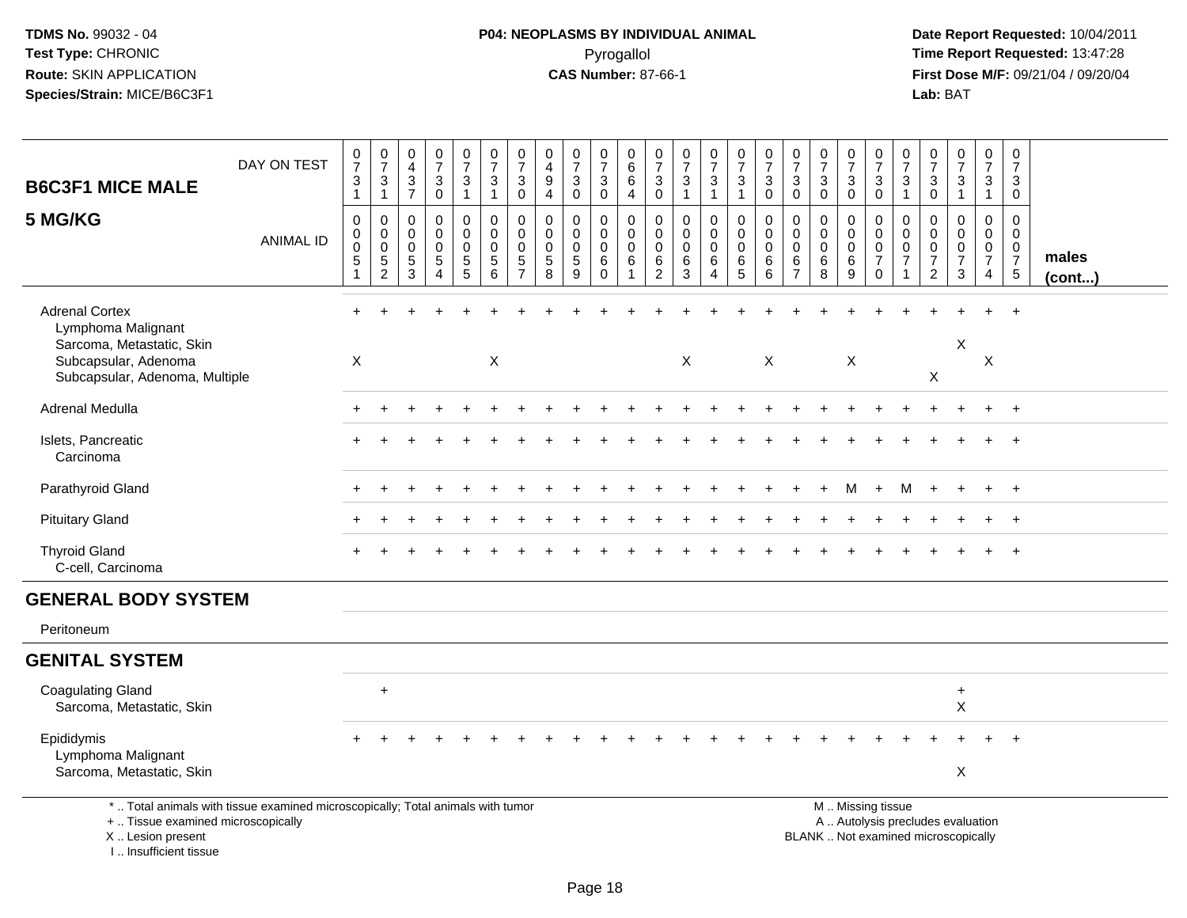**TDMS No.** 99032 - 04
**Test Type:** CHRONIC
**Route:** SKIN APPLICATION
**Species/Strain:** MICE/B6C3F1

**P04: NEOPLASMS BY INDIVIDUAL ANIMAL**
Pyrogallol
**CAS Number:** 87-66-1

**Date Report Requested:** 10/04/2011
**Time Report Requested:** 13:47:28
**First Dose M/F:** 09/21/04 / 09/20/04
**Lab:** BAT

## B6C3F1 MICE MALE 5 MG/KG

| DAY ON TEST | 0731 | 0731 | 0437 | 0730 | 0731 | 0731 | 0730 | 0494 | 0730 | 0730 | 0664 | 0730 | 0731 | 0731 | 0731 | 0730 | 0730 | 0730 | 0730 | 0730 | 0731 | 0730 | 0731 | 0731 | 0730 | |
|---|---|---|---|---|---|---|---|---|---|---|---|---|---|---|---|---|---|---|---|---|---|---|---|---|---|---|
| **ANIMAL ID** | 00051 | 00052 | 00053 | 00054 | 00055 | 00056 | 00057 | 00058 | 00059 | 00060 | 00061 | 00062 | 00063 | 00064 | 00065 | 00066 | 00067 | 00068 | 00069 | 00070 | 00071 | 00072 | 00073 | 00074 | 00075 | **males (cont...)** |
| Adrenal Cortex | + | + | + | + | + | + | + | + | + | + | + | + | + | + | + | + | + | + | + | + | + | + | + | + | + | |
| Lymphoma Malignant | | | | | | | | | | | | | | | | | | | | | | | | | | |
| Sarcoma, Metastatic, Skin | | | | | | | | | | | | | | | | | | | | | | | X | | | |
| Subcapsular, Adenoma | X | | | | | X | | | | | | | X | | | X | | | X | | | | | X | | |
| Subcapsular, Adenoma, Multiple | | | | | | | | | | | | | | | | | | | | | | X | | | | |
| Adrenal Medulla | + | + | + | + | + | + | + | + | + | + | + | + | + | + | + | + | + | + | + | + | + | + | + | + | + | |
| Islets, Pancreatic | + | + | + | + | + | + | + | + | + | + | + | + | + | + | + | + | + | + | + | + | + | + | + | + | + | |
| Carcinoma | | | | | | | | | | | | | | | | | | | | | | | | | | |
| Parathyroid Gland | + | + | + | + | + | + | + | + | + | + | + | + | + | + | + | + | + | + | M | + | M | + | + | + | + | |
| Pituitary Gland | + | + | + | + | + | + | + | + | + | + | + | + | + | + | + | + | + | + | + | + | + | + | + | + | + | |
| Thyroid Gland | + | + | + | + | + | + | + | + | + | + | + | + | + | + | + | + | + | + | + | + | + | + | + | + | + | |
| C-cell, Carcinoma | | | | | | | | | | | | | | | | | | | | | | | | | | |
| **GENERAL BODY SYSTEM** | | | | | | | | | | | | | | | | | | | | | | | | | | |
| Peritoneum | | | | | | | | | | | | | | | | | | | | | | | | | | |
| **GENITAL SYSTEM** | | | | | | | | | | | | | | | | | | | | | | | | | | |
| Coagulating Gland | | + | | | | | | | | | | | | | | | | | | | | | + | | | |
| Sarcoma, Metastatic, Skin | | | | | | | | | | | | | | | | | | | | | | | X | | | |
| Epididymis | + | + | + | + | + | + | + | + | + | + | + | + | + | + | + | + | + | + | + | + | + | + | + | + | + | |
| Lymphoma Malignant | | | | | | | | | | | | | | | | | | | | | | | | | | |
| Sarcoma, Metastatic, Skin | | | | | | | | | | | | | | | | | | | | | | | X | | | |

\* .. Total animals with tissue examined microscopically; Total animals with tumor
+ .. Tissue examined microscopically
X .. Lesion present
I .. Insufficient tissue

M .. Missing tissue
A .. Autolysis precludes evaluation
BLANK .. Not examined microscopically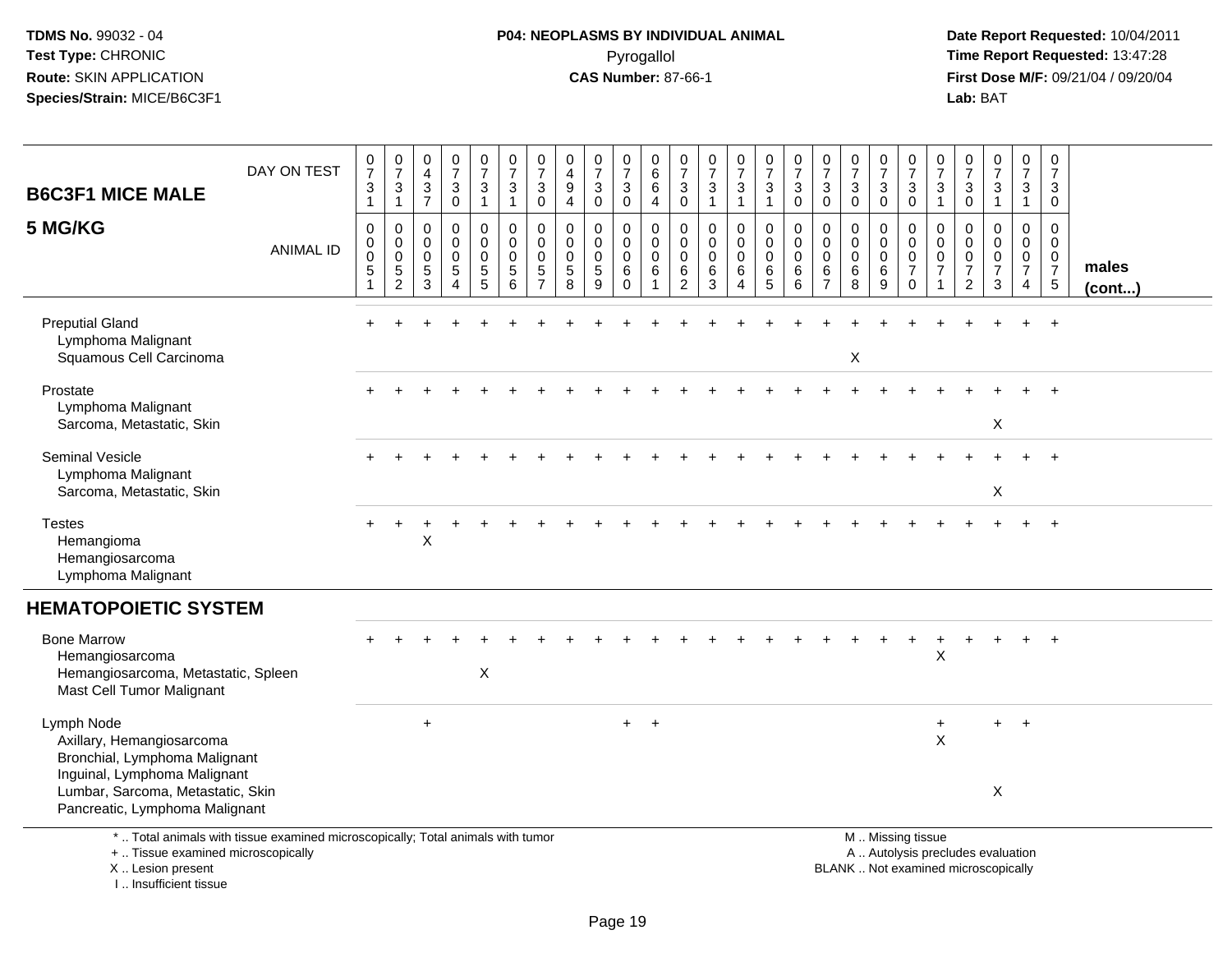TDMS No. 99032 - 04
Test Type: CHRONIC
Route: SKIN APPLICATION
Species/Strain: MICE/B6C3F1

**P04: NEOPLASMS BY INDIVIDUAL ANIMAL**
Pyrogallol
**CAS Number:** 87-66-1

Date Report Requested: 10/04/2011
Time Report Requested: 13:47:28
First Dose M/F: 09/21/04 / 09/20/04
Lab: BAT

## B6C3F1 MICE MALE
## 5 MG/KG

| DAY ON TEST | 0731 | 0731 | 0437 | 0730 | 0731 | 0731 | 0730 | 0494 | 0730 | 0730 | 0664 | 0730 | 0731 | 0731 | 0731 | 0730 | 0730 | 0730 | 0730 | 0730 | 0731 | 0730 | 0731 | 0731 | 0730 | |
|---|---|---|---|---|---|---|---|---|---|---|---|---|---|---|---|---|---|---|---|---|---|---|---|---|---|---|
| **ANIMAL ID** | 0051 | 0052 | 0053 | 0054 | 0055 | 0056 | 0057 | 0058 | 0059 | 0060 | 0061 | 0062 | 0063 | 0064 | 0065 | 0066 | 0067 | 0068 | 0069 | 0070 | 0071 | 0072 | 0073 | 0074 | 0075 | **males (cont...)** |
| Preputial Gland | + | + | + | + | + | + | + | + | + | + | + | + | + | + | + | + | + | + | + | + | + | + | + | + | + | |
| Lymphoma Malignant | | | | | | | | | | | | | | | | | | | | | | | | | | |
| Squamous Cell Carcinoma | | | | | | | | | | | | | | | | | | X | | | | | | | | |
| Prostate | + | + | + | + | + | + | + | + | + | + | + | + | + | + | + | + | + | + | + | + | + | + | + | + | + | |
| Lymphoma Malignant | | | | | | | | | | | | | | | | | | | | | | | | | | |
| Sarcoma, Metastatic, Skin | | | | | | | | | | | | | | | | | | | | | | | X | | | |
| Seminal Vesicle | + | + | + | + | + | + | + | + | + | + | + | + | + | + | + | + | + | + | + | + | + | + | + | + | + | |
| Lymphoma Malignant | | | | | | | | | | | | | | | | | | | | | | | | | | |
| Sarcoma, Metastatic, Skin | | | | | | | | | | | | | | | | | | | | | | | X | | | |
| Testes | + | + | + | + | + | + | + | + | + | + | + | + | + | + | + | + | + | + | + | + | + | + | + | + | + | |
| Hemangioma | | | X | | | | | | | | | | | | | | | | | | | | | | | |
| Hemangiosarcoma | | | | | | | | | | | | | | | | | | | | | | | | | | |
| Lymphoma Malignant | | | | | | | | | | | | | | | | | | | | | | | | | | |
| **HEMATOPOIETIC SYSTEM** | | | | | | | | | | | | | | | | | | | | | | | | | | |
| Bone Marrow | + | + | + | + | + | + | + | + | + | + | + | + | + | + | + | + | + | + | + | + | + | + | + | + | + | |
| Hemangiosarcoma | | | | | | | | | | | | | | | | | | | | | X | | | | | |
| Hemangiosarcoma, Metastatic, Spleen | | | | | X | | | | | | | | | | | | | | | | | | | | | |
| Mast Cell Tumor Malignant | | | | | | | | | | | | | | | | | | | | | | | | | | |
| Lymph Node | | | + | | | | | | | + | + | | | | | | | | | | + | | + | + | | |
| Axillary, Hemangiosarcoma | | | | | | | | | | | | | | | | | | | | | X | | | | | |
| Bronchial, Lymphoma Malignant | | | | | | | | | | | | | | | | | | | | | | | | | | |
| Inguinal, Lymphoma Malignant | | | | | | | | | | | | | | | | | | | | | | | | | | |
| Lumbar, Sarcoma, Metastatic, Skin | | | | | | | | | | | | | | | | | | | | | | | X | | | |
| Pancreatic, Lymphoma Malignant | | | | | | | | | | | | | | | | | | | | | | | | | | |

\* .. Total animals with tissue examined microscopically; Total animals with tumor
\+ .. Tissue examined microscopically
X .. Lesion present
I .. Insufficient tissue

M .. Missing tissue
A .. Autolysis precludes evaluation
BLANK .. Not examined microscopically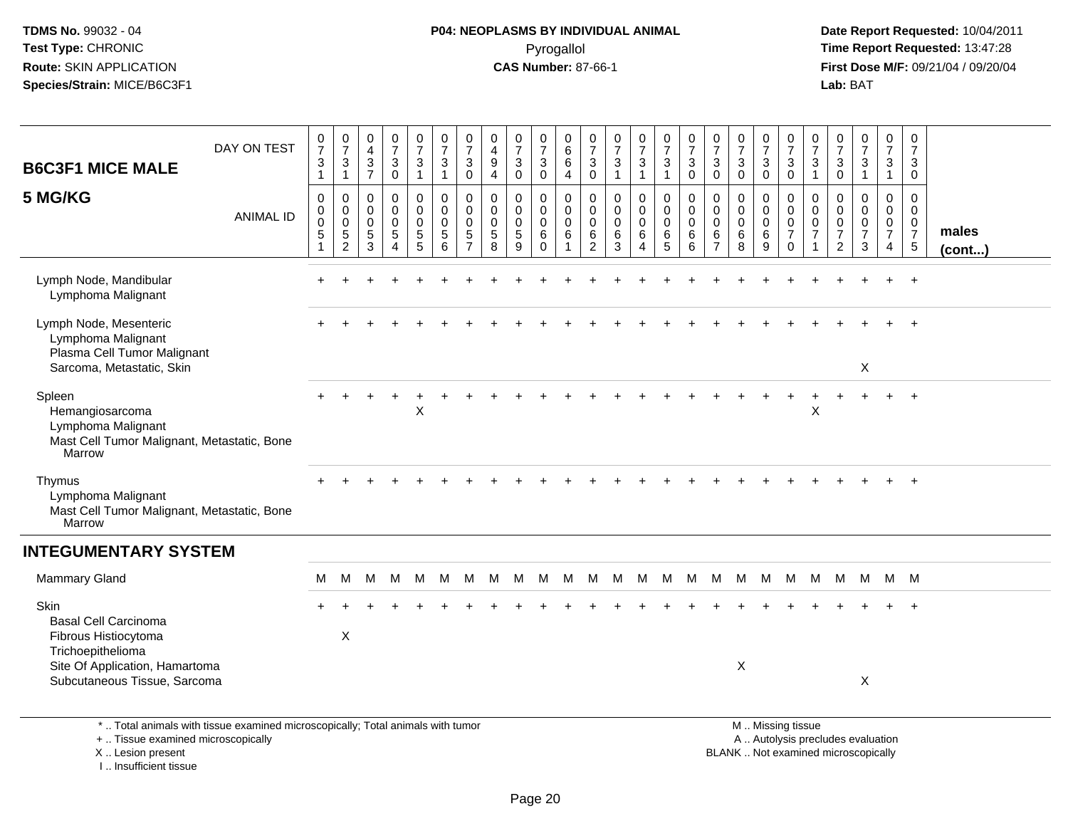TDMS No. 99032 - 04
Test Type: CHRONIC
Route: SKIN APPLICATION
Species/Strain: MICE/B6C3F1

**P04: NEOPLASMS BY INDIVIDUAL ANIMAL**
Pyrogallol
**CAS Number:** 87-66-1

Date Report Requested: 10/04/2011
Time Report Requested: 13:47:28
First Dose M/F: 09/21/04 / 09/20/04
Lab: BAT

## B6C3F1 MICE MALE
## 5 MG/KG

| DAY ON TEST | 0731 | 0731 | 0437 | 0730 | 0731 | 0731 | 0730 | 0494 | 0730 | 0730 | 0664 | 0730 | 0731 | 0731 | 0731 | 0730 | 0730 | 0730 | 0730 | 0730 | 0731 | 0730 | 0731 | 0731 | 0730 | |
|---|---|---|---|---|---|---|---|---|---|---|---|---|---|---|---|---|---|---|---|---|---|---|---|---|---|---|
| **ANIMAL ID** | 00051 | 00052 | 00053 | 00054 | 00055 | 00056 | 00057 | 00058 | 00059 | 00060 | 00061 | 00062 | 00063 | 00064 | 00065 | 00066 | 00067 | 00068 | 00069 | 00070 | 00071 | 00072 | 00073 | 00074 | 00075 | **males (cont...)** |
| Lymph Node, Mandibular | + | + | + | + | + | + | + | + | + | + | + | + | + | + | + | + | + | + | + | + | + | + | + | + | + | |
| Lymphoma Malignant | | | | | | | | | | | | | | | | | | | | | | | | | | |
| Lymph Node, Mesenteric | + | + | + | + | + | + | + | + | + | + | + | + | + | + | + | + | + | + | + | + | + | + | + | + | + | |
| Lymphoma Malignant | | | | | | | | | | | | | | | | | | | | | | | | | | |
| Plasma Cell Tumor Malignant | | | | | | | | | | | | | | | | | | | | | | | | | | |
| Sarcoma, Metastatic, Skin | | | | | | | | | | | | | | | | | | | | | | | X | | | |
| Spleen | + | + | + | + | + | + | + | + | + | + | + | + | + | + | + | + | + | + | + | + | + | + | + | + | + | |
| Hemangiosarcoma | | | | | X | | | | | | | | | | | | | | | | X | | | | | |
| Lymphoma Malignant | | | | | | | | | | | | | | | | | | | | | | | | | | |
| Mast Cell Tumor Malignant, Metastatic, Bone Marrow | | | | | | | | | | | | | | | | | | | | | | | | | | |
| Thymus | + | + | + | + | + | + | + | + | + | + | + | + | + | + | + | + | + | + | + | + | + | + | + | + | + | |
| Lymphoma Malignant | | | | | | | | | | | | | | | | | | | | | | | | | | |
| Mast Cell Tumor Malignant, Metastatic, Bone Marrow | | | | | | | | | | | | | | | | | | | | | | | | | | |
| **INTEGUMENTARY SYSTEM** | | | | | | | | | | | | | | | | | | | | | | | | | | |
| Mammary Gland | M | M | M | M | M | M | M | M | M | M | M | M | M | M | M | M | M | M | M | M | M | M | M | M | M | |
| Skin | + | + | + | + | + | + | + | + | + | + | + | + | + | + | + | + | + | + | + | + | + | + | + | + | + | |
| Basal Cell Carcinoma | | | | | | | | | | | | | | | | | | | | | | | | | | |
| Fibrous Histiocytoma | | X | | | | | | | | | | | | | | | | | | | | | | | | |
| Trichoepithelioma | | | | | | | | | | | | | | | | | | | | | | | | | | |
| Site Of Application, Hamartoma | | | | | | | | | | | | | | | | | | X | | | | | | | | |
| Subcutaneous Tissue, Sarcoma | | | | | | | | | | | | | | | | | | | | | | | X | | | |

\* .. Total animals with tissue examined microscopically; Total animals with tumor
\+ .. Tissue examined microscopically
X .. Lesion present
I .. Insufficient tissue

M .. Missing tissue
A .. Autolysis precludes evaluation
BLANK .. Not examined microscopically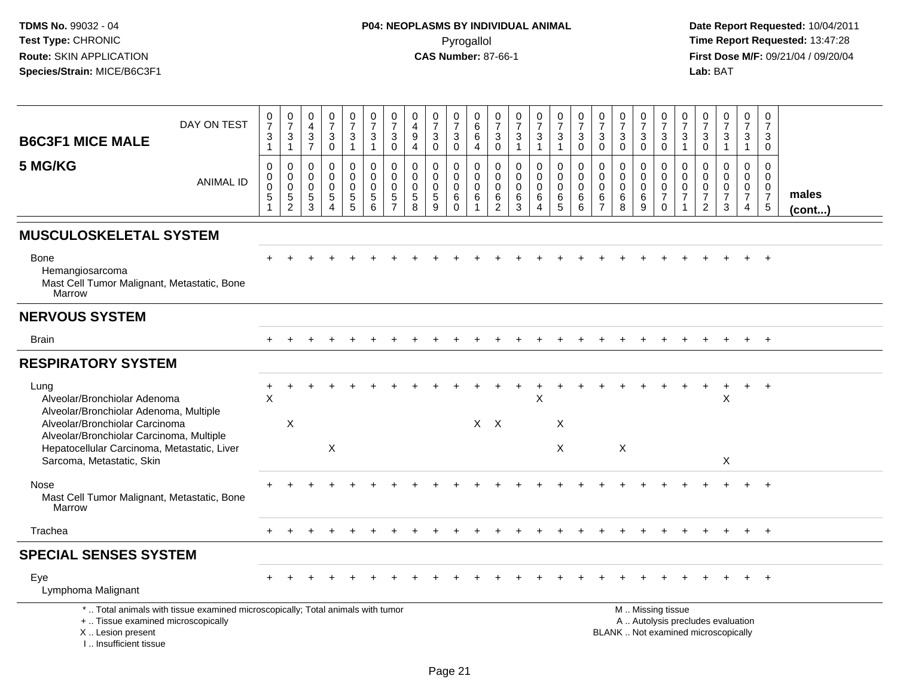TDMS No. 99032 - 04
Test Type: CHRONIC
Route: SKIN APPLICATION
Species/Strain: MICE/B6C3F1

**P04: NEOPLASMS BY INDIVIDUAL ANIMAL**
Pyrogallol
**CAS Number:** 87-66-1

Date Report Requested: 10/04/2011
Time Report Requested: 13:47:28
First Dose M/F: 09/21/04 / 09/20/04
Lab: BAT

| B6C3F1 MICE MALE 5 MG/KG | 0731 | 0731 | 0437 | 0730 | 0731 | 0731 | 0730 | 0494 | 0730 | 0730 | 0664 | 0730 | 0731 | 0731 | 0731 | 0730 | 0730 | 0730 | 0730 | 0730 | 0731 | 0730 | 0731 | 0731 | 0730 | |
|---|---|---|---|---|---|---|---|---|---|---|---|---|---|---|---|---|---|---|---|---|---|---|---|---|---|---|
| ANIMAL ID | 00051 | 00052 | 00053 | 00054 | 00055 | 00056 | 00057 | 00058 | 00059 | 00060 | 00061 | 00062 | 00063 | 00064 | 00065 | 00066 | 00067 | 00068 | 00069 | 00070 | 00071 | 00072 | 00073 | 00074 | 00075 | males (cont...) |
| **MUSCULOSKELETAL SYSTEM** | | | | | | | | | | | | | | | | | | | | | | | | | | |
| Bone | + | + | + | + | + | + | + | + | + | + | + | + | + | + | + | + | + | + | + | + | + | + | + | + | + | |
| Hemangiosarcoma | | | | | | | | | | | | | | | | | | | | | | | | | | |
| Mast Cell Tumor Malignant, Metastatic, Bone Marrow | | | | | | | | | | | | | | | | | | | | | | | | | | |
| **NERVOUS SYSTEM** | | | | | | | | | | | | | | | | | | | | | | | | | | |
| Brain | + | + | + | + | + | + | + | + | + | + | + | + | + | + | + | + | + | + | + | + | + | + | + | + | + | |
| **RESPIRATORY SYSTEM** | | | | | | | | | | | | | | | | | | | | | | | | | | |
| Lung | + | + | + | + | + | + | + | + | + | + | + | + | + | + | + | + | + | + | + | + | + | + | + | + | + | |
| Alveolar/Bronchiolar Adenoma | X | | | | | | | | | | | | | X | | | | | | | | | X | | | |
| Alveolar/Bronchiolar Adenoma, Multiple | | | | | | | | | | | | | | | | | | | | | | | | | | |
| Alveolar/Bronchiolar Carcinoma | | X | | | | | | | | | X | X | | | X | | | | | | | | | | | |
| Alveolar/Bronchiolar Carcinoma, Multiple | | | | | | | | | | | | | | | | | | | | | | | | | | |
| Hepatocellular Carcinoma, Metastatic, Liver | | | | X | | | | | | | | | | | X | | | X | | | | | | | | |
| Sarcoma, Metastatic, Skin | | | | | | | | | | | | | | | | | | | | | | | X | | | |
| Nose | + | + | + | + | + | + | + | + | + | + | + | + | + | + | + | + | + | + | + | + | + | + | + | + | + | |
| Mast Cell Tumor Malignant, Metastatic, Bone Marrow | | | | | | | | | | | | | | | | | | | | | | | | | | |
| Trachea | + | + | + | + | + | + | + | + | + | + | + | + | + | + | + | + | + | + | + | + | + | + | + | + | + | |
| **SPECIAL SENSES SYSTEM** | | | | | | | | | | | | | | | | | | | | | | | | | | |
| Eye | + | + | + | + | + | + | + | + | + | + | + | + | + | + | + | + | + | + | + | + | + | + | + | + | + | |
| Lymphoma Malignant | | | | | | | | | | | | | | | | | | | | | | | | | | |

\* .. Total animals with tissue examined microscopically; Total animals with tumor
\+ .. Tissue examined microscopically
X .. Lesion present
I .. Insufficient tissue

M .. Missing tissue
A .. Autolysis precludes evaluation
BLANK .. Not examined microscopically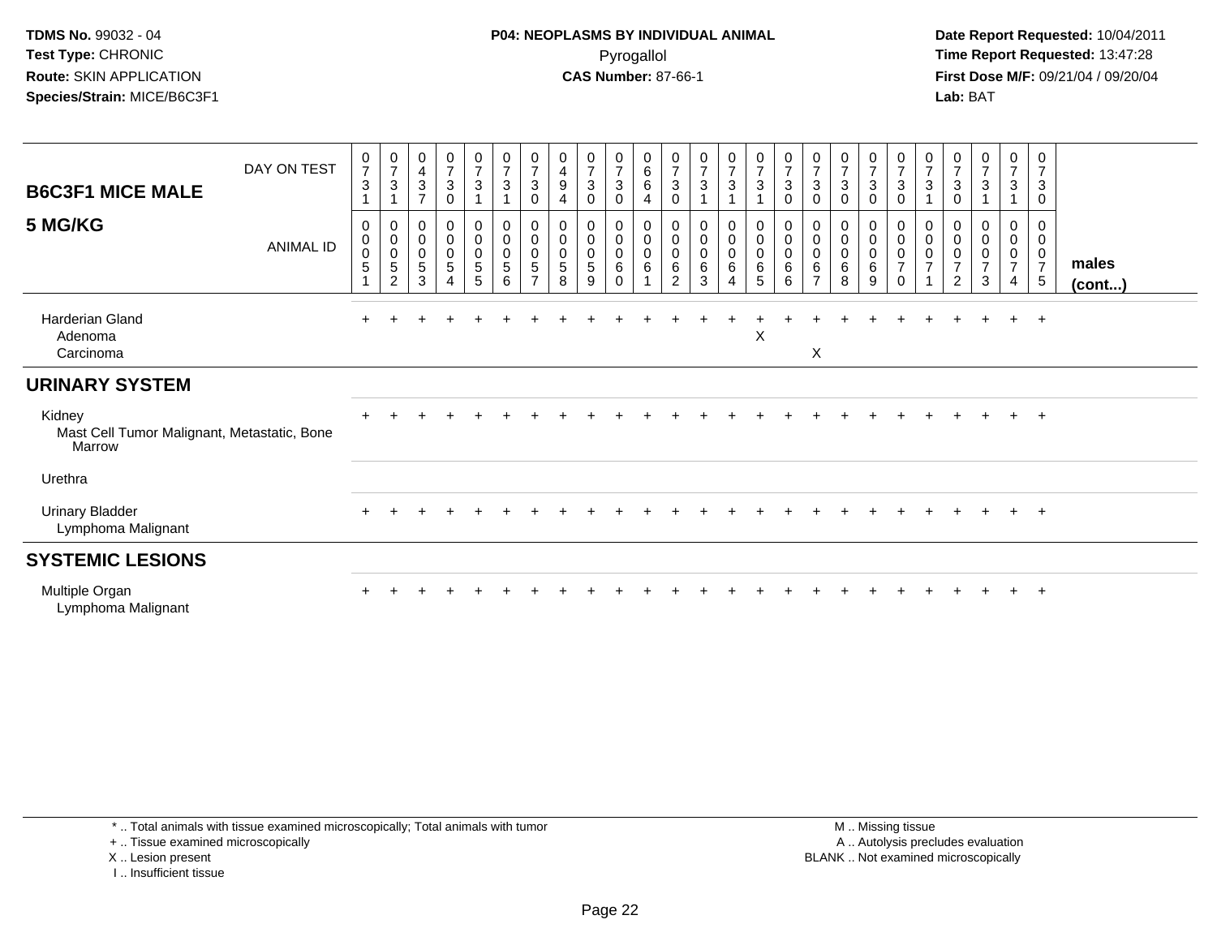TDMS No. 99032 - 04
Test Type: CHRONIC
Route: SKIN APPLICATION
Species/Strain: MICE/B6C3F1

**P04: NEOPLASMS BY INDIVIDUAL ANIMAL**
Pyrogallol
**CAS Number:** 87-66-1

Date Report Requested: 10/04/2011
Time Report Requested: 13:47:28
First Dose M/F: 09/21/04 / 09/20/04
Lab: BAT

| B6C3F1 MICE MALE 5 MG/KG | | | | | | | | | | | | | | | | | | | | | | | | | | |
|---|---|---|---|---|---|---|---|---|---|---|---|---|---|---|---|---|---|---|---|---|---|---|---|---|---|---|
| DAY ON TEST | 0731 | 0731 | 0437 | 0730 | 0731 | 0731 | 0730 | 0494 | 0730 | 0730 | 0664 | 0730 | 0731 | 0731 | 0731 | 0730 | 0730 | 0730 | 0730 | 0730 | 0731 | 0730 | 0731 | 0731 | 0730 | |
| ANIMAL ID | 0051 | 0052 | 0053 | 0054 | 0055 | 0056 | 0057 | 0058 | 0059 | 0060 | 0061 | 0062 | 0063 | 0064 | 0065 | 0066 | 0067 | 0068 | 0069 | 0070 | 0071 | 0072 | 0073 | 0074 | 0075 | males (cont...) |
| Harderian Gland | + | + | + | + | + | + | + | + | + | + | + | + | + | + | + | + | + | + | + | + | + | + | + | + | + | |
| Adenoma | | | | | | | | | | | | | | | X | | | | | | | | | | | |
| Carcinoma | | | | | | | | | | | | | | | | | X | | | | | | | | | |
| **URINARY SYSTEM** | | | | | | | | | | | | | | | | | | | | | | | | | | |
| Kidney | + | + | + | + | + | + | + | + | + | + | + | + | + | + | + | + | + | + | + | + | + | + | + | + | + | |
| Mast Cell Tumor Malignant, Metastatic, Bone Marrow | | | | | | | | | | | | | | | | | | | | | | | | | | |
| Urethra | | | | | | | | | | | | | | | | | | | | | | | | | | |
| Urinary Bladder | + | + | + | + | + | + | + | + | + | + | + | + | + | + | + | + | + | + | + | + | + | + | + | + | + | |
| Lymphoma Malignant | | | | | | | | | | | | | | | | | | | | | | | | | | |
| **SYSTEMIC LESIONS** | | | | | | | | | | | | | | | | | | | | | | | | | | |
| Multiple Organ | + | + | + | + | + | + | + | + | + | + | + | + | + | + | + | + | + | + | + | + | + | + | + | + | + | |
| Lymphoma Malignant | | | | | | | | | | | | | | | | | | | | | | | | | | |

\* .. Total animals with tissue examined microscopically; Total animals with tumor
\+ .. Tissue examined microscopically
X .. Lesion present
I .. Insufficient tissue

M .. Missing tissue
A .. Autolysis precludes evaluation
BLANK .. Not examined microscopically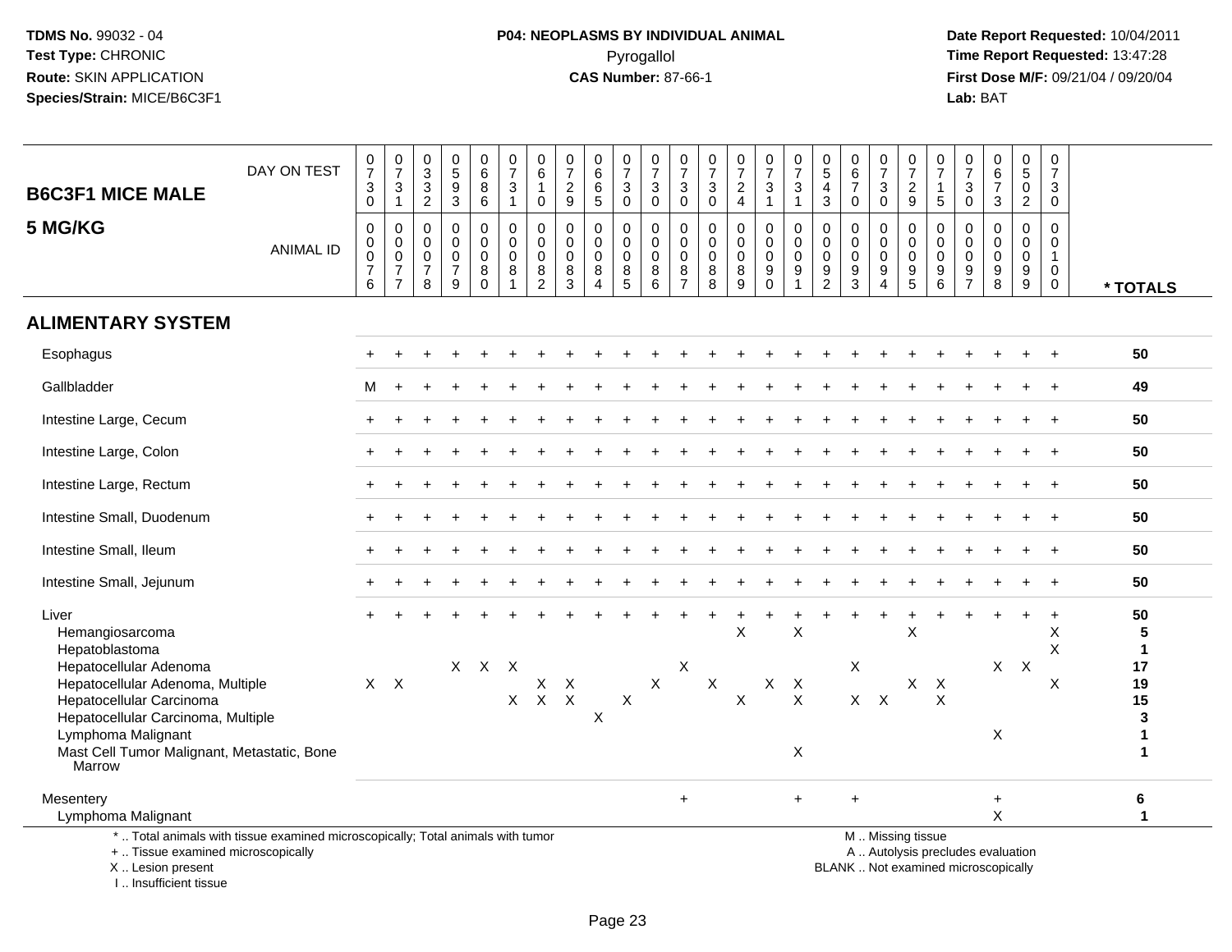TDMS No. 99032 - 04
Test Type: CHRONIC
Route: SKIN APPLICATION
Species/Strain: MICE/B6C3F1

**P04: NEOPLASMS BY INDIVIDUAL ANIMAL**
Pyrogallol
**CAS Number:** 87-66-1

Date Report Requested: 10/04/2011
Time Report Requested: 13:47:28
First Dose M/F: 09/21/04 / 09/20/04
Lab: BAT

| **B6C3F1 MICE MALE** DAY ON TEST | 0730 | 0731 | 0332 | 0593 | 0686 | 0731 | 0610 | 0729 | 0665 | 0730 | 0730 | 0730 | 0730 | 0724 | 0731 | 0731 | 0543 | 0670 | 0730 | 0729 | 0715 | 0730 | 0673 | 0502 | 0730 | |
|---|---|---|---|---|---|---|---|---|---|---|---|---|---|---|---|---|---|---|---|---|---|---|---|---|---|---|
| **5 MG/KG** ANIMAL ID | 0076 | 0077 | 0078 | 0079 | 0080 | 0081 | 0082 | 0083 | 0084 | 0085 | 0086 | 0087 | 0088 | 0089 | 0090 | 0091 | 0092 | 0093 | 0094 | 0095 | 0096 | 0097 | 0098 | 0099 | 0100 | *** TOTALS** |
| **ALIMENTARY SYSTEM** | | | | | | | | | | | | | | | | | | | | | | | | | | |
| Esophagus | + | + | + | + | + | + | + | + | + | + | + | + | + | + | + | + | + | + | + | + | + | + | + | + | + | 50 |
| Gallbladder | M | + | + | + | + | + | + | + | + | + | + | + | + | + | + | + | + | + | + | + | + | + | + | + | + | 49 |
| Intestine Large, Cecum | + | + | + | + | + | + | + | + | + | + | + | + | + | + | + | + | + | + | + | + | + | + | + | + | + | 50 |
| Intestine Large, Colon | + | + | + | + | + | + | + | + | + | + | + | + | + | + | + | + | + | + | + | + | + | + | + | + | + | 50 |
| Intestine Large, Rectum | + | + | + | + | + | + | + | + | + | + | + | + | + | + | + | + | + | + | + | + | + | + | + | + | + | 50 |
| Intestine Small, Duodenum | + | + | + | + | + | + | + | + | + | + | + | + | + | + | + | + | + | + | + | + | + | + | + | + | + | 50 |
| Intestine Small, Ileum | + | + | + | + | + | + | + | + | + | + | + | + | + | + | + | + | + | + | + | + | + | + | + | + | + | 50 |
| Intestine Small, Jejunum | + | + | + | + | + | + | + | + | + | + | + | + | + | + | + | + | + | + | + | + | + | + | + | + | + | 50 |
| Liver | + | + | + | + | + | + | + | + | + | + | + | + | + | + | + | + | + | + | + | + | + | + | + | + | + | 50 |
| Hemangiosarcoma | | | | | | | | | | | | | | X | | X | | | | X | | | | | X | 5 |
| Hepatoblastoma | | | | | | | | | | | | | | | | | | | | | | | | | X | 1 |
| Hepatocellular Adenoma | | | | X | X | X | | | | | | X | | | | | | X | | | | | X | X | | 17 |
| Hepatocellular Adenoma, Multiple | X | X | | | | | X | X | | | X | | X | | X | X | | | | X | X | | | | X | 19 |
| Hepatocellular Carcinoma | | | | | | X | X | X | | X | | | | X | | X | | X | X | | X | | | | | 15 |
| Hepatocellular Carcinoma, Multiple | | | | | | | | | X | | | | | | | | | | | | | | | | | 3 |
| Lymphoma Malignant | | | | | | | | | | | | | | | | | | | | | | | X | | | 1 |
| Mast Cell Tumor Malignant, Metastatic, Bone Marrow | | | | | | | | | | | | | | | | X | | | | | | | | | | 1 |
| Mesentery | | | | | | | | | | | | + | | | | + | | + | | | | | + | | | 6 |
| Lymphoma Malignant | | | | | | | | | | | | | | | | | | | | | | | X | | | 1 |

\* .. Total animals with tissue examined microscopically; Total animals with tumor
\+ .. Tissue examined microscopically
X .. Lesion present
I .. Insufficient tissue

M .. Missing tissue
A .. Autolysis precludes evaluation
BLANK .. Not examined microscopically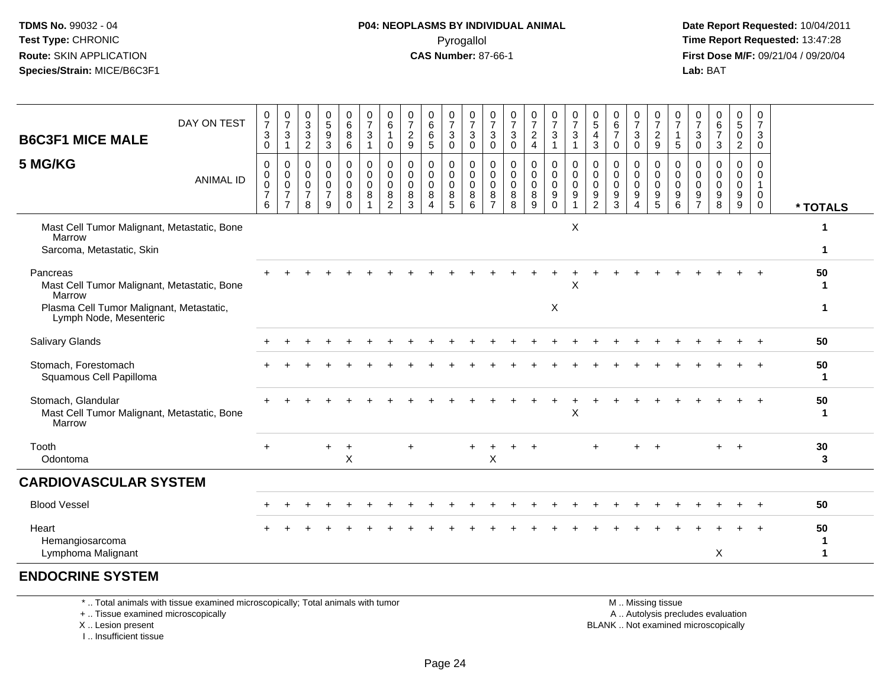**TDMS No.** 99032 - 04
**Test Type:** CHRONIC
**Route:** SKIN APPLICATION
**Species/Strain:** MICE/B6C3F1

**P04: NEOPLASMS BY INDIVIDUAL ANIMAL**
Pyrogallol
**CAS Number:** 87-66-1

**Date Report Requested:** 10/04/2011
**Time Report Requested:** 13:47:28
**First Dose M/F:** 09/21/04 / 09/20/04
**Lab:** BAT

## B6C3F1 MICE MALE
## 5 MG/KG

| DAY ON TEST | 0730 | 0731 | 0332 | 0593 | 0686 | 0731 | 0610 | 0729 | 0665 | 0730 | 0730 | 0730 | 0730 | 0724 | 0731 | 0731 | 0543 | 0670 | 0730 | 0729 | 0715 | 0730 | 0673 | 0502 | 0730 | |
|---|---|---|---|---|---|---|---|---|---|---|---|---|---|---|---|---|---|---|---|---|---|---|---|---|---|---|
| **ANIMAL ID** | 00076 | 00077 | 00078 | 00079 | 00080 | 00081 | 00082 | 00083 | 00084 | 00085 | 00086 | 00087 | 00088 | 00089 | 00090 | 00091 | 00092 | 00093 | 00094 | 00095 | 00096 | 00097 | 00098 | 00099 | 00100 | *** TOTALS** |
| Mast Cell Tumor Malignant, Metastatic, Bone Marrow | | | | | | | | | | | | | | | | X | | | | | | | | | | 1 |
| Sarcoma, Metastatic, Skin | | | | | | | | | | | | | | | | | | | | | | | | | | 1 |
| Pancreas | + | + | + | + | + | + | + | + | + | + | + | + | + | + | + | + | + | + | + | + | + | + | + | + | + | 50 |
| Mast Cell Tumor Malignant, Metastatic, Bone Marrow | | | | | | | | | | | | | | | | X | | | | | | | | | | 1 |
| Plasma Cell Tumor Malignant, Metastatic, Lymph Node, Mesenteric | | | | | | | | | | | | | | | X | | | | | | | | | | | 1 |
| Salivary Glands | + | + | + | + | + | + | + | + | + | + | + | + | + | + | + | + | + | + | + | + | + | + | + | + | + | 50 |
| Stomach, Forestomach | + | + | + | + | + | + | + | + | + | + | + | + | + | + | + | + | + | + | + | + | + | + | + | + | + | 50 |
| Squamous Cell Papilloma | | | | | | | | | | | | | | | | | | | | | | | | | | 1 |
| Stomach, Glandular | + | + | + | + | + | + | + | + | + | + | + | + | + | + | + | + | + | + | + | + | + | + | + | + | + | 50 |
| Mast Cell Tumor Malignant, Metastatic, Bone Marrow | | | | | | | | | | | | | | | | X | | | | | | | | | | 1 |
| Tooth | + | | | + | + | | | + | | | + | + | + | + | | | + | | + | + | | | + | + | | 30 |
| Odontoma | | | | | X | | | | | | | X | | | | | | | | | | | | | | 3 |

## CARDIOVASCULAR SYSTEM

| | | | | | | | | | | | | | | | | | | | | | | | | | | |
|---|---|---|---|---|---|---|---|---|---|---|---|---|---|---|---|---|---|---|---|---|---|---|---|---|---|---|
| Blood Vessel | + | + | + | + | + | + | + | + | + | + | + | + | + | + | + | + | + | + | + | + | + | + | + | + | + | 50 |
| Heart | + | + | + | + | + | + | + | + | + | + | + | + | + | + | + | + | + | + | + | + | + | + | + | + | + | 50 |
| Hemangiosarcoma | | | | | | | | | | | | | | | | | | | | | | | | | | 1 |
| Lymphoma Malignant | | | | | | | | | | | | | | | | | | | | | | | X | | | 1 |

## ENDOCRINE SYSTEM

\* .. Total animals with tissue examined microscopically; Total animals with tumor
\+ .. Tissue examined microscopically
X .. Lesion present
I .. Insufficient tissue

M .. Missing tissue
A .. Autolysis precludes evaluation
BLANK .. Not examined microscopically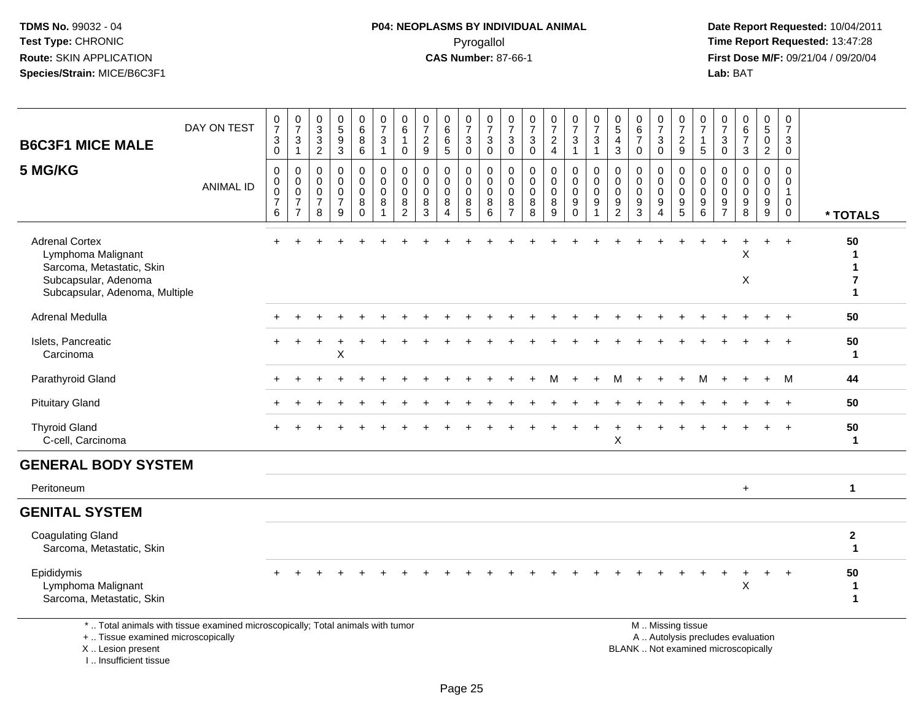TDMS No. 99032 - 04
Test Type: CHRONIC
Route: SKIN APPLICATION
Species/Strain: MICE/B6C3F1

**P04: NEOPLASMS BY INDIVIDUAL ANIMAL**
Pyrogallol
**CAS Number:** 87-66-1

Date Report Requested: 10/04/2011
Time Report Requested: 13:47:28
First Dose M/F: 09/21/04 / 09/20/04
Lab: BAT

## B6C3F1 MICE MALE
## 5 MG/KG

| DAY ON TEST | 0730 | 0731 | 0332 | 0593 | 0686 | 0731 | 0610 | 0729 | 0665 | 0730 | 0730 | 0730 | 0730 | 0724 | 0731 | 0731 | 0543 | 0670 | 0730 | 0729 | 0715 | 0730 | 0673 | 0502 | 0730 | |
|---|---|---|---|---|---|---|---|---|---|---|---|---|---|---|---|---|---|---|---|---|---|---|---|---|---|---|
| **ANIMAL ID** | 0076 | 0077 | 0078 | 0079 | 0080 | 0081 | 0082 | 0083 | 0084 | 0085 | 0086 | 0087 | 0088 | 0089 | 0090 | 0091 | 0092 | 0093 | 0094 | 0095 | 0096 | 0097 | 0098 | 0099 | 0100 | *** TOTALS** |
| Adrenal Cortex | + | + | + | + | + | + | + | + | + | + | + | + | + | + | + | + | + | + | + | + | + | + | + | + | + | 50 |
| Lymphoma Malignant | | | | | | | | | | | | | | | | | | | | | | | X | | | 1 |
| Sarcoma, Metastatic, Skin | | | | | | | | | | | | | | | | | | | | | | | | | | 1 |
| Subcapsular, Adenoma | | | | | | | | | | | | | | | | | | | | | | | X | | | 7 |
| Subcapsular, Adenoma, Multiple | | | | | | | | | | | | | | | | | | | | | | | | | | 1 |
| Adrenal Medulla | + | + | + | + | + | + | + | + | + | + | + | + | + | + | + | + | + | + | + | + | + | + | + | + | + | 50 |
| Islets, Pancreatic | + | + | + | + | + | + | + | + | + | + | + | + | + | + | + | + | + | + | + | + | + | + | + | + | + | 50 |
| Carcinoma | | | | X | | | | | | | | | | | | | | | | | | | | | | 1 |
| Parathyroid Gland | + | + | + | + | + | + | + | + | + | + | + | + | + | M | + | + | M | + | + | + | M | + | + | + | M | 44 |
| Pituitary Gland | + | + | + | + | + | + | + | + | + | + | + | + | + | + | + | + | + | + | + | + | + | + | + | + | + | 50 |
| Thyroid Gland | + | + | + | + | + | + | + | + | + | + | + | + | + | + | + | + | + | + | + | + | + | + | + | + | + | 50 |
| C-cell, Carcinoma | | | | | | | | | | | | | | | | | X | | | | | | | | | 1 |
| **GENERAL BODY SYSTEM** | | | | | | | | | | | | | | | | | | | | | | | | | | |
| Peritoneum | | | | | | | | | | | | | | | | | | | | | | | + | | | 1 |
| **GENITAL SYSTEM** | | | | | | | | | | | | | | | | | | | | | | | | | | |
| Coagulating Gland | | | | | | | | | | | | | | | | | | | | | | | | | | 2 |
| Sarcoma, Metastatic, Skin | | | | | | | | | | | | | | | | | | | | | | | | | | 1 |
| Epididymis | + | + | + | + | + | + | + | + | + | + | + | + | + | + | + | + | + | + | + | + | + | + | + | + | + | 50 |
| Lymphoma Malignant | | | | | | | | | | | | | | | | | | | | | | | X | | | 1 |
| Sarcoma, Metastatic, Skin | | | | | | | | | | | | | | | | | | | | | | | | | | 1 |

\* .. Total animals with tissue examined microscopically; Total animals with tumor
\+ .. Tissue examined microscopically
X .. Lesion present
I .. Insufficient tissue

M .. Missing tissue
A .. Autolysis precludes evaluation
BLANK .. Not examined microscopically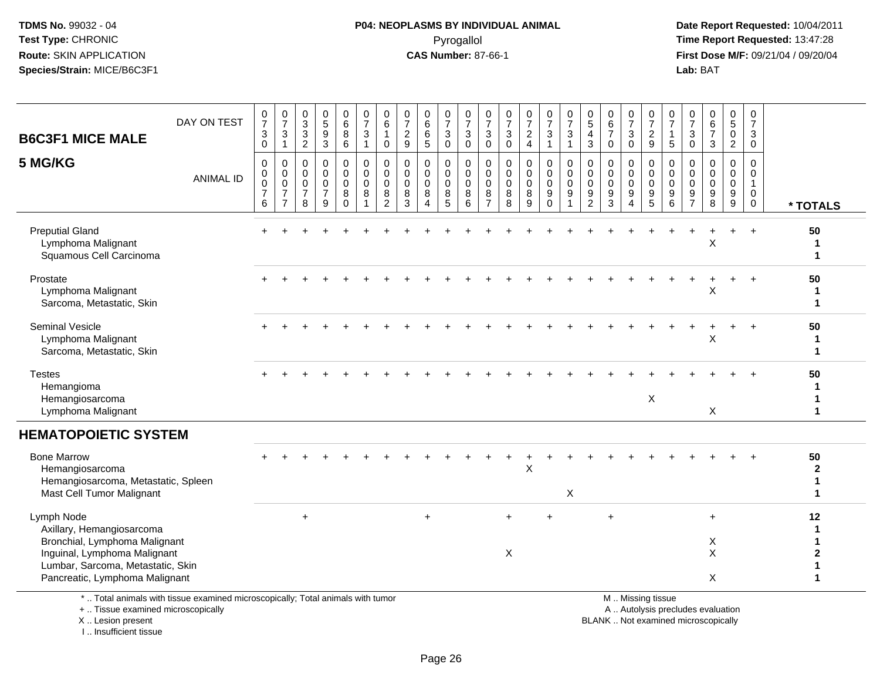# B6C3F1 MICE MALE

## 5 MG/KG

| | 1 | 2 | 3 | 4 | 5 | 6 | 7 | 8 | 9 | 10 | 11 | 12 | 13 | 14 | 15 | 16 | 17 | 18 | 19 | 20 | 21 | 22 | 23 | 24 | 25 | |
|---|---|---|---|---|---|---|---|---|---|---|---|---|---|---|---|---|---|---|---|---|---|---|---|---|---|---|
| DAY ON TEST | 0730 | 0731 | 0332 | 0593 | 0686 | 0731 | 0610 | 0729 | 0665 | 0730 | 0730 | 0730 | 0730 | 0724 | 0731 | 0731 | 0543 | 0670 | 0730 | 0729 | 0715 | 0730 | 0673 | 0502 | 0730 | |
| ANIMAL ID | 0076 | 0077 | 0078 | 0079 | 0080 | 0081 | 0082 | 0083 | 0084 | 0085 | 0086 | 0087 | 0088 | 0089 | 0090 | 0091 | 0092 | 0093 | 0094 | 0095 | 0096 | 0097 | 0098 | 0099 | 0100 | * TOTALS |
| Preputial Gland | + | + | + | + | + | + | + | + | + | + | + | + | + | + | + | + | + | + | + | + | + | + | + | + | + | 50 |
| Lymphoma Malignant | | | | | | | | | | | | | | | | | | | | | | | X | | | 1 |
| Squamous Cell Carcinoma | | | | | | | | | | | | | | | | | | | | | | | | | | 1 |
| Prostate | + | + | + | + | + | + | + | + | + | + | + | + | + | + | + | + | + | + | + | + | + | + | + | + | + | 50 |
| Lymphoma Malignant | | | | | | | | | | | | | | | | | | | | | | | X | | | 1 |
| Sarcoma, Metastatic, Skin | | | | | | | | | | | | | | | | | | | | | | | | | | 1 |
| Seminal Vesicle | + | + | + | + | + | + | + | + | + | + | + | + | + | + | + | + | + | + | + | + | + | + | + | + | + | 50 |
| Lymphoma Malignant | | | | | | | | | | | | | | | | | | | | | | | X | | | 1 |
| Sarcoma, Metastatic, Skin | | | | | | | | | | | | | | | | | | | | | | | | | | 1 |
| Testes | + | + | + | + | + | + | + | + | + | + | + | + | + | + | + | + | + | + | + | + | + | + | + | + | + | 50 |
| Hemangioma | | | | | | | | | | | | | | | | | | | | | | | | | | 1 |
| Hemangiosarcoma | | | | | | | | | | | | | | | | | | | | X | | | | | | 1 |
| Lymphoma Malignant | | | | | | | | | | | | | | | | | | | | | | | X | | | 1 |
| **HEMATOPOIETIC SYSTEM** | | | | | | | | | | | | | | | | | | | | | | | | | | |
| Bone Marrow | + | + | + | + | + | + | + | + | + | + | + | + | + | + | + | + | + | + | + | + | + | + | + | + | + | 50 |
| Hemangiosarcoma | | | | | | | | | | | | | | X | | | | | | | | | | | | 2 |
| Hemangiosarcoma, Metastatic, Spleen | | | | | | | | | | | | | | | | | | | | | | | | | | 1 |
| Mast Cell Tumor Malignant | | | | | | | | | | | | | | | | X | | | | | | | | | | 1 |
| Lymph Node | | | + | | | | | | + | | | | + | | + | | | + | | | | | + | | | 12 |
| Axillary, Hemangiosarcoma | | | | | | | | | | | | | | | | | | | | | | | | | | 1 |
| Bronchial, Lymphoma Malignant | | | | | | | | | | | | | | | | | | | | | | | X | | | 1 |
| Inguinal, Lymphoma Malignant | | | | | | | | | | | | | X | | | | | | | | | | X | | | 2 |
| Lumbar, Sarcoma, Metastatic, Skin | | | | | | | | | | | | | | | | | | | | | | | | | | 1 |
| Pancreatic, Lymphoma Malignant | | | | | | | | | | | | | | | | | | | | | | | X | | | 1 |

\* .. Total animals with tissue examined microscopically; Total animals with tumor
\+ .. Tissue examined microscopically
X .. Lesion present
I .. Insufficient tissue

M .. Missing tissue
A .. Autolysis precludes evaluation
BLANK .. Not examined microscopically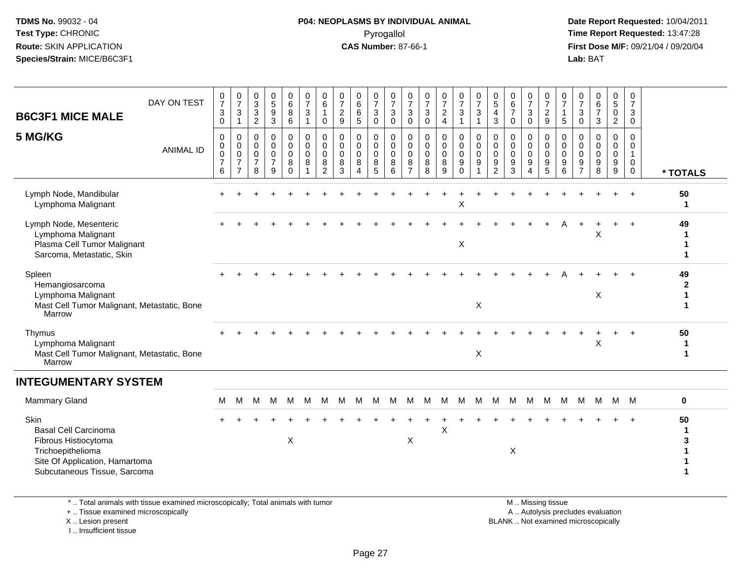# B6C3F1 MICE MALE

## 5 MG/KG

| DAY ON TEST | 0730 | 0731 | 0332 | 0593 | 0686 | 0731 | 0610 | 0729 | 0665 | 0730 | 0730 | 0730 | 0730 | 0724 | 0731 | 0731 | 0543 | 0670 | 0730 | 0729 | 0715 | 0730 | 0673 | 0502 | 0730 | |
|---|---|---|---|---|---|---|---|---|---|---|---|---|---|---|---|---|---|---|---|---|---|---|---|---|---|---|
| **ANIMAL ID** | 00076 | 00077 | 00078 | 00079 | 00080 | 00081 | 00082 | 00083 | 00084 | 00085 | 00086 | 00087 | 00088 | 00089 | 00090 | 00091 | 00092 | 00093 | 00094 | 00095 | 00096 | 00097 | 00098 | 00099 | 00100 | *** TOTALS** |
| Lymph Node, Mandibular | + | + | + | + | + | + | + | + | + | + | + | + | + | + | + | + | + | + | + | + | + | + | + | + | + | 50 |
| Lymphoma Malignant | | | | | | | | | | | | | | | X | | | | | | | | | | | 1 |
| Lymph Node, Mesenteric | + | + | + | + | + | + | + | + | + | + | + | + | + | + | + | + | + | + | + | + | A | + | + | + | + | 49 |
| Lymphoma Malignant | | | | | | | | | | | | | | | | | | | | | | | X | | | 1 |
| Plasma Cell Tumor Malignant | | | | | | | | | | | | | | | X | | | | | | | | | | | 1 |
| Sarcoma, Metastatic, Skin | | | | | | | | | | | | | | | | | | | | | | | | | | 1 |
| Spleen | + | + | + | + | + | + | + | + | + | + | + | + | + | + | + | + | + | + | + | + | A | + | + | + | + | 49 |
| Hemangiosarcoma | | | | | | | | | | | | | | | | | | | | | | | | | | 2 |
| Lymphoma Malignant | | | | | | | | | | | | | | | | | | | | | | | X | | | 1 |
| Mast Cell Tumor Malignant, Metastatic, Bone Marrow | | | | | | | | | | | | | | | | X | | | | | | | | | | 1 |
| Thymus | + | + | + | + | + | + | + | + | + | + | + | + | + | + | + | + | + | + | + | + | + | + | + | + | + | 50 |
| Lymphoma Malignant | | | | | | | | | | | | | | | | | | | | | | | X | | | 1 |
| Mast Cell Tumor Malignant, Metastatic, Bone Marrow | | | | | | | | | | | | | | | | X | | | | | | | | | | 1 |
| **INTEGUMENTARY SYSTEM** | | | | | | | | | | | | | | | | | | | | | | | | | | |
| Mammary Gland | M | M | M | M | M | M | M | M | M | M | M | M | M | M | M | M | M | M | M | M | M | M | M | M | M | 0 |
| Skin | + | + | + | + | + | + | + | + | + | + | + | + | + | + | + | + | + | + | + | + | + | + | + | + | + | 50 |
| Basal Cell Carcinoma | | | | | | | | | | | | | | X | | | | | | | | | | | | 1 |
| Fibrous Histiocytoma | | | | | X | | | | | | | X | | | | | | | | | | | | | | 3 |
| Trichoepithelioma | | | | | | | | | | | | | | | | | | X | | | | | | | | 1 |
| Site Of Application, Hamartoma | | | | | | | | | | | | | | | | | | | | | | | | | | 1 |
| Subcutaneous Tissue, Sarcoma | | | | | | | | | | | | | | | | | | | | | | | | | | 1 |

* .. Total animals with tissue examined microscopically; Total animals with tumor
+ .. Tissue examined microscopically
X .. Lesion present
I .. Insufficient tissue

M .. Missing tissue
A .. Autolysis precludes evaluation
BLANK .. Not examined microscopically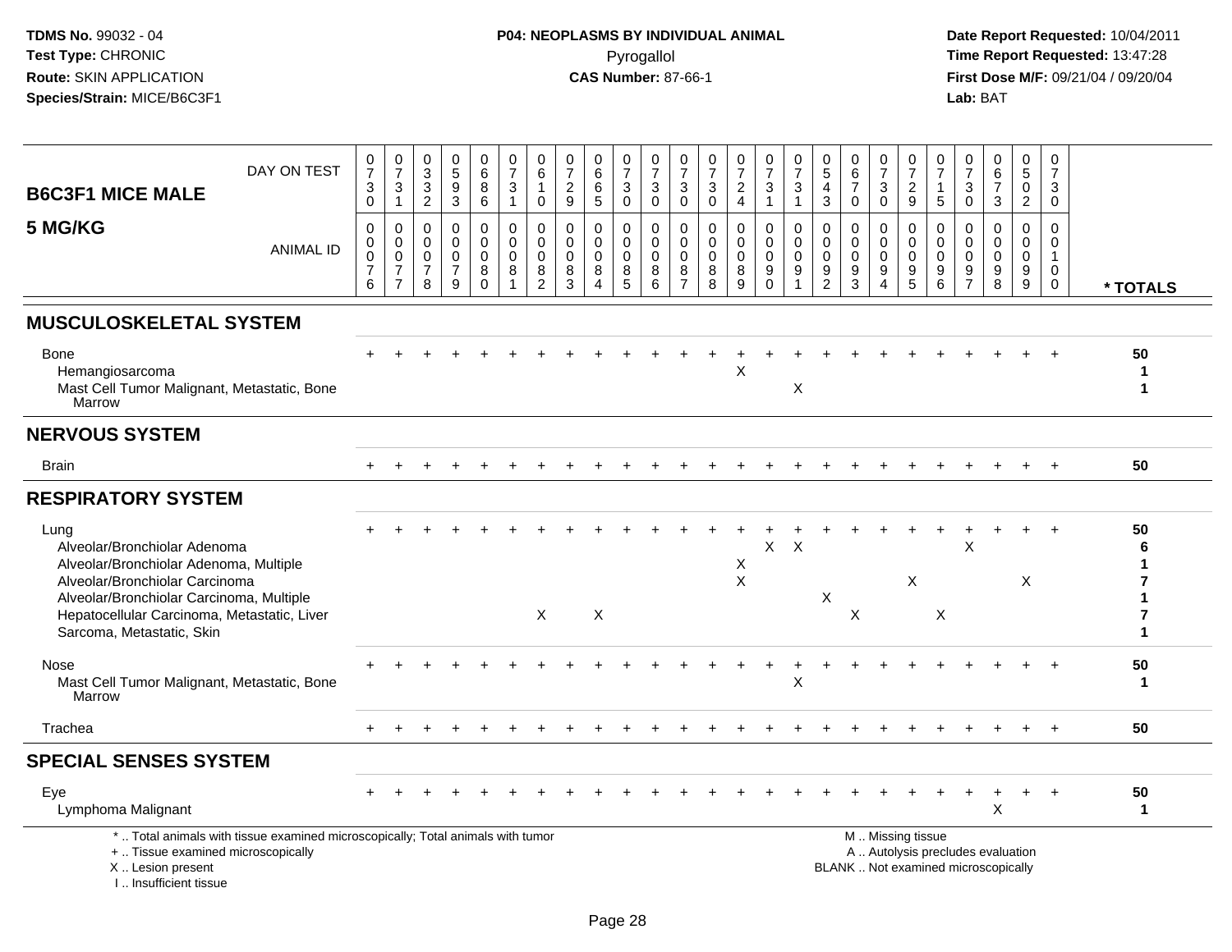**TDMS No.** 99032 - 04
**Test Type:** CHRONIC
**Route:** SKIN APPLICATION
**Species/Strain:** MICE/B6C3F1

**P04: NEOPLASMS BY INDIVIDUAL ANIMAL**
Pyrogallol
**CAS Number:** 87-66-1

**Date Report Requested:** 10/04/2011
**Time Report Requested:** 13:47:28
**First Dose M/F:** 09/21/04 / 09/20/04
**Lab:** BAT

## B6C3F1 MICE MALE
## 5 MG/KG

| DAY ON TEST | 0730 | 0731 | 0332 | 0593 | 0686 | 0731 | 0610 | 0729 | 0665 | 0730 | 0730 | 0730 | 0730 | 0724 | 0731 | 0731 | 0543 | 0670 | 0730 | 0729 | 0715 | 0730 | 0673 | 0502 | 0730 | |
|---|---|---|---|---|---|---|---|---|---|---|---|---|---|---|---|---|---|---|---|---|---|---|---|---|---|---|
| **ANIMAL ID** | 00076 | 00077 | 00078 | 00079 | 00080 | 00081 | 00082 | 00083 | 00084 | 00085 | 00086 | 00087 | 00088 | 00089 | 00090 | 00091 | 00092 | 00093 | 00094 | 00095 | 00096 | 00097 | 00098 | 00099 | 00100 | *** TOTALS** |
| **MUSCULOSKELETAL SYSTEM** | | | | | | | | | | | | | | | | | | | | | | | | | | |
| Bone | + | + | + | + | + | + | + | + | + | + | + | + | + | + | + | + | + | + | + | + | + | + | + | + | + | 50 |
| Hemangiosarcoma | | | | | | | | | | | | | | X | | | | | | | | | | | | 1 |
| Mast Cell Tumor Malignant, Metastatic, Bone Marrow | | | | | | | | | | | | | | | | X | | | | | | | | | | 1 |
| **NERVOUS SYSTEM** | | | | | | | | | | | | | | | | | | | | | | | | | | |
| Brain | + | + | + | + | + | + | + | + | + | + | + | + | + | + | + | + | + | + | + | + | + | + | + | + | + | 50 |
| **RESPIRATORY SYSTEM** | | | | | | | | | | | | | | | | | | | | | | | | | | |
| Lung | + | + | + | + | + | + | + | + | + | + | + | + | + | + | + | + | + | + | + | + | + | + | + | + | + | 50 |
| Alveolar/Bronchiolar Adenoma | | | | | | | | | | | | | | | X | X | | | | | | X | | | | 6 |
| Alveolar/Bronchiolar Adenoma, Multiple | | | | | | | | | | | | | | X | | | | | | | | | | | | 1 |
| Alveolar/Bronchiolar Carcinoma | | | | | | | | | | | | | | X | | | | | | X | | | | X | | 7 |
| Alveolar/Bronchiolar Carcinoma, Multiple | | | | | | | | | | | | | | | | | X | | | | | | | | | 1 |
| Hepatocellular Carcinoma, Metastatic, Liver | | | | | | | X | | X | | | | | | | | | X | | | X | | | | | 7 |
| Sarcoma, Metastatic, Skin | | | | | | | | | | | | | | | | | | | | | | | | | | 1 |
| Nose | + | + | + | + | + | + | + | + | + | + | + | + | + | + | + | + | + | + | + | + | + | + | + | + | + | 50 |
| Mast Cell Tumor Malignant, Metastatic, Bone Marrow | | | | | | | | | | | | | | | | X | | | | | | | | | | 1 |
| Trachea | + | + | + | + | + | + | + | + | + | + | + | + | + | + | + | + | + | + | + | + | + | + | + | + | + | 50 |
| **SPECIAL SENSES SYSTEM** | | | | | | | | | | | | | | | | | | | | | | | | | | |
| Eye | + | + | + | + | + | + | + | + | + | + | + | + | + | + | + | + | + | + | + | + | + | + | + | + | + | 50 |
| Lymphoma Malignant | | | | | | | | | | | | | | | | | | | | | | | X | | | 1 |

* .. Total animals with tissue examined microscopically; Total animals with tumor
+ .. Tissue examined microscopically
X .. Lesion present
I .. Insufficient tissue

M .. Missing tissue
A .. Autolysis precludes evaluation
BLANK .. Not examined microscopically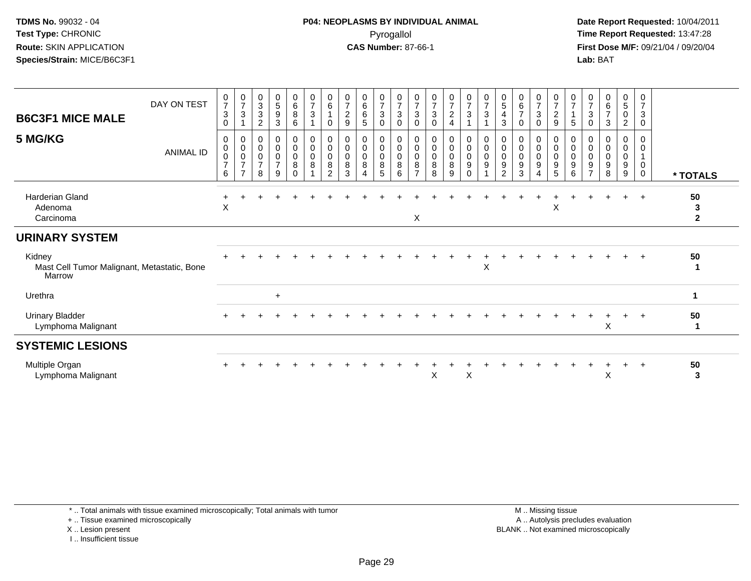TDMS No. 99032 - 04
Test Type: CHRONIC
Route: SKIN APPLICATION
Species/Strain: MICE/B6C3F1

**P04: NEOPLASMS BY INDIVIDUAL ANIMAL**
Pyrogallol
**CAS Number:** 87-66-1

Date Report Requested: 10/04/2011
Time Report Requested: 13:47:28
First Dose M/F: 09/21/04 / 09/20/04
Lab: BAT

## B6C3F1 MICE MALE

## 5 MG/KG

| DAY ON TEST | 0730 | 0731 | 0332 | 0593 | 0686 | 0731 | 0610 | 0729 | 0665 | 0730 | 0730 | 0730 | 0730 | 0724 | 0731 | 0731 | 0543 | 0670 | 0730 | 0729 | 0715 | 0730 | 0673 | 0502 | 0730 | |
|---|---|---|---|---|---|---|---|---|---|---|---|---|---|---|---|---|---|---|---|---|---|---|---|---|---|---|
| ANIMAL ID | 0076 | 0077 | 0078 | 0079 | 0080 | 0081 | 0082 | 0083 | 0084 | 0085 | 0086 | 0087 | 0088 | 0089 | 0090 | 0091 | 0092 | 0093 | 0094 | 0095 | 0096 | 0097 | 0098 | 0099 | 0100 | * TOTALS |
| Harderian Gland | + | + | + | + | + | + | + | + | + | + | + | + | + | + | + | + | + | + | + | + | + | + | + | + | + | 50 |
| Adenoma | X | | | | | | | | | | | | | | | | | | | X | | | | | | 3 |
| Carcinoma | | | | | | | | | | | | X | | | | | | | | | | | | | | 2 |
| **URINARY SYSTEM** | | | | | | | | | | | | | | | | | | | | | | | | | | |
| Kidney | + | + | + | + | + | + | + | + | + | + | + | + | + | + | + | + | + | + | + | + | + | + | + | + | + | 50 |
| Mast Cell Tumor Malignant, Metastatic, Bone Marrow | | | | | | | | | | | | | | | | X | | | | | | | | | | 1 |
| Urethra | | | | + | | | | | | | | | | | | | | | | | | | | | | 1 |
| Urinary Bladder | + | + | + | + | + | + | + | + | + | + | + | + | + | + | + | + | + | + | + | + | + | + | + | + | + | 50 |
| Lymphoma Malignant | | | | | | | | | | | | | | | | | | | | | | | X | | | 1 |
| **SYSTEMIC LESIONS** | | | | | | | | | | | | | | | | | | | | | | | | | | |
| Multiple Organ | + | + | + | + | + | + | + | + | + | + | + | + | + | + | + | + | + | + | + | + | + | + | + | + | + | 50 |
| Lymphoma Malignant | | | | | | | | | | | | | X | | X | | | | | | | | X | | | 3 |

\* .. Total animals with tissue examined microscopically; Total animals with tumor
\+ .. Tissue examined microscopically
X .. Lesion present
I .. Insufficient tissue

M .. Missing tissue
A .. Autolysis precludes evaluation
BLANK .. Not examined microscopically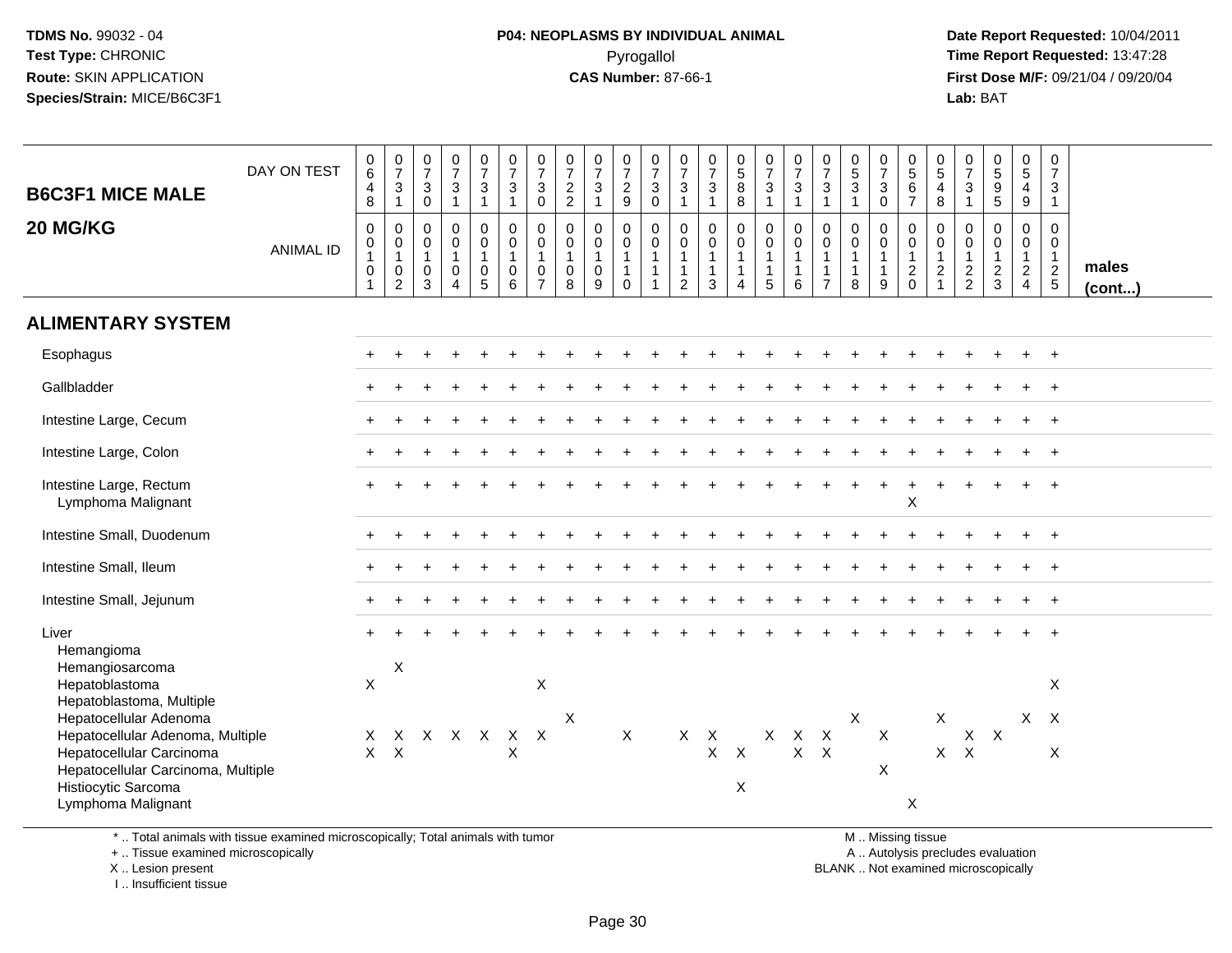# B6C3F1 MICE MALE

## 20 MG/KG

| | DAY ON TEST | 648 | 731 | 730 | 731 | 731 | 731 | 730 | 722 | 731 | 729 | 730 | 731 | 731 | 588 | 731 | 731 | 731 | 531 | 730 | 567 | 548 | 731 | 595 | 549 | 731 | |
|---|---|---|---|---|---|---|---|---|---|---|---|---|---|---|---|---|---|---|---|---|---|---|---|---|---|---|---|
| | ANIMAL ID | 00101 | 00102 | 00103 | 00104 | 00105 | 00106 | 00107 | 00108 | 00109 | 00110 | 00111 | 00112 | 00113 | 00114 | 00115 | 00116 | 00117 | 00118 | 00119 | 00120 | 00121 | 00122 | 00123 | 00124 | 00125 | males (cont...) |
| **ALIMENTARY SYSTEM** | | | | | | | | | | | | | | | | | | | | | | | | | | | |
| Esophagus | | + | + | + | + | + | + | + | + | + | + | + | + | + | + | + | + | + | + | + | + | + | + | + | + | + | |
| Gallbladder | | + | + | + | + | + | + | + | + | + | + | + | + | + | + | + | + | + | + | + | + | + | + | + | + | + | |
| Intestine Large, Cecum | | + | + | + | + | + | + | + | + | + | + | + | + | + | + | + | + | + | + | + | + | + | + | + | + | + | |
| Intestine Large, Colon | | + | + | + | + | + | + | + | + | + | + | + | + | + | + | + | + | + | + | + | + | + | + | + | + | + | |
| Intestine Large, Rectum | | + | + | + | + | + | + | + | + | + | + | + | + | + | + | + | + | + | + | + | + | + | + | + | + | + | |
| Lymphoma Malignant | | | | | | | | | | | | | | | | | | | | | X | | | | | | |
| Intestine Small, Duodenum | | + | + | + | + | + | + | + | + | + | + | + | + | + | + | + | + | + | + | + | + | + | + | + | + | + | |
| Intestine Small, Ileum | | + | + | + | + | + | + | + | + | + | + | + | + | + | + | + | + | + | + | + | + | + | + | + | + | + | |
| Intestine Small, Jejunum | | + | + | + | + | + | + | + | + | + | + | + | + | + | + | + | + | + | + | + | + | + | + | + | + | + | |
| Liver | | + | + | + | + | + | + | + | + | + | + | + | + | + | + | + | + | + | + | + | + | + | + | + | + | + | |
| Hemangioma | | | | | | | | | | | | | | | | | | | | | | | | | | | |
| Hemangiosarcoma | | | X | | | | | | | | | | | | | | | | | | | | | | | | |
| Hepatoblastoma | | X | | | | | | X | | | | | | | | | | | | | | | | | | X | |
| Hepatoblastoma, Multiple | | | | | | | | | | | | | | | | | | | | | | | | | | | |
| Hepatocellular Adenoma | | | | | | | | | X | | | | | | | | | | X | | | X | | | X | X | |
| Hepatocellular Adenoma, Multiple | | X | X | X | X | X | X | X | | | X | | X | X | | X | X | X | | X | | | X | X | | | |
| Hepatocellular Carcinoma | | X | X | | | | X | | | | | | | X | X | | X | X | | | | X | X | | | X | |
| Hepatocellular Carcinoma, Multiple | | | | | | | | | | | | | | | | | | | | X | | | | | | | |
| Histiocytic Sarcoma | | | | | | | | | | | | | | | X | | | | | | | | | | | | |
| Lymphoma Malignant | | | | | | | | | | | | | | | | | | | | | X | | | | | | |

\* .. Total animals with tissue examined microscopically; Total animals with tumor
+ .. Tissue examined microscopically
X .. Lesion present
I .. Insufficient tissue

M .. Missing tissue
A .. Autolysis precludes evaluation
BLANK .. Not examined microscopically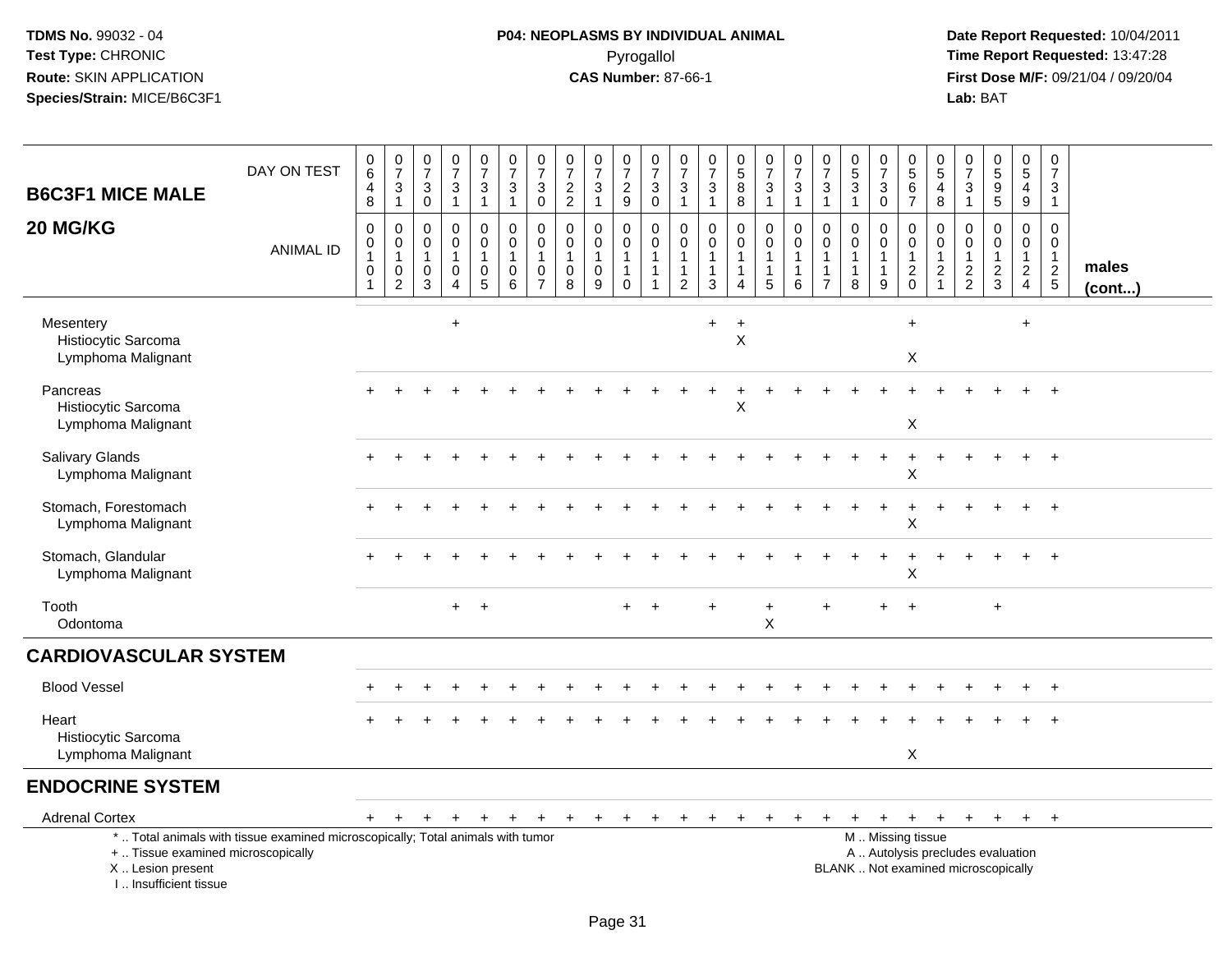**TDMS No.** 99032 - 04
**Test Type:** CHRONIC
**Route:** SKIN APPLICATION
**Species/Strain:** MICE/B6C3F1

**P04: NEOPLASMS BY INDIVIDUAL ANIMAL**
Pyrogallol
**CAS Number:** 87-66-1

**Date Report Requested:** 10/04/2011
**Time Report Requested:** 13:47:28
**First Dose M/F:** 09/21/04 / 09/20/04
**Lab:** BAT

| B6C3F1 MICE MALE 20 MG/KG | | | | | | | | | | | | | | | | | | | | | | | | | | |
|---|---|---|---|---|---|---|---|---|---|---|---|---|---|---|---|---|---|---|---|---|---|---|---|---|---|---|
| DAY ON TEST | 0648 | 0731 | 0730 | 0731 | 0731 | 0731 | 0730 | 0722 | 0731 | 0729 | 0730 | 0731 | 0731 | 0588 | 0731 | 0731 | 0731 | 0531 | 0730 | 0567 | 0548 | 0731 | 0595 | 0549 | 0731 | |
| ANIMAL ID | 0010 1 | 0010 2 | 0010 3 | 0010 4 | 0010 5 | 0010 6 | 0010 7 | 0010 8 | 0010 9 | 0011 0 | 0011 1 | 0011 2 | 0011 3 | 0011 4 | 0011 5 | 0011 6 | 0011 7 | 0011 8 | 0011 9 | 0012 0 | 0012 1 | 0012 2 | 0012 3 | 0012 4 | 0012 5 | males (cont...) |
| Mesentery | | | | + | | | | | | | | | + | + | | | | | | + | | | | + | | |
| Histiocytic Sarcoma | | | | | | | | | | | | | | X | | | | | | | | | | | | |
| Lymphoma Malignant | | | | | | | | | | | | | | | | | | | | X | | | | | | |
| Pancreas | + | + | + | + | + | + | + | + | + | + | + | + | + | + | + | + | + | + | + | + | + | + | + | + | + | |
| Histiocytic Sarcoma | | | | | | | | | | | | | | X | | | | | | | | | | | | |
| Lymphoma Malignant | | | | | | | | | | | | | | | | | | | | X | | | | | | |
| Salivary Glands | + | + | + | + | + | + | + | + | + | + | + | + | + | + | + | + | + | + | + | + | + | + | + | + | + | |
| Lymphoma Malignant | | | | | | | | | | | | | | | | | | | | X | | | | | | |
| Stomach, Forestomach | + | + | + | + | + | + | + | + | + | + | + | + | + | + | + | + | + | + | + | + | + | + | + | + | + | |
| Lymphoma Malignant | | | | | | | | | | | | | | | | | | | | X | | | | | | |
| Stomach, Glandular | + | + | + | + | + | + | + | + | + | + | + | + | + | + | + | + | + | + | + | + | + | + | + | + | + | |
| Lymphoma Malignant | | | | | | | | | | | | | | | | | | | | X | | | | | | |
| Tooth | | | | + | + | | | | | + | + | | + | | + | | + | | + | + | | | + | | | |
| Odontoma | | | | | | | | | | | | | | | X | | | | | | | | | | | |
| **CARDIOVASCULAR SYSTEM** | | | | | | | | | | | | | | | | | | | | | | | | | | |
| Blood Vessel | + | + | + | + | + | + | + | + | + | + | + | + | + | + | + | + | + | + | + | + | + | + | + | + | + | |
| Heart | + | + | + | + | + | + | + | + | + | + | + | + | + | + | + | + | + | + | + | + | + | + | + | + | + | |
| Histiocytic Sarcoma | | | | | | | | | | | | | | | | | | | | | | | | | | |
| Lymphoma Malignant | | | | | | | | | | | | | | | | | | | | X | | | | | | |
| **ENDOCRINE SYSTEM** | | | | | | | | | | | | | | | | | | | | | | | | | | |
| Adrenal Cortex | + | + | + | + | + | + | + | + | + | + | + | + | + | + | + | + | + | + | + | + | + | + | + | + | + | |

\* .. Total animals with tissue examined microscopically; Total animals with tumor
\+ .. Tissue examined microscopically
X .. Lesion present
I .. Insufficient tissue

M .. Missing tissue
A .. Autolysis precludes evaluation
BLANK .. Not examined microscopically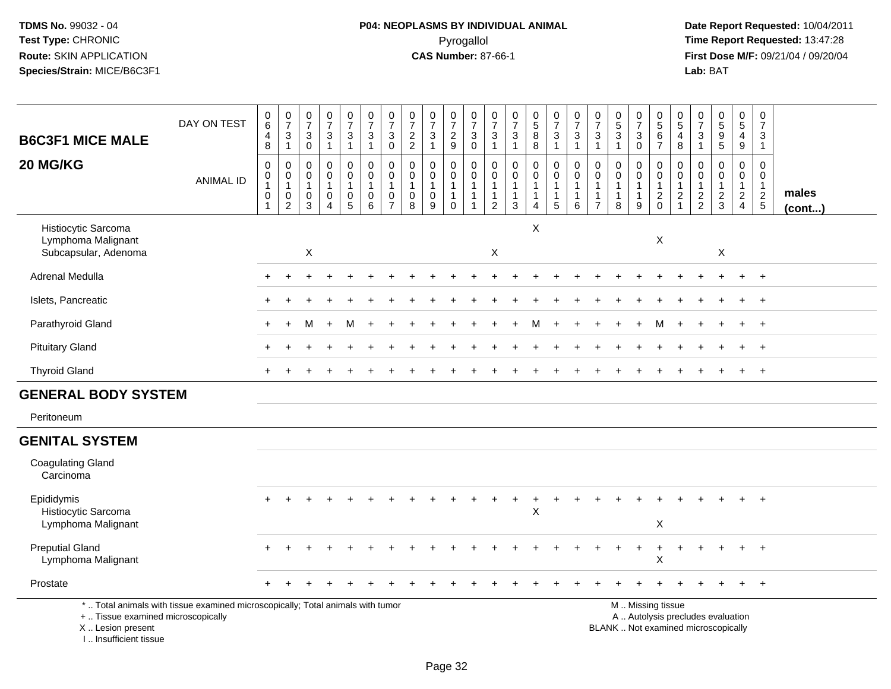**TDMS No.** 99032 - 04
**Test Type:** CHRONIC
**Route:** SKIN APPLICATION
**Species/Strain:** MICE/B6C3F1

**P04: NEOPLASMS BY INDIVIDUAL ANIMAL**
Pyrogallol
**CAS Number:** 87-66-1

**Date Report Requested:** 10/04/2011
**Time Report Requested:** 13:47:28
**First Dose M/F:** 09/21/04 / 09/20/04
**Lab:** BAT

| B6C3F1 MICE MALE 20 MG/KG | | | | | | | | | | | | | | | | | | | | | | | | | | |
|---|---|---|---|---|---|---|---|---|---|---|---|---|---|---|---|---|---|---|---|---|---|---|---|---|---|---|
| DAY ON TEST | 0648 | 0731 | 0730 | 0731 | 0731 | 0731 | 0730 | 0722 | 0731 | 0729 | 0730 | 0731 | 0731 | 0588 | 0731 | 0731 | 0731 | 0531 | 0730 | 0567 | 0548 | 0731 | 0595 | 0549 | 0731 | |
| ANIMAL ID | 0010 1 | 0010 2 | 0010 3 | 0010 4 | 0010 5 | 0010 6 | 0010 7 | 0010 8 | 0010 9 | 0011 0 | 0011 1 | 0011 2 | 0011 3 | 0011 4 | 0011 5 | 0011 6 | 0011 7 | 0011 8 | 0011 9 | 0012 0 | 0012 1 | 0012 2 | 0012 3 | 0012 4 | 0012 5 | males (cont...) |
| Histiocytic Sarcoma | | | | | | | | | | | | | | X | | | | | | | | | | | | |
| Lymphoma Malignant | | | | | | | | | | | | | | | | | | | | X | | | | | | |
| Subcapsular, Adenoma | | | X | | | | | | | | | X | | | | | | | | | | | X | | | |
| Adrenal Medulla | + | + | + | + | + | + | + | + | + | + | + | + | + | + | + | + | + | + | + | + | + | + | + | + | + | |
| Islets, Pancreatic | + | + | + | + | + | + | + | + | + | + | + | + | + | + | + | + | + | + | + | + | + | + | + | + | + | |
| Parathyroid Gland | + | + | M | + | M | + | + | + | + | + | + | + | + | M | + | + | + | + | + | M | + | + | + | + | + | |
| Pituitary Gland | + | + | + | + | + | + | + | + | + | + | + | + | + | + | + | + | + | + | + | + | + | + | + | + | + | |
| Thyroid Gland | + | + | + | + | + | + | + | + | + | + | + | + | + | + | + | + | + | + | + | + | + | + | + | + | + | |
| **GENERAL BODY SYSTEM** | | | | | | | | | | | | | | | | | | | | | | | | | | |
| Peritoneum | | | | | | | | | | | | | | | | | | | | | | | | | | |
| **GENITAL SYSTEM** | | | | | | | | | | | | | | | | | | | | | | | | | | |
| Coagulating Gland | | | | | | | | | | | | | | | | | | | | | | | | | | |
| Carcinoma | | | | | | | | | | | | | | | | | | | | | | | | | | |
| Epididymis | + | + | + | + | + | + | + | + | + | + | + | + | + | + | + | + | + | + | + | + | + | + | + | + | + | |
| Histiocytic Sarcoma | | | | | | | | | | | | | | X | | | | | | | | | | | | |
| Lymphoma Malignant | | | | | | | | | | | | | | | | | | | | X | | | | | | |
| Preputial Gland | + | + | + | + | + | + | + | + | + | + | + | + | + | + | + | + | + | + | + | + | + | + | + | + | + | |
| Lymphoma Malignant | | | | | | | | | | | | | | | | | | | | X | | | | | | |
| Prostate | + | + | + | + | + | + | + | + | + | + | + | + | + | + | + | + | + | + | + | + | + | + | + | + | + | |

\* .. Total animals with tissue examined microscopically; Total animals with tumor
\+ .. Tissue examined microscopically
X .. Lesion present
I .. Insufficient tissue

M .. Missing tissue
A .. Autolysis precludes evaluation
BLANK .. Not examined microscopically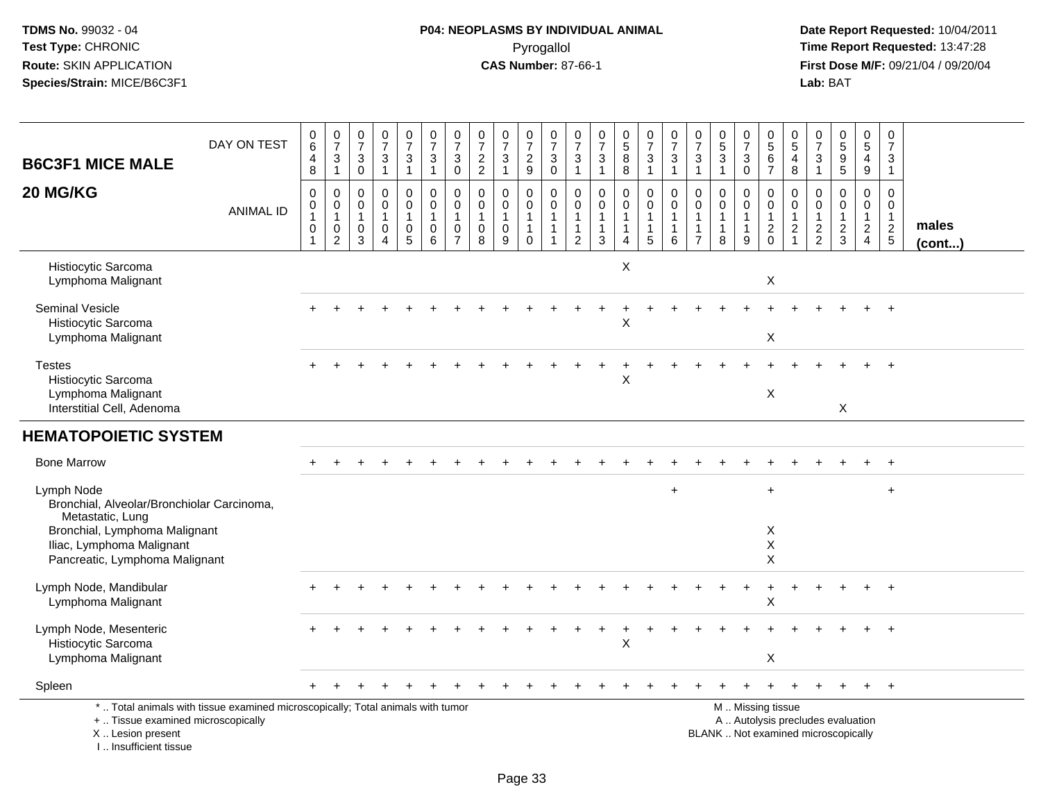TDMS No. 99032 - 04
Test Type: CHRONIC
Route: SKIN APPLICATION
Species/Strain: MICE/B6C3F1

**P04: NEOPLASMS BY INDIVIDUAL ANIMAL**
Pyrogallol
**CAS Number:** 87-66-1

Date Report Requested: 10/04/2011
Time Report Requested: 13:47:28
First Dose M/F: 09/21/04 / 09/20/04
Lab: BAT

| B6C3F1 MICE MALE 20 MG/KG | | | | | | | | | | | | | | | | | | | | | | | | | | |
|---|---|---|---|---|---|---|---|---|---|---|---|---|---|---|---|---|---|---|---|---|---|---|---|---|---|---|
| DAY ON TEST | 0648 | 0731 | 0730 | 0731 | 0731 | 0731 | 0730 | 0722 | 0731 | 0729 | 0730 | 0731 | 0731 | 0588 | 0731 | 0731 | 0731 | 0531 | 0730 | 0567 | 0548 | 0731 | 0595 | 0549 | 0731 | |
| ANIMAL ID | 00101 | 00102 | 00103 | 00104 | 00105 | 00106 | 00107 | 00108 | 00109 | 00110 | 00111 | 00112 | 00113 | 00114 | 00115 | 00116 | 00117 | 00118 | 00119 | 00120 | 00121 | 00122 | 00123 | 00124 | 00125 | males (cont...) |
| Histiocytic Sarcoma | | | | | | | | | | | | | | X | | | | | | | | | | | | |
| Lymphoma Malignant | | | | | | | | | | | | | | | | | | | | X | | | | | | |
| Seminal Vesicle | + | + | + | + | + | + | + | + | + | + | + | + | + | + | + | + | + | + | + | + | + | + | + | + | + | |
| Histiocytic Sarcoma | | | | | | | | | | | | | | X | | | | | | | | | | | | |
| Lymphoma Malignant | | | | | | | | | | | | | | | | | | | | X | | | | | | |
| Testes | + | + | + | + | + | + | + | + | + | + | + | + | + | + | + | + | + | + | + | + | + | + | + | + | + | |
| Histiocytic Sarcoma | | | | | | | | | | | | | | X | | | | | | | | | | | | |
| Lymphoma Malignant | | | | | | | | | | | | | | | | | | | | X | | | | | | |
| Interstitial Cell, Adenoma | | | | | | | | | | | | | | | | | | | | | | | X | | | |
| **HEMATOPOIETIC SYSTEM** | | | | | | | | | | | | | | | | | | | | | | | | | | |
| Bone Marrow | + | + | + | + | + | + | + | + | + | + | + | + | + | + | + | + | + | + | + | + | + | + | + | + | + | |
| Lymph Node | | | | | | | | | | | | | | | | + | | | | + | | | | | + | |
| Bronchial, Alveolar/Bronchiolar Carcinoma, Metastatic, Lung | | | | | | | | | | | | | | | | | | | | | | | | | | |
| Bronchial, Lymphoma Malignant | | | | | | | | | | | | | | | | | | | | X | | | | | | |
| Iliac, Lymphoma Malignant | | | | | | | | | | | | | | | | | | | | X | | | | | | |
| Pancreatic, Lymphoma Malignant | | | | | | | | | | | | | | | | | | | | X | | | | | | |
| Lymph Node, Mandibular | + | + | + | + | + | + | + | + | + | + | + | + | + | + | + | + | + | + | + | + | + | + | + | + | + | |
| Lymphoma Malignant | | | | | | | | | | | | | | | | | | | | X | | | | | | |
| Lymph Node, Mesenteric | + | + | + | + | + | + | + | + | + | + | + | + | + | + | + | + | + | + | + | + | + | + | + | + | + | |
| Histiocytic Sarcoma | | | | | | | | | | | | | | X | | | | | | | | | | | | |
| Lymphoma Malignant | | | | | | | | | | | | | | | | | | | | X | | | | | | |
| Spleen | + | + | + | + | + | + | + | + | + | + | + | + | + | + | + | + | + | + | + | + | + | + | + | + | + | |

\* .. Total animals with tissue examined microscopically; Total animals with tumor
\+ .. Tissue examined microscopically
X .. Lesion present
I .. Insufficient tissue

M .. Missing tissue
A .. Autolysis precludes evaluation
BLANK .. Not examined microscopically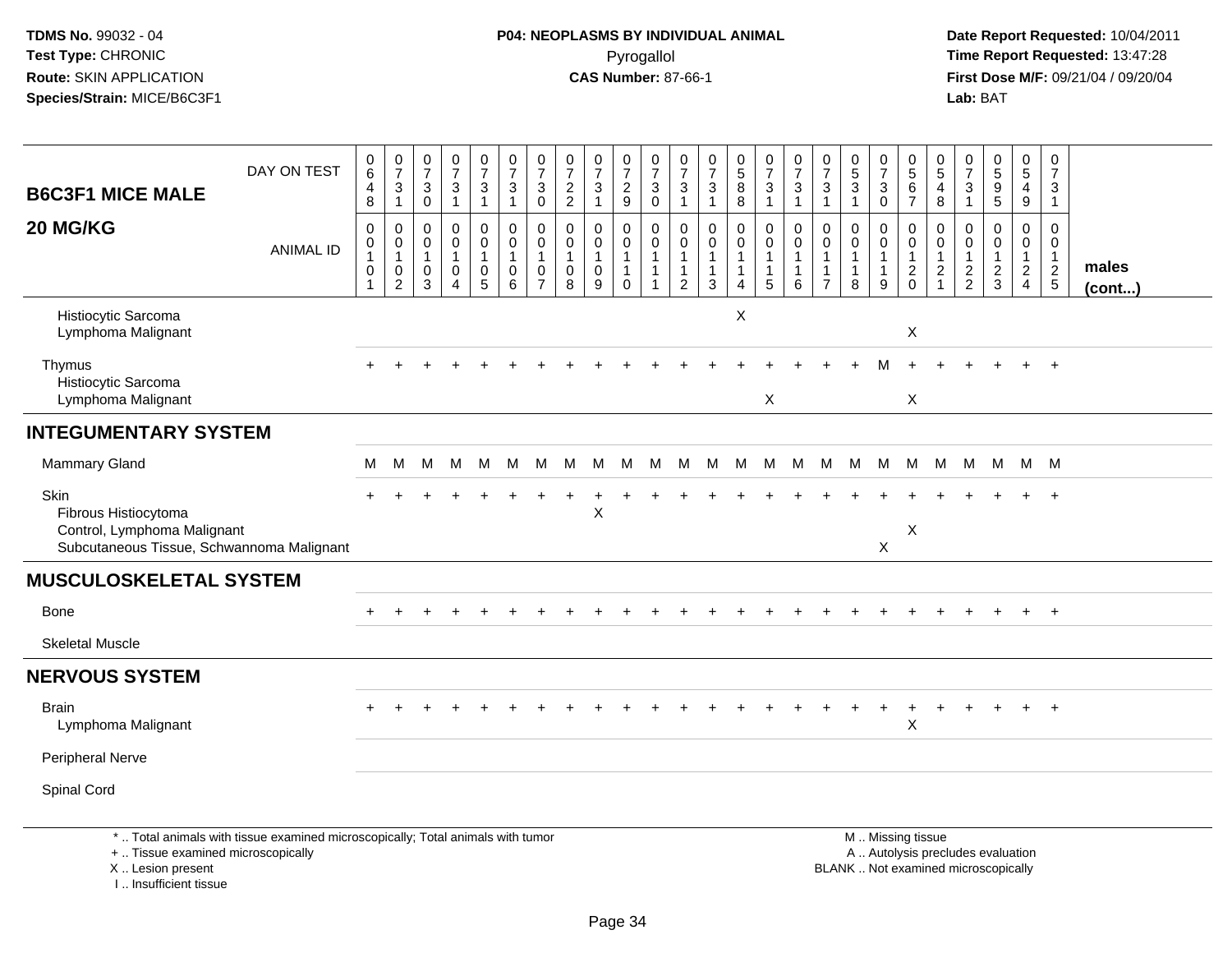TDMS No. 99032 - 04
Test Type: CHRONIC
Route: SKIN APPLICATION
Species/Strain: MICE/B6C3F1

**P04: NEOPLASMS BY INDIVIDUAL ANIMAL**
Pyrogallol
**CAS Number:** 87-66-1

Date Report Requested: 10/04/2011
Time Report Requested: 13:47:28
First Dose M/F: 09/21/04 / 09/20/04
Lab: BAT

| B6C3F1 MICE MALE 20 MG/KG | | | | | | | | | | | | | | | | | | | | | | | | | | |
|---|---|---|---|---|---|---|---|---|---|---|---|---|---|---|---|---|---|---|---|---|---|---|---|---|---|---|
| DAY ON TEST | 0648 | 0731 | 0730 | 0731 | 0731 | 0731 | 0730 | 0722 | 0731 | 0729 | 0730 | 0731 | 0731 | 0588 | 0731 | 0731 | 0731 | 0531 | 0730 | 0567 | 0548 | 0731 | 0595 | 0549 | 0731 | |
| ANIMAL ID | 00101 | 00102 | 00103 | 00104 | 00105 | 00106 | 00107 | 00108 | 00109 | 00110 | 00111 | 00112 | 00113 | 00114 | 00115 | 00116 | 00117 | 00118 | 00119 | 00120 | 00121 | 00122 | 00123 | 00124 | 00125 | males (cont...) |
| Histiocytic Sarcoma | | | | | | | | | | | | | | X | | | | | | | | | | | | |
| Lymphoma Malignant | | | | | | | | | | | | | | | | | | | | X | | | | | | |
| Thymus | + | + | + | + | + | + | + | + | + | + | + | + | + | + | + | + | + | + | M | + | + | + | + | + | + | |
| Histiocytic Sarcoma | | | | | | | | | | | | | | | | | | | | | | | | | | |
| Lymphoma Malignant | | | | | | | | | | | | | | | X | | | | | X | | | | | | |
| **INTEGUMENTARY SYSTEM** | | | | | | | | | | | | | | | | | | | | | | | | | | |
| Mammary Gland | M | M | M | M | M | M | M | M | M | M | M | M | M | M | M | M | M | M | M | M | M | M | M | M | M | |
| Skin | + | + | + | + | + | + | + | + | + | + | + | + | + | + | + | + | + | + | + | + | + | + | + | + | + | |
| Fibrous Histiocytoma | | | | | | | | | X | | | | | | | | | | | | | | | | | |
| Control, Lymphoma Malignant | | | | | | | | | | | | | | | | | | | | X | | | | | | |
| Subcutaneous Tissue, Schwannoma Malignant | | | | | | | | | | | | | | | | | | | X | | | | | | | |
| **MUSCULOSKELETAL SYSTEM** | | | | | | | | | | | | | | | | | | | | | | | | | | |
| Bone | + | + | + | + | + | + | + | + | + | + | + | + | + | + | + | + | + | + | + | + | + | + | + | + | + | |
| Skeletal Muscle | | | | | | | | | | | | | | | | | | | | | | | | | | |
| **NERVOUS SYSTEM** | | | | | | | | | | | | | | | | | | | | | | | | | | |
| Brain | + | + | + | + | + | + | + | + | + | + | + | + | + | + | + | + | + | + | + | + | + | + | + | + | + | |
| Lymphoma Malignant | | | | | | | | | | | | | | | | | | | | X | | | | | | |
| Peripheral Nerve | | | | | | | | | | | | | | | | | | | | | | | | | | |
| Spinal Cord | | | | | | | | | | | | | | | | | | | | | | | | | | |

\* .. Total animals with tissue examined microscopically; Total animals with tumor
\+ .. Tissue examined microscopically
X .. Lesion present
I .. Insufficient tissue

M .. Missing tissue
A .. Autolysis precludes evaluation
BLANK .. Not examined microscopically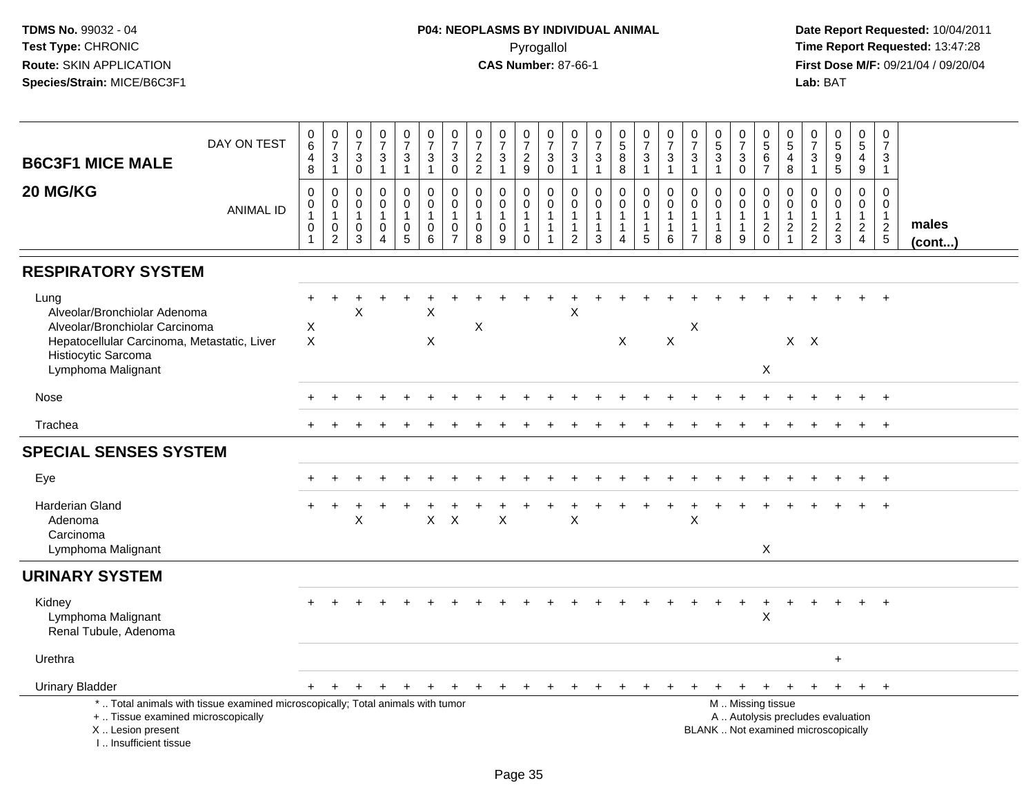**TDMS No.** 99032 - 04
**Test Type:** CHRONIC
**Route:** SKIN APPLICATION
**Species/Strain:** MICE/B6C3F1

**P04: NEOPLASMS BY INDIVIDUAL ANIMAL**
Pyrogallol
**CAS Number:** 87-66-1

**Date Report Requested:** 10/04/2011
**Time Report Requested:** 13:47:28
**First Dose M/F:** 09/21/04 / 09/20/04
**Lab:** BAT

## B6C3F1 MICE MALE

## 20 MG/KG

| DAY ON TEST | 0648 | 0731 | 0730 | 0731 | 0731 | 0731 | 0730 | 0722 | 0731 | 0729 | 0730 | 0731 | 0731 | 0588 | 0731 | 0731 | 0731 | 0531 | 0730 | 0567 | 0548 | 0731 | 0595 | 0549 | 0731 | |
|---|---|---|---|---|---|---|---|---|---|---|---|---|---|---|---|---|---|---|---|---|---|---|---|---|---|---|
| **ANIMAL ID** | 0010 1 | 0010 2 | 0010 3 | 0010 4 | 0010 5 | 0010 6 | 0010 7 | 0010 8 | 0010 9 | 0011 0 | 0011 1 | 0011 2 | 0011 3 | 0011 4 | 0011 5 | 0011 6 | 0011 7 | 0011 8 | 0011 9 | 0012 0 | 0012 1 | 0012 2 | 0012 3 | 0012 4 | 0012 5 | **males (cont...)** |
| **RESPIRATORY SYSTEM** | | | | | | | | | | | | | | | | | | | | | | | | | | |
| Lung | + | + | + | + | + | + | + | + | + | + | + | + | + | + | + | + | + | + | + | + | + | + | + | + | + | |
| Alveolar/Bronchiolar Adenoma | | | X | | | X | | | | | | X | | | | | | | | | | | | | | |
| Alveolar/Bronchiolar Carcinoma | X | | | | | | | X | | | | | | | | | X | | | | | | | | | |
| Hepatocellular Carcinoma, Metastatic, Liver | X | | | | | X | | | | | | | | X | | X | | | | | X | X | | | | |
| Histiocytic Sarcoma | | | | | | | | | | | | | | | | | | | | | | | | | | |
| Lymphoma Malignant | | | | | | | | | | | | | | | | | | | | X | | | | | | |
| Nose | + | + | + | + | + | + | + | + | + | + | + | + | + | + | + | + | + | + | + | + | + | + | + | + | + | |
| Trachea | + | + | + | + | + | + | + | + | + | + | + | + | + | + | + | + | + | + | + | + | + | + | + | + | + | |
| **SPECIAL SENSES SYSTEM** | | | | | | | | | | | | | | | | | | | | | | | | | | |
| Eye | + | + | + | + | + | + | + | + | + | + | + | + | + | + | + | + | + | + | + | + | + | + | + | + | + | |
| Harderian Gland | + | + | + | + | + | + | + | + | + | + | + | + | + | + | + | + | + | + | + | + | + | + | + | + | + | |
| Adenoma | | | X | | | X | X | | X | | | X | | | | | X | | | | | | | | | |
| Carcinoma | | | | | | | | | | | | | | | | | | | | | | | | | | |
| Lymphoma Malignant | | | | | | | | | | | | | | | | | | | | X | | | | | | |
| **URINARY SYSTEM** | | | | | | | | | | | | | | | | | | | | | | | | | | |
| Kidney | + | + | + | + | + | + | + | + | + | + | + | + | + | + | + | + | + | + | + | + | + | + | + | + | + | |
| Lymphoma Malignant | | | | | | | | | | | | | | | | | | | | X | | | | | | |
| Renal Tubule, Adenoma | | | | | | | | | | | | | | | | | | | | | | | | | | |
| Urethra | | | | | | | | | | | | | | | | | | | | | | | + | | | |
| Urinary Bladder | + | + | + | + | + | + | + | + | + | + | + | + | + | + | + | + | + | + | + | + | + | + | + | + | + | |

\* .. Total animals with tissue examined microscopically; Total animals with tumor
\+ .. Tissue examined microscopically
X .. Lesion present
I .. Insufficient tissue

M .. Missing tissue
A .. Autolysis precludes evaluation
BLANK .. Not examined microscopically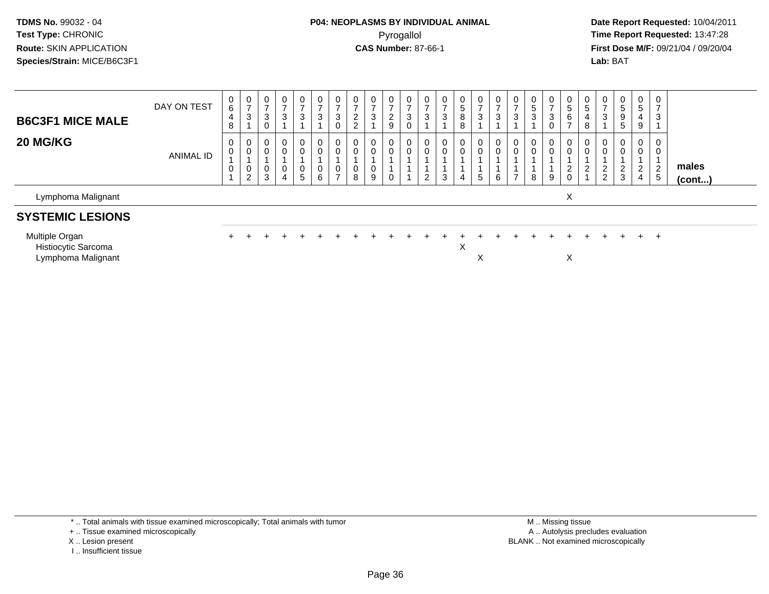TDMS No. 99032 - 04
Test Type: CHRONIC
Route: SKIN APPLICATION
Species/Strain: MICE/B6C3F1

P04: NEOPLASMS BY INDIVIDUAL ANIMAL
Pyrogallol
CAS Number: 87-66-1

Date Report Requested: 10/04/2011
Time Report Requested: 13:47:28
First Dose M/F: 09/21/04 / 09/20/04
Lab: BAT

| B6C3F1 MICE MALE 20 MG/KG | DAY ON TEST | 0648 | 0731 | 0730 | 0731 | 0731 | 0731 | 0730 | 0722 | 0731 | 0729 | 0730 | 0731 | 0731 | 0588 | 0731 | 0731 | 0731 | 0531 | 0730 | 0567 | 0548 | 0731 | 0595 | 0549 | 0731 | |
|---|---|---|---|---|---|---|---|---|---|---|---|---|---|---|---|---|---|---|---|---|---|---|---|---|---|---|---|
| | ANIMAL ID | 00101 | 00102 | 00103 | 00104 | 00105 | 00106 | 00107 | 00108 | 00109 | 00110 | 00111 | 00112 | 00113 | 00114 | 00115 | 00116 | 00117 | 00118 | 00119 | 00120 | 00121 | 00122 | 00123 | 00124 | 00125 | males (cont...) |
| Lymphoma Malignant | | | | | | | | | | | | | | | | | | | | | X | | | | | | |
| **SYSTEMIC LESIONS** | | | | | | | | | | | | | | | | | | | | | | | | | | | |
| Multiple Organ | | + | + | + | + | + | + | + | + | + | + | + | + | + | + | + | + | + | + | + | + | + | + | + | + | + | |
| Histiocytic Sarcoma | | | | | | | | | | | | | | | X | | | | | | | | | | | | |
| Lymphoma Malignant | | | | | | | | | | | | | | | | X | | | | | X | | | | | | |

\* .. Total animals with tissue examined microscopically; Total animals with tumor
+ .. Tissue examined microscopically
X .. Lesion present
I .. Insufficient tissue

M .. Missing tissue
A .. Autolysis precludes evaluation
BLANK .. Not examined microscopically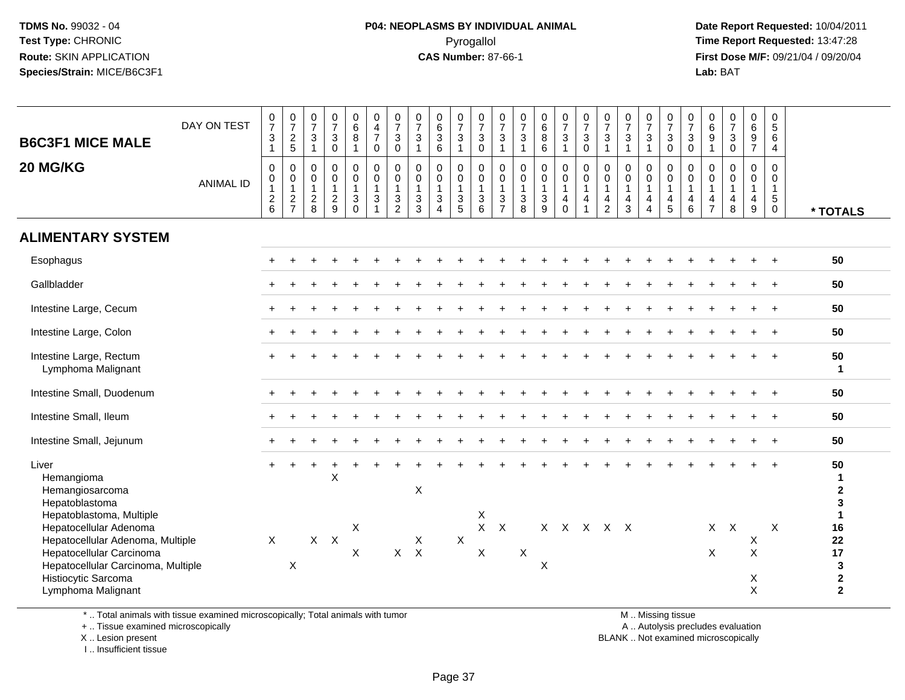**TDMS No.** 99032 - 04
**Test Type:** CHRONIC
**Route:** SKIN APPLICATION
**Species/Strain:** MICE/B6C3F1

**P04: NEOPLASMS BY INDIVIDUAL ANIMAL**
Pyrogallol
**CAS Number:** 87-66-1

**Date Report Requested:** 10/04/2011
**Time Report Requested:** 13:47:28
**First Dose M/F:** 09/21/04 / 09/20/04
**Lab:** BAT

## B6C3F1 MICE MALE
## 20 MG/KG

| DAY ON TEST | 0731 | 0725 | 0731 | 0730 | 0681 | 0470 | 0730 | 0731 | 0636 | 0731 | 0730 | 0731 | 0731 | 0686 | 0731 | 0730 | 0731 | 0731 | 0731 | 0730 | 0730 | 0691 | 0730 | 0697 | 0564 | |
|---|---|---|---|---|---|---|---|---|---|---|---|---|---|---|---|---|---|---|---|---|---|---|---|---|---|---|
| **ANIMAL ID** | 0126 | 0127 | 0128 | 0129 | 0130 | 0131 | 0132 | 0133 | 0134 | 0135 | 0136 | 0137 | 0138 | 0139 | 0140 | 0141 | 0142 | 0143 | 0144 | 0145 | 0146 | 0147 | 0148 | 0149 | 0150 | *** TOTALS** |
| **ALIMENTARY SYSTEM** | | | | | | | | | | | | | | | | | | | | | | | | | | |
| Esophagus | + | + | + | + | + | + | + | + | + | + | + | + | + | + | + | + | + | + | + | + | + | + | + | + | + | **50** |
| Gallbladder | + | + | + | + | + | + | + | + | + | + | + | + | + | + | + | + | + | + | + | + | + | + | + | + | + | **50** |
| Intestine Large, Cecum | + | + | + | + | + | + | + | + | + | + | + | + | + | + | + | + | + | + | + | + | + | + | + | + | + | **50** |
| Intestine Large, Colon | + | + | + | + | + | + | + | + | + | + | + | + | + | + | + | + | + | + | + | + | + | + | + | + | + | **50** |
| Intestine Large, Rectum | + | + | + | + | + | + | + | + | + | + | + | + | + | + | + | + | + | + | + | + | + | + | + | + | + | **50** |
| Lymphoma Malignant | | | | | | | | | | | | | | | | | | | | | | | | | | **1** |
| Intestine Small, Duodenum | + | + | + | + | + | + | + | + | + | + | + | + | + | + | + | + | + | + | + | + | + | + | + | + | + | **50** |
| Intestine Small, Ileum | + | + | + | + | + | + | + | + | + | + | + | + | + | + | + | + | + | + | + | + | + | + | + | + | + | **50** |
| Intestine Small, Jejunum | + | + | + | + | + | + | + | + | + | + | + | + | + | + | + | + | + | + | + | + | + | + | + | + | + | **50** |
| Liver | + | + | + | + | + | + | + | + | + | + | + | + | + | + | + | + | + | + | + | + | + | + | + | + | + | **50** |
| Hemangioma | | | | X | | | | | | | | | | | | | | | | | | | | | | **1** |
| Hemangiosarcoma | | | | | | | | X | | | | | | | | | | | | | | | | | | **2** |
| Hepatoblastoma | | | | | | | | | | | | | | | | | | | | | | | | | | **3** |
| Hepatoblastoma, Multiple | | | | | | | | | | | X | | | | | | | | | | | | | | | **1** |
| Hepatocellular Adenoma | | | | | X | | | | | | X | X | | X | X | X | X | X | | | | X | X | | X | **16** |
| Hepatocellular Adenoma, Multiple | X | | X | X | | | | X | | X | | | | | | | | | | | | | | X | | **22** |
| Hepatocellular Carcinoma | | | | | X | | X | X | | | X | | X | | | | | | | | | X | | X | | **17** |
| Hepatocellular Carcinoma, Multiple | | X | | | | | | | | | | | | X | | | | | | | | | | | | **3** |
| Histiocytic Sarcoma | | | | | | | | | | | | | | | | | | | | | | | | X | | **2** |
| Lymphoma Malignant | | | | | | | | | | | | | | | | | | | | | | | | X | | **2** |

\* .. Total animals with tissue examined microscopically; Total animals with tumor
\+ .. Tissue examined microscopically
X .. Lesion present
I .. Insufficient tissue

M .. Missing tissue
A .. Autolysis precludes evaluation
BLANK .. Not examined microscopically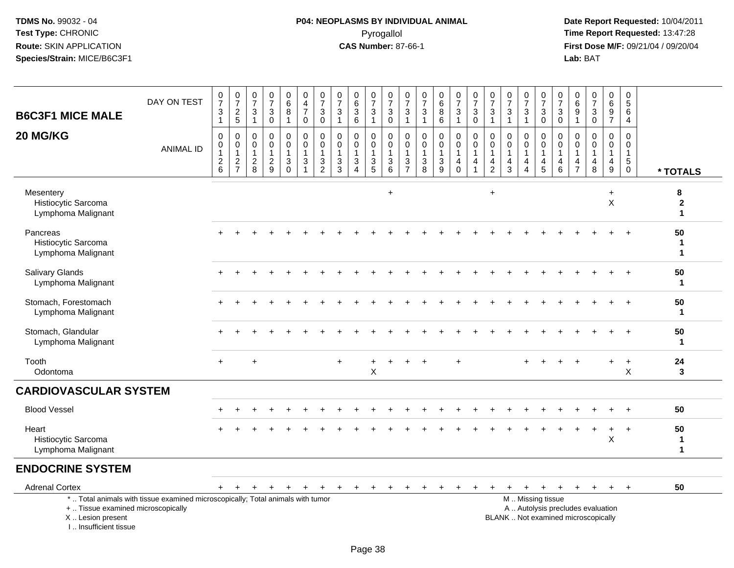**TDMS No.** 99032 - 04
**Test Type:** CHRONIC
**Route:** SKIN APPLICATION
**Species/Strain:** MICE/B6C3F1

**P04: NEOPLASMS BY INDIVIDUAL ANIMAL**
Pyrogallol
**CAS Number:** 87-66-1

**Date Report Requested:** 10/04/2011
**Time Report Requested:** 13:47:28
**First Dose M/F:** 09/21/04 / 09/20/04
**Lab:** BAT

**B6C3F1 MICE MALE**

**20 MG/KG**

| DAY ON TEST | 0731 | 0725 | 0731 | 0730 | 0681 | 0470 | 0730 | 0731 | 0636 | 0731 | 0730 | 0731 | 0731 | 0686 | 0731 | 0730 | 0731 | 0731 | 0731 | 0730 | 0730 | 0691 | 0730 | 0697 | 0564 | |
|---|---|---|---|---|---|---|---|---|---|---|---|---|---|---|---|---|---|---|---|---|---|---|---|---|---|---|
| **ANIMAL ID** | 0126 | 0127 | 0128 | 0129 | 0130 | 0131 | 0132 | 0133 | 0134 | 0135 | 0136 | 0137 | 0138 | 0139 | 0140 | 0141 | 0142 | 0143 | 0144 | 0145 | 0146 | 0147 | 0148 | 0149 | 0150 | *** TOTALS** |
| Mesentery | | | | | | | | | | | + | | | | | | + | | | | | | | + | | **8** |
| Histiocytic Sarcoma | | | | | | | | | | | | | | | | | | | | | | | | X | | **2** |
| Lymphoma Malignant | | | | | | | | | | | | | | | | | | | | | | | | | | **1** |
| Pancreas | + | + | + | + | + | + | + | + | + | + | + | + | + | + | + | + | + | + | + | + | + | + | + | + | + | **50** |
| Histiocytic Sarcoma | | | | | | | | | | | | | | | | | | | | | | | | | | **1** |
| Lymphoma Malignant | | | | | | | | | | | | | | | | | | | | | | | | | | **1** |
| Salivary Glands | + | + | + | + | + | + | + | + | + | + | + | + | + | + | + | + | + | + | + | + | + | + | + | + | + | **50** |
| Lymphoma Malignant | | | | | | | | | | | | | | | | | | | | | | | | | | **1** |
| Stomach, Forestomach | + | + | + | + | + | + | + | + | + | + | + | + | + | + | + | + | + | + | + | + | + | + | + | + | + | **50** |
| Lymphoma Malignant | | | | | | | | | | | | | | | | | | | | | | | | | | **1** |
| Stomach, Glandular | + | + | + | + | + | + | + | + | + | + | + | + | + | + | + | + | + | + | + | + | + | + | + | + | + | **50** |
| Lymphoma Malignant | | | | | | | | | | | | | | | | | | | | | | | | | | **1** |
| Tooth | + | | + | | | | | + | | + | + | + | + | | + | | | | + | + | + | + | | + | + | **24** |
| Odontoma | | | | | | | | | | X | | | | | | | | | | | | | | | X | **3** |
| **CARDIOVASCULAR SYSTEM** | | | | | | | | | | | | | | | | | | | | | | | | | | |
| Blood Vessel | + | + | + | + | + | + | + | + | + | + | + | + | + | + | + | + | + | + | + | + | + | + | + | + | + | **50** |
| Heart | + | + | + | + | + | + | + | + | + | + | + | + | + | + | + | + | + | + | + | + | + | + | + | + | + | **50** |
| Histiocytic Sarcoma | | | | | | | | | | | | | | | | | | | | | | | | X | | **1** |
| Lymphoma Malignant | | | | | | | | | | | | | | | | | | | | | | | | | | **1** |
| **ENDOCRINE SYSTEM** | | | | | | | | | | | | | | | | | | | | | | | | | | |
| Adrenal Cortex | + | + | + | + | + | + | + | + | + | + | + | + | + | + | + | + | + | + | + | + | + | + | + | + | + | **50** |

* .. Total animals with tissue examined microscopically; Total animals with tumor
+ .. Tissue examined microscopically
X .. Lesion present
I .. Insufficient tissue

M .. Missing tissue
A .. Autolysis precludes evaluation
BLANK .. Not examined microscopically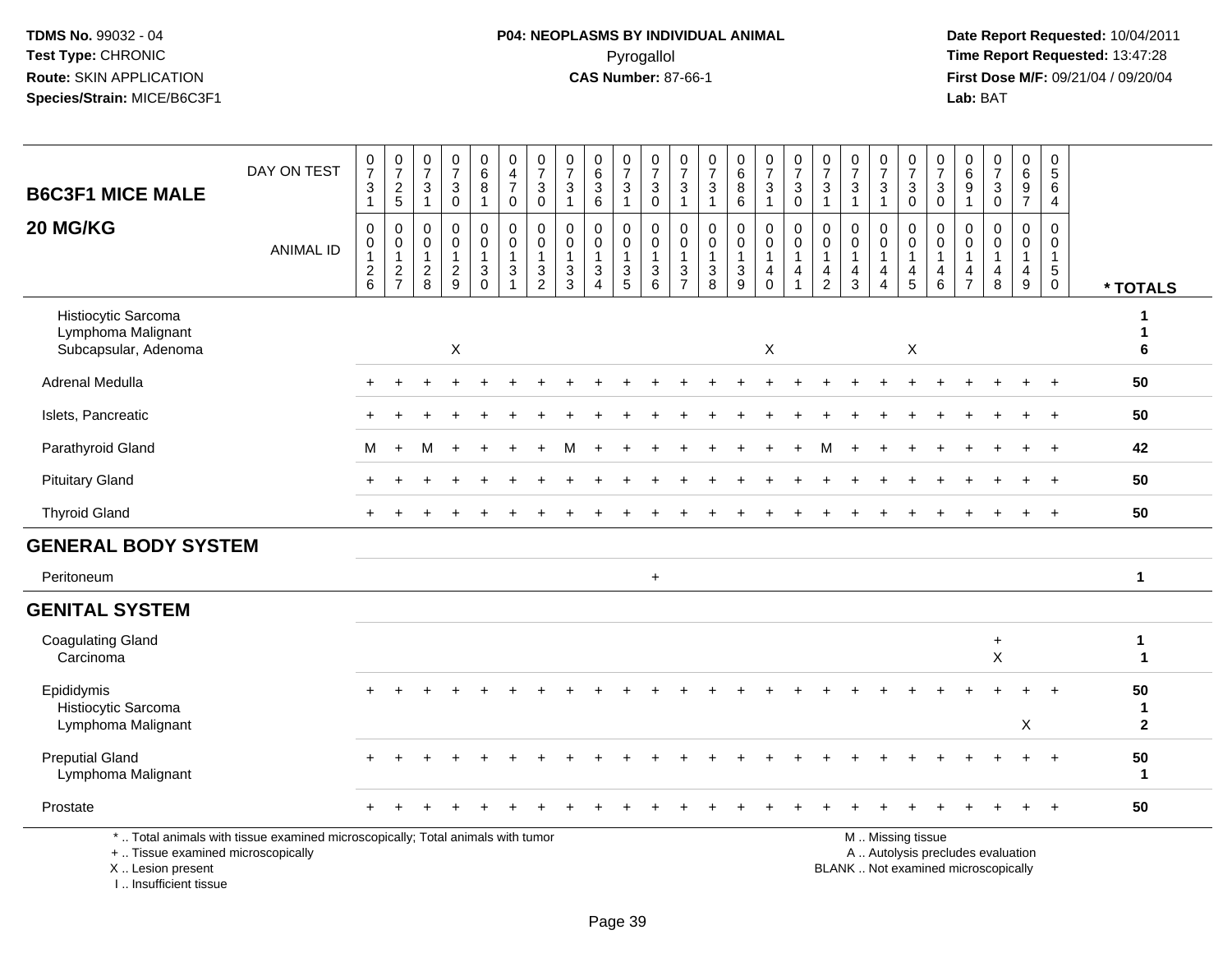**TDMS No.** 99032 - 04
**Test Type:** CHRONIC
**Route:** SKIN APPLICATION
**Species/Strain:** MICE/B6C3F1

**P04: NEOPLASMS BY INDIVIDUAL ANIMAL**
Pyrogallol
**CAS Number:** 87-66-1

**Date Report Requested:** 10/04/2011
**Time Report Requested:** 13:47:28
**First Dose M/F:** 09/21/04 / 09/20/04
**Lab:** BAT

## B6C3F1 MICE MALE

## 20 MG/KG

| DAY ON TEST | 0731 | 0725 | 0731 | 0730 | 0681 | 0470 | 0730 | 0731 | 0636 | 0731 | 0730 | 0731 | 0731 | 0686 | 0731 | 0730 | 0731 | 0731 | 0731 | 0730 | 0730 | 0691 | 0730 | 0697 | 0564 | |
|---|---|---|---|---|---|---|---|---|---|---|---|---|---|---|---|---|---|---|---|---|---|---|---|---|---|---|
| **ANIMAL ID** | 0126 | 0127 | 0128 | 0129 | 0130 | 0131 | 0132 | 0133 | 0134 | 0135 | 0136 | 0137 | 0138 | 0139 | 0140 | 0141 | 0142 | 0143 | 0144 | 0145 | 0146 | 0147 | 0148 | 0149 | 0150 | *** TOTALS** |
| Histiocytic Sarcoma | | | | | | | | | | | | | | | | | | | | | | | | | | 1 |
| Lymphoma Malignant | | | | | | | | | | | | | | | | | | | | | | | | | | 1 |
| Subcapsular, Adenoma | | | | X | | | | | | | | | | | X | | | | | X | | | | | | 6 |
| Adrenal Medulla | + | + | + | + | + | + | + | + | + | + | + | + | + | + | + | + | + | + | + | + | + | + | + | + | + | 50 |
| Islets, Pancreatic | + | + | + | + | + | + | + | + | + | + | + | + | + | + | + | + | + | + | + | + | + | + | + | + | + | 50 |
| Parathyroid Gland | M | + | M | + | + | + | + | M | + | + | + | + | + | + | + | + | M | + | + | + | + | + | + | + | + | 42 |
| Pituitary Gland | + | + | + | + | + | + | + | + | + | + | + | + | + | + | + | + | + | + | + | + | + | + | + | + | + | 50 |
| Thyroid Gland | + | + | + | + | + | + | + | + | + | + | + | + | + | + | + | + | + | + | + | + | + | + | + | + | + | 50 |
| **GENERAL BODY SYSTEM** | | | | | | | | | | | | | | | | | | | | | | | | | | |
| Peritoneum | | | | | | | | | | | + | | | | | | | | | | | | | | | 1 |
| **GENITAL SYSTEM** | | | | | | | | | | | | | | | | | | | | | | | | | | |
| Coagulating Gland | | | | | | | | | | | | | | | | | | | | | | | + | | | 1 |
| Carcinoma | | | | | | | | | | | | | | | | | | | | | | | X | | | 1 |
| Epididymis | + | + | + | + | + | + | + | + | + | + | + | + | + | + | + | + | + | + | + | + | + | + | + | + | + | 50 |
| Histiocytic Sarcoma | | | | | | | | | | | | | | | | | | | | | | | | | | 1 |
| Lymphoma Malignant | | | | | | | | | | | | | | | | | | | | | | | | X | | 2 |
| Preputial Gland | + | + | + | + | + | + | + | + | + | + | + | + | + | + | + | + | + | + | + | + | + | + | + | + | + | 50 |
| Lymphoma Malignant | | | | | | | | | | | | | | | | | | | | | | | | | | 1 |
| Prostate | + | + | + | + | + | + | + | + | + | + | + | + | + | + | + | + | + | + | + | + | + | + | + | + | + | 50 |

\* .. Total animals with tissue examined microscopically; Total animals with tumor
\+ .. Tissue examined microscopically
X .. Lesion present
I .. Insufficient tissue

M .. Missing tissue
A .. Autolysis precludes evaluation
BLANK .. Not examined microscopically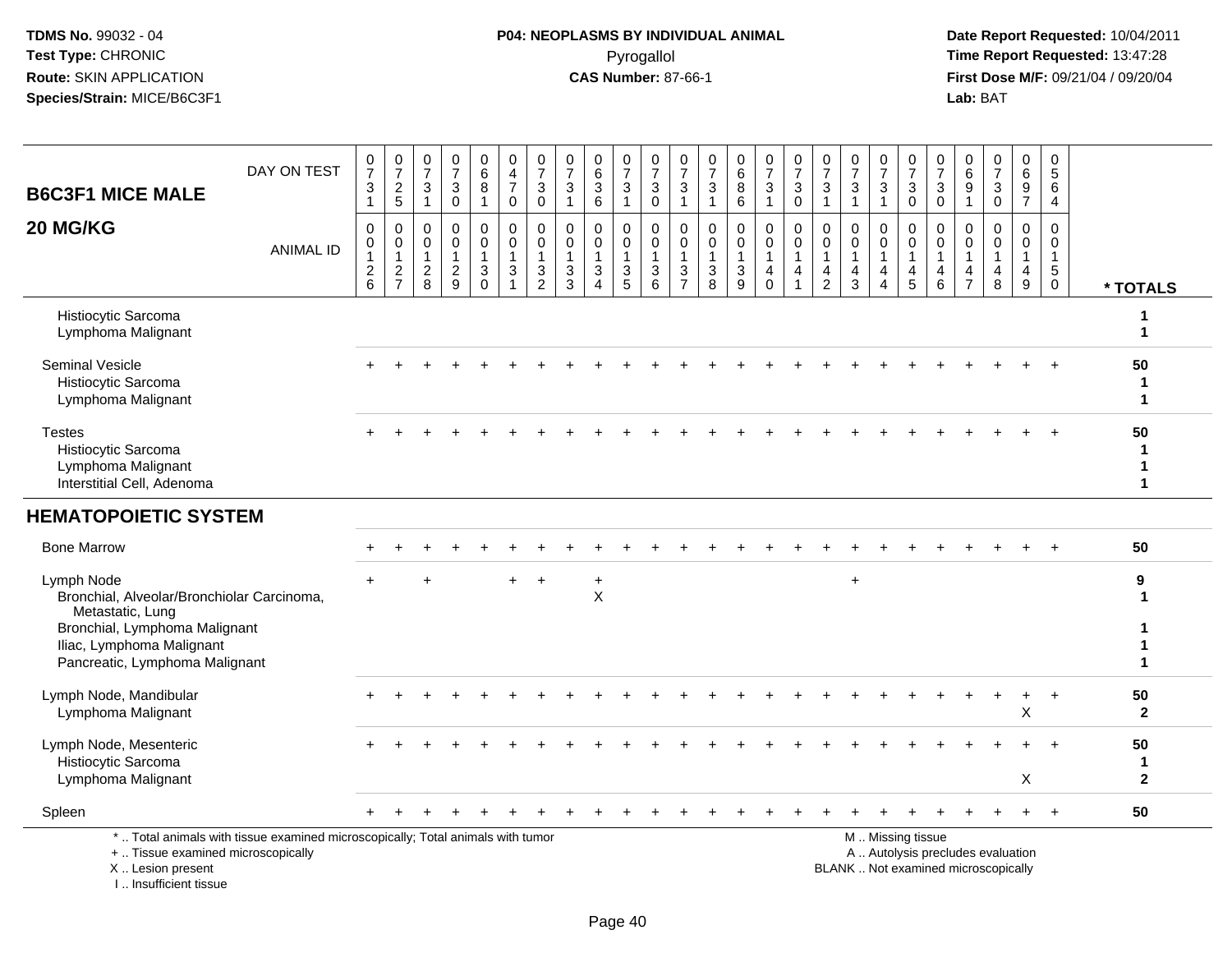**TDMS No.** 99032 - 04
**Test Type:** CHRONIC
**Route:** SKIN APPLICATION
**Species/Strain:** MICE/B6C3F1

**P04: NEOPLASMS BY INDIVIDUAL ANIMAL**
Pyrogallol
**CAS Number:** 87-66-1

**Date Report Requested:** 10/04/2011
**Time Report Requested:** 13:47:28
**First Dose M/F:** 09/21/04 / 09/20/04
**Lab:** BAT

## B6C3F1 MICE MALE 20 MG/KG

| DAY ON TEST | 0731 | 0725 | 0731 | 0730 | 0681 | 0470 | 0730 | 0731 | 0636 | 0731 | 0730 | 0731 | 0731 | 0686 | 0731 | 0730 | 0731 | 0731 | 0731 | 0730 | 0730 | 0691 | 0730 | 0697 | 0564 | |
|---|---|---|---|---|---|---|---|---|---|---|---|---|---|---|---|---|---|---|---|---|---|---|---|---|---|---|
| **ANIMAL ID** | 00126 | 00127 | 00128 | 00129 | 00130 | 00131 | 00132 | 00133 | 00134 | 00135 | 00136 | 00137 | 00138 | 00139 | 00140 | 00141 | 00142 | 00143 | 00144 | 00145 | 00146 | 00147 | 00148 | 00149 | 00150 | *** TOTALS** |
| Histiocytic Sarcoma | | | | | | | | | | | | | | | | | | | | | | | | | | 1 |
| Lymphoma Malignant | | | | | | | | | | | | | | | | | | | | | | | | | | 1 |
| Seminal Vesicle | + | + | + | + | + | + | + | + | + | + | + | + | + | + | + | + | + | + | + | + | + | + | + | + | + | 50 |
| Histiocytic Sarcoma | | | | | | | | | | | | | | | | | | | | | | | | | | 1 |
| Lymphoma Malignant | | | | | | | | | | | | | | | | | | | | | | | | | | 1 |
| Testes | + | + | + | + | + | + | + | + | + | + | + | + | + | + | + | + | + | + | + | + | + | + | + | + | + | 50 |
| Histiocytic Sarcoma | | | | | | | | | | | | | | | | | | | | | | | | | | 1 |
| Lymphoma Malignant | | | | | | | | | | | | | | | | | | | | | | | | | | 1 |
| Interstitial Cell, Adenoma | | | | | | | | | | | | | | | | | | | | | | | | | | 1 |
| **HEMATOPOIETIC SYSTEM** | | | | | | | | | | | | | | | | | | | | | | | | | | |
| Bone Marrow | + | + | + | + | + | + | + | + | + | + | + | + | + | + | + | + | + | + | + | + | + | + | + | + | + | 50 |
| Lymph Node | + | | + | | | + | + | | + | | | | | | | | | + | | | | | | | | 9 |
| Bronchial, Alveolar/Bronchiolar Carcinoma, Metastatic, Lung | | | | | | | | | X | | | | | | | | | | | | | | | | | 1 |
| Bronchial, Lymphoma Malignant | | | | | | | | | | | | | | | | | | | | | | | | | | 1 |
| Iliac, Lymphoma Malignant | | | | | | | | | | | | | | | | | | | | | | | | | | 1 |
| Pancreatic, Lymphoma Malignant | | | | | | | | | | | | | | | | | | | | | | | | | | 1 |
| Lymph Node, Mandibular | + | + | + | + | + | + | + | + | + | + | + | + | + | + | + | + | + | + | + | + | + | + | + | + | + | 50 |
| Lymphoma Malignant | | | | | | | | | | | | | | | | | | | | | | | | X | | 2 |
| Lymph Node, Mesenteric | + | + | + | + | + | + | + | + | + | + | + | + | + | + | + | + | + | + | + | + | + | + | + | + | + | 50 |
| Histiocytic Sarcoma | | | | | | | | | | | | | | | | | | | | | | | | | | 1 |
| Lymphoma Malignant | | | | | | | | | | | | | | | | | | | | | | | | X | | 2 |
| Spleen | + | + | + | + | + | + | + | + | + | + | + | + | + | + | + | + | + | + | + | + | + | + | + | + | + | 50 |

\* .. Total animals with tissue examined microscopically; Total animals with tumor
\+ .. Tissue examined microscopically
X .. Lesion present
I .. Insufficient tissue

M .. Missing tissue
A .. Autolysis precludes evaluation
BLANK .. Not examined microscopically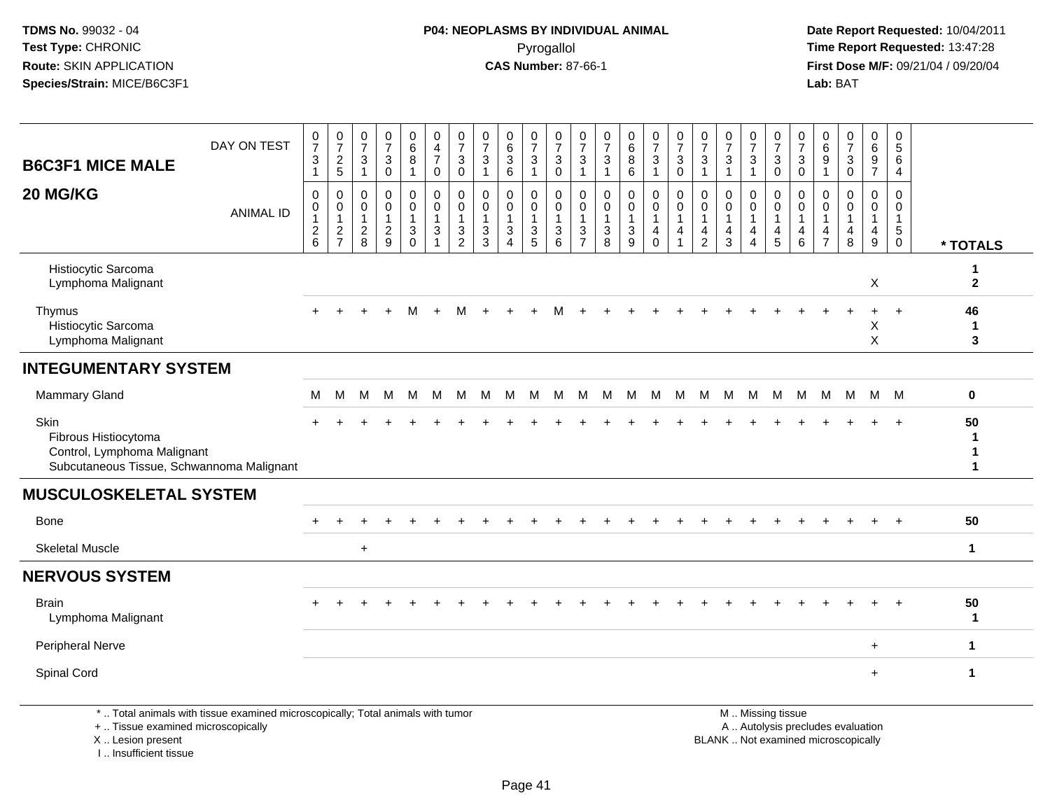**TDMS No.** 99032 - 04
**Test Type:** CHRONIC
**Route:** SKIN APPLICATION
**Species/Strain:** MICE/B6C3F1

**P04: NEOPLASMS BY INDIVIDUAL ANIMAL**
Pyrogallol
**CAS Number:** 87-66-1

**Date Report Requested:** 10/04/2011
**Time Report Requested:** 13:47:28
**First Dose M/F:** 09/21/04 / 09/20/04
**Lab:** BAT

## B6C3F1 MICE MALE 20 MG/KG

| DAY ON TEST | 0731 | 0725 | 0731 | 0730 | 0681 | 0470 | 0730 | 0731 | 0636 | 0731 | 0730 | 0731 | 0731 | 0686 | 0731 | 0730 | 0731 | 0731 | 0731 | 0730 | 0730 | 0691 | 0730 | 0697 | 0564 | |
|---|---|---|---|---|---|---|---|---|---|---|---|---|---|---|---|---|---|---|---|---|---|---|---|---|---|---|
| **ANIMAL ID** | 0012 6 | 0012 7 | 0012 8 | 0012 9 | 0013 0 | 0013 1 | 0013 2 | 0013 3 | 0013 4 | 0013 5 | 0013 6 | 0013 7 | 0013 8 | 0013 9 | 0014 0 | 0014 1 | 0014 2 | 0014 3 | 0014 4 | 0014 5 | 0014 6 | 0014 7 | 0014 8 | 0014 9 | 0015 0 | **\* TOTALS** |
| Histiocytic Sarcoma | | | | | | | | | | | | | | | | | | | | | | | | | | 1 |
| Lymphoma Malignant | | | | | | | | | | | | | | | | | | | | | | | | X | | 2 |
| Thymus | + | + | + | + | M | + | M | + | + | + | M | + | + | + | + | + | + | + | + | + | + | + | + | + | + | 46 |
| Histiocytic Sarcoma | | | | | | | | | | | | | | | | | | | | | | | | X | | 1 |
| Lymphoma Malignant | | | | | | | | | | | | | | | | | | | | | | | | X | | 3 |
| **INTEGUMENTARY SYSTEM** | | | | | | | | | | | | | | | | | | | | | | | | | | |
| Mammary Gland | M | M | M | M | M | M | M | M | M | M | M | M | M | M | M | M | M | M | M | M | M | M | M | M | M | 0 |
| Skin | + | + | + | + | + | + | + | + | + | + | + | + | + | + | + | + | + | + | + | + | + | + | + | + | + | 50 |
| Fibrous Histiocytoma | | | | | | | | | | | | | | | | | | | | | | | | | | 1 |
| Control, Lymphoma Malignant | | | | | | | | | | | | | | | | | | | | | | | | | | 1 |
| Subcutaneous Tissue, Schwannoma Malignant | | | | | | | | | | | | | | | | | | | | | | | | | | 1 |
| **MUSCULOSKELETAL SYSTEM** | | | | | | | | | | | | | | | | | | | | | | | | | | |
| Bone | + | + | + | + | + | + | + | + | + | + | + | + | + | + | + | + | + | + | + | + | + | + | + | + | + | 50 |
| Skeletal Muscle | | | + | | | | | | | | | | | | | | | | | | | | | | | 1 |
| **NERVOUS SYSTEM** | | | | | | | | | | | | | | | | | | | | | | | | | | |
| Brain | + | + | + | + | + | + | + | + | + | + | + | + | + | + | + | + | + | + | + | + | + | + | + | + | + | 50 |
| Lymphoma Malignant | | | | | | | | | | | | | | | | | | | | | | | | | | 1 |
| Peripheral Nerve | | | | | | | | | | | | | | | | | | | | | | | | + | | 1 |
| Spinal Cord | | | | | | | | | | | | | | | | | | | | | | | | + | | 1 |

\* .. Total animals with tissue examined microscopically; Total animals with tumor
\+ .. Tissue examined microscopically
X .. Lesion present
I .. Insufficient tissue

M .. Missing tissue
A .. Autolysis precludes evaluation
BLANK .. Not examined microscopically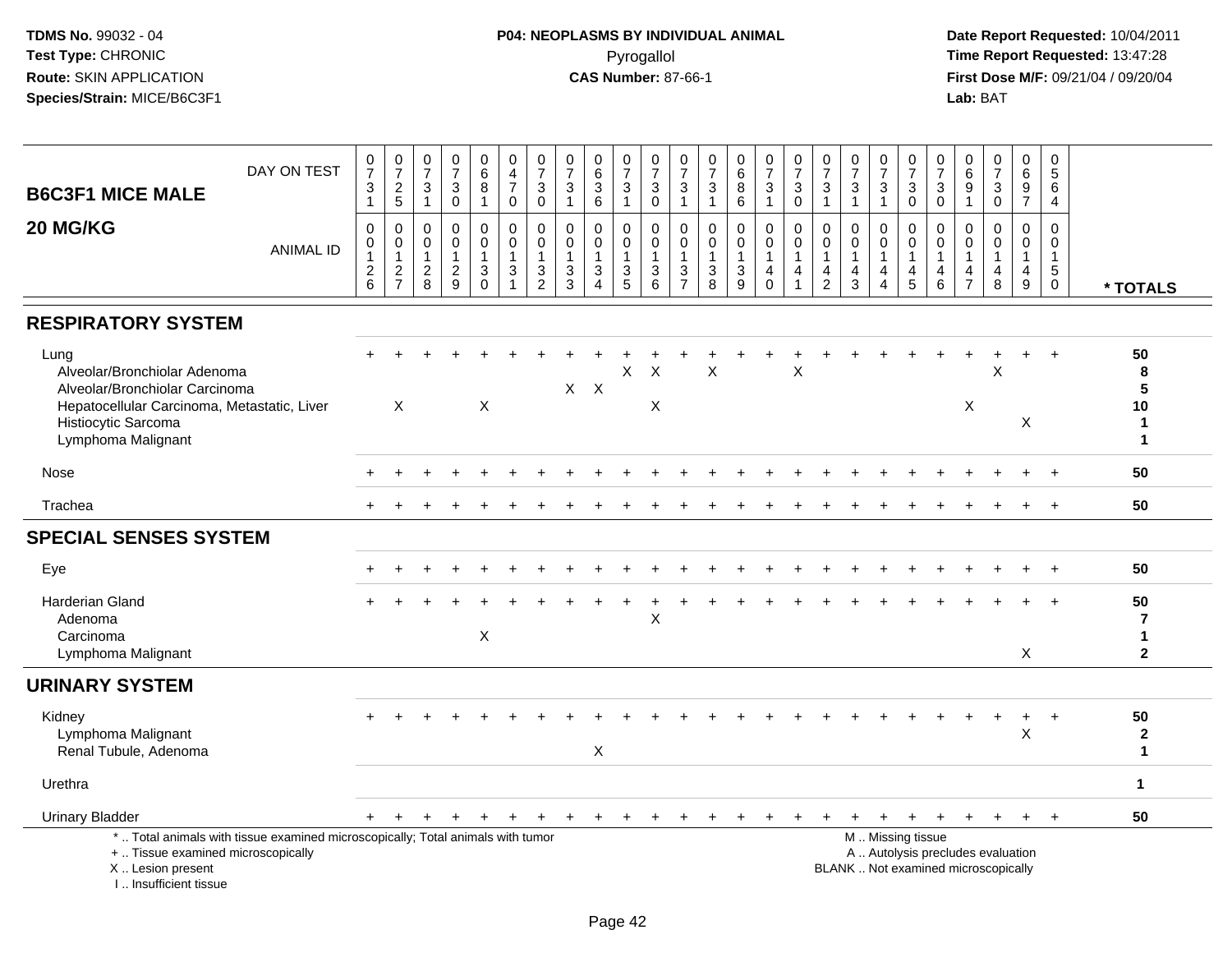TDMS No. 99032 - 04
Test Type: CHRONIC
Route: SKIN APPLICATION
Species/Strain: MICE/B6C3F1

**P04: NEOPLASMS BY INDIVIDUAL ANIMAL**
Pyrogallol
**CAS Number:** 87-66-1

Date Report Requested: 10/04/2011
Time Report Requested: 13:47:28
First Dose M/F: 09/21/04 / 09/20/04
Lab: BAT

## B6C3F1 MICE MALE 20 MG/KG

| DAY ON TEST | 0731 | 0725 | 0731 | 0730 | 0681 | 0470 | 0730 | 0731 | 0636 | 0731 | 0730 | 0731 | 0731 | 0686 | 0731 | 0730 | 0731 | 0731 | 0731 | 0730 | 0730 | 0691 | 0730 | 0697 | 0564 | |
|---|---|---|---|---|---|---|---|---|---|---|---|---|---|---|---|---|---|---|---|---|---|---|---|---|---|---|
| **ANIMAL ID** | 0126 | 0127 | 0128 | 0129 | 0130 | 0131 | 0132 | 0133 | 0134 | 0135 | 0136 | 0137 | 0138 | 0139 | 0140 | 0141 | 0142 | 0143 | 0144 | 0145 | 0146 | 0147 | 0148 | 0149 | 0150 | *** TOTALS** |
| **RESPIRATORY SYSTEM** | | | | | | | | | | | | | | | | | | | | | | | | | | |
| Lung | + | + | + | + | + | + | + | + | + | + | + | + | + | + | + | + | + | + | + | + | + | + | + | + | + | 50 |
| Alveolar/Bronchiolar Adenoma | | | | | | | | | | X | X | | X | | | X | | | | | | | X | | | 8 |
| Alveolar/Bronchiolar Carcinoma | | | | | | | | X | X | | | | | | | | | | | | | | | | | 5 |
| Hepatocellular Carcinoma, Metastatic, Liver | | X | | | X | | | | | | X | | | | | | | | | | | X | | | | 10 |
| Histiocytic Sarcoma | | | | | | | | | | | | | | | | | | | | | | | | X | | 1 |
| Lymphoma Malignant | | | | | | | | | | | | | | | | | | | | | | | | | | 1 |
| Nose | + | + | + | + | + | + | + | + | + | + | + | + | + | + | + | + | + | + | + | + | + | + | + | + | + | 50 |
| Trachea | + | + | + | + | + | + | + | + | + | + | + | + | + | + | + | + | + | + | + | + | + | + | + | + | + | 50 |
| **SPECIAL SENSES SYSTEM** | | | | | | | | | | | | | | | | | | | | | | | | | | |
| Eye | + | + | + | + | + | + | + | + | + | + | + | + | + | + | + | + | + | + | + | + | + | + | + | + | + | 50 |
| Harderian Gland | + | + | + | + | + | + | + | + | + | + | + | + | + | + | + | + | + | + | + | + | + | + | + | + | + | 50 |
| Adenoma | | | | | | | | | | | X | | | | | | | | | | | | | | | 7 |
| Carcinoma | | | | | X | | | | | | | | | | | | | | | | | | | | | 1 |
| Lymphoma Malignant | | | | | | | | | | | | | | | | | | | | | | | | X | | 2 |
| **URINARY SYSTEM** | | | | | | | | | | | | | | | | | | | | | | | | | | |
| Kidney | + | + | + | + | + | + | + | + | + | + | + | + | + | + | + | + | + | + | + | + | + | + | + | + | + | 50 |
| Lymphoma Malignant | | | | | | | | | | | | | | | | | | | | | | | | X | | 2 |
| Renal Tubule, Adenoma | | | | | | | | | X | | | | | | | | | | | | | | | | | 1 |
| Urethra | | | | | | | | | | | | | | | | | | | | | | | | | | 1 |
| Urinary Bladder | + | + | + | + | + | + | + | + | + | + | + | + | + | + | + | + | + | + | + | + | + | + | + | + | + | 50 |

\* .. Total animals with tissue examined microscopically; Total animals with tumor
\+ .. Tissue examined microscopically
X .. Lesion present
I .. Insufficient tissue

M .. Missing tissue
A .. Autolysis precludes evaluation
BLANK .. Not examined microscopically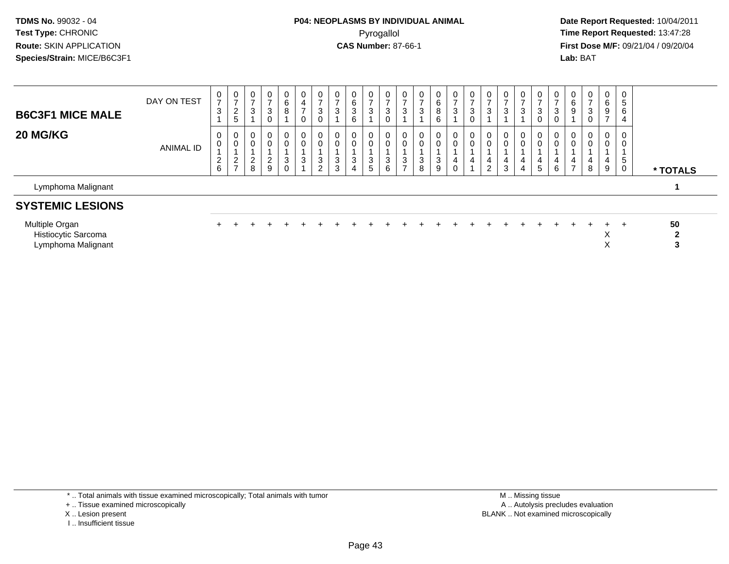TDMS No. 99032 - 04
Test Type: CHRONIC
Route: SKIN APPLICATION
Species/Strain: MICE/B6C3F1

**P04: NEOPLASMS BY INDIVIDUAL ANIMAL**
Pyrogallol
**CAS Number:** 87-66-1

**Date Report Requested:** 10/04/2011
**Time Report Requested:** 13:47:28
**First Dose M/F:** 09/21/04 / 09/20/04
**Lab:** BAT

| B6C3F1 MICE MALE | DAY ON TEST | 0731 | 0725 | 0731 | 0730 | 0681 | 0470 | 0730 | 0731 | 0636 | 0731 | 0730 | 0731 | 0731 | 0686 | 0731 | 0730 | 0731 | 0731 | 0731 | 0730 | 0730 | 0691 | 0730 | 0697 | 0564 | |
|---|---|---|---|---|---|---|---|---|---|---|---|---|---|---|---|---|---|---|---|---|---|---|---|---|---|---|---|
| **20 MG/KG** | ANIMAL ID | 00126 | 00127 | 00128 | 00129 | 00130 | 00131 | 00132 | 00133 | 00134 | 00135 | 00136 | 00137 | 00138 | 00139 | 00140 | 00141 | 00142 | 00143 | 00144 | 00145 | 00146 | 00147 | 00148 | 00149 | 00150 | * TOTALS |
| Lymphoma Malignant | | | | | | | | | | | | | | | | | | | | | | | | | | | 1 |
| **SYSTEMIC LESIONS** | | | | | | | | | | | | | | | | | | | | | | | | | | | |
| Multiple Organ | | + | + | + | + | + | + | + | + | + | + | + | + | + | + | + | + | + | + | + | + | + | + | + | + | + | 50 |
| Histiocytic Sarcoma | | | | | | | | | | | | | | | | | | | | | | | | | X | | 2 |
| Lymphoma Malignant | | | | | | | | | | | | | | | | | | | | | | | | | X | | 3 |

\* .. Total animals with tissue examined microscopically; Total animals with tumor
\+ .. Tissue examined microscopically
X .. Lesion present
I .. Insufficient tissue

M .. Missing tissue
A .. Autolysis precludes evaluation
BLANK .. Not examined microscopically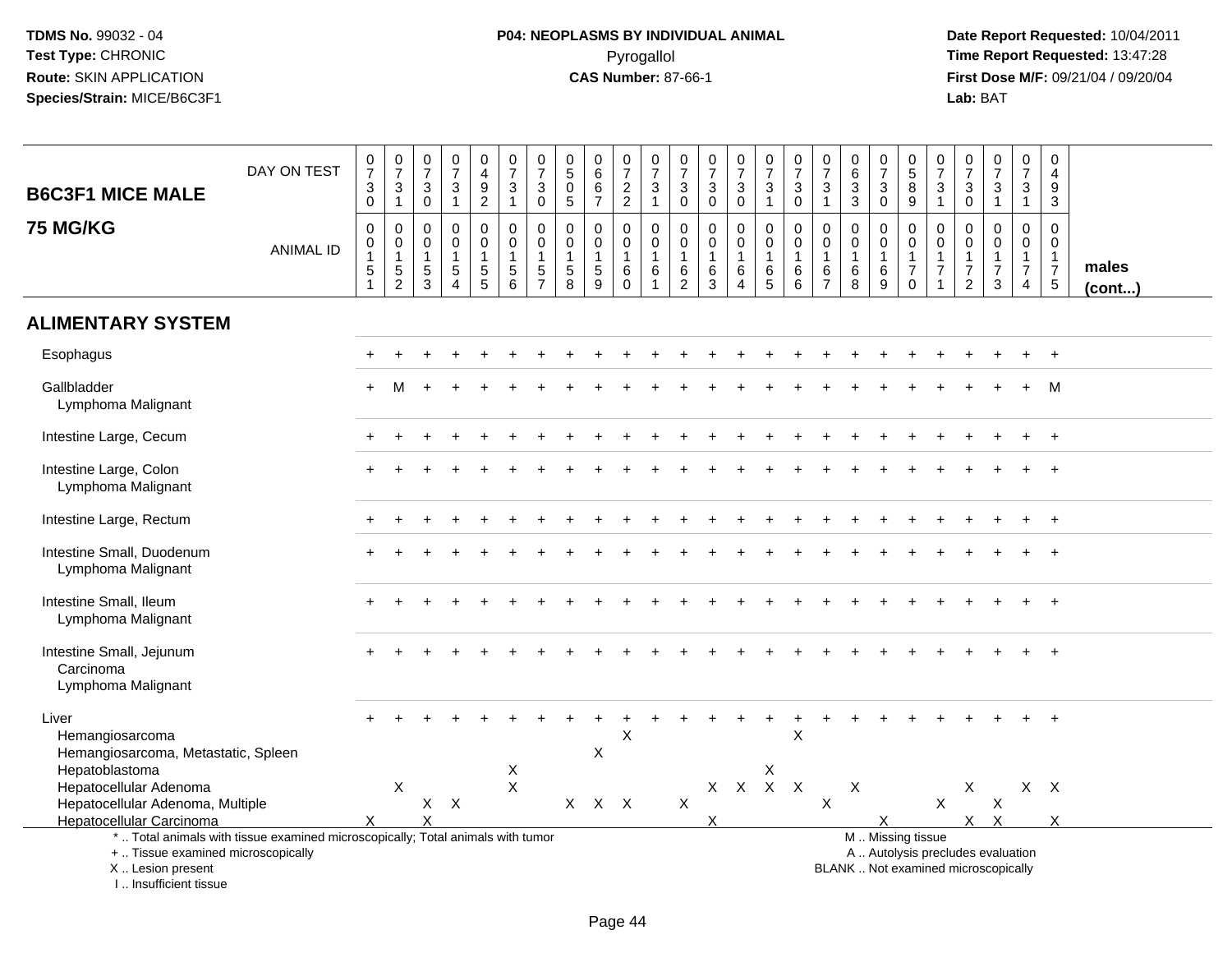TDMS No. 99032 - 04
Test Type: CHRONIC
Route: SKIN APPLICATION
Species/Strain: MICE/B6C3F1

**P04: NEOPLASMS BY INDIVIDUAL ANIMAL**
Pyrogallol
**CAS Number:** 87-66-1

Date Report Requested: 10/04/2011
Time Report Requested: 13:47:28
First Dose M/F: 09/21/04 / 09/20/04
Lab: BAT

## B6C3F1 MICE MALE 75 MG/KG

| DAY ON TEST | 0730 | 0731 | 0730 | 0731 | 0492 | 0731 | 0730 | 0505 | 0667 | 0722 | 0731 | 0730 | 0730 | 0730 | 0731 | 0730 | 0731 | 0633 | 0730 | 0589 | 0731 | 0730 | 0731 | 0731 | 0493 | |
|---|---|---|---|---|---|---|---|---|---|---|---|---|---|---|---|---|---|---|---|---|---|---|---|---|---|---|
| **ANIMAL ID** | 0151 | 0152 | 0153 | 0154 | 0155 | 0156 | 0157 | 0158 | 0159 | 0160 | 0161 | 0162 | 0163 | 0164 | 0165 | 0166 | 0167 | 0168 | 0169 | 0170 | 0171 | 0172 | 0173 | 0174 | 0175 | **males (cont...)** |
| **ALIMENTARY SYSTEM** | | | | | | | | | | | | | | | | | | | | | | | | | | |
| Esophagus | + | + | + | + | + | + | + | + | + | + | + | + | + | + | + | + | + | + | + | + | + | + | + | + | + | |
| Gallbladder | + | M | + | + | + | + | + | + | + | + | + | + | + | + | + | + | + | + | + | + | + | + | + | + | M | |
| Lymphoma Malignant | | | | | | | | | | | | | | | | | | | | | | | | | | |
| Intestine Large, Cecum | + | + | + | + | + | + | + | + | + | + | + | + | + | + | + | + | + | + | + | + | + | + | + | + | + | |
| Intestine Large, Colon | + | + | + | + | + | + | + | + | + | + | + | + | + | + | + | + | + | + | + | + | + | + | + | + | + | |
| Lymphoma Malignant | | | | | | | | | | | | | | | | | | | | | | | | | | |
| Intestine Large, Rectum | + | + | + | + | + | + | + | + | + | + | + | + | + | + | + | + | + | + | + | + | + | + | + | + | + | |
| Intestine Small, Duodenum | + | + | + | + | + | + | + | + | + | + | + | + | + | + | + | + | + | + | + | + | + | + | + | + | + | |
| Lymphoma Malignant | | | | | | | | | | | | | | | | | | | | | | | | | | |
| Intestine Small, Ileum | + | + | + | + | + | + | + | + | + | + | + | + | + | + | + | + | + | + | + | + | + | + | + | + | + | |
| Lymphoma Malignant | | | | | | | | | | | | | | | | | | | | | | | | | | |
| Intestine Small, Jejunum | + | + | + | + | + | + | + | + | + | + | + | + | + | + | + | + | + | + | + | + | + | + | + | + | + | |
| Carcinoma | | | | | | | | | | | | | | | | | | | | | | | | | | |
| Lymphoma Malignant | | | | | | | | | | | | | | | | | | | | | | | | | | |
| Liver | + | + | + | + | + | + | + | + | + | + | + | + | + | + | + | + | + | + | + | + | + | + | + | + | + | |
| Hemangiosarcoma | | | | | | | | | | X | | | | | | X | | | | | | | | | | |
| Hemangiosarcoma, Metastatic, Spleen | | | | | | | | | X | | | | | | | | | | | | | | | | | |
| Hepatoblastoma | | | | | | X | | | | | | | | | X | | | | | | | | | | | |
| Hepatocellular Adenoma | | X | | | | X | | | | | | | X | X | X | X | | X | | | | X | | X | X | |
| Hepatocellular Adenoma, Multiple | | | X | X | | | | X | X | X | | X | | | | | X | | | | X | | X | | | |
| Hepatocellular Carcinoma | X | | X | | | | | | | | | | X | | | | | | X | | | X | X | | X | |

\* .. Total animals with tissue examined microscopically; Total animals with tumor
+ .. Tissue examined microscopically
X .. Lesion present
I .. Insufficient tissue

M .. Missing tissue
A .. Autolysis precludes evaluation
BLANK .. Not examined microscopically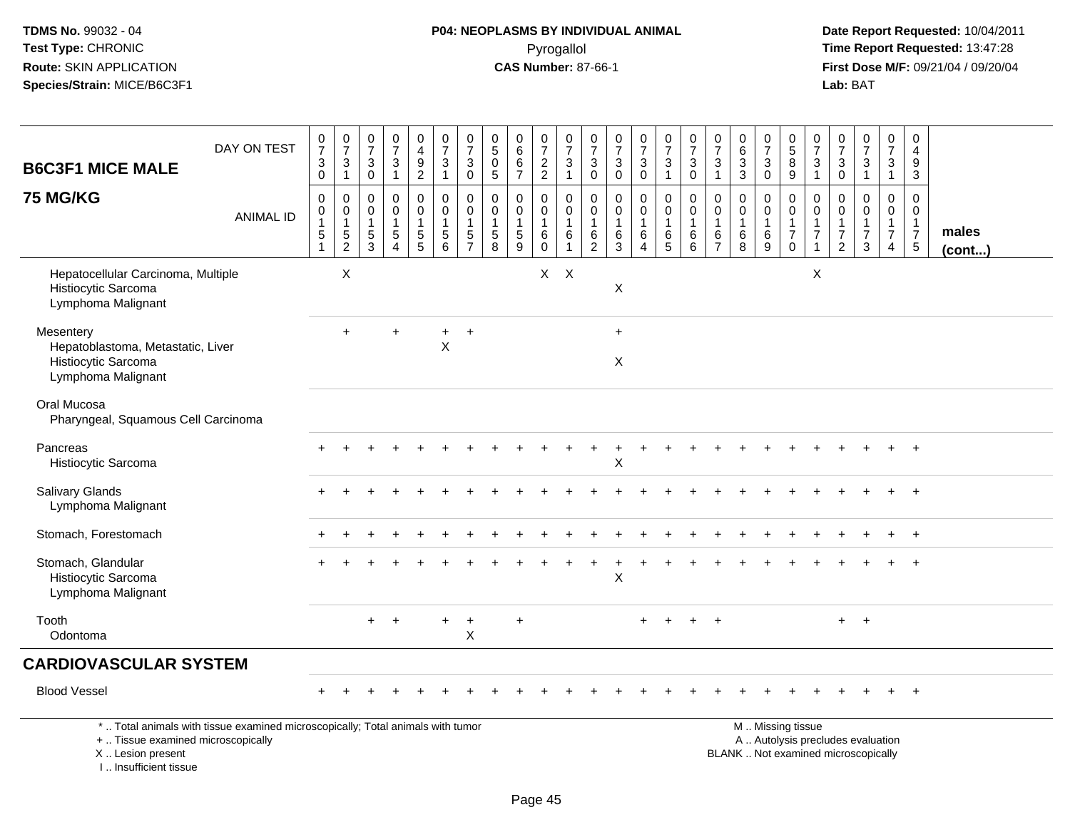TDMS No. 99032 - 04
Test Type: CHRONIC
Route: SKIN APPLICATION
Species/Strain: MICE/B6C3F1

**P04: NEOPLASMS BY INDIVIDUAL ANIMAL**
Pyrogallol
**CAS Number:** 87-66-1

Date Report Requested: 10/04/2011
Time Report Requested: 13:47:28
First Dose M/F: 09/21/04 / 09/20/04
Lab: BAT

## B6C3F1 MICE MALE
## 75 MG/KG

| DAY ON TEST | 0730 | 0731 | 0730 | 0731 | 0492 | 0731 | 0730 | 0505 | 0667 | 0722 | 0731 | 0730 | 0730 | 0730 | 0731 | 0730 | 0731 | 0633 | 0730 | 0589 | 0731 | 0730 | 0731 | 0731 | 0493 | |
|---|---|---|---|---|---|---|---|---|---|---|---|---|---|---|---|---|---|---|---|---|---|---|---|---|---|---|
| **ANIMAL ID** | 0015 1 | 0015 2 | 0015 3 | 0015 4 | 0015 5 | 0015 6 | 0015 7 | 0015 8 | 0015 9 | 0016 0 | 0016 1 | 0016 2 | 0016 3 | 0016 4 | 0016 5 | 0016 6 | 0016 7 | 0016 8 | 0016 9 | 0017 0 | 0017 1 | 0017 2 | 0017 3 | 0017 4 | 0017 5 | **males (cont...)** |
| Hepatocellular Carcinoma, Multiple | | X | | | | | | | | X | X | | | | | | | | | | X | | | | | |
| Histiocytic Sarcoma | | | | | | | | | | | | | X | | | | | | | | | | | | | |
| Lymphoma Malignant | | | | | | | | | | | | | | | | | | | | | | | | | | |
| Mesentery | | + | | + | | + | + | | | | | | + | | | | | | | | | | | | | |
| Hepatoblastoma, Metastatic, Liver | | | | | | X | | | | | | | | | | | | | | | | | | | | |
| Histiocytic Sarcoma | | | | | | | | | | | | | X | | | | | | | | | | | | | |
| Lymphoma Malignant | | | | | | | | | | | | | | | | | | | | | | | | | | |
| Oral Mucosa | | | | | | | | | | | | | | | | | | | | | | | | | | |
| Pharyngeal, Squamous Cell Carcinoma | | | | | | | | | | | | | | | | | | | | | | | | | | |
| Pancreas | + | + | + | + | + | + | + | + | + | + | + | + | + | + | + | + | + | + | + | + | + | + | + | + | + | |
| Histiocytic Sarcoma | | | | | | | | | | | | | X | | | | | | | | | | | | | |
| Salivary Glands | + | + | + | + | + | + | + | + | + | + | + | + | + | + | + | + | + | + | + | + | + | + | + | + | + | |
| Lymphoma Malignant | | | | | | | | | | | | | | | | | | | | | | | | | | |
| Stomach, Forestomach | + | + | + | + | + | + | + | + | + | + | + | + | + | + | + | + | + | + | + | + | + | + | + | + | + | |
| Stomach, Glandular | + | + | + | + | + | + | + | + | + | + | + | + | + | + | + | + | + | + | + | + | + | + | + | + | + | |
| Histiocytic Sarcoma | | | | | | | | | | | | | X | | | | | | | | | | | | | |
| Lymphoma Malignant | | | | | | | | | | | | | | | | | | | | | | | | | | |
| Tooth | | | + | + | | + | + | | + | | | | | + | + | + | + | | | | | + | + | | | |
| Odontoma | | | | | | | X | | | | | | | | | | | | | | | | | | | |
| **CARDIOVASCULAR SYSTEM** | | | | | | | | | | | | | | | | | | | | | | | | | | |
| Blood Vessel | + | + | + | + | + | + | + | + | + | + | + | + | + | + | + | + | + | + | + | + | + | + | + | + | + | |

\* .. Total animals with tissue examined microscopically; Total animals with tumor
\+ .. Tissue examined microscopically
X .. Lesion present
I .. Insufficient tissue

M .. Missing tissue
A .. Autolysis precludes evaluation
BLANK .. Not examined microscopically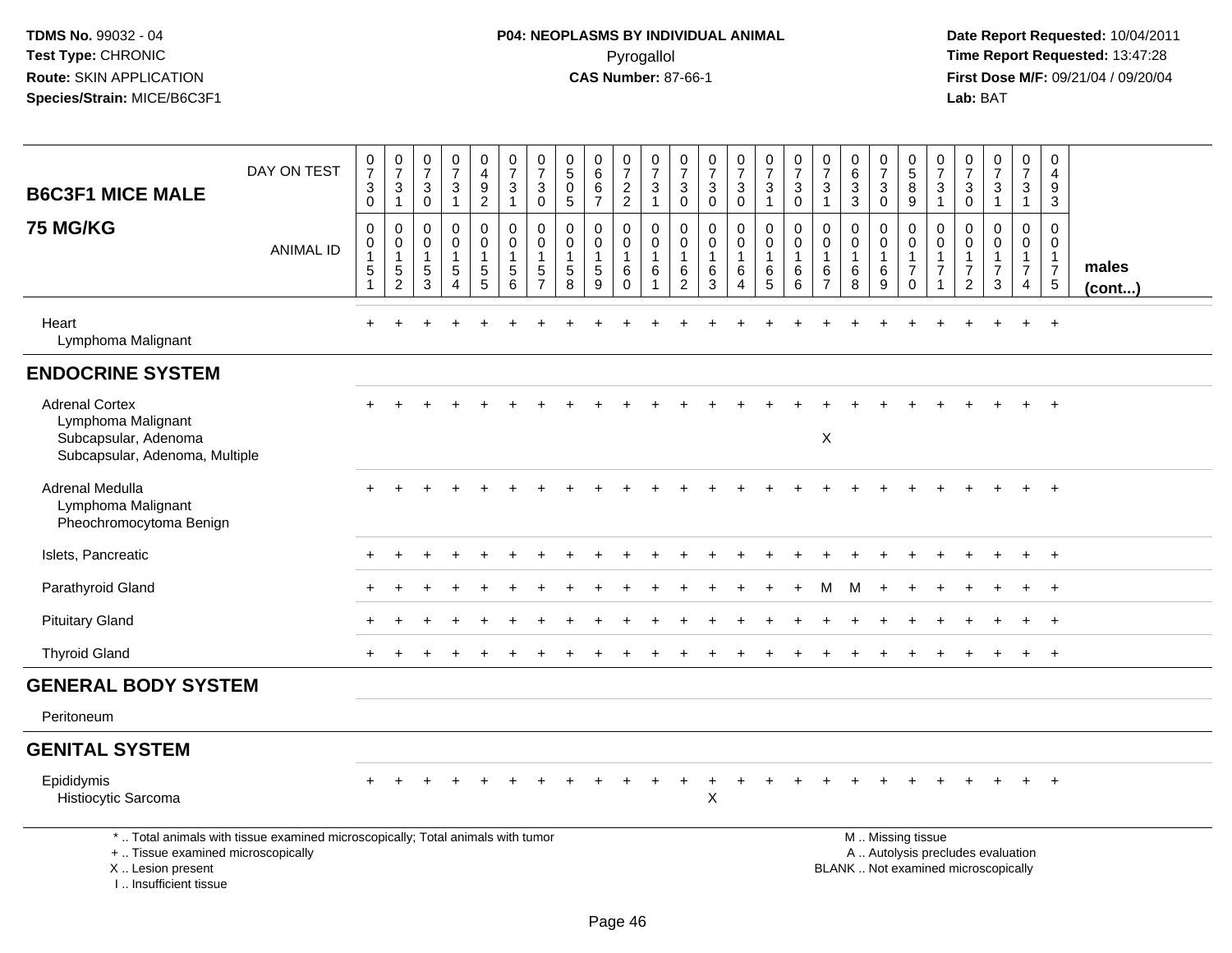TDMS No. 99032 - 04
Test Type: CHRONIC
Route: SKIN APPLICATION
Species/Strain: MICE/B6C3F1

**P04: NEOPLASMS BY INDIVIDUAL ANIMAL**
Pyrogallol
**CAS Number:** 87-66-1

Date Report Requested: 10/04/2011
Time Report Requested: 13:47:28
First Dose M/F: 09/21/04 / 09/20/04
Lab: BAT

| B6C3F1 MICE MALE 75 MG/KG | DAY ON TEST | 0730 | 0731 | 0730 | 0731 | 0492 | 0731 | 0730 | 0505 | 0667 | 0722 | 0731 | 0730 | 0730 | 0730 | 0731 | 0730 | 0731 | 0633 | 0730 | 0589 | 0731 | 0730 | 0731 | 0731 | 0493 | |
|---|---|---|---|---|---|---|---|---|---|---|---|---|---|---|---|---|---|---|---|---|---|---|---|---|---|---|---|
| | ANIMAL ID | 00151 | 00152 | 00153 | 00154 | 00155 | 00156 | 00157 | 00158 | 00159 | 00160 | 00161 | 00162 | 00163 | 00164 | 00165 | 00166 | 00167 | 00168 | 00169 | 00170 | 00171 | 00172 | 00173 | 00174 | 00175 | males (cont...) |
| Heart | | + | + | + | + | + | + | + | + | + | + | + | + | + | + | + | + | + | + | + | + | + | + | + | + | + | |
| Lymphoma Malignant | | | | | | | | | | | | | | | | | | | | | | | | | | | |
| **ENDOCRINE SYSTEM** | | | | | | | | | | | | | | | | | | | | | | | | | | | |
| Adrenal Cortex | | + | + | + | + | + | + | + | + | + | + | + | + | + | + | + | + | + | + | + | + | + | + | + | + | + | |
| Lymphoma Malignant | | | | | | | | | | | | | | | | | | | | | | | | | | | |
| Subcapsular, Adenoma | | | | | | | | | | | | | | | | | | X | | | | | | | | | |
| Subcapsular, Adenoma, Multiple | | | | | | | | | | | | | | | | | | | | | | | | | | | |
| Adrenal Medulla | | + | + | + | + | + | + | + | + | + | + | + | + | + | + | + | + | + | + | + | + | + | + | + | + | + | |
| Lymphoma Malignant | | | | | | | | | | | | | | | | | | | | | | | | | | | |
| Pheochromocytoma Benign | | | | | | | | | | | | | | | | | | | | | | | | | | | |
| Islets, Pancreatic | | + | + | + | + | + | + | + | + | + | + | + | + | + | + | + | + | + | + | + | + | + | + | + | + | + | |
| Parathyroid Gland | | + | + | + | + | + | + | + | + | + | + | + | + | + | + | + | + | M | M | + | + | + | + | + | + | + | |
| Pituitary Gland | | + | + | + | + | + | + | + | + | + | + | + | + | + | + | + | + | + | + | + | + | + | + | + | + | + | |
| Thyroid Gland | | + | + | + | + | + | + | + | + | + | + | + | + | + | + | + | + | + | + | + | + | + | + | + | + | + | |
| **GENERAL BODY SYSTEM** | | | | | | | | | | | | | | | | | | | | | | | | | | | |
| Peritoneum | | | | | | | | | | | | | | | | | | | | | | | | | | | |
| **GENITAL SYSTEM** | | | | | | | | | | | | | | | | | | | | | | | | | | | |
| Epididymis | | + | + | + | + | + | + | + | + | + | + | + | + | + | + | + | + | + | + | + | + | + | + | + | + | + | |
| Histiocytic Sarcoma | | | | | | | | | | | | | | X | | | | | | | | | | | | | |

\* .. Total animals with tissue examined microscopically; Total animals with tumor
\+ .. Tissue examined microscopically
X .. Lesion present
I .. Insufficient tissue

M .. Missing tissue
A .. Autolysis precludes evaluation
BLANK .. Not examined microscopically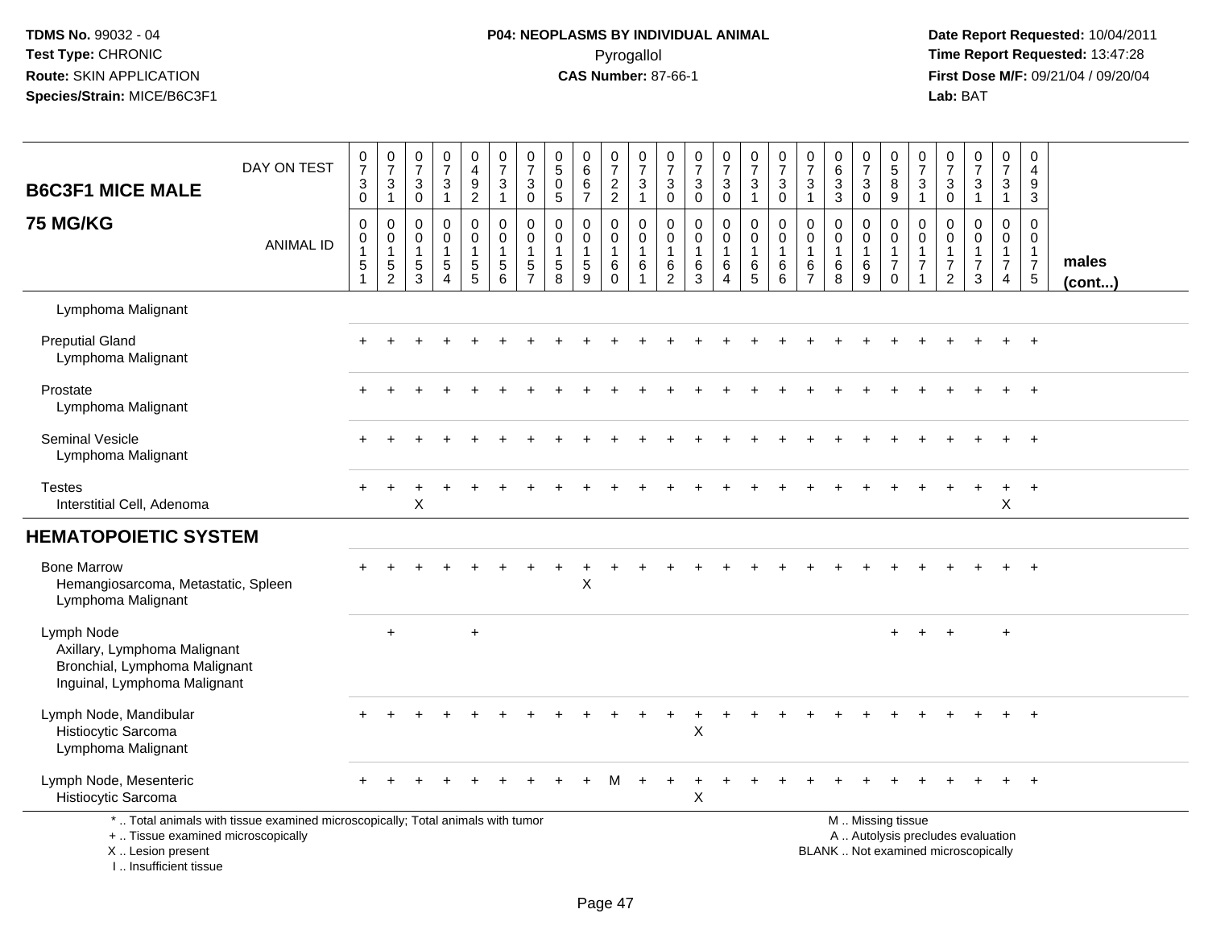TDMS No. 99032 - 04
Test Type: CHRONIC
Route: SKIN APPLICATION
Species/Strain: MICE/B6C3F1

**P04: NEOPLASMS BY INDIVIDUAL ANIMAL**
Pyrogallol
**CAS Number:** 87-66-1

Date Report Requested: 10/04/2011
Time Report Requested: 13:47:28
First Dose M/F: 09/21/04 / 09/20/04
Lab: BAT

| B6C3F1 MICE MALE 75 MG/KG | 0730 | 0731 | 0730 | 0731 | 0492 | 0731 | 0730 | 0505 | 0667 | 0722 | 0731 | 0730 | 0730 | 0730 | 0731 | 0730 | 0731 | 0633 | 0730 | 0589 | 0731 | 0730 | 0731 | 0731 | 0493 | |
|---|---|---|---|---|---|---|---|---|---|---|---|---|---|---|---|---|---|---|---|---|---|---|---|---|---|---|
| ANIMAL ID | 0015 1 | 0015 2 | 0015 3 | 0015 4 | 0015 5 | 0015 6 | 0015 7 | 0015 8 | 0015 9 | 0016 0 | 0016 1 | 0016 2 | 0016 3 | 0016 4 | 0016 5 | 0016 6 | 0016 7 | 0016 8 | 0016 9 | 0017 0 | 0017 1 | 0017 2 | 0017 3 | 0017 4 | 0017 5 | males (cont...) |
| Lymphoma Malignant | | | | | | | | | | | | | | | | | | | | | | | | | | |
| Preputial Gland | + | + | + | + | + | + | + | + | + | + | + | + | + | + | + | + | + | + | + | + | + | + | + | + | + | |
| Lymphoma Malignant | | | | | | | | | | | | | | | | | | | | | | | | | | |
| Prostate | + | + | + | + | + | + | + | + | + | + | + | + | + | + | + | + | + | + | + | + | + | + | + | + | + | |
| Lymphoma Malignant | | | | | | | | | | | | | | | | | | | | | | | | | | |
| Seminal Vesicle | + | + | + | + | + | + | + | + | + | + | + | + | + | + | + | + | + | + | + | + | + | + | + | + | + | |
| Lymphoma Malignant | | | | | | | | | | | | | | | | | | | | | | | | | | |
| Testes | + | + | + | + | + | + | + | + | + | + | + | + | + | + | + | + | + | + | + | + | + | + | + | + | + | |
| Interstitial Cell, Adenoma | | | X | | | | | | | | | | | | | | | | | | | | | X | | |
| **HEMATOPOIETIC SYSTEM** | | | | | | | | | | | | | | | | | | | | | | | | | | |
| Bone Marrow | + | + | + | + | + | + | + | + | + | + | + | + | + | + | + | + | + | + | + | + | + | + | + | + | + | |
| Hemangiosarcoma, Metastatic, Spleen | | | | | | | | | X | | | | | | | | | | | | | | | | | |
| Lymphoma Malignant | | | | | | | | | | | | | | | | | | | | | | | | | | |
| Lymph Node | | + | | | + | | | | | | | | | | | | | | | + | + | + | | + | | |
| Axillary, Lymphoma Malignant | | | | | | | | | | | | | | | | | | | | | | | | | | |
| Bronchial, Lymphoma Malignant | | | | | | | | | | | | | | | | | | | | | | | | | | |
| Inguinal, Lymphoma Malignant | | | | | | | | | | | | | | | | | | | | | | | | | | |
| Lymph Node, Mandibular | + | + | + | + | + | + | + | + | + | + | + | + | + | + | + | + | + | + | + | + | + | + | + | + | + | |
| Histiocytic Sarcoma | | | | | | | | | | | | | X | | | | | | | | | | | | | |
| Lymphoma Malignant | | | | | | | | | | | | | | | | | | | | | | | | | | |
| Lymph Node, Mesenteric | + | + | + | + | + | + | + | + | + | M | + | + | + | + | + | + | + | + | + | + | + | + | + | + | + | |
| Histiocytic Sarcoma | | | | | | | | | | | | | X | | | | | | | | | | | | | |

\* .. Total animals with tissue examined microscopically; Total animals with tumor
\+ .. Tissue examined microscopically
X .. Lesion present
I .. Insufficient tissue

M .. Missing tissue
A .. Autolysis precludes evaluation
BLANK .. Not examined microscopically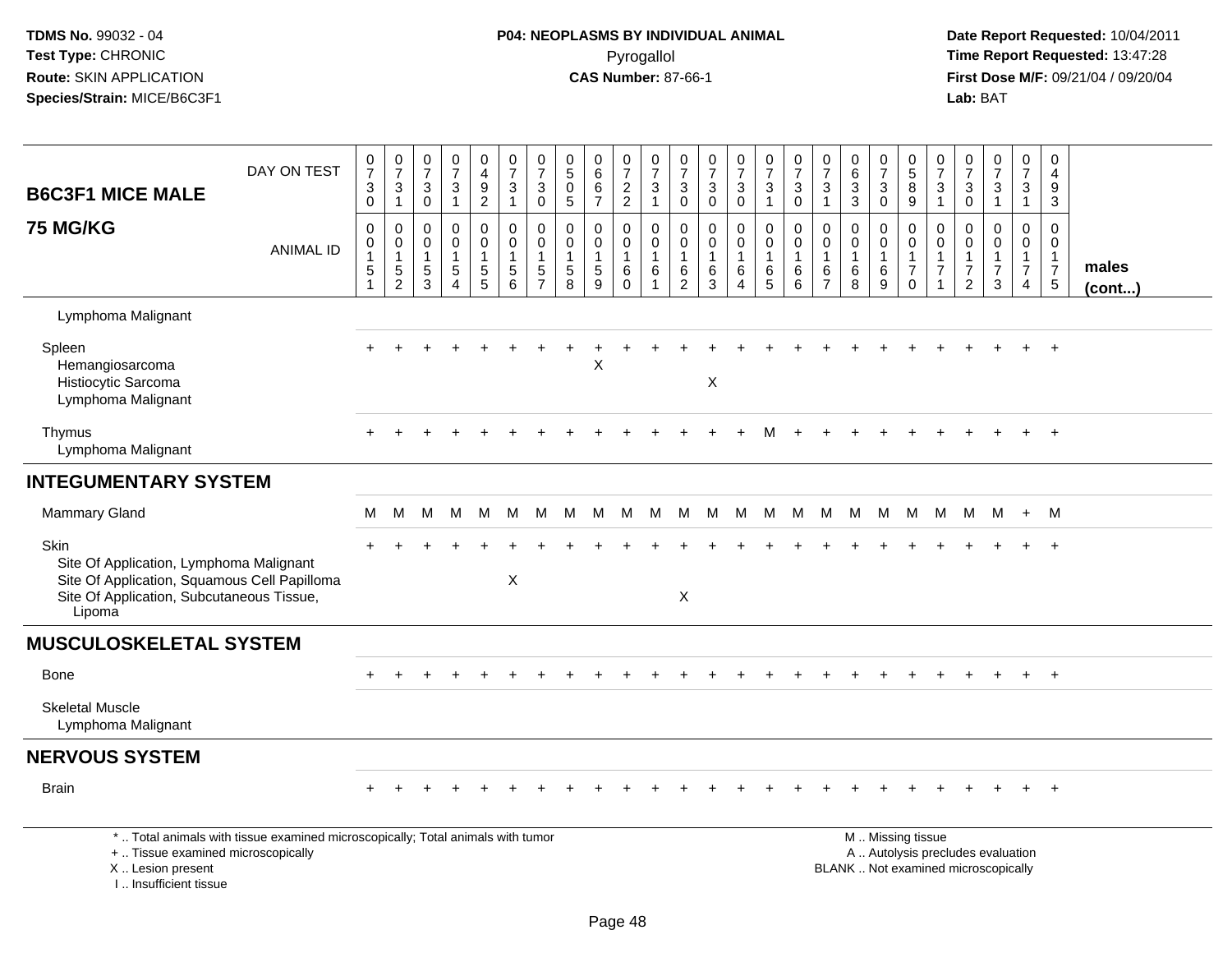TDMS No. 99032 - 04
Test Type: CHRONIC
Route: SKIN APPLICATION
Species/Strain: MICE/B6C3F1

**P04: NEOPLASMS BY INDIVIDUAL ANIMAL**
Pyrogallol
**CAS Number:** 87-66-1

Date Report Requested: 10/04/2011
Time Report Requested: 13:47:28
First Dose M/F: 09/21/04 / 09/20/04
Lab: BAT

| B6C3F1 MICE MALE 75 MG/KG | DAY ON TEST | 0730 | 0731 | 0730 | 0731 | 0492 | 0731 | 0730 | 0505 | 0667 | 0722 | 0731 | 0730 | 0730 | 0730 | 0731 | 0730 | 0731 | 0633 | 0730 | 0589 | 0731 | 0730 | 0731 | 0731 | 0493 | |
|---|---|---|---|---|---|---|---|---|---|---|---|---|---|---|---|---|---|---|---|---|---|---|---|---|---|---|---|
| | ANIMAL ID | 00151 | 00152 | 00153 | 00154 | 00155 | 00156 | 00157 | 00158 | 00159 | 00160 | 00161 | 00162 | 00163 | 00164 | 00165 | 00166 | 00167 | 00168 | 00169 | 00170 | 00171 | 00172 | 00173 | 00174 | 00175 | males (cont...) |
| Lymphoma Malignant | | | | | | | | | | | | | | | | | | | | | | | | | | | |
| Spleen | | + | + | + | + | + | + | + | + | + | + | + | + | + | + | + | + | + | + | + | + | + | + | + | + | + | |
| Hemangiosarcoma | | | | | | | | | | X | | | | | | | | | | | | | | | | | |
| Histiocytic Sarcoma | | | | | | | | | | | | | | X | | | | | | | | | | | | | |
| Lymphoma Malignant | | | | | | | | | | | | | | | | | | | | | | | | | | | |
| Thymus | | + | + | + | + | + | + | + | + | + | + | + | + | + | + | M | + | + | + | + | + | + | + | + | + | + | |
| Lymphoma Malignant | | | | | | | | | | | | | | | | | | | | | | | | | | | |
| **INTEGUMENTARY SYSTEM** | | | | | | | | | | | | | | | | | | | | | | | | | | | |
| Mammary Gland | | M | M | M | M | M | M | M | M | M | M | M | M | M | M | M | M | M | M | M | M | M | M | M | + | M | |
| Skin | | + | + | + | + | + | + | + | + | + | + | + | + | + | + | + | + | + | + | + | + | + | + | + | + | + | |
| Site Of Application, Lymphoma Malignant | | | | | | | | | | | | | | | | | | | | | | | | | | | |
| Site Of Application, Squamous Cell Papilloma | | | | | | | X | | | | | | | | | | | | | | | | | | | | |
| Site Of Application, Subcutaneous Tissue, Lipoma | | | | | | | | | | | | | X | | | | | | | | | | | | | | |
| **MUSCULOSKELETAL SYSTEM** | | | | | | | | | | | | | | | | | | | | | | | | | | | |
| Bone | | + | + | + | + | + | + | + | + | + | + | + | + | + | + | + | + | + | + | + | + | + | + | + | + | + | |
| Skeletal Muscle | | | | | | | | | | | | | | | | | | | | | | | | | | | |
| Lymphoma Malignant | | | | | | | | | | | | | | | | | | | | | | | | | | | |
| **NERVOUS SYSTEM** | | | | | | | | | | | | | | | | | | | | | | | | | | | |
| Brain | | + | + | + | + | + | + | + | + | + | + | + | + | + | + | + | + | + | + | + | + | + | + | + | + | + | |

\* .. Total animals with tissue examined microscopically; Total animals with tumor
\+ .. Tissue examined microscopically
X .. Lesion present
I .. Insufficient tissue

M .. Missing tissue
A .. Autolysis precludes evaluation
BLANK .. Not examined microscopically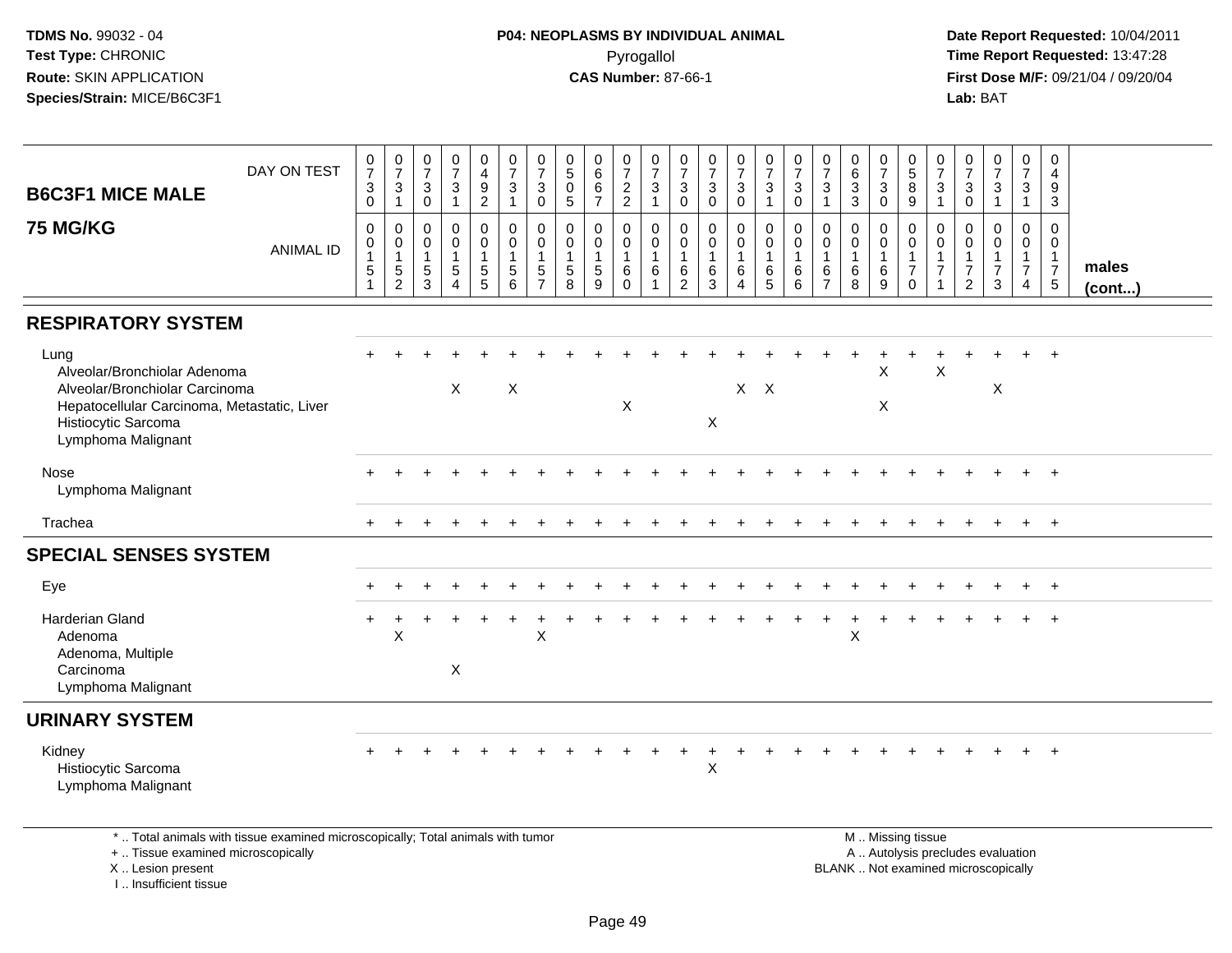TDMS No. 99032 - 04
Test Type: CHRONIC
Route: SKIN APPLICATION
Species/Strain: MICE/B6C3F1

**P04: NEOPLASMS BY INDIVIDUAL ANIMAL**
Pyrogallol
**CAS Number:** 87-66-1

Date Report Requested: 10/04/2011
Time Report Requested: 13:47:28
First Dose M/F: 09/21/04 / 09/20/04
Lab: BAT

| B6C3F1 MICE MALE 75 MG/KG | | | | | | | | | | | | | | | | | | | | | | | | | | |
|---|---|---|---|---|---|---|---|---|---|---|---|---|---|---|---|---|---|---|---|---|---|---|---|---|---|---|
| DAY ON TEST | 0730 | 0731 | 0730 | 0731 | 0492 | 0731 | 0730 | 0505 | 0667 | 0722 | 0731 | 0730 | 0730 | 0730 | 0731 | 0730 | 0731 | 0633 | 0730 | 0589 | 0731 | 0730 | 0731 | 0731 | 0493 | |
| ANIMAL ID | 0151 | 0152 | 0153 | 0154 | 0155 | 0156 | 0157 | 0158 | 0159 | 0160 | 0161 | 0162 | 0163 | 0164 | 0165 | 0166 | 0167 | 0168 | 0169 | 0170 | 0171 | 0172 | 0173 | 0174 | 0175 | males (cont...) |
| **RESPIRATORY SYSTEM** | | | | | | | | | | | | | | | | | | | | | | | | | | |
| Lung | + | + | + | + | + | + | + | + | + | + | + | + | + | + | + | + | + | + | + | + | + | + | + | + | + | |
| Alveolar/Bronchiolar Adenoma | | | | | | | | | | | | | | | | | | | X | | X | | | | | |
| Alveolar/Bronchiolar Carcinoma | | | | X | | X | | | | | | | | X | X | | | | | | | | X | | | |
| Hepatocellular Carcinoma, Metastatic, Liver | | | | | | | | | | X | | | | | | | | | X | | | | | | | |
| Histiocytic Sarcoma | | | | | | | | | | | | | X | | | | | | | | | | | | | |
| Lymphoma Malignant | | | | | | | | | | | | | | | | | | | | | | | | | | |
| Nose | + | + | + | + | + | + | + | + | + | + | + | + | + | + | + | + | + | + | + | + | + | + | + | + | + | |
| Lymphoma Malignant | | | | | | | | | | | | | | | | | | | | | | | | | | |
| Trachea | + | + | + | + | + | + | + | + | + | + | + | + | + | + | + | + | + | + | + | + | + | + | + | + | + | |
| **SPECIAL SENSES SYSTEM** | | | | | | | | | | | | | | | | | | | | | | | | | | |
| Eye | + | + | + | + | + | + | + | + | + | + | + | + | + | + | + | + | + | + | + | + | + | + | + | + | + | |
| Harderian Gland | + | + | + | + | + | + | + | + | + | + | + | + | + | + | + | + | + | + | + | + | + | + | + | + | + | |
| Adenoma | | X | | | | | X | | | | | | | | | | | X | | | | | | | | |
| Adenoma, Multiple | | | | | | | | | | | | | | | | | | | | | | | | | | |
| Carcinoma | | | | X | | | | | | | | | | | | | | | | | | | | | | |
| Lymphoma Malignant | | | | | | | | | | | | | | | | | | | | | | | | | | |
| **URINARY SYSTEM** | | | | | | | | | | | | | | | | | | | | | | | | | | |
| Kidney | + | + | + | + | + | + | + | + | + | + | + | + | + | + | + | + | + | + | + | + | + | + | + | + | + | |
| Histiocytic Sarcoma | | | | | | | | | | | | | X | | | | | | | | | | | | | |
| Lymphoma Malignant | | | | | | | | | | | | | | | | | | | | | | | | | | |

* .. Total animals with tissue examined microscopically; Total animals with tumor
+ .. Tissue examined microscopically
X .. Lesion present
I .. Insufficient tissue

M .. Missing tissue
A .. Autolysis precludes evaluation
BLANK .. Not examined microscopically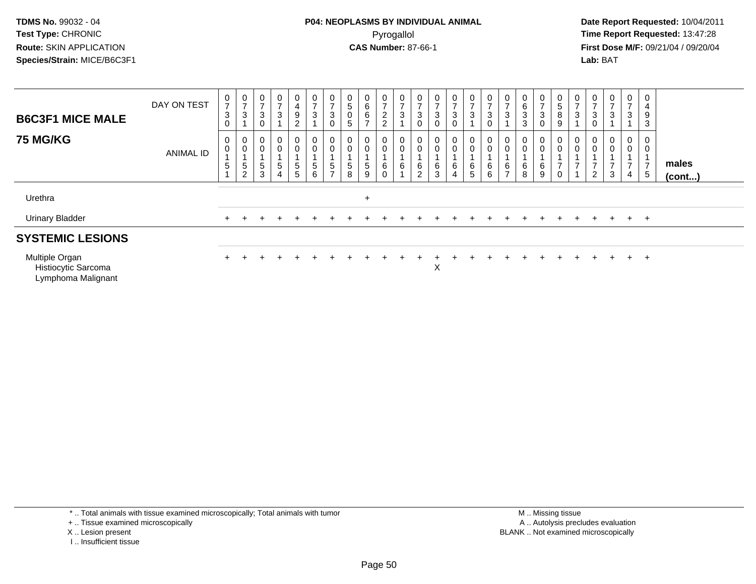TDMS No. 99032 - 04
Test Type: CHRONIC
Route: SKIN APPLICATION
Species/Strain: MICE/B6C3F1

**P04: NEOPLASMS BY INDIVIDUAL ANIMAL**
Pyrogallol
**CAS Number:** 87-66-1

Date Report Requested: 10/04/2011
Time Report Requested: 13:47:28
First Dose M/F: 09/21/04 / 09/20/04
Lab: BAT

| B6C3F1 MICE MALE<br>75 MG/KG | DAY ON TEST | 0730 | 0731 | 0730 | 0731 | 0492 | 0731 | 0730 | 0505 | 0667 | 0722 | 0731 | 0730 | 0730 | 0730 | 0731 | 0730 | 0731 | 0633 | 0730 | 0589 | 0731 | 0730 | 0731 | 0731 | 0493 | |
|---|---|---|---|---|---|---|---|---|---|---|---|---|---|---|---|---|---|---|---|---|---|---|---|---|---|---|---|
| | ANIMAL ID | 00151 | 00152 | 00153 | 00154 | 00155 | 00156 | 00157 | 00158 | 00159 | 00160 | 00161 | 00162 | 00163 | 00164 | 00165 | 00166 | 00167 | 00168 | 00169 | 00170 | 00171 | 00172 | 00173 | 00174 | 00175 | males (cont...) |
| Urethra | | | | | | | | | | + | | | | | | | | | | | | | | | | | |
| Urinary Bladder | | + | + | + | + | + | + | + | + | + | + | + | + | + | + | + | + | + | + | + | + | + | + | + | + | + | |
| **SYSTEMIC LESIONS** | | | | | | | | | | | | | | | | | | | | | | | | | | | |
| Multiple Organ | | + | + | + | + | + | + | + | + | + | + | + | + | + | + | + | + | + | + | + | + | + | + | + | + | + | |
| Histiocytic Sarcoma | | | | | | | | | | | | | | | | | | | | | | | | | | | |
| Lymphoma Malignant | | | | | | | | | | | | | | X | | | | | | | | | | | | | |

\* .. Total animals with tissue examined microscopically; Total animals with tumor
+ .. Tissue examined microscopically
X .. Lesion present
I .. Insufficient tissue

M .. Missing tissue
A .. Autolysis precludes evaluation
BLANK .. Not examined microscopically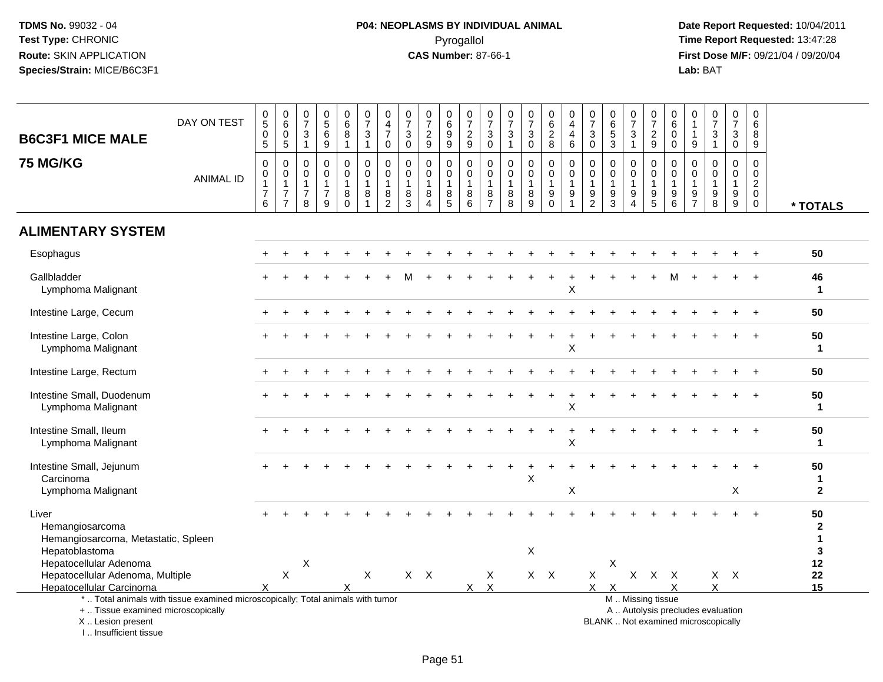**TDMS No.** 99032 - 04
**Test Type:** CHRONIC
**Route:** SKIN APPLICATION
**Species/Strain:** MICE/B6C3F1

**P04: NEOPLASMS BY INDIVIDUAL ANIMAL**
Pyrogallol
**CAS Number:** 87-66-1

**Date Report Requested:** 10/04/2011
**Time Report Requested:** 13:47:28
**First Dose M/F:** 09/21/04 / 09/20/04
**Lab:** BAT

| B6C3F1 MICE MALE 75 MG/KG | | | | | | | | | | | | | | | | | | | | | | | | | | |
|---|---|---|---|---|---|---|---|---|---|---|---|---|---|---|---|---|---|---|---|---|---|---|---|---|---|---|
| DAY ON TEST | 0505 | 0605 | 0731 | 0569 | 0681 | 0731 | 0470 | 0730 | 0729 | 0699 | 0729 | 0730 | 0731 | 0730 | 0628 | 0446 | 0730 | 0653 | 0731 | 0729 | 0600 | 0119 | 0731 | 0730 | 0689 | |
| ANIMAL ID | 00176 | 00177 | 00178 | 00179 | 00180 | 00181 | 00182 | 00183 | 00184 | 00185 | 00186 | 00187 | 00188 | 00189 | 00190 | 00191 | 00192 | 00193 | 00194 | 00195 | 00196 | 00197 | 00198 | 00199 | 00200 | * TOTALS |
| **ALIMENTARY SYSTEM** | | | | | | | | | | | | | | | | | | | | | | | | | | |
| Esophagus | + | + | + | + | + | + | + | + | + | + | + | + | + | + | + | + | + | + | + | + | + | + | + | + | + | 50 |
| Gallbladder | + | + | + | + | + | + | + | M | + | + | + | + | + | + | + | + | + | + | + | + | M | + | + | + | + | 46 |
| Lymphoma Malignant | | | | | | | | | | | | | | | | X | | | | | | | | | | 1 |
| Intestine Large, Cecum | + | + | + | + | + | + | + | + | + | + | + | + | + | + | + | + | + | + | + | + | + | + | + | + | + | 50 |
| Intestine Large, Colon | + | + | + | + | + | + | + | + | + | + | + | + | + | + | + | + | + | + | + | + | + | + | + | + | + | 50 |
| Lymphoma Malignant | | | | | | | | | | | | | | | | X | | | | | | | | | | 1 |
| Intestine Large, Rectum | + | + | + | + | + | + | + | + | + | + | + | + | + | + | + | + | + | + | + | + | + | + | + | + | + | 50 |
| Intestine Small, Duodenum | + | + | + | + | + | + | + | + | + | + | + | + | + | + | + | + | + | + | + | + | + | + | + | + | + | 50 |
| Lymphoma Malignant | | | | | | | | | | | | | | | | X | | | | | | | | | | 1 |
| Intestine Small, Ileum | + | + | + | + | + | + | + | + | + | + | + | + | + | + | + | + | + | + | + | + | + | + | + | + | + | 50 |
| Lymphoma Malignant | | | | | | | | | | | | | | | | X | | | | | | | | | | 1 |
| Intestine Small, Jejunum | + | + | + | + | + | + | + | + | + | + | + | + | + | + | + | + | + | + | + | + | + | + | + | + | + | 50 |
| Carcinoma | | | | | | | | | | | | | | X | | | | | | | | | | | | 1 |
| Lymphoma Malignant | | | | | | | | | | | | | | | | X | | | | | | | | X | | 2 |
| Liver | + | + | + | + | + | + | + | + | + | + | + | + | + | + | + | + | + | + | + | + | + | + | + | + | + | 50 |
| Hemangiosarcoma | | | | | | | | | | | | | | | | | | | | | | | | | | 2 |
| Hemangiosarcoma, Metastatic, Spleen | | | | | | | | | | | | | | | | | | | | | | | | | | 1 |
| Hepatoblastoma | | | | | | | | | | | | | | X | | | | | | | | | | | | 3 |
| Hepatocellular Adenoma | | | X | | | | | | | | | | | | | | | X | | | | | | | | 12 |
| Hepatocellular Adenoma, Multiple | | X | | | | X | | X | X | | | X | | X | X | | X | | X | X | X | | X | X | | 22 |
| Hepatocellular Carcinoma | X | | | | X | | | | | | X | X | | | | | X | X | | | X | | X | | | 15 |

\* .. Total animals with tissue examined microscopically; Total animals with tumor
+ .. Tissue examined microscopically
X .. Lesion present
I .. Insufficient tissue

M .. Missing tissue
A .. Autolysis precludes evaluation
BLANK .. Not examined microscopically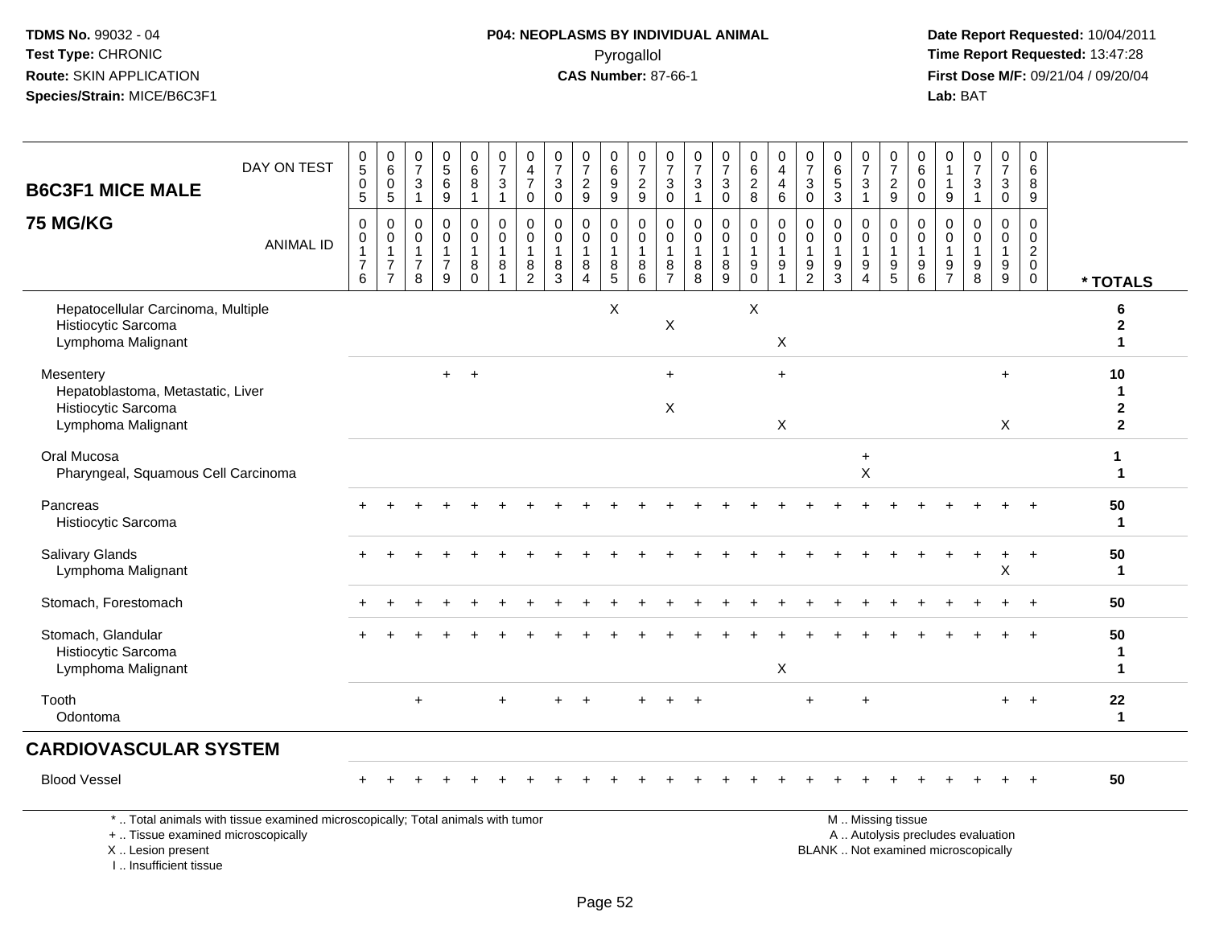**TDMS No.** 99032 - 04
**Test Type:** CHRONIC
**Route:** SKIN APPLICATION
**Species/Strain:** MICE/B6C3F1

**P04: NEOPLASMS BY INDIVIDUAL ANIMAL**
Pyrogallol
**CAS Number:** 87-66-1

**Date Report Requested:** 10/04/2011
**Time Report Requested:** 13:47:28
**First Dose M/F:** 09/21/04 / 09/20/04
**Lab:** BAT

## B6C3F1 MICE MALE 75 MG/KG

| DAY ON TEST | 0505 | 0605 | 0731 | 0569 | 0681 | 0731 | 0470 | 0730 | 0729 | 0699 | 0729 | 0730 | 0731 | 0730 | 0628 | 0446 | 0730 | 0653 | 0731 | 0729 | 0600 | 0119 | 0731 | 0730 | 0689 | |
|---|---|---|---|---|---|---|---|---|---|---|---|---|---|---|---|---|---|---|---|---|---|---|---|---|---|---|
| **ANIMAL ID** | 0176 | 0177 | 0178 | 0179 | 0180 | 0181 | 0182 | 0183 | 0184 | 0185 | 0186 | 0187 | 0188 | 0189 | 0190 | 0191 | 0192 | 0193 | 0194 | 0195 | 0196 | 0197 | 0198 | 0199 | 0200 | *** TOTALS** |
| Hepatocellular Carcinoma, Multiple | | | | | | | | | | X | | | | | X | | | | | | | | | | | **6** |
| Histiocytic Sarcoma | | | | | | | | | | | | X | | | | | | | | | | | | | | **2** |
| Lymphoma Malignant | | | | | | | | | | | | | | | | X | | | | | | | | | | **1** |
| Mesentery | | | | + | + | | | | | | | + | | | | + | | | | | | | | + | | **10** |
| Hepatoblastoma, Metastatic, Liver | | | | | | | | | | | | | | | | | | | | | | | | | | **1** |
| Histiocytic Sarcoma | | | | | | | | | | | | X | | | | | | | | | | | | | | **2** |
| Lymphoma Malignant | | | | | | | | | | | | | | | | X | | | | | | | | X | | **2** |
| Oral Mucosa | | | | | | | | | | | | | | | | | | | + | | | | | | | **1** |
| Pharyngeal, Squamous Cell Carcinoma | | | | | | | | | | | | | | | | | | | X | | | | | | | **1** |
| Pancreas | + | + | + | + | + | + | + | + | + | + | + | + | + | + | + | + | + | + | + | + | + | + | + | + | + | **50** |
| Histiocytic Sarcoma | | | | | | | | | | | | | | | | | | | | | | | | | | **1** |
| Salivary Glands | + | + | + | + | + | + | + | + | + | + | + | + | + | + | + | + | + | + | + | + | + | + | + | + | + | **50** |
| Lymphoma Malignant | | | | | | | | | | | | | | | | | | | | | | | | X | | **1** |
| Stomach, Forestomach | + | + | + | + | + | + | + | + | + | + | + | + | + | + | + | + | + | + | + | + | + | + | + | + | + | **50** |
| Stomach, Glandular | + | + | + | + | + | + | + | + | + | + | + | + | + | + | + | + | + | + | + | + | + | + | + | + | + | **50** |
| Histiocytic Sarcoma | | | | | | | | | | | | | | | | | | | | | | | | | | **1** |
| Lymphoma Malignant | | | | | | | | | | | | | | | | X | | | | | | | | | | **1** |
| Tooth | | | + | | | + | | + | + | | + | + | + | | | | + | | + | | | | | + | + | **22** |
| Odontoma | | | | | | | | | | | | | | | | | | | | | | | | | | **1** |
| **CARDIOVASCULAR SYSTEM** | | | | | | | | | | | | | | | | | | | | | | | | | | |
| Blood Vessel | + | + | + | + | + | + | + | + | + | + | + | + | + | + | + | + | + | + | + | + | + | + | + | + | + | **50** |

\* .. Total animals with tissue examined microscopically; Total animals with tumor
\+ .. Tissue examined microscopically
X .. Lesion present
I .. Insufficient tissue

M .. Missing tissue
A .. Autolysis precludes evaluation
BLANK .. Not examined microscopically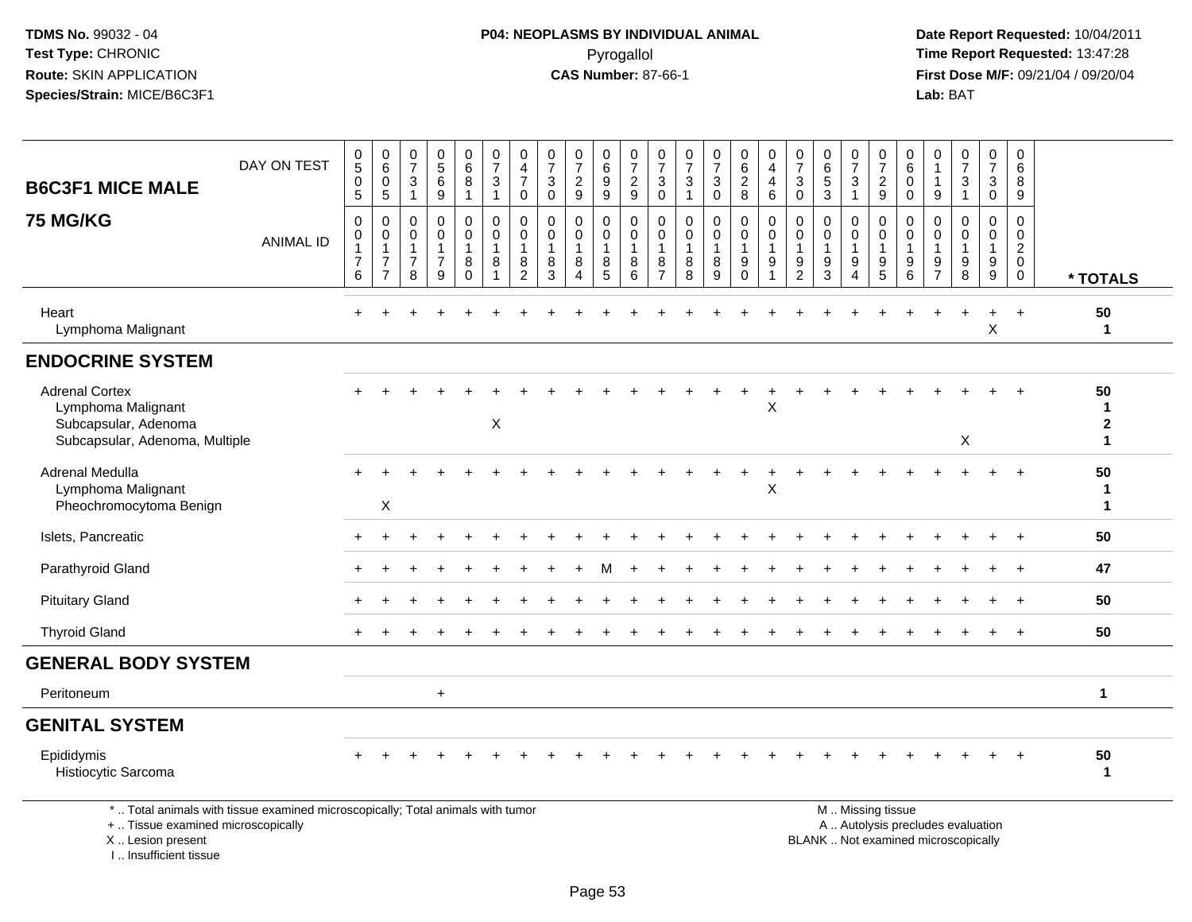# B6C3F1 MICE MALE

## 75 MG/KG

| | 0505 | 0605 | 0731 | 0569 | 0681 | 0731 | 0470 | 0730 | 0729 | 0699 | 0729 | 0730 | 0731 | 0730 | 0628 | 0446 | 0730 | 0653 | 0731 | 0729 | 0600 | 0119 | 0731 | 0730 | 0689 | |
|---|---|---|---|---|---|---|---|---|---|---|---|---|---|---|---|---|---|---|---|---|---|---|---|---|---|---|
| **ANIMAL ID** (DAY ON TEST in header row) | 0176 | 0177 | 0178 | 0179 | 0180 | 0181 | 0182 | 0183 | 0184 | 0185 | 0186 | 0187 | 0188 | 0189 | 0190 | 0191 | 0192 | 0193 | 0194 | 0195 | 0196 | 0197 | 0198 | 0199 | 0200 | *** TOTALS** |
| Heart | + | + | + | + | + | + | + | + | + | + | + | + | + | + | + | + | + | + | + | + | + | + | + | + | + | **50** |
| Lymphoma Malignant | | | | | | | | | | | | | | | | | | | | | | | | X | | **1** |
| **ENDOCRINE SYSTEM** | | | | | | | | | | | | | | | | | | | | | | | | | | |
| Adrenal Cortex | + | + | + | + | + | + | + | + | + | + | + | + | + | + | + | + | + | + | + | + | + | + | + | + | + | **50** |
| Lymphoma Malignant | | | | | | | | | | | | | | | | X | | | | | | | | | | **1** |
| Subcapsular, Adenoma | | | | | | X | | | | | | | | | | | | | | | | | | | | **2** |
| Subcapsular, Adenoma, Multiple | | | | | | | | | | | | | | | | | | | | | | | X | | | **1** |
| Adrenal Medulla | + | + | + | + | + | + | + | + | + | + | + | + | + | + | + | + | + | + | + | + | + | + | + | + | + | **50** |
| Lymphoma Malignant | | | | | | | | | | | | | | | | X | | | | | | | | | | **1** |
| Pheochromocytoma Benign | | X | | | | | | | | | | | | | | | | | | | | | | | | **1** |
| Islets, Pancreatic | + | + | + | + | + | + | + | + | + | + | + | + | + | + | + | + | + | + | + | + | + | + | + | + | + | **50** |
| Parathyroid Gland | + | + | + | + | + | + | + | + | + | M | + | + | + | + | + | + | + | + | + | + | + | + | + | + | + | **47** |
| Pituitary Gland | + | + | + | + | + | + | + | + | + | + | + | + | + | + | + | + | + | + | + | + | + | + | + | + | + | **50** |
| Thyroid Gland | + | + | + | + | + | + | + | + | + | + | + | + | + | + | + | + | + | + | + | + | + | + | + | + | + | **50** |
| **GENERAL BODY SYSTEM** | | | | | | | | | | | | | | | | | | | | | | | | | | |
| Peritoneum | | | | + | | | | | | | | | | | | | | | | | | | | | | **1** |
| **GENITAL SYSTEM** | | | | | | | | | | | | | | | | | | | | | | | | | | |
| Epididymis | + | + | + | + | + | + | + | + | + | + | + | + | + | + | + | + | + | + | + | + | + | + | + | + | + | **50** |
| Histiocytic Sarcoma | | | | | | | | | | | | | | | | | | | | | | | | | | **1** |

\* .. Total animals with tissue examined microscopically; Total animals with tumor
+ .. Tissue examined microscopically
X .. Lesion present
I .. Insufficient tissue

M .. Missing tissue
A .. Autolysis precludes evaluation
BLANK .. Not examined microscopically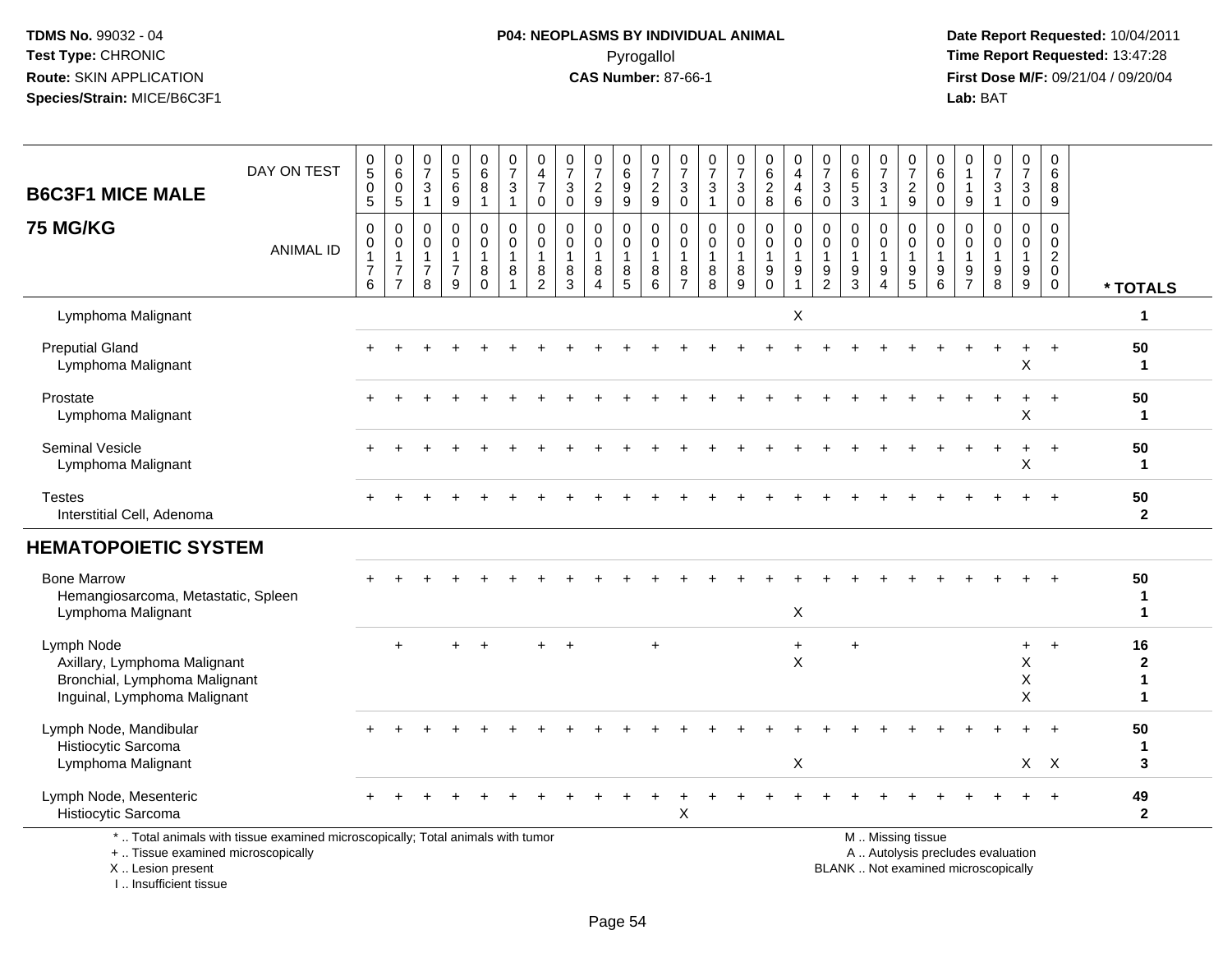**TDMS No.** 99032 - 04
**Test Type:** CHRONIC
**Route:** SKIN APPLICATION
**Species/Strain:** MICE/B6C3F1

**P04: NEOPLASMS BY INDIVIDUAL ANIMAL**
Pyrogallol
**CAS Number:** 87-66-1

**Date Report Requested:** 10/04/2011
**Time Report Requested:** 13:47:28
**First Dose M/F:** 09/21/04 / 09/20/04
**Lab:** BAT

## B6C3F1 MICE MALE
## 75 MG/KG

| DAY ON TEST | 0505 | 0605 | 0731 | 0569 | 0681 | 0731 | 0470 | 0730 | 0729 | 0699 | 0729 | 0730 | 0731 | 0730 | 0628 | 0446 | 0730 | 0653 | 0731 | 0729 | 0600 | 0119 | 0731 | 0730 | 0689 | |
|---|---|---|---|---|---|---|---|---|---|---|---|---|---|---|---|---|---|---|---|---|---|---|---|---|---|---|
| **ANIMAL ID** | 00176 | 00177 | 00178 | 00179 | 00180 | 00181 | 00182 | 00183 | 00184 | 00185 | 00186 | 00187 | 00188 | 00189 | 00190 | 00191 | 00192 | 00193 | 00194 | 00195 | 00196 | 00197 | 00198 | 00199 | 00200 | *** TOTALS** |
| Lymphoma Malignant | | | | | | | | | | | | | | | | X | | | | | | | | | | 1 |
| Preputial Gland | + | + | + | + | + | + | + | + | + | + | + | + | + | + | + | + | + | + | + | + | + | + | + | + | + | 50 |
| Lymphoma Malignant | | | | | | | | | | | | | | | | | | | | | | | | X | | 1 |
| Prostate | + | + | + | + | + | + | + | + | + | + | + | + | + | + | + | + | + | + | + | + | + | + | + | + | + | 50 |
| Lymphoma Malignant | | | | | | | | | | | | | | | | | | | | | | | | X | | 1 |
| Seminal Vesicle | + | + | + | + | + | + | + | + | + | + | + | + | + | + | + | + | + | + | + | + | + | + | + | + | + | 50 |
| Lymphoma Malignant | | | | | | | | | | | | | | | | | | | | | | | | X | | 1 |
| Testes | + | + | + | + | + | + | + | + | + | + | + | + | + | + | + | + | + | + | + | + | + | + | + | + | + | 50 |
| Interstitial Cell, Adenoma | | | | | | | | | | | | | | | | | | | | | | | | | | 2 |
| **HEMATOPOIETIC SYSTEM** | | | | | | | | | | | | | | | | | | | | | | | | | | |
| Bone Marrow | + | + | + | + | + | + | + | + | + | + | + | + | + | + | + | + | + | + | + | + | + | + | + | + | + | 50 |
| Hemangiosarcoma, Metastatic, Spleen | | | | | | | | | | | | | | | | | | | | | | | | | | 1 |
| Lymphoma Malignant | | | | | | | | | | | | | | | | X | | | | | | | | | | 1 |
| Lymph Node | | + | | + | + | | + | + | | | + | | | | | + | | + | | | | | | + | + | 16 |
| Axillary, Lymphoma Malignant | | | | | | | | | | | | | | | | X | | | | | | | | X | | 2 |
| Bronchial, Lymphoma Malignant | | | | | | | | | | | | | | | | | | | | | | | | X | | 1 |
| Inguinal, Lymphoma Malignant | | | | | | | | | | | | | | | | | | | | | | | | X | | 1 |
| Lymph Node, Mandibular | + | + | + | + | + | + | + | + | + | + | + | + | + | + | + | + | + | + | + | + | + | + | + | + | + | 50 |
| Histiocytic Sarcoma | | | | | | | | | | | | | | | | | | | | | | | | | | 1 |
| Lymphoma Malignant | | | | | | | | | | | | | | | | X | | | | | | | | X | X | 3 |
| Lymph Node, Mesenteric | + | + | + | + | + | + | + | + | + | + | + | + | + | + | + | + | + | + | + | + | + | + | + | + | + | 49 |
| Histiocytic Sarcoma | | | | | | | | | | | | X | | | | | | | | | | | | | | 2 |

\* .. Total animals with tissue examined microscopically; Total animals with tumor
\+ .. Tissue examined microscopically
X .. Lesion present
I .. Insufficient tissue

M .. Missing tissue
A .. Autolysis precludes evaluation
BLANK .. Not examined microscopically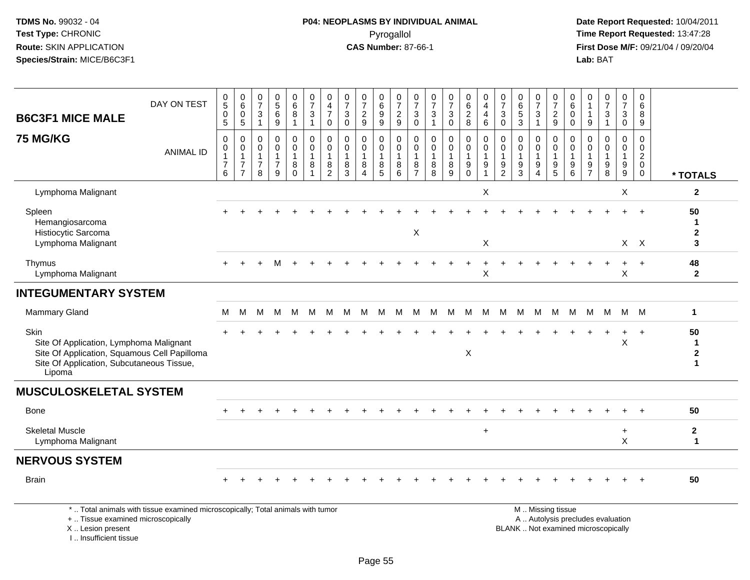**TDMS No.** 99032 - 04
**Test Type:** CHRONIC
**Route:** SKIN APPLICATION
**Species/Strain:** MICE/B6C3F1

**P04: NEOPLASMS BY INDIVIDUAL ANIMAL**
Pyrogallol
**CAS Number:** 87-66-1

**Date Report Requested:** 10/04/2011
**Time Report Requested:** 13:47:28
**First Dose M/F:** 09/21/04 / 09/20/04
**Lab:** BAT

| B6C3F1 MICE MALE 75 MG/KG | | | | | | | | | | | | | | | | | | | | | | | | | | |
|---|---|---|---|---|---|---|---|---|---|---|---|---|---|---|---|---|---|---|---|---|---|---|---|---|---|---|
| DAY ON TEST | 0505 | 0605 | 0731 | 0569 | 0681 | 0731 | 0470 | 0730 | 0729 | 0699 | 0729 | 0730 | 0731 | 0730 | 0628 | 0446 | 0730 | 0653 | 0731 | 0729 | 0600 | 0119 | 0731 | 0730 | 0689 | |
| ANIMAL ID | 0176 | 0177 | 0178 | 0179 | 0180 | 0181 | 0182 | 0183 | 0184 | 0185 | 0186 | 0187 | 0188 | 0189 | 0190 | 0191 | 0192 | 0193 | 0194 | 0195 | 0196 | 0197 | 0198 | 0199 | 0200 | * TOTALS |
| Lymphoma Malignant | | | | | | | | | | | | | | | | X | | | | | | | | X | | 2 |
| Spleen | + | + | + | + | + | + | + | + | + | + | + | + | + | + | + | + | + | + | + | + | + | + | + | + | + | 50 |
| Hemangiosarcoma | | | | | | | | | | | | | | | | | | | | | | | | | | 1 |
| Histiocytic Sarcoma | | | | | | | | | | | | X | | | | | | | | | | | | | | 2 |
| Lymphoma Malignant | | | | | | | | | | | | | | | | X | | | | | | | | X | X | 3 |
| Thymus | + | + | + | M | + | + | + | + | + | + | + | + | + | + | + | + | + | + | + | + | + | + | + | + | + | 48 |
| Lymphoma Malignant | | | | | | | | | | | | | | | | X | | | | | | | | X | | 2 |
| **INTEGUMENTARY SYSTEM** | | | | | | | | | | | | | | | | | | | | | | | | | | |
| Mammary Gland | M | M | M | M | M | M | M | M | M | M | M | M | M | M | M | M | M | M | M | M | M | M | M | M | M | 1 |
| Skin | + | + | + | + | + | + | + | + | + | + | + | + | + | + | + | + | + | + | + | + | + | + | + | + | + | 50 |
| Site Of Application, Lymphoma Malignant | | | | | | | | | | | | | | | | | | | | | | | | X | | 1 |
| Site Of Application, Squamous Cell Papilloma | | | | | | | | | | | | | | | X | | | | | | | | | | | 2 |
| Site Of Application, Subcutaneous Tissue, Lipoma | | | | | | | | | | | | | | | | | | | | | | | | | | 1 |
| **MUSCULOSKELETAL SYSTEM** | | | | | | | | | | | | | | | | | | | | | | | | | | |
| Bone | + | + | + | + | + | + | + | + | + | + | + | + | + | + | + | + | + | + | + | + | + | + | + | + | + | 50 |
| Skeletal Muscle | | | | | | | | | | | | | | | | + | | | | | | | | + | | 2 |
| Lymphoma Malignant | | | | | | | | | | | | | | | | | | | | | | | | X | | 1 |
| **NERVOUS SYSTEM** | | | | | | | | | | | | | | | | | | | | | | | | | | |
| Brain | + | + | + | + | + | + | + | + | + | + | + | + | + | + | + | + | + | + | + | + | + | + | + | + | + | 50 |

\* .. Total animals with tissue examined microscopically; Total animals with tumor
\+ .. Tissue examined microscopically
X .. Lesion present
I .. Insufficient tissue

M .. Missing tissue
A .. Autolysis precludes evaluation
BLANK .. Not examined microscopically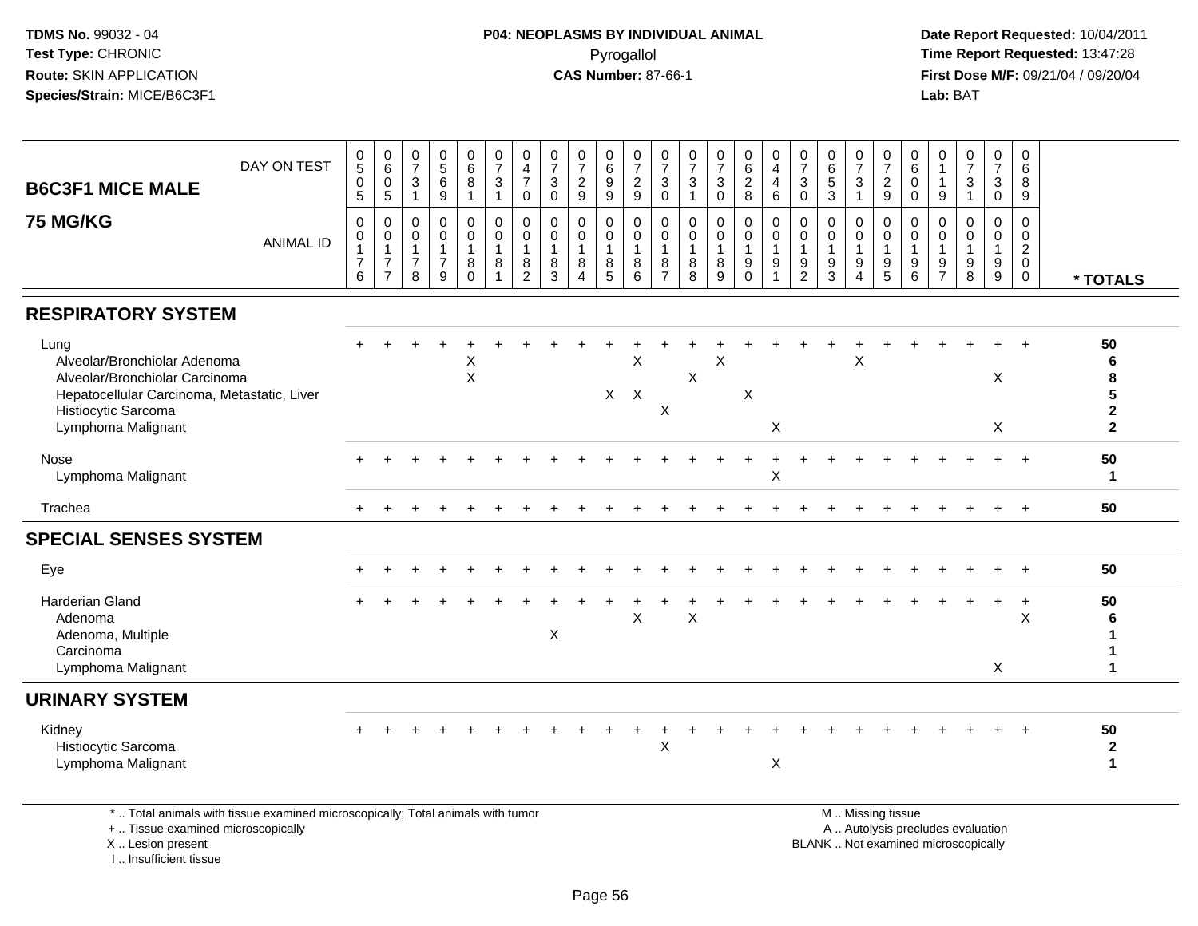TDMS No. 99032 - 04
Test Type: CHRONIC
Route: SKIN APPLICATION
Species/Strain: MICE/B6C3F1

**P04: NEOPLASMS BY INDIVIDUAL ANIMAL**
Pyrogallol
**CAS Number:** 87-66-1

Date Report Requested: 10/04/2011
Time Report Requested: 13:47:28
First Dose M/F: 09/21/04 / 09/20/04
Lab: BAT

## B6C3F1 MICE MALE
## 75 MG/KG

| DAY ON TEST | 0505 | 0605 | 0731 | 0569 | 0681 | 0731 | 0470 | 0730 | 0729 | 0699 | 0729 | 0730 | 0731 | 0730 | 0628 | 0446 | 0730 | 0653 | 0731 | 0729 | 0600 | 0119 | 0731 | 0730 | 0689 | |
|---|---|---|---|---|---|---|---|---|---|---|---|---|---|---|---|---|---|---|---|---|---|---|---|---|---|---|
| **ANIMAL ID** | 00176 | 00177 | 00178 | 00179 | 00180 | 00181 | 00182 | 00183 | 00184 | 00185 | 00186 | 00187 | 00188 | 00189 | 00190 | 00191 | 00192 | 00193 | 00194 | 00195 | 00196 | 00197 | 00198 | 00199 | 00200 | *** TOTALS** |
| **RESPIRATORY SYSTEM** | | | | | | | | | | | | | | | | | | | | | | | | | | |
| Lung | + | + | + | + | + | + | + | + | + | + | + | + | + | + | + | + | + | + | + | + | + | + | + | + | + | 50 |
| Alveolar/Bronchiolar Adenoma | | | | | X | | | | | | X | | | X | | | | | X | | | | | | | 6 |
| Alveolar/Bronchiolar Carcinoma | | | | | X | | | | | | | | X | | | | | | | | | | | X | | 8 |
| Hepatocellular Carcinoma, Metastatic, Liver | | | | | | | | | | X | X | | | | X | | | | | | | | | | | 5 |
| Histiocytic Sarcoma | | | | | | | | | | | | X | | | | | | | | | | | | | | 2 |
| Lymphoma Malignant | | | | | | | | | | | | | | | | X | | | | | | | | X | | 2 |
| Nose | + | + | + | + | + | + | + | + | + | + | + | + | + | + | + | + | + | + | + | + | + | + | + | + | + | 50 |
| Lymphoma Malignant | | | | | | | | | | | | | | | | X | | | | | | | | | | 1 |
| Trachea | + | + | + | + | + | + | + | + | + | + | + | + | + | + | + | + | + | + | + | + | + | + | + | + | + | 50 |
| **SPECIAL SENSES SYSTEM** | | | | | | | | | | | | | | | | | | | | | | | | | | |
| Eye | + | + | + | + | + | + | + | + | + | + | + | + | + | + | + | + | + | + | + | + | + | + | + | + | + | 50 |
| Harderian Gland | + | + | + | + | + | + | + | + | + | + | + | + | + | + | + | + | + | + | + | + | + | + | + | + | + | 50 |
| Adenoma | | | | | | | | | | | X | | X | | | | | | | | | | | | X | 6 |
| Adenoma, Multiple | | | | | | | | X | | | | | | | | | | | | | | | | | | 1 |
| Carcinoma | | | | | | | | | | | | | | | | | | | | | | | | | | 1 |
| Lymphoma Malignant | | | | | | | | | | | | | | | | | | | | | | | | X | | 1 |
| **URINARY SYSTEM** | | | | | | | | | | | | | | | | | | | | | | | | | | |
| Kidney | + | + | + | + | + | + | + | + | + | + | + | + | + | + | + | + | + | + | + | + | + | + | + | + | + | 50 |
| Histiocytic Sarcoma | | | | | | | | | | | | X | | | | | | | | | | | | | | 2 |
| Lymphoma Malignant | | | | | | | | | | | | | | | | X | | | | | | | | | | 1 |

\* .. Total animals with tissue examined microscopically; Total animals with tumor
\+ .. Tissue examined microscopically
X .. Lesion present
I .. Insufficient tissue

M .. Missing tissue
A .. Autolysis precludes evaluation
BLANK .. Not examined microscopically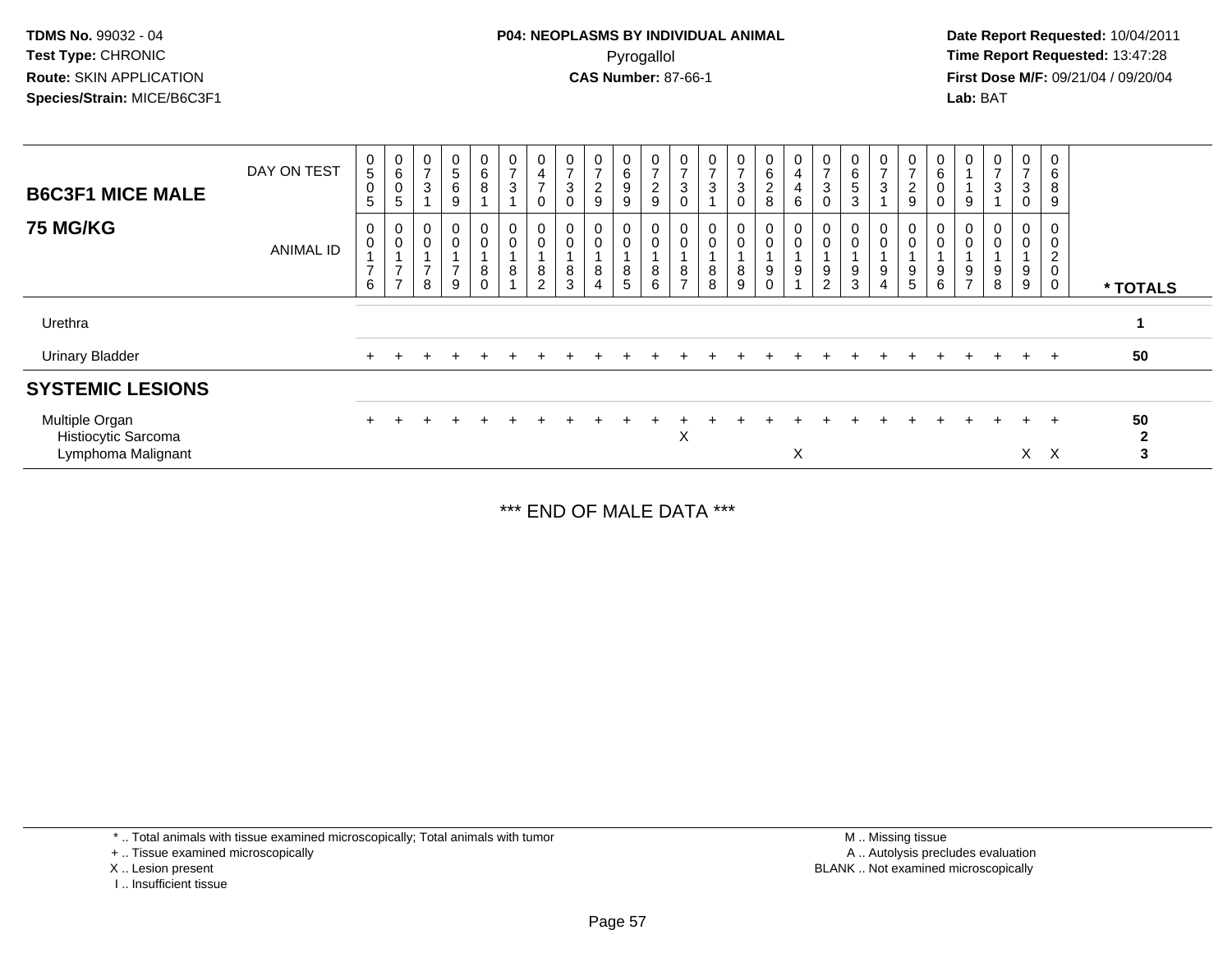TDMS No. 99032 - 04
Test Type: CHRONIC
Route: SKIN APPLICATION
Species/Strain: MICE/B6C3F1

**P04: NEOPLASMS BY INDIVIDUAL ANIMAL**
Pyrogallol
**CAS Number:** 87-66-1

**Date Report Requested:** 10/04/2011
**Time Report Requested:** 13:47:28
**First Dose M/F:** 09/21/04 / 09/20/04
**Lab:** BAT

| B6C3F1 MICE MALE 75 MG/KG | DAY ON TEST | 0505 | 0605 | 0731 | 0569 | 0681 | 0731 | 0470 | 0730 | 0729 | 0699 | 0729 | 0730 | 0731 | 0730 | 0628 | 0446 | 0730 | 0653 | 0731 | 0729 | 0600 | 0119 | 0731 | 0730 | 0689 | |
|---|---|---|---|---|---|---|---|---|---|---|---|---|---|---|---|---|---|---|---|---|---|---|---|---|---|---|---|
| | ANIMAL ID | 00176 | 00177 | 00178 | 00179 | 00180 | 00181 | 00182 | 00183 | 00184 | 00185 | 00186 | 00187 | 00188 | 00189 | 00190 | 00191 | 00192 | 00193 | 00194 | 00195 | 00196 | 00197 | 00198 | 00199 | 00200 | * TOTALS |
| Urethra | | | | | | | | | | | | | | | | | | | | | | | | | | | 1 |
| Urinary Bladder | | + | + | + | + | + | + | + | + | + | + | + | + | + | + | + | + | + | + | + | + | + | + | + | + | + | 50 |
| **SYSTEMIC LESIONS** | | | | | | | | | | | | | | | | | | | | | | | | | | | |
| Multiple Organ | | + | + | + | + | + | + | + | + | + | + | + | + | + | + | + | + | + | + | + | + | + | + | + | + | + | 50 |
| Histiocytic Sarcoma | | | | | | | | | | | | | X | | | | | | | | | | | | | | 2 |
| Lymphoma Malignant | | | | | | | | | | | | | | | | | X | | | | | | | | X | X | 3 |

*** END OF MALE DATA ***

* .. Total animals with tissue examined microscopically; Total animals with tumor
+ .. Tissue examined microscopically
X .. Lesion present
I .. Insufficient tissue

M .. Missing tissue
A .. Autolysis precludes evaluation
BLANK .. Not examined microscopically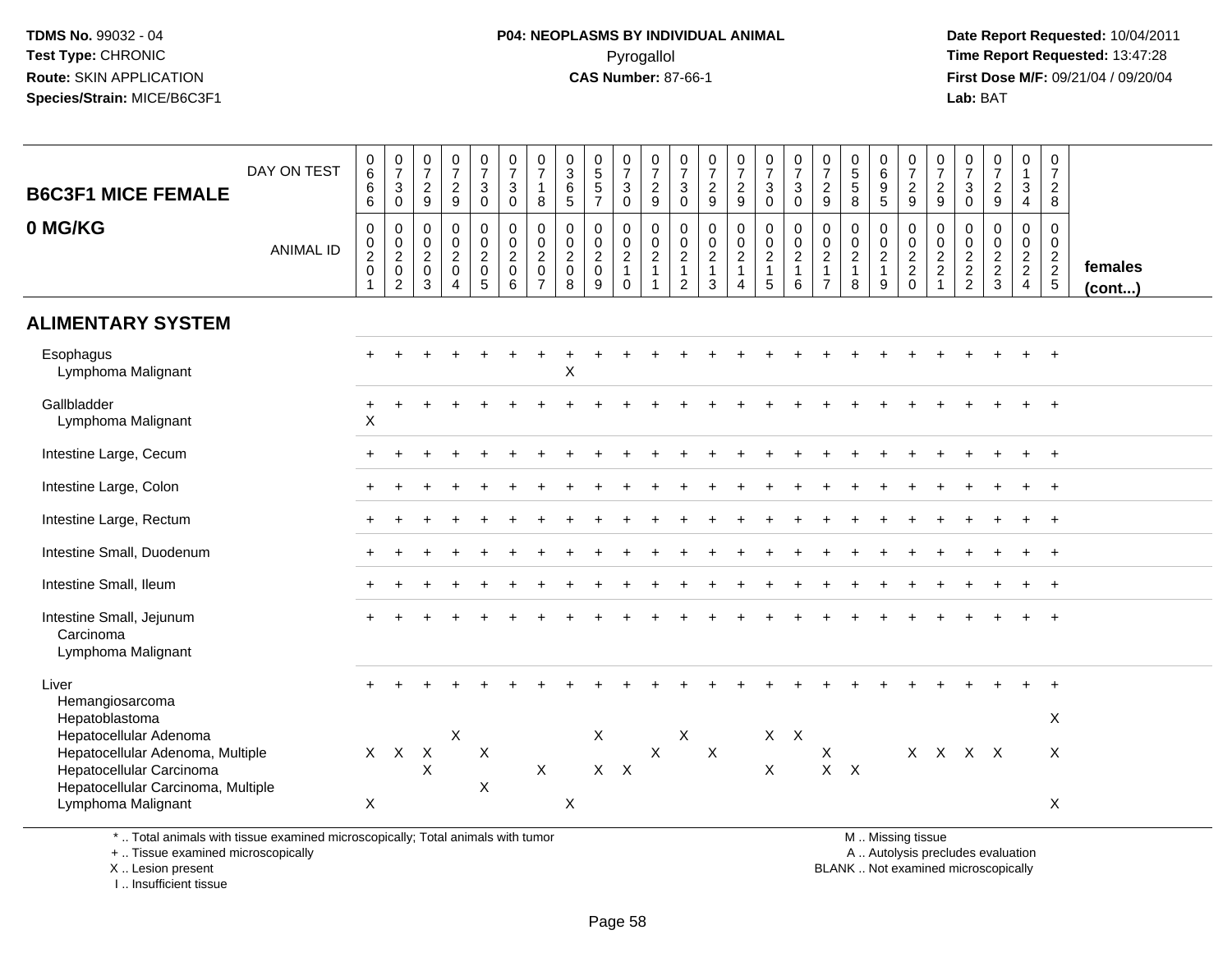TDMS No. 99032 - 04
Test Type: CHRONIC
Route: SKIN APPLICATION
Species/Strain: MICE/B6C3F1

P04: NEOPLASMS BY INDIVIDUAL ANIMAL
Pyrogallol
CAS Number: 87-66-1

Date Report Requested: 10/04/2011
Time Report Requested: 13:47:28
First Dose M/F: 09/21/04 / 09/20/04
Lab: BAT

| B6C3F1 MICE FEMALE 0 MG/KG | | | | | | | | | | | | | | | | | | | | | | | | | | |
|---|---|---|---|---|---|---|---|---|---|---|---|---|---|---|---|---|---|---|---|---|---|---|---|---|---|---|
| DAY ON TEST | 0666 | 0730 | 0729 | 0729 | 0730 | 0730 | 0718 | 0365 | 0557 | 0730 | 0729 | 0730 | 0729 | 0729 | 0730 | 0730 | 0729 | 0558 | 0695 | 0729 | 0729 | 0730 | 0729 | 0134 | 0728 | |
| ANIMAL ID | 0020 1 | 0020 2 | 0020 3 | 0020 4 | 0020 5 | 0020 6 | 0020 7 | 0020 8 | 0020 9 | 0021 0 | 0021 1 | 0021 2 | 0021 3 | 0021 4 | 0021 5 | 0021 6 | 0021 7 | 0021 8 | 0021 9 | 0022 0 | 0022 1 | 0022 2 | 0022 3 | 0022 4 | 0022 5 | females (cont...) |
| **ALIMENTARY SYSTEM** | | | | | | | | | | | | | | | | | | | | | | | | | | |
| Esophagus | + | + | + | + | + | + | + | + | + | + | + | + | + | + | + | + | + | + | + | + | + | + | + | + | + | |
| Lymphoma Malignant | | | | | | | | X | | | | | | | | | | | | | | | | | | |
| Gallbladder | + | + | + | + | + | + | + | + | + | + | + | + | + | + | + | + | + | + | + | + | + | + | + | + | + | |
| Lymphoma Malignant | X | | | | | | | | | | | | | | | | | | | | | | | | | |
| Intestine Large, Cecum | + | + | + | + | + | + | + | + | + | + | + | + | + | + | + | + | + | + | + | + | + | + | + | + | + | |
| Intestine Large, Colon | + | + | + | + | + | + | + | + | + | + | + | + | + | + | + | + | + | + | + | + | + | + | + | + | + | |
| Intestine Large, Rectum | + | + | + | + | + | + | + | + | + | + | + | + | + | + | + | + | + | + | + | + | + | + | + | + | + | |
| Intestine Small, Duodenum | + | + | + | + | + | + | + | + | + | + | + | + | + | + | + | + | + | + | + | + | + | + | + | + | + | |
| Intestine Small, Ileum | + | + | + | + | + | + | + | + | + | + | + | + | + | + | + | + | + | + | + | + | + | + | + | + | + | |
| Intestine Small, Jejunum | + | + | + | + | + | + | + | + | + | + | + | + | + | + | + | + | + | + | + | + | + | + | + | + | + | |
| Carcinoma | | | | | | | | | | | | | | | | | | | | | | | | | | |
| Lymphoma Malignant | | | | | | | | | | | | | | | | | | | | | | | | | | |
| Liver | + | + | + | + | + | + | + | + | + | + | + | + | + | + | + | + | + | + | + | + | + | + | + | + | + | |
| Hemangiosarcoma | | | | | | | | | | | | | | | | | | | | | | | | | | |
| Hepatoblastoma | | | | | | | | | | | | | | | | | | | | | | | | | X | |
| Hepatocellular Adenoma | | | | X | | | | | X | | | X | | | X | X | | | | | | | | | | |
| Hepatocellular Adenoma, Multiple | X | X | X | | X | | | | | | X | | X | | | | X | | | X | X | X | X | | X | |
| Hepatocellular Carcinoma | | | X | | | | X | | X | X | | | | | X | | X | X | | | | | | | | |
| Hepatocellular Carcinoma, Multiple | | | | | X | | | | | | | | | | | | | | | | | | | | | |
| Lymphoma Malignant | X | | | | | | | X | | | | | | | | | | | | | | | | | X | |

\* .. Total animals with tissue examined microscopically; Total animals with tumor
+ .. Tissue examined microscopically
X .. Lesion present
I .. Insufficient tissue

M .. Missing tissue
A .. Autolysis precludes evaluation
BLANK .. Not examined microscopically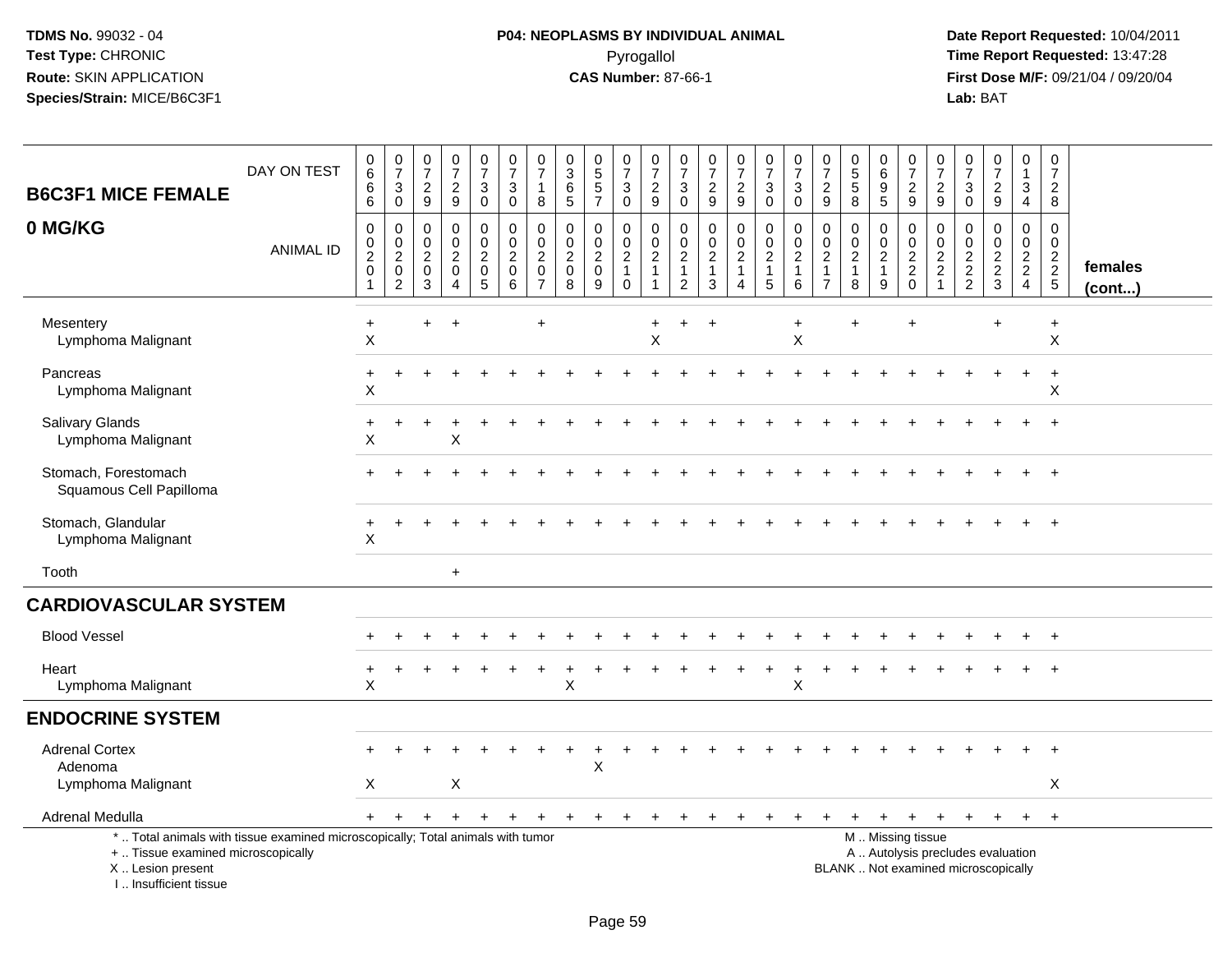TDMS No. 99032 - 04
Test Type: CHRONIC
Route: SKIN APPLICATION
Species/Strain: MICE/B6C3F1

**P04: NEOPLASMS BY INDIVIDUAL ANIMAL**
Pyrogallol
**CAS Number:** 87-66-1

Date Report Requested: 10/04/2011
Time Report Requested: 13:47:28
First Dose M/F: 09/21/04 / 09/20/04
Lab: BAT

## B6C3F1 MICE FEMALE
## 0 MG/KG

| DAY ON TEST | 0666 | 0730 | 0729 | 0729 | 0730 | 0730 | 0718 | 0365 | 0557 | 0730 | 0729 | 0730 | 0729 | 0729 | 0730 | 0730 | 0729 | 0558 | 0695 | 0729 | 0729 | 0730 | 0729 | 0134 | 0728 | |
|---|---|---|---|---|---|---|---|---|---|---|---|---|---|---|---|---|---|---|---|---|---|---|---|---|---|---|
| **ANIMAL ID** | 00201 | 00202 | 00203 | 00204 | 00205 | 00206 | 00207 | 00208 | 00209 | 00210 | 00211 | 00212 | 00213 | 00214 | 00215 | 00216 | 00217 | 00218 | 00219 | 00220 | 00221 | 00222 | 00223 | 00224 | 00225 | **females (cont...)** |
| Mesentery | + | | + | + | | | + | | | | + | + | + | | | + | | + | | + | | | + | | + | |
| Lymphoma Malignant | X | | | | | | | | | | X | | | | | X | | | | | | | | | X | |
| Pancreas | + | + | + | + | + | + | + | + | + | + | + | + | + | + | + | + | + | + | + | + | + | + | + | + | + | |
| Lymphoma Malignant | X | | | | | | | | | | | | | | | | | | | | | | | | X | |
| Salivary Glands | + | + | + | + | + | + | + | + | + | + | + | + | + | + | + | + | + | + | + | + | + | + | + | + | + | |
| Lymphoma Malignant | X | | | X | | | | | | | | | | | | | | | | | | | | | | |
| Stomach, Forestomach | + | + | + | + | + | + | + | + | + | + | + | + | + | + | + | + | + | + | + | + | + | + | + | + | + | |
| Squamous Cell Papilloma | | | | | | | | | | | | | | | | | | | | | | | | | | |
| Stomach, Glandular | + | + | + | + | + | + | + | + | + | + | + | + | + | + | + | + | + | + | + | + | + | + | + | + | + | |
| Lymphoma Malignant | X | | | | | | | | | | | | | | | | | | | | | | | | | |
| Tooth | | | | + | | | | | | | | | | | | | | | | | | | | | | |
| **CARDIOVASCULAR SYSTEM** | | | | | | | | | | | | | | | | | | | | | | | | | | |
| Blood Vessel | + | + | + | + | + | + | + | + | + | + | + | + | + | + | + | + | + | + | + | + | + | + | + | + | + | |
| Heart | + | + | + | + | + | + | + | + | + | + | + | + | + | + | + | + | + | + | + | + | + | + | + | + | + | |
| Lymphoma Malignant | X | | | | | | | X | | | | | | | | X | | | | | | | | | | |
| **ENDOCRINE SYSTEM** | | | | | | | | | | | | | | | | | | | | | | | | | | |
| Adrenal Cortex | + | + | + | + | + | + | + | + | + | + | + | + | + | + | + | + | + | + | + | + | + | + | + | + | + | |
| Adenoma | | | | | | | | | X | | | | | | | | | | | | | | | | | |
| Lymphoma Malignant | X | | | X | | | | | | | | | | | | | | | | | | | | | X | |
| Adrenal Medulla | + | + | + | + | + | + | + | + | + | + | + | + | + | + | + | + | + | + | + | + | + | + | + | + | + | |

\* .. Total animals with tissue examined microscopically; Total animals with tumor
\+ .. Tissue examined microscopically
X .. Lesion present
I .. Insufficient tissue

M .. Missing tissue
A .. Autolysis precludes evaluation
BLANK .. Not examined microscopically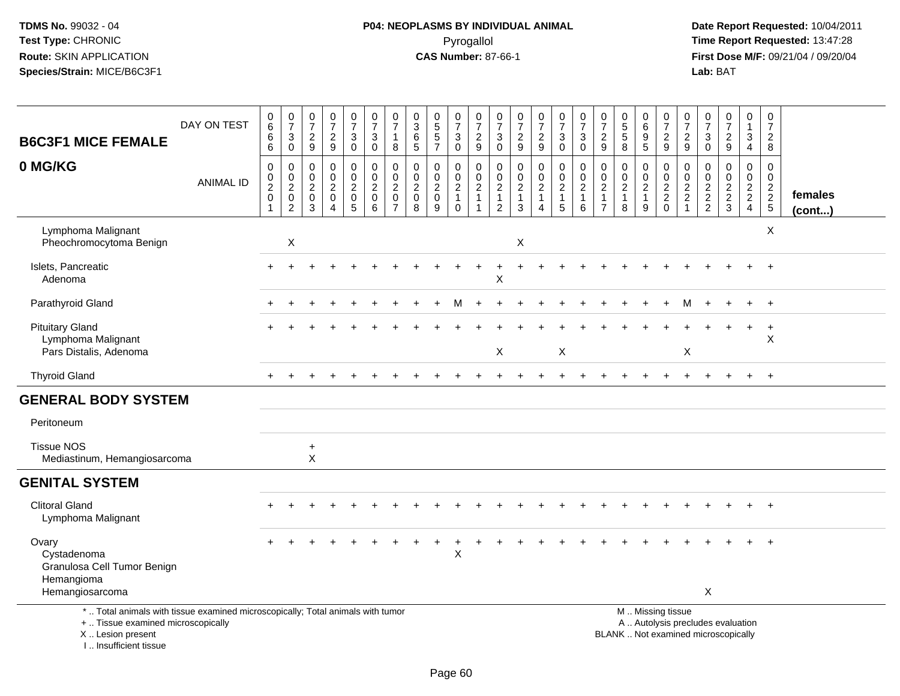TDMS No. 99032 - 04
Test Type: CHRONIC
Route: SKIN APPLICATION
Species/Strain: MICE/B6C3F1

**P04: NEOPLASMS BY INDIVIDUAL ANIMAL**
Pyrogallol
**CAS Number:** 87-66-1

Date Report Requested: 10/04/2011
Time Report Requested: 13:47:28
First Dose M/F: 09/21/04 / 09/20/04
Lab: BAT

| B6C3F1 MICE FEMALE<br>0 MG/KG | | | | | | | | | | | | | | | | | | | | | | | | | | |
|---|---|---|---|---|---|---|---|---|---|---|---|---|---|---|---|---|---|---|---|---|---|---|---|---|---|---|
| DAY ON TEST | 0666 | 0730 | 0729 | 0729 | 0730 | 0730 | 0718 | 0365 | 0557 | 0730 | 0729 | 0730 | 0729 | 0729 | 0730 | 0730 | 0729 | 0558 | 0695 | 0729 | 0729 | 0730 | 0729 | 0134 | 0728 | |
| ANIMAL ID | 00201 | 00202 | 00203 | 00204 | 00205 | 00206 | 00207 | 00208 | 00209 | 00210 | 00211 | 00212 | 00213 | 00214 | 00215 | 00216 | 00217 | 00218 | 00219 | 00220 | 00221 | 00222 | 00223 | 00224 | 00225 | **females (cont...)** |
| Lymphoma Malignant | | | | | | | | | | | | | | | | | | | | | | | | | X | |
| Pheochromocytoma Benign | | X | | | | | | | | | | | X | | | | | | | | | | | | | |
| Islets, Pancreatic | + | + | + | + | + | + | + | + | + | + | + | + | + | + | + | + | + | + | + | + | + | + | + | + | + | |
| Adenoma | | | | | | | | | | | | X | | | | | | | | | | | | | | |
| Parathyroid Gland | + | + | + | + | + | + | + | + | + | M | + | + | + | + | + | + | + | + | + | + | M | + | + | + | + | |
| Pituitary Gland | + | + | + | + | + | + | + | + | + | + | + | + | + | + | + | + | + | + | + | + | + | + | + | + | + | |
| Lymphoma Malignant | | | | | | | | | | | | | | | | | | | | | | | | | X | |
| Pars Distalis, Adenoma | | | | | | | | | | | | X | | | X | | | | | | X | | | | | |
| Thyroid Gland | + | + | + | + | + | + | + | + | + | + | + | + | + | + | + | + | + | + | + | + | + | + | + | + | + | |
| **GENERAL BODY SYSTEM** | | | | | | | | | | | | | | | | | | | | | | | | | | |
| Peritoneum | | | | | | | | | | | | | | | | | | | | | | | | | | |
| Tissue NOS | | | + | | | | | | | | | | | | | | | | | | | | | | | |
| Mediastinum, Hemangiosarcoma | | | X | | | | | | | | | | | | | | | | | | | | | | | |
| **GENITAL SYSTEM** | | | | | | | | | | | | | | | | | | | | | | | | | | |
| Clitoral Gland | + | + | + | + | + | + | + | + | + | + | + | + | + | + | + | + | + | + | + | + | + | + | + | + | + | |
| Lymphoma Malignant | | | | | | | | | | | | | | | | | | | | | | | | | | |
| Ovary | + | + | + | + | + | + | + | + | + | + | + | + | + | + | + | + | + | + | + | + | + | + | + | + | + | |
| Cystadenoma | | | | | | | | | | X | | | | | | | | | | | | | | | | |
| Granulosa Cell Tumor Benign | | | | | | | | | | | | | | | | | | | | | | | | | | |
| Hemangioma | | | | | | | | | | | | | | | | | | | | | | | | | | |
| Hemangiosarcoma | | | | | | | | | | | | | | | | | | | | | | X | | | | |

\* .. Total animals with tissue examined microscopically; Total animals with tumor
\+ .. Tissue examined microscopically
X .. Lesion present
I .. Insufficient tissue

M .. Missing tissue
A .. Autolysis precludes evaluation
BLANK .. Not examined microscopically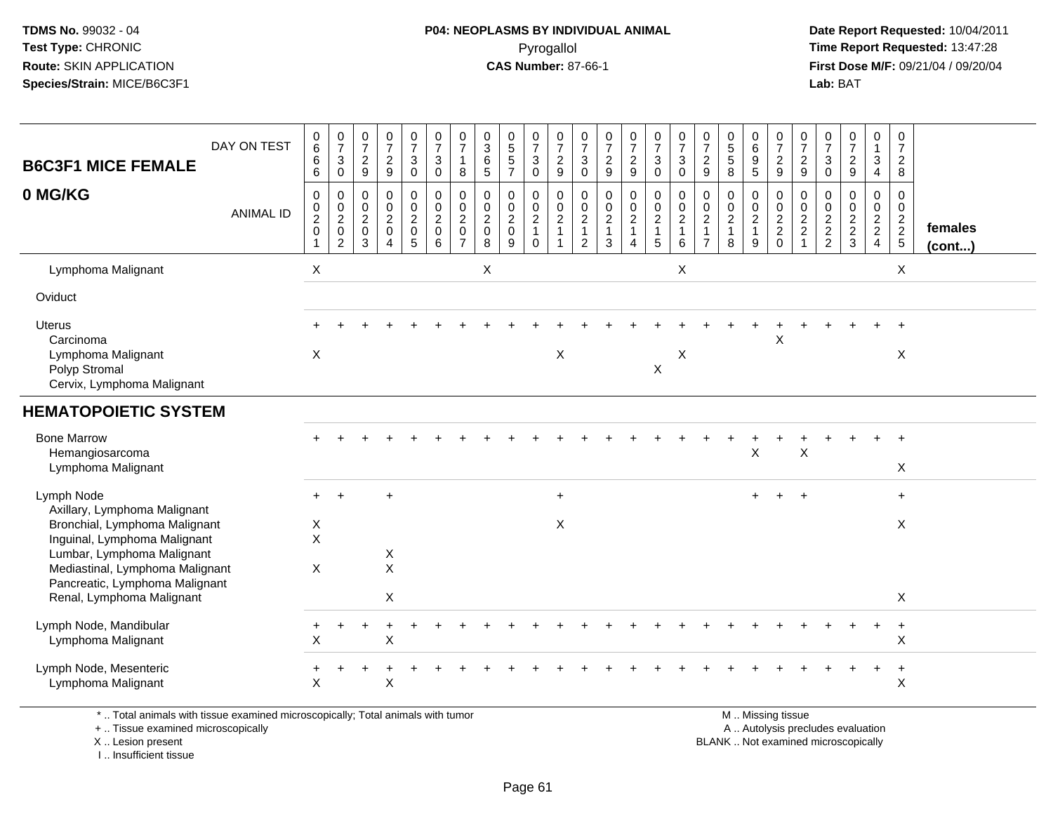TDMS No. 99032 - 04
Test Type: CHRONIC
Route: SKIN APPLICATION
Species/Strain: MICE/B6C3F1

**P04: NEOPLASMS BY INDIVIDUAL ANIMAL**
Pyrogallol
**CAS Number:** 87-66-1

Date Report Requested: 10/04/2011
Time Report Requested: 13:47:28
First Dose M/F: 09/21/04 / 09/20/04
Lab: BAT

| B6C3F1 MICE FEMALE 0 MG/KG | 0666 | 0730 | 0729 | 0729 | 0730 | 0730 | 0718 | 0365 | 0557 | 0730 | 0729 | 0730 | 0729 | 0729 | 0730 | 0730 | 0729 | 0558 | 0695 | 0729 | 0729 | 0730 | 0729 | 0134 | 0728 | |
|---|---|---|---|---|---|---|---|---|---|---|---|---|---|---|---|---|---|---|---|---|---|---|---|---|---|---|
| ANIMAL ID | 00201 | 00202 | 00203 | 00204 | 00205 | 00206 | 00207 | 00208 | 00209 | 00210 | 00211 | 00212 | 00213 | 00214 | 00215 | 00216 | 00217 | 00218 | 00219 | 00220 | 00221 | 00222 | 00223 | 00224 | 00225 | females (cont...) |
| Lymphoma Malignant | X | | | | | | | X | | | | | | | | X | | | | | | | | | X | |
| Oviduct | | | | | | | | | | | | | | | | | | | | | | | | | | |
| Uterus | + | + | + | + | + | + | + | + | + | + | + | + | + | + | + | + | + | + | + | + | + | + | + | + | + | |
| Carcinoma | | | | | | | | | | | | | | | | | | | | X | | | | | | |
| Lymphoma Malignant | X | | | | | | | | | | X | | | | | X | | | | | | | | | X | |
| Polyp Stromal | | | | | | | | | | | | | | | X | | | | | | | | | | | |
| Cervix, Lymphoma Malignant | | | | | | | | | | | | | | | | | | | | | | | | | | |
| **HEMATOPOIETIC SYSTEM** | | | | | | | | | | | | | | | | | | | | | | | | | | |
| Bone Marrow | + | + | + | + | + | + | + | + | + | + | + | + | + | + | + | + | + | + | + | + | + | + | + | + | + | |
| Hemangiosarcoma | | | | | | | | | | | | | | | | | | | X | | X | | | | | |
| Lymphoma Malignant | | | | | | | | | | | | | | | | | | | | | | | | | X | |
| Lymph Node | + | + | | + | | | | | | | + | | | | | | | | + | + | + | | | | + | |
| Axillary, Lymphoma Malignant | | | | | | | | | | | | | | | | | | | | | | | | | | |
| Bronchial, Lymphoma Malignant | X | | | | | | | | | | X | | | | | | | | | | | | | | X | |
| Inguinal, Lymphoma Malignant | X | | | | | | | | | | | | | | | | | | | | | | | | | |
| Lumbar, Lymphoma Malignant | | | | X | | | | | | | | | | | | | | | | | | | | | | |
| Mediastinal, Lymphoma Malignant | X | | | X | | | | | | | | | | | | | | | | | | | | | | |
| Pancreatic, Lymphoma Malignant | | | | | | | | | | | | | | | | | | | | | | | | | | |
| Renal, Lymphoma Malignant | | | | X | | | | | | | | | | | | | | | | | | | | | X | |
| Lymph Node, Mandibular | + | + | + | + | + | + | + | + | + | + | + | + | + | + | + | + | + | + | + | + | + | + | + | + | + | |
| Lymphoma Malignant | X | | | X | | | | | | | | | | | | | | | | | | | | | X | |
| Lymph Node, Mesenteric | + | + | + | + | + | + | + | + | + | + | + | + | + | + | + | + | + | + | + | + | + | + | + | + | + | |
| Lymphoma Malignant | X | | | X | | | | | | | | | | | | | | | | | | | | | X | |

\* .. Total animals with tissue examined microscopically; Total animals with tumor
\+ .. Tissue examined microscopically
X .. Lesion present
I .. Insufficient tissue

M .. Missing tissue
A .. Autolysis precludes evaluation
BLANK .. Not examined microscopically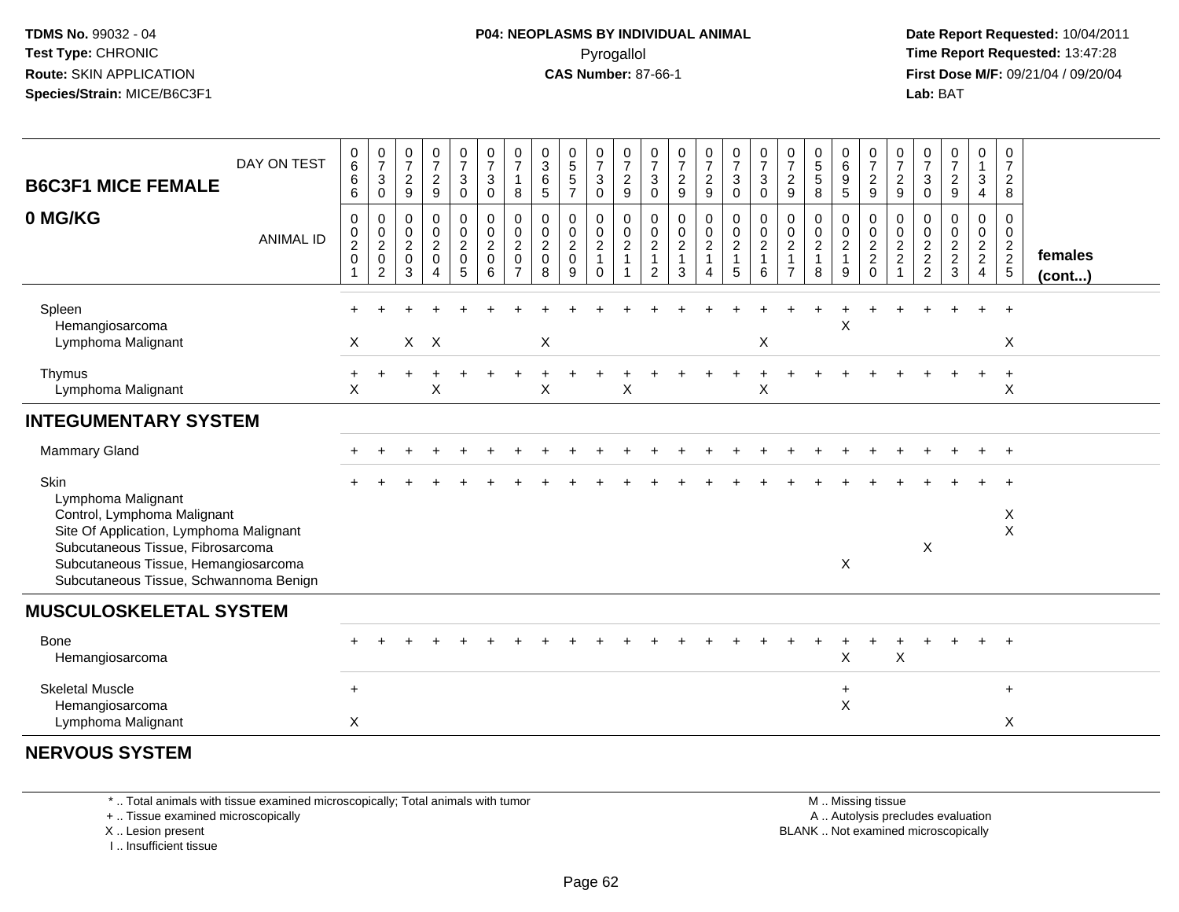**TDMS No.** 99032 - 04
**Test Type:** CHRONIC
**Route:** SKIN APPLICATION
**Species/Strain:** MICE/B6C3F1

**P04: NEOPLASMS BY INDIVIDUAL ANIMAL**
Pyrogallol
**CAS Number:** 87-66-1

**Date Report Requested:** 10/04/2011
**Time Report Requested:** 13:47:28
**First Dose M/F:** 09/21/04 / 09/20/04
**Lab:** BAT

## B6C3F1 MICE FEMALE
## 0 MG/KG

| DAY ON TEST | 0666 | 0730 | 0729 | 0729 | 0730 | 0730 | 0718 | 0365 | 0557 | 0730 | 0729 | 0730 | 0729 | 0729 | 0730 | 0730 | 0729 | 0558 | 0695 | 0729 | 0729 | 0730 | 0729 | 0134 | 0728 | |
|---|---|---|---|---|---|---|---|---|---|---|---|---|---|---|---|---|---|---|---|---|---|---|---|---|---|---|
| **ANIMAL ID** | 00201 | 00202 | 00203 | 00204 | 00205 | 00206 | 00207 | 00208 | 00209 | 00210 | 00211 | 00212 | 00213 | 00214 | 00215 | 00216 | 00217 | 00218 | 00219 | 00220 | 00221 | 00222 | 00223 | 00224 | 00225 | **females (cont...)** |
| Spleen | + | + | + | + | + | + | + | + | + | + | + | + | + | + | + | + | + | + | + | + | + | + | + | + | + | |
| Hemangiosarcoma | | | | | | | | | | | | | | | | | | | X | | | | | | | |
| Lymphoma Malignant | X | | X | X | | | | X | | | | | | | | X | | | | | | | | | X | |
| Thymus | + | + | + | + | + | + | + | + | + | + | + | + | + | + | + | + | + | + | + | + | + | + | + | + | + | |
| Lymphoma Malignant | X | | | X | | | | X | | | X | | | | | X | | | | | | | | | X | |
| **INTEGUMENTARY SYSTEM** | | | | | | | | | | | | | | | | | | | | | | | | | | |
| Mammary Gland | + | + | + | + | + | + | + | + | + | + | + | + | + | + | + | + | + | + | + | + | + | + | + | + | + | |
| Skin | + | + | + | + | + | + | + | + | + | + | + | + | + | + | + | + | + | + | + | + | + | + | + | + | + | |
| Lymphoma Malignant | | | | | | | | | | | | | | | | | | | | | | | | | | |
| Control, Lymphoma Malignant | | | | | | | | | | | | | | | | | | | | | | | | | X | |
| Site Of Application, Lymphoma Malignant | | | | | | | | | | | | | | | | | | | | | | | | | X | |
| Subcutaneous Tissue, Fibrosarcoma | | | | | | | | | | | | | | | | | | | | | | X | | | | |
| Subcutaneous Tissue, Hemangiosarcoma | | | | | | | | | | | | | | | | | | | X | | | | | | | |
| Subcutaneous Tissue, Schwannoma Benign | | | | | | | | | | | | | | | | | | | | | | | | | | |
| **MUSCULOSKELETAL SYSTEM** | | | | | | | | | | | | | | | | | | | | | | | | | | |
| Bone | + | + | + | + | + | + | + | + | + | + | + | + | + | + | + | + | + | + | + | + | + | + | + | + | + | |
| Hemangiosarcoma | | | | | | | | | | | | | | | | | | | X | | X | | | | | |
| Skeletal Muscle | + | | | | | | | | | | | | | | | | | | + | | | | | | + | |
| Hemangiosarcoma | | | | | | | | | | | | | | | | | | | X | | | | | | | |
| Lymphoma Malignant | X | | | | | | | | | | | | | | | | | | | | | | | | X | |
| **NERVOUS SYSTEM** | | | | | | | | | | | | | | | | | | | | | | | | | | |

\* .. Total animals with tissue examined microscopically; Total animals with tumor
+ .. Tissue examined microscopically
X .. Lesion present
I .. Insufficient tissue

M .. Missing tissue
A .. Autolysis precludes evaluation
BLANK .. Not examined microscopically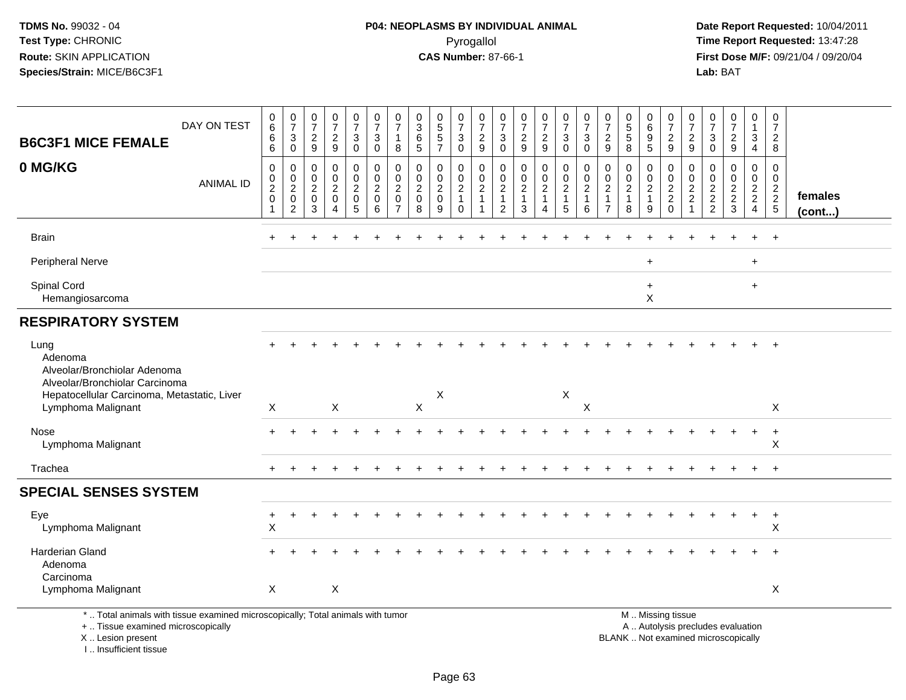TDMS No. 99032 - 04
Test Type: CHRONIC
Route: SKIN APPLICATION
Species/Strain: MICE/B6C3F1

**P04: NEOPLASMS BY INDIVIDUAL ANIMAL**
Pyrogallol
**CAS Number:** 87-66-1

Date Report Requested: 10/04/2011
Time Report Requested: 13:47:28
First Dose M/F: 09/21/04 / 09/20/04
Lab: BAT

| B6C3F1 MICE FEMALE 0 MG/KG | | | | | | | | | | | | | | | | | | | | | | | | | | |
|---|---|---|---|---|---|---|---|---|---|---|---|---|---|---|---|---|---|---|---|---|---|---|---|---|---|---|
| DAY ON TEST | 0666 | 0730 | 0729 | 0729 | 0730 | 0730 | 0718 | 0365 | 0557 | 0730 | 0729 | 0730 | 0729 | 0729 | 0730 | 0730 | 0729 | 0558 | 0695 | 0729 | 0729 | 0730 | 0729 | 0134 | 0728 | |
| ANIMAL ID | 0020 1 | 0020 2 | 0020 3 | 0020 4 | 0020 5 | 0020 6 | 0020 7 | 0020 8 | 0020 9 | 0021 0 | 0021 1 | 0021 2 | 0021 3 | 0021 4 | 0021 5 | 0021 6 | 0021 7 | 0021 8 | 0021 9 | 0022 0 | 0022 1 | 0022 2 | 0022 3 | 0022 4 | 0022 5 | females (cont...) |
| Brain | + | + | + | + | + | + | + | + | + | + | + | + | + | + | + | + | + | + | + | + | + | + | + | + | + | |
| Peripheral Nerve | | | | | | | | | | | | | | | | | | | + | | | | | + | | |
| Spinal Cord | | | | | | | | | | | | | | | | | | | + | | | | | + | | |
| Hemangiosarcoma | | | | | | | | | | | | | | | | | | | X | | | | | | | |
| **RESPIRATORY SYSTEM** | | | | | | | | | | | | | | | | | | | | | | | | | | |
| Lung | + | + | + | + | + | + | + | + | + | + | + | + | + | + | + | + | + | + | + | + | + | + | + | + | + | |
| Adenoma | | | | | | | | | | | | | | | | | | | | | | | | | | |
| Alveolar/Bronchiolar Adenoma | | | | | | | | | | | | | | | | | | | | | | | | | | |
| Alveolar/Bronchiolar Carcinoma | | | | | | | | | | | | | | | | | | | | | | | | | | |
| Hepatocellular Carcinoma, Metastatic, Liver | | | | | | | | | X | | | | | | X | | | | | | | | | | | |
| Lymphoma Malignant | X | | | X | | | | X | | | | | | | | X | | | | | | | | | X | |
| Nose | + | + | + | + | + | + | + | + | + | + | + | + | + | + | + | + | + | + | + | + | + | + | + | + | + | |
| Lymphoma Malignant | | | | | | | | | | | | | | | | | | | | | | | | | X | |
| Trachea | + | + | + | + | + | + | + | + | + | + | + | + | + | + | + | + | + | + | + | + | + | + | + | + | + | |
| **SPECIAL SENSES SYSTEM** | | | | | | | | | | | | | | | | | | | | | | | | | | |
| Eye | + | + | + | + | + | + | + | + | + | + | + | + | + | + | + | + | + | + | + | + | + | + | + | + | + | |
| Lymphoma Malignant | X | | | | | | | | | | | | | | | | | | | | | | | | X | |
| Harderian Gland | + | + | + | + | + | + | + | + | + | + | + | + | + | + | + | + | + | + | + | + | + | + | + | + | + | |
| Adenoma | | | | | | | | | | | | | | | | | | | | | | | | | | |
| Carcinoma | | | | | | | | | | | | | | | | | | | | | | | | | | |
| Lymphoma Malignant | X | | | X | | | | | | | | | | | | | | | | | | | | | X | |

\* .. Total animals with tissue examined microscopically; Total animals with tumor
\+ .. Tissue examined microscopically
X .. Lesion present
I .. Insufficient tissue

M .. Missing tissue
A .. Autolysis precludes evaluation
BLANK .. Not examined microscopically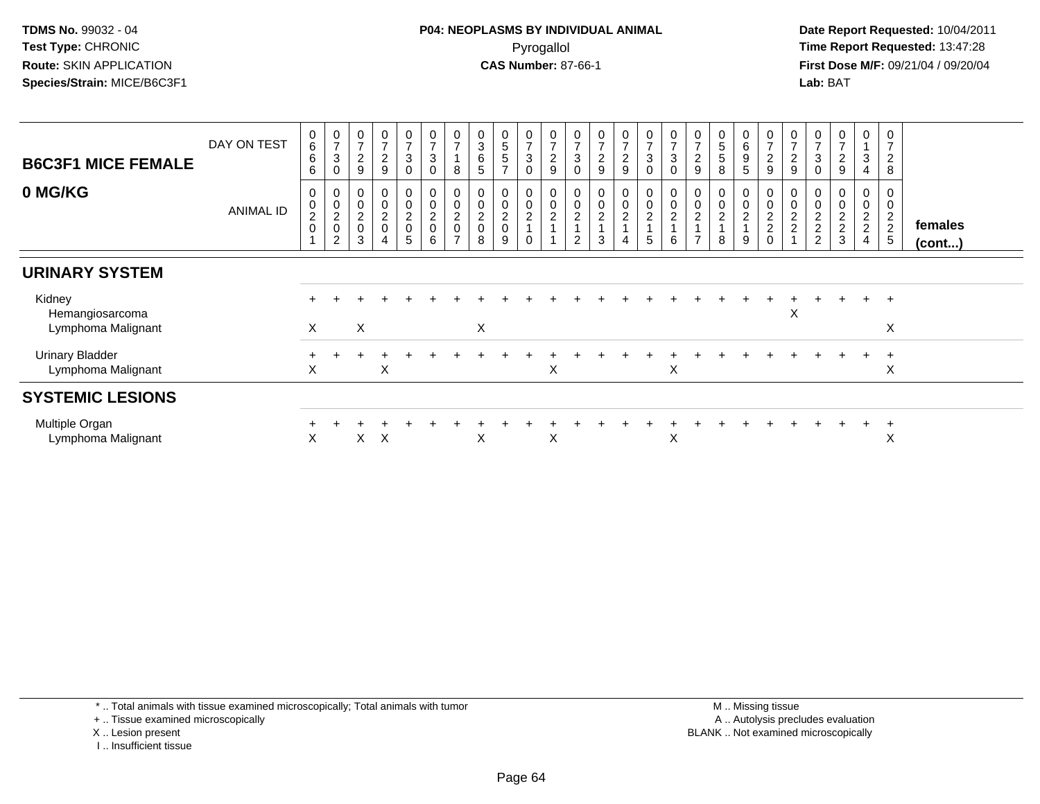TDMS No. 99032 - 04
Test Type: CHRONIC
Route: SKIN APPLICATION
Species/Strain: MICE/B6C3F1

**P04: NEOPLASMS BY INDIVIDUAL ANIMAL**
Pyrogallol
**CAS Number:** 87-66-1

Date Report Requested: 10/04/2011
Time Report Requested: 13:47:28
First Dose M/F: 09/21/04 / 09/20/04
Lab: BAT

| B6C3F1 MICE FEMALE 0 MG/KG | DAY ON TEST | 0666 | 0730 | 0729 | 0729 | 0730 | 0730 | 0718 | 0365 | 0557 | 0730 | 0729 | 0730 | 0729 | 0729 | 0730 | 0730 | 0729 | 0558 | 0695 | 0729 | 0729 | 0730 | 0729 | 0134 | 0728 | females (cont...) |
|---|---|---|---|---|---|---|---|---|---|---|---|---|---|---|---|---|---|---|---|---|---|---|---|---|---|---|---|
| | ANIMAL ID | 00201 | 00202 | 00203 | 00204 | 00205 | 00206 | 00207 | 00208 | 00209 | 00210 | 00211 | 00212 | 00213 | 00214 | 00215 | 00216 | 00217 | 00218 | 00219 | 00220 | 00221 | 00222 | 00223 | 00224 | 00225 | |
| **URINARY SYSTEM** | | | | | | | | | | | | | | | | | | | | | | | | | | | |
| Kidney | | + | + | + | + | + | + | + | + | + | + | + | + | + | + | + | + | + | + | + | + | + | + | + | + | + | |
| Hemangiosarcoma | | | | | | | | | | | | | | | | | | | | | | X | | | | | |
| Lymphoma Malignant | | X | | X | | | | | X | | | | | | | | | | | | | | | | | X | |
| Urinary Bladder | | + | + | + | + | + | + | + | + | + | + | + | + | + | + | + | + | + | + | + | + | + | + | + | + | + | |
| Lymphoma Malignant | | X | | | X | | | | | | | X | | | | | X | | | | | | | | | X | |
| **SYSTEMIC LESIONS** | | | | | | | | | | | | | | | | | | | | | | | | | | | |
| Multiple Organ | | + | + | + | + | + | + | + | + | + | + | + | + | + | + | + | + | + | + | + | + | + | + | + | + | + | |
| Lymphoma Malignant | | X | | X | X | | | | X | | | X | | | | | X | | | | | | | | | X | |

\* .. Total animals with tissue examined microscopically; Total animals with tumor
\+ .. Tissue examined microscopically
X .. Lesion present
I .. Insufficient tissue

M .. Missing tissue
A .. Autolysis precludes evaluation
BLANK .. Not examined microscopically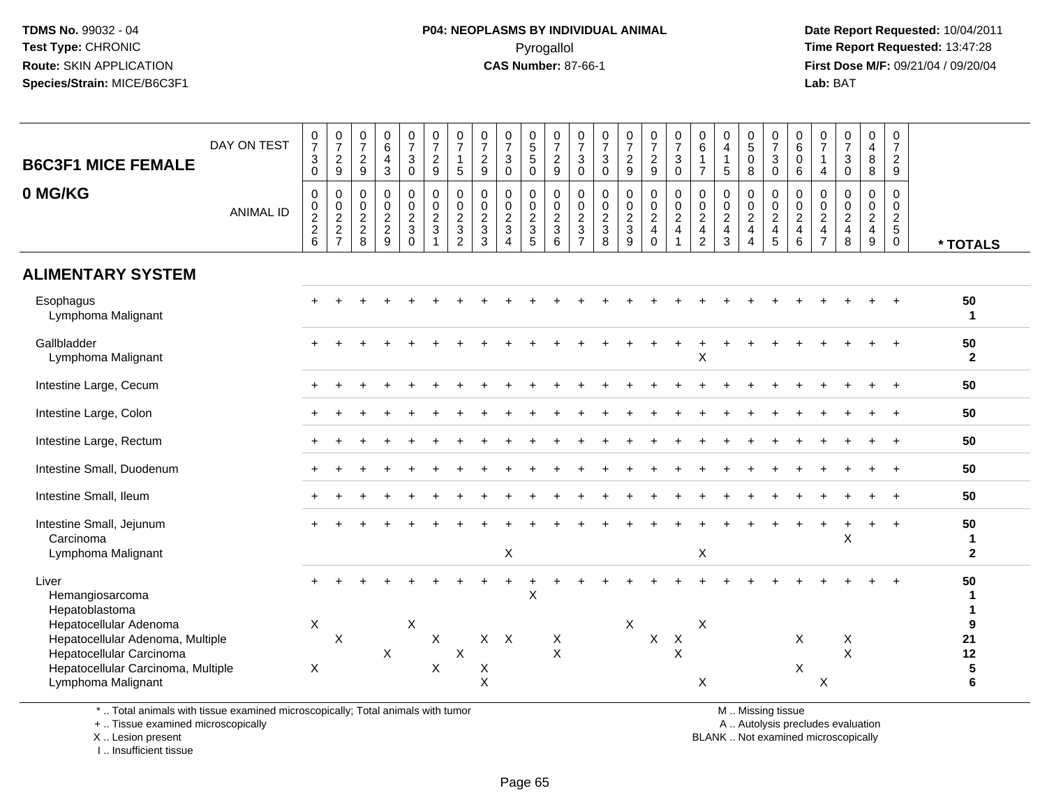**TDMS No.** 99032 - 04
**Test Type:** CHRONIC
**Route:** SKIN APPLICATION
**Species/Strain:** MICE/B6C3F1

**P04: NEOPLASMS BY INDIVIDUAL ANIMAL**
Pyrogallol
**CAS Number:** 87-66-1

**Date Report Requested:** 10/04/2011
**Time Report Requested:** 13:47:28
**First Dose M/F:** 09/21/04 / 09/20/04
**Lab:** BAT

## B6C3F1 MICE FEMALE 0 MG/KG

| DAY ON TEST | 0730 | 0729 | 0729 | 0643 | 0730 | 0729 | 0715 | 0729 | 0730 | 0550 | 0729 | 0730 | 0730 | 0729 | 0729 | 0730 | 0617 | 0415 | 0508 | 0730 | 0606 | 0714 | 0730 | 0488 | 0729 | |
|---|---|---|---|---|---|---|---|---|---|---|---|---|---|---|---|---|---|---|---|---|---|---|---|---|---|---|
| **ANIMAL ID** | 0226 | 0227 | 0228 | 0229 | 0230 | 0231 | 0232 | 0233 | 0234 | 0235 | 0236 | 0237 | 0238 | 0239 | 0240 | 0241 | 0242 | 0243 | 0244 | 0245 | 0246 | 0247 | 0248 | 0249 | 0250 | *** TOTALS** |
| **ALIMENTARY SYSTEM** | | | | | | | | | | | | | | | | | | | | | | | | | | |
| Esophagus | + | + | + | + | + | + | + | + | + | + | + | + | + | + | + | + | + | + | + | + | + | + | + | + | + | 50 |
| Lymphoma Malignant | | | | | | | | | | | | | | | | | | | | | | | | | | 1 |
| Gallbladder | + | + | + | + | + | + | + | + | + | + | + | + | + | + | + | + | + | + | + | + | + | + | + | + | + | 50 |
| Lymphoma Malignant | | | | | | | | | | | | | | | | | X | | | | | | | | | 2 |
| Intestine Large, Cecum | + | + | + | + | + | + | + | + | + | + | + | + | + | + | + | + | + | + | + | + | + | + | + | + | + | 50 |
| Intestine Large, Colon | + | + | + | + | + | + | + | + | + | + | + | + | + | + | + | + | + | + | + | + | + | + | + | + | + | 50 |
| Intestine Large, Rectum | + | + | + | + | + | + | + | + | + | + | + | + | + | + | + | + | + | + | + | + | + | + | + | + | + | 50 |
| Intestine Small, Duodenum | + | + | + | + | + | + | + | + | + | + | + | + | + | + | + | + | + | + | + | + | + | + | + | + | + | 50 |
| Intestine Small, Ileum | + | + | + | + | + | + | + | + | + | + | + | + | + | + | + | + | + | + | + | + | + | + | + | + | + | 50 |
| Intestine Small, Jejunum | + | + | + | + | + | + | + | + | + | + | + | + | + | + | + | + | + | + | + | + | + | + | + | + | + | 50 |
| Carcinoma | | | | | | | | | | | | | | | | | | | | | | | X | | | 1 |
| Lymphoma Malignant | | | | | | | | | X | | | | | | | | X | | | | | | | | | 2 |
| Liver | + | + | + | + | + | + | + | + | + | + | + | + | + | + | + | + | + | + | + | + | + | + | + | + | + | 50 |
| Hemangiosarcoma | | | | | | | | | | X | | | | | | | | | | | | | | | | 1 |
| Hepatoblastoma | | | | | | | | | | | | | | | | | | | | | | | | | | 1 |
| Hepatocellular Adenoma | X | | | | X | | | | | | | | | X | | | X | | | | | | | | | 9 |
| Hepatocellular Adenoma, Multiple | | X | | | | X | | X | X | | X | | | | X | X | | | | | X | | X | | | 21 |
| Hepatocellular Carcinoma | | | | X | | | X | | | | X | | | | | X | | | | | | | X | | | 12 |
| Hepatocellular Carcinoma, Multiple | X | | | | | X | | X | | | | | | | | | | | | | X | | | | | 5 |
| Lymphoma Malignant | | | | | | | | X | | | | | | | | | X | | | | | X | | | | 6 |

\* .. Total animals with tissue examined microscopically; Total animals with tumor
\+ .. Tissue examined microscopically
X .. Lesion present
I .. Insufficient tissue

M .. Missing tissue
A .. Autolysis precludes evaluation
BLANK .. Not examined microscopically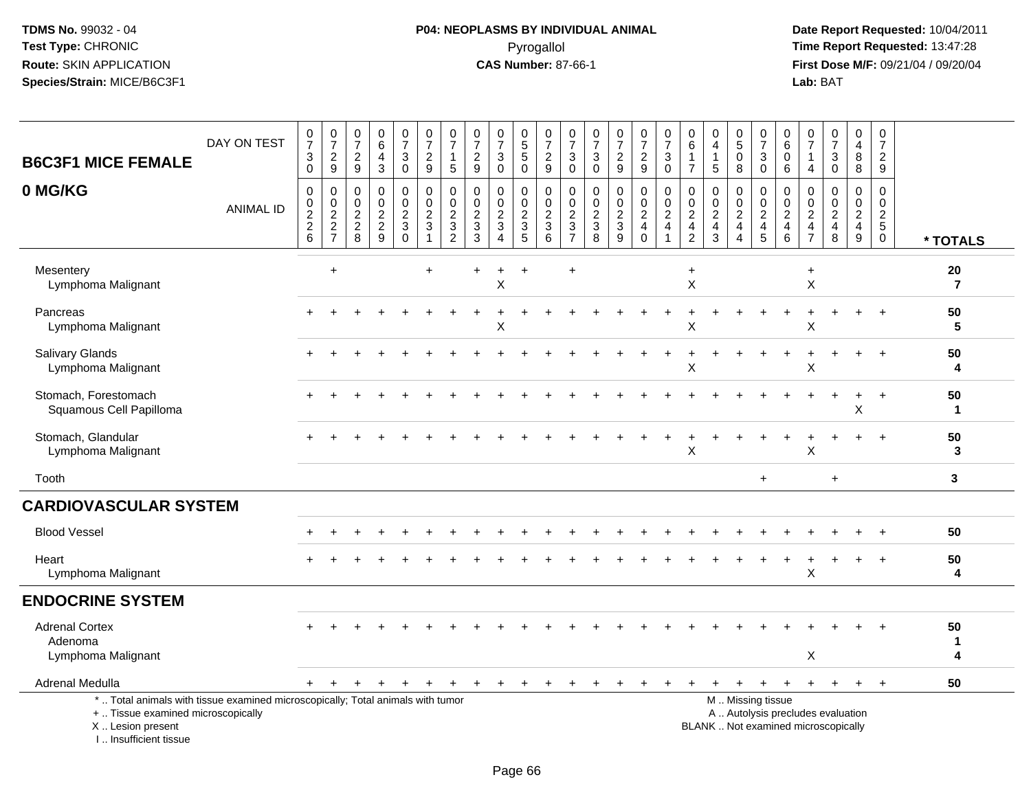TDMS No. 99032 - 04
Test Type: CHRONIC
Route: SKIN APPLICATION
Species/Strain: MICE/B6C3F1

**P04: NEOPLASMS BY INDIVIDUAL ANIMAL**
Pyrogallol
**CAS Number:** 87-66-1

Date Report Requested: 10/04/2011
Time Report Requested: 13:47:28
First Dose M/F: 09/21/04 / 09/20/04
Lab: BAT

## B6C3F1 MICE FEMALE
## 0 MG/KG

| DAY ON TEST | 0730 | 0729 | 0729 | 0643 | 0730 | 0729 | 0715 | 0729 | 0730 | 0550 | 0729 | 0730 | 0730 | 0729 | 0729 | 0730 | 0617 | 0415 | 0508 | 0730 | 0606 | 0714 | 0730 | 0488 | 0729 | |
|---|---|---|---|---|---|---|---|---|---|---|---|---|---|---|---|---|---|---|---|---|---|---|---|---|---|---|
| **ANIMAL ID** | 00226 | 00227 | 00228 | 00229 | 00230 | 00231 | 00232 | 00233 | 00234 | 00235 | 00236 | 00237 | 00238 | 00239 | 00240 | 00241 | 00242 | 00243 | 00244 | 00245 | 00246 | 00247 | 00248 | 00249 | 00250 | *** TOTALS** |
| Mesentery | | + | | | | + | | + | + | + | | + | | | | | + | | | | | + | | | | **20** |
| Lymphoma Malignant | | | | | | | | | X | | | | | | | | X | | | | | X | | | | **7** |
| Pancreas | + | + | + | + | + | + | + | + | + | + | + | + | + | + | + | + | + | + | + | + | + | + | + | + | + | **50** |
| Lymphoma Malignant | | | | | | | | | X | | | | | | | | X | | | | | X | | | | **5** |
| Salivary Glands | + | + | + | + | + | + | + | + | + | + | + | + | + | + | + | + | + | + | + | + | + | + | + | + | + | **50** |
| Lymphoma Malignant | | | | | | | | | | | | | | | | | X | | | | | X | | | | **4** |
| Stomach, Forestomach | + | + | + | + | + | + | + | + | + | + | + | + | + | + | + | + | + | + | + | + | + | + | + | + | + | **50** |
| Squamous Cell Papilloma | | | | | | | | | | | | | | | | | | | | | | | | X | | **1** |
| Stomach, Glandular | + | + | + | + | + | + | + | + | + | + | + | + | + | + | + | + | + | + | + | + | + | + | + | + | + | **50** |
| Lymphoma Malignant | | | | | | | | | | | | | | | | | X | | | | | X | | | | **3** |
| Tooth | | | | | | | | | | | | | | | | | | | | + | | | + | | | **3** |
| **CARDIOVASCULAR SYSTEM** | | | | | | | | | | | | | | | | | | | | | | | | | | |
| Blood Vessel | + | + | + | + | + | + | + | + | + | + | + | + | + | + | + | + | + | + | + | + | + | + | + | + | + | **50** |
| Heart | + | + | + | + | + | + | + | + | + | + | + | + | + | + | + | + | + | + | + | + | + | + | + | + | + | **50** |
| Lymphoma Malignant | | | | | | | | | | | | | | | | | | | | | | X | | | | **4** |
| **ENDOCRINE SYSTEM** | | | | | | | | | | | | | | | | | | | | | | | | | | |
| Adrenal Cortex | + | + | + | + | + | + | + | + | + | + | + | + | + | + | + | + | + | + | + | + | + | + | + | + | + | **50** |
| Adenoma | | | | | | | | | | | | | | | | | | | | | | | | | | **1** |
| Lymphoma Malignant | | | | | | | | | | | | | | | | | | | | | | X | | | | **4** |
| Adrenal Medulla | + | + | + | + | + | + | + | + | + | + | + | + | + | + | + | + | + | + | + | + | + | + | + | + | + | **50** |

\* .. Total animals with tissue examined microscopically; Total animals with tumor
\+ .. Tissue examined microscopically
X .. Lesion present
I .. Insufficient tissue

M .. Missing tissue
A .. Autolysis precludes evaluation
BLANK .. Not examined microscopically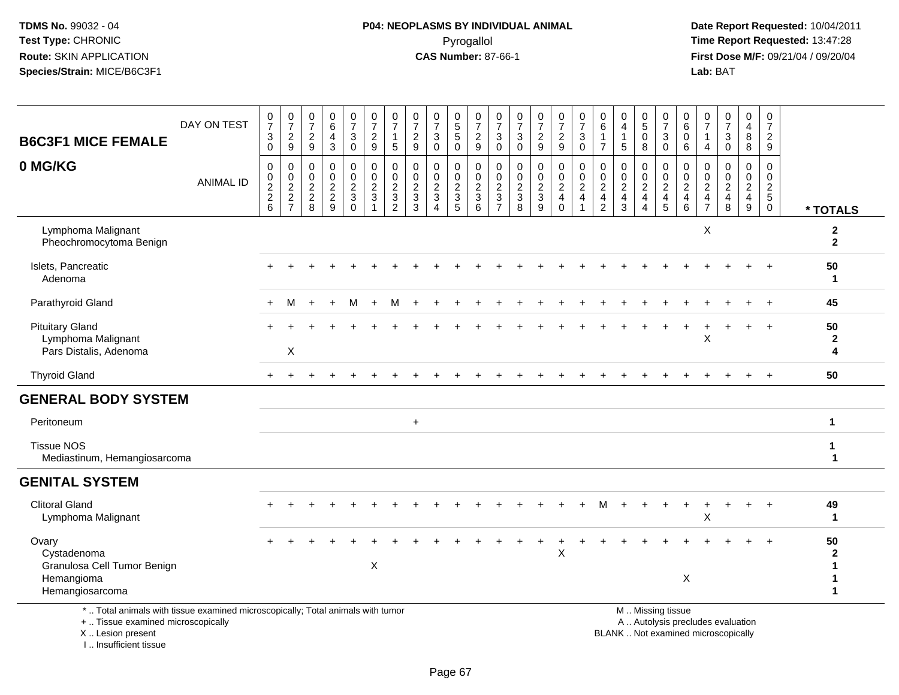TDMS No. 99032 - 04
Test Type: CHRONIC
Route: SKIN APPLICATION
Species/Strain: MICE/B6C3F1

**P04: NEOPLASMS BY INDIVIDUAL ANIMAL**
Pyrogallol
**CAS Number:** 87-66-1

Date Report Requested: 10/04/2011
Time Report Requested: 13:47:28
First Dose M/F: 09/21/04 / 09/20/04
Lab: BAT

| B6C3F1 MICE FEMALE 0 MG/KG DAY ON TEST | 0730 | 0729 | 0729 | 0643 | 0730 | 0729 | 0715 | 0729 | 0730 | 0550 | 0729 | 0730 | 0730 | 0729 | 0729 | 0730 | 0617 | 0415 | 0508 | 0730 | 0606 | 0714 | 0730 | 0488 | 0729 | |
|---|---|---|---|---|---|---|---|---|---|---|---|---|---|---|---|---|---|---|---|---|---|---|---|---|---|---|
| ANIMAL ID | 0226 | 0227 | 0228 | 0229 | 0230 | 0231 | 0232 | 0233 | 0234 | 0235 | 0236 | 0237 | 0238 | 0239 | 0240 | 0241 | 0242 | 0243 | 0244 | 0245 | 0246 | 0247 | 0248 | 0249 | 0250 | * TOTALS |
| Lymphoma Malignant | | | | | | | | | | | | | | | | | | | | | | X | | | | 2 |
| Pheochromocytoma Benign | | | | | | | | | | | | | | | | | | | | | | | | | | 2 |
| Islets, Pancreatic | + | + | + | + | + | + | + | + | + | + | + | + | + | + | + | + | + | + | + | + | + | + | + | + | + | 50 |
| Adenoma | | | | | | | | | | | | | | | | | | | | | | | | | | 1 |
| Parathyroid Gland | + | M | + | + | M | + | M | + | + | + | + | + | + | + | + | + | + | + | + | + | + | + | + | + | + | 45 |
| Pituitary Gland | + | + | + | + | + | + | + | + | + | + | + | + | + | + | + | + | + | + | + | + | + | + | + | + | + | 50 |
| Lymphoma Malignant | | | | | | | | | | | | | | | | | | | | | | X | | | | 2 |
| Pars Distalis, Adenoma | | X | | | | | | | | | | | | | | | | | | | | | | | | 4 |
| Thyroid Gland | + | + | + | + | + | + | + | + | + | + | + | + | + | + | + | + | + | + | + | + | + | + | + | + | + | 50 |
| **GENERAL BODY SYSTEM** | | | | | | | | | | | | | | | | | | | | | | | | | | |
| Peritoneum | | | | | | | | + | | | | | | | | | | | | | | | | | | 1 |
| Tissue NOS | | | | | | | | | | | | | | | | | | | | | | | | | | 1 |
| Mediastinum, Hemangiosarcoma | | | | | | | | | | | | | | | | | | | | | | | | | | 1 |
| **GENITAL SYSTEM** | | | | | | | | | | | | | | | | | | | | | | | | | | |
| Clitoral Gland | + | + | + | + | + | + | + | + | + | + | + | + | + | + | + | + | M | + | + | + | + | + | + | + | + | 49 |
| Lymphoma Malignant | | | | | | | | | | | | | | | | | | | | | | X | | | | 1 |
| Ovary | + | + | + | + | + | + | + | + | + | + | + | + | + | + | + | + | + | + | + | + | + | + | + | + | + | 50 |
| Cystadenoma | | | | | | | | | | | | | | | X | | | | | | | | | | | 2 |
| Granulosa Cell Tumor Benign | | | | | | X | | | | | | | | | | | | | | | | | | | | 1 |
| Hemangioma | | | | | | | | | | | | | | | | | | | | | X | | | | | 1 |
| Hemangiosarcoma | | | | | | | | | | | | | | | | | | | | | | | | | | 1 |

\* .. Total animals with tissue examined microscopically; Total animals with tumor
\+ .. Tissue examined microscopically
X .. Lesion present
I .. Insufficient tissue

M .. Missing tissue
A .. Autolysis precludes evaluation
BLANK .. Not examined microscopically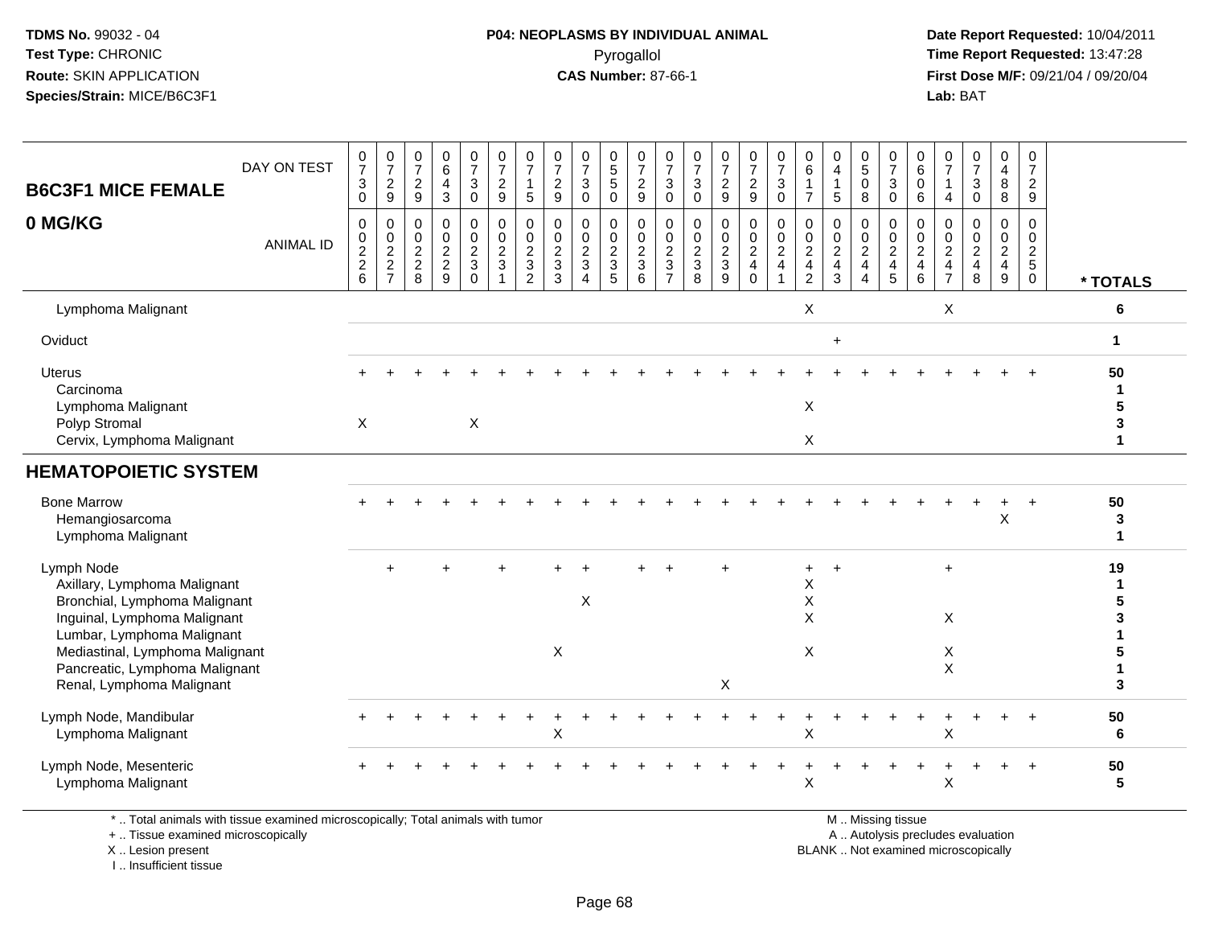TDMS No. 99032 - 04
Test Type: CHRONIC
Route: SKIN APPLICATION
Species/Strain: MICE/B6C3F1

**P04: NEOPLASMS BY INDIVIDUAL ANIMAL**
Pyrogallol
**CAS Number:** 87-66-1

Date Report Requested: 10/04/2011
Time Report Requested: 13:47:28
First Dose M/F: 09/21/04 / 09/20/04
Lab: BAT

| B6C3F1 MICE FEMALE 0 MG/KG | | | | | | | | | | | | | | | | | | | | | | | | | | |
|---|---|---|---|---|---|---|---|---|---|---|---|---|---|---|---|---|---|---|---|---|---|---|---|---|---|---|
| DAY ON TEST | 0730 | 0729 | 0729 | 0643 | 0730 | 0729 | 0715 | 0729 | 0730 | 0550 | 0729 | 0730 | 0730 | 0729 | 0729 | 0730 | 0617 | 0415 | 0508 | 0730 | 0606 | 0714 | 0730 | 0488 | 0729 | |
| ANIMAL ID | 0226 | 0227 | 0228 | 0229 | 0230 | 0231 | 0232 | 0233 | 0234 | 0235 | 0236 | 0237 | 0238 | 0239 | 0240 | 0241 | 0242 | 0243 | 0244 | 0245 | 0246 | 0247 | 0248 | 0249 | 0250 | * TOTALS |
| Lymphoma Malignant | | | | | | | | | | | | | | | | | X | | | | | X | | | | 6 |
| Oviduct | | | | | | | | | | | | | | | | | | + | | | | | | | | 1 |
| Uterus | + | + | + | + | + | + | + | + | + | + | + | + | + | + | + | + | + | + | + | + | + | + | + | + | + | 50 |
| Carcinoma | | | | | | | | | | | | | | | | | | | | | | | | | | 1 |
| Lymphoma Malignant | | | | | | | | | | | | | | | | | X | | | | | | | | | 5 |
| Polyp Stromal | X | | | | X | | | | | | | | | | | | | | | | | | | | | 3 |
| Cervix, Lymphoma Malignant | | | | | | | | | | | | | | | | | X | | | | | | | | | 1 |
| **HEMATOPOIETIC SYSTEM** | | | | | | | | | | | | | | | | | | | | | | | | | | |
| Bone Marrow | + | + | + | + | + | + | + | + | + | + | + | + | + | + | + | + | + | + | + | + | + | + | + | + | + | 50 |
| Hemangiosarcoma | | | | | | | | | | | | | | | | | | | | | | | | X | | 3 |
| Lymphoma Malignant | | | | | | | | | | | | | | | | | | | | | | | | | | 1 |
| Lymph Node | | + | | + | | + | | + | + | | + | + | | + | | | + | + | | | | + | | | | 19 |
| Axillary, Lymphoma Malignant | | | | | | | | | | | | | | | | | X | | | | | | | | | 1 |
| Bronchial, Lymphoma Malignant | | | | | | | | | X | | | | | | | | X | | | | | | | | | 5 |
| Inguinal, Lymphoma Malignant | | | | | | | | | | | | | | | | | X | | | | | X | | | | 3 |
| Lumbar, Lymphoma Malignant | | | | | | | | | | | | | | | | | | | | | | | | | | 1 |
| Mediastinal, Lymphoma Malignant | | | | | | | | X | | | | | | | | | X | | | | | X | | | | 5 |
| Pancreatic, Lymphoma Malignant | | | | | | | | | | | | | | | | | | | | | | X | | | | 1 |
| Renal, Lymphoma Malignant | | | | | | | | | | | | | | X | | | | | | | | | | | | 3 |
| Lymph Node, Mandibular | + | + | + | + | + | + | + | + | + | + | + | + | + | + | + | + | + | + | + | + | + | + | + | + | + | 50 |
| Lymphoma Malignant | | | | | | | | X | | | | | | | | | X | | | | | X | | | | 6 |
| Lymph Node, Mesenteric | + | + | + | + | + | + | + | + | + | + | + | + | + | + | + | + | + | + | + | + | + | + | + | + | + | 50 |
| Lymphoma Malignant | | | | | | | | | | | | | | | | | X | | | | | X | | | | 5 |

* .. Total animals with tissue examined microscopically; Total animals with tumor
+ .. Tissue examined microscopically
X .. Lesion present
I .. Insufficient tissue

M .. Missing tissue
A .. Autolysis precludes evaluation
BLANK .. Not examined microscopically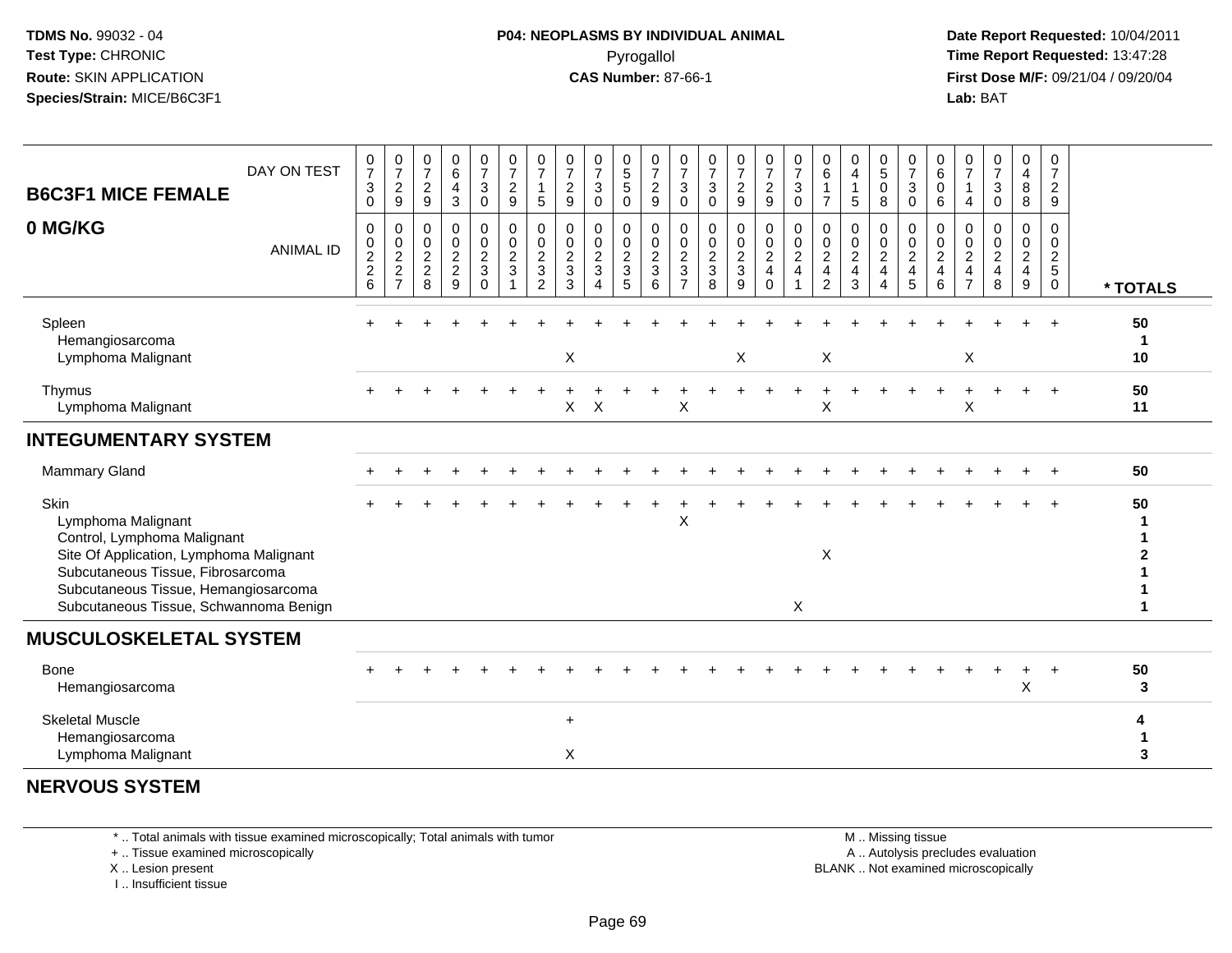**TDMS No.** 99032 - 04
**Test Type:** CHRONIC
**Route:** SKIN APPLICATION
**Species/Strain:** MICE/B6C3F1

**P04: NEOPLASMS BY INDIVIDUAL ANIMAL**
Pyrogallol
**CAS Number:** 87-66-1

**Date Report Requested:** 10/04/2011
**Time Report Requested:** 13:47:28
**First Dose M/F:** 09/21/04 / 09/20/04
**Lab:** BAT

## B6C3F1 MICE FEMALE 0 MG/KG

| DAY ON TEST | 0730 | 0729 | 0729 | 0643 | 0730 | 0729 | 0715 | 0729 | 0730 | 0550 | 0729 | 0730 | 0730 | 0729 | 0729 | 0730 | 0617 | 0415 | 0508 | 0730 | 0606 | 0714 | 0730 | 0488 | 0729 | |
|---|---|---|---|---|---|---|---|---|---|---|---|---|---|---|---|---|---|---|---|---|---|---|---|---|---|---|
| **ANIMAL ID** | 00226 | 00227 | 00228 | 00229 | 00230 | 00231 | 00232 | 00233 | 00234 | 00235 | 00236 | 00237 | 00238 | 00239 | 00240 | 00241 | 00242 | 00243 | 00244 | 00245 | 00246 | 00247 | 00248 | 00249 | 00250 | *** TOTALS** |
| Spleen | + | + | + | + | + | + | + | + | + | + | + | + | + | + | + | + | + | + | + | + | + | + | + | + | + | 50 |
| Hemangiosarcoma | | | | | | | | | | | | | | | | | | | | | | | | | | 1 |
| Lymphoma Malignant | | | | | | | | X | | | | | | X | | | X | | | | | X | | | | 10 |
| Thymus | + | + | + | + | + | + | + | + | + | + | + | + | + | + | + | + | + | + | + | + | + | + | + | + | + | 50 |
| Lymphoma Malignant | | | | | | | | X | X | | | X | | | | | X | | | | | X | | | | 11 |
| **INTEGUMENTARY SYSTEM** | | | | | | | | | | | | | | | | | | | | | | | | | | |
| Mammary Gland | + | + | + | + | + | + | + | + | + | + | + | + | + | + | + | + | + | + | + | + | + | + | + | + | + | 50 |
| Skin | + | + | + | + | + | + | + | + | + | + | + | + | + | + | + | + | + | + | + | + | + | + | + | + | + | 50 |
| Lymphoma Malignant | | | | | | | | | | | | X | | | | | | | | | | | | | | 1 |
| Control, Lymphoma Malignant | | | | | | | | | | | | | | | | | | | | | | | | | | 1 |
| Site Of Application, Lymphoma Malignant | | | | | | | | | | | | | | | | | X | | | | | | | | | 2 |
| Subcutaneous Tissue, Fibrosarcoma | | | | | | | | | | | | | | | | | | | | | | | | | | 1 |
| Subcutaneous Tissue, Hemangiosarcoma | | | | | | | | | | | | | | | | | | | | | | | | | | 1 |
| Subcutaneous Tissue, Schwannoma Benign | | | | | | | | | | | | | | | | X | | | | | | | | | | 1 |
| **MUSCULOSKELETAL SYSTEM** | | | | | | | | | | | | | | | | | | | | | | | | | | |
| Bone | + | + | + | + | + | + | + | + | + | + | + | + | + | + | + | + | + | + | + | + | + | + | + | + | + | 50 |
| Hemangiosarcoma | | | | | | | | | | | | | | | | | | | | | | | | X | | 3 |
| Skeletal Muscle | | | | | | | | + | | | | | | | | | | | | | | | | | | 4 |
| Hemangiosarcoma | | | | | | | | | | | | | | | | | | | | | | | | | | 1 |
| Lymphoma Malignant | | | | | | | | X | | | | | | | | | | | | | | | | | | 3 |
| **NERVOUS SYSTEM** | | | | | | | | | | | | | | | | | | | | | | | | | | |

* .. Total animals with tissue examined microscopically; Total animals with tumor
+ .. Tissue examined microscopically
X .. Lesion present
I .. Insufficient tissue

M .. Missing tissue
A .. Autolysis precludes evaluation
BLANK .. Not examined microscopically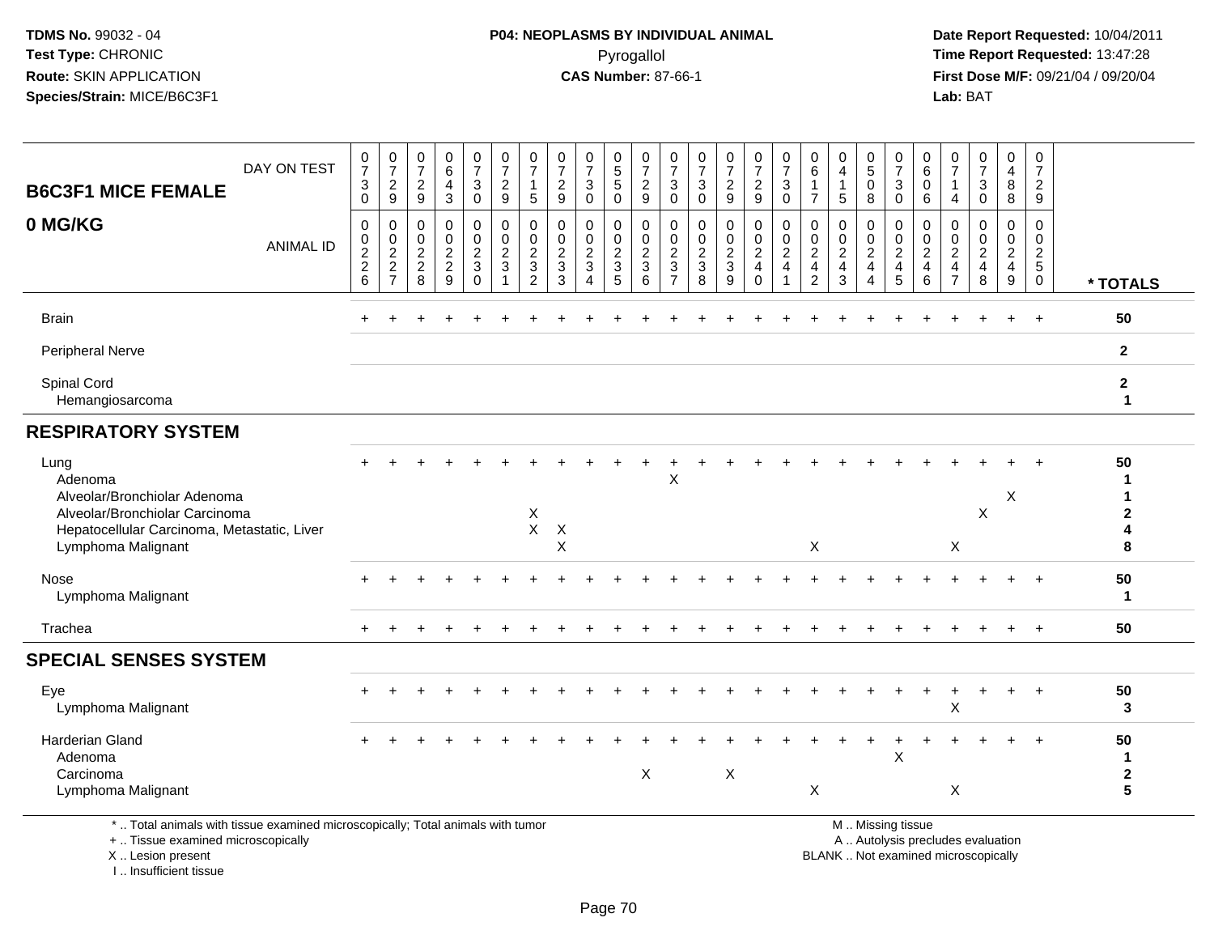# B6C3F1 MICE FEMALE

## 0 MG/KG

| DAY ON TEST | 0730 | 0729 | 0729 | 0643 | 0730 | 0729 | 0715 | 0729 | 0730 | 0550 | 0729 | 0730 | 0730 | 0729 | 0729 | 0730 | 0617 | 0415 | 0508 | 0730 | 0606 | 0714 | 0730 | 0488 | 0729 | |
|---|---|---|---|---|---|---|---|---|---|---|---|---|---|---|---|---|---|---|---|---|---|---|---|---|---|---|
| **ANIMAL ID** | 0226 | 0227 | 0228 | 0229 | 0230 | 0231 | 0232 | 0233 | 0234 | 0235 | 0236 | 0237 | 0238 | 0239 | 0240 | 0241 | 0242 | 0243 | 0244 | 0245 | 0246 | 0247 | 0248 | 0249 | 0250 | *** TOTALS** |
| Brain | + | + | + | + | + | + | + | + | + | + | + | + | + | + | + | + | + | + | + | + | + | + | + | + | + | 50 |
| Peripheral Nerve | | | | | | | | | | | | | | | | | | | | | | | | | | 2 |
| Spinal Cord | | | | | | | | | | | | | | | | | | | | | | | | | | 2 |
| Hemangiosarcoma | | | | | | | | | | | | | | | | | | | | | | | | | | 1 |
| **RESPIRATORY SYSTEM** | | | | | | | | | | | | | | | | | | | | | | | | | | |
| Lung | + | + | + | + | + | + | + | + | + | + | + | + | + | + | + | + | + | + | + | + | + | + | + | + | + | 50 |
| Adenoma | | | | | | | | | | | | X | | | | | | | | | | | | | | 1 |
| Alveolar/Bronchiolar Adenoma | | | | | | | | | | | | | | | | | | | | | | | | X | | 1 |
| Alveolar/Bronchiolar Carcinoma | | | | | | | X | | | | | | | | | | | | | | | | X | | | 2 |
| Hepatocellular Carcinoma, Metastatic, Liver | | | | | | | X | X | | | | | | | | | | | | | | | | | | 4 |
| Lymphoma Malignant | | | | | | | | X | | | | | | | | | X | | | | | X | | | | 8 |
| Nose | + | + | + | + | + | + | + | + | + | + | + | + | + | + | + | + | + | + | + | + | + | + | + | + | + | 50 |
| Lymphoma Malignant | | | | | | | | | | | | | | | | | | | | | | | | | | 1 |
| Trachea | + | + | + | + | + | + | + | + | + | + | + | + | + | + | + | + | + | + | + | + | + | + | + | + | + | 50 |
| **SPECIAL SENSES SYSTEM** | | | | | | | | | | | | | | | | | | | | | | | | | | |
| Eye | + | + | + | + | + | + | + | + | + | + | + | + | + | + | + | + | + | + | + | + | + | + | + | + | + | 50 |
| Lymphoma Malignant | | | | | | | | | | | | | | | | | | | | | | X | | | | 3 |
| Harderian Gland | + | + | + | + | + | + | + | + | + | + | + | + | + | + | + | + | + | + | + | + | + | + | + | + | + | 50 |
| Adenoma | | | | | | | | | | | | | | | | | | | | X | | | | | | 1 |
| Carcinoma | | | | | | | | | | | X | | | X | | | | | | | | | | | | 2 |
| Lymphoma Malignant | | | | | | | | | | | | | | | | | X | | | | | X | | | | 5 |

\* .. Total animals with tissue examined microscopically; Total animals with tumor
\+ .. Tissue examined microscopically
X .. Lesion present
I .. Insufficient tissue

M .. Missing tissue
A .. Autolysis precludes evaluation
BLANK .. Not examined microscopically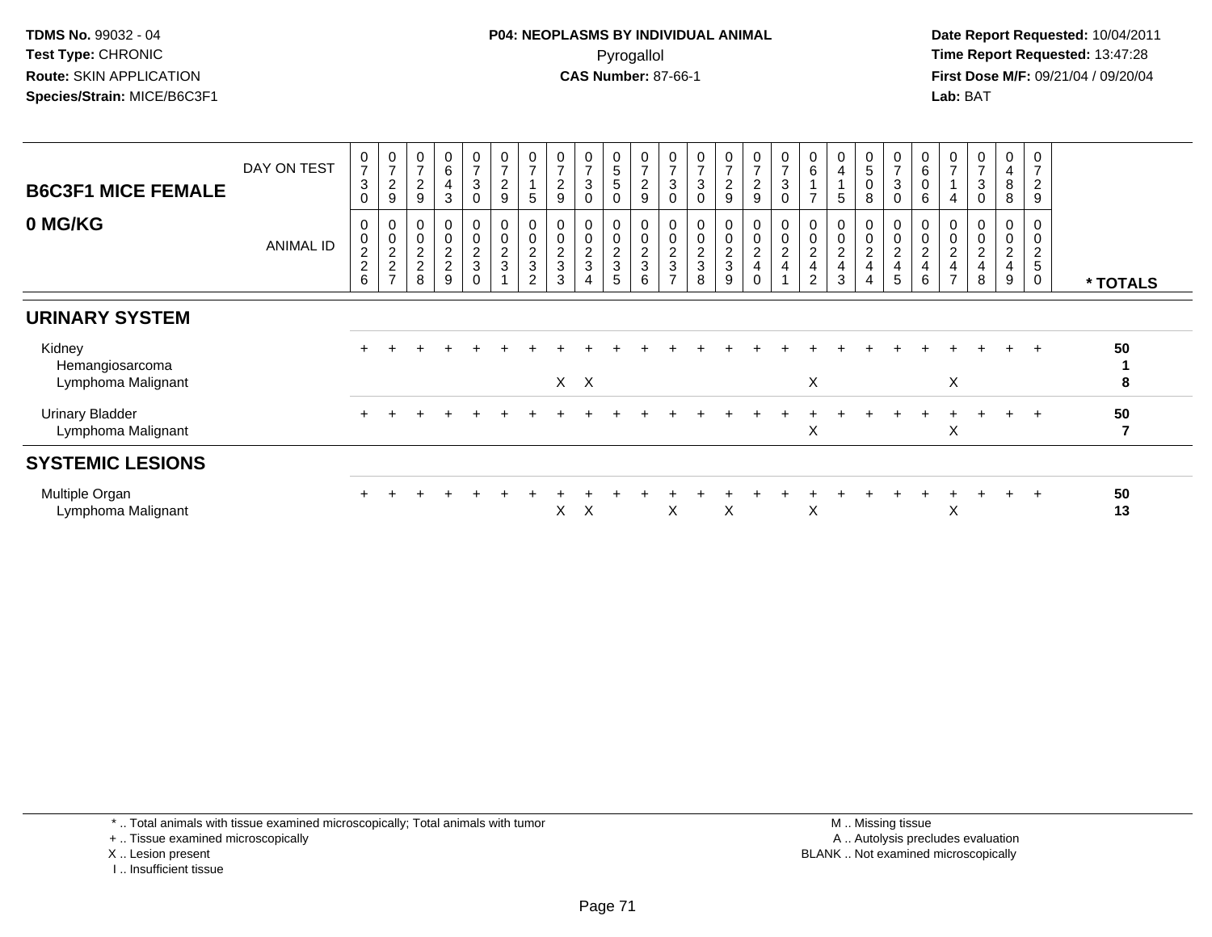TDMS No. 99032 - 04
Test Type: CHRONIC
Route: SKIN APPLICATION
Species/Strain: MICE/B6C3F1

**P04: NEOPLASMS BY INDIVIDUAL ANIMAL**
Pyrogallol
**CAS Number:** 87-66-1

Date Report Requested: 10/04/2011
Time Report Requested: 13:47:28
First Dose M/F: 09/21/04 / 09/20/04
Lab: BAT

## B6C3F1 MICE FEMALE
## 0 MG/KG

| DAY ON TEST | 0730 | 0729 | 0729 | 0643 | 0730 | 0729 | 0715 | 0729 | 0730 | 0550 | 0729 | 0730 | 0730 | 0729 | 0729 | 0730 | 0617 | 0415 | 0508 | 0730 | 0606 | 0714 | 0730 | 0488 | 0729 | |
|---|---|---|---|---|---|---|---|---|---|---|---|---|---|---|---|---|---|---|---|---|---|---|---|---|---|---|
| **ANIMAL ID** | 00226 | 00227 | 00228 | 00229 | 00230 | 00231 | 00232 | 00233 | 00234 | 00235 | 00236 | 00237 | 00238 | 00239 | 00240 | 00241 | 00242 | 00243 | 00244 | 00245 | 00246 | 00247 | 00248 | 00249 | 00250 | *** TOTALS** |
| **URINARY SYSTEM** | | | | | | | | | | | | | | | | | | | | | | | | | | |
| Kidney | + | + | + | + | + | + | + | + | + | + | + | + | + | + | + | + | + | + | + | + | + | + | + | + | + | **50** |
| Hemangiosarcoma | | | | | | | | | | | | | | | | | | | | | | | | | | **1** |
| Lymphoma Malignant | | | | | | | | X | X | | | | | | | | X | | | | | X | | | | **8** |
| Urinary Bladder | + | + | + | + | + | + | + | + | + | + | + | + | + | + | + | + | + | + | + | + | + | + | + | + | + | **50** |
| Lymphoma Malignant | | | | | | | | | | | | | | | | | X | | | | | X | | | | **7** |
| **SYSTEMIC LESIONS** | | | | | | | | | | | | | | | | | | | | | | | | | | |
| Multiple Organ | + | + | + | + | + | + | + | + | + | + | + | + | + | + | + | + | + | + | + | + | + | + | + | + | + | **50** |
| Lymphoma Malignant | | | | | | | | X | X | | | X | | X | | | X | | | | | X | | | | **13** |

\* .. Total animals with tissue examined microscopically; Total animals with tumor
\+ .. Tissue examined microscopically
X .. Lesion present
I .. Insufficient tissue

M .. Missing tissue
A .. Autolysis precludes evaluation
BLANK .. Not examined microscopically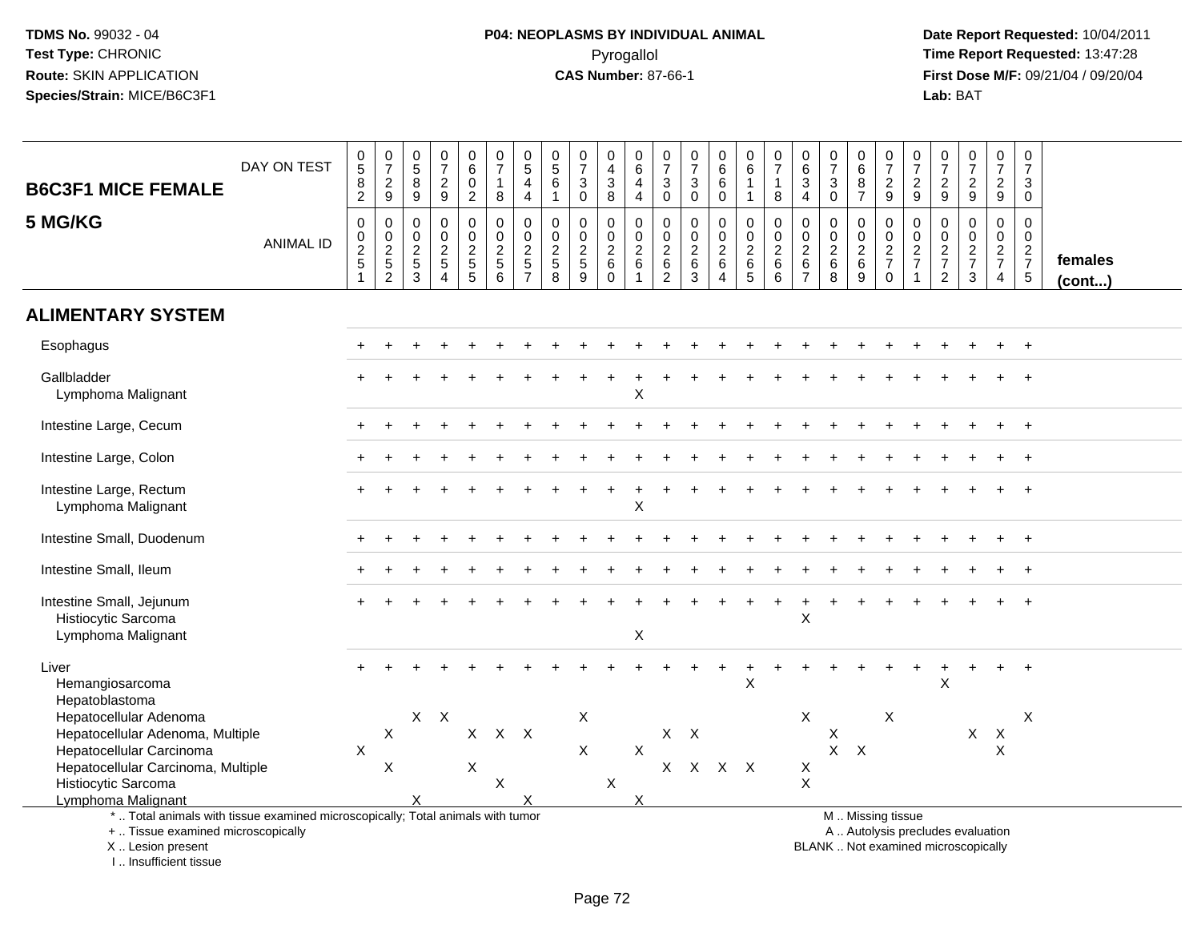# P04: NEOPLASMS BY INDIVIDUAL ANIMAL

Pyrogallol

**CAS Number:** 87-66-1

**TDMS No.** 99032 - 04
**Test Type:** CHRONIC
**Route:** SKIN APPLICATION
**Species/Strain:** MICE/B6C3F1

**Date Report Requested:** 10/04/2011
**Time Report Requested:** 13:47:28
**First Dose M/F:** 09/21/04 / 09/20/04
**Lab:** BAT

| B6C3F1 MICE FEMALE 5 MG/KG | | | | | | | | | | | | | | | | | | | | | | | | | | |
|---|---|---|---|---|---|---|---|---|---|---|---|---|---|---|---|---|---|---|---|---|---|---|---|---|---|---|
| DAY ON TEST | 0582 | 0729 | 0589 | 0729 | 0602 | 0718 | 0544 | 0561 | 0730 | 0438 | 0644 | 0730 | 0730 | 0660 | 0611 | 0718 | 0634 | 0730 | 0687 | 0729 | 0729 | 0729 | 0729 | 0729 | 0730 | |
| ANIMAL ID | 0251 | 0252 | 0253 | 0254 | 0255 | 0256 | 0257 | 0258 | 0259 | 0260 | 0261 | 0262 | 0263 | 0264 | 0265 | 0266 | 0267 | 0268 | 0269 | 0270 | 0271 | 0272 | 0273 | 0274 | 0275 | females (cont...) |
| **ALIMENTARY SYSTEM** | | | | | | | | | | | | | | | | | | | | | | | | | | |
| Esophagus | + | + | + | + | + | + | + | + | + | + | + | + | + | + | + | + | + | + | + | + | + | + | + | + | + | |
| Gallbladder | + | + | + | + | + | + | + | + | + | + | + | + | + | + | + | + | + | + | + | + | + | + | + | + | + | |
| Lymphoma Malignant | | | | | | | | | | | X | | | | | | | | | | | | | | | |
| Intestine Large, Cecum | + | + | + | + | + | + | + | + | + | + | + | + | + | + | + | + | + | + | + | + | + | + | + | + | + | |
| Intestine Large, Colon | + | + | + | + | + | + | + | + | + | + | + | + | + | + | + | + | + | + | + | + | + | + | + | + | + | |
| Intestine Large, Rectum | + | + | + | + | + | + | + | + | + | + | + | + | + | + | + | + | + | + | + | + | + | + | + | + | + | |
| Lymphoma Malignant | | | | | | | | | | | X | | | | | | | | | | | | | | | |
| Intestine Small, Duodenum | + | + | + | + | + | + | + | + | + | + | + | + | + | + | + | + | + | + | + | + | + | + | + | + | + | |
| Intestine Small, Ileum | + | + | + | + | + | + | + | + | + | + | + | + | + | + | + | + | + | + | + | + | + | + | + | + | + | |
| Intestine Small, Jejunum | + | + | + | + | + | + | + | + | + | + | + | + | + | + | + | + | + | + | + | + | + | + | + | + | + | |
| Histiocytic Sarcoma | | | | | | | | | | | | | | | | | X | | | | | | | | | |
| Lymphoma Malignant | | | | | | | | | | | X | | | | | | | | | | | | | | | |
| Liver | + | + | + | + | + | + | + | + | + | + | + | + | + | + | + | + | + | + | + | + | + | + | + | + | + | |
| Hemangiosarcoma | | | | | | | | | | | | | | | X | | | | | | | X | | | | |
| Hepatoblastoma | | | | | | | | | | | | | | | | | | | | | | | | | | |
| Hepatocellular Adenoma | | | X | X | | | | | X | | | | | | | | X | | | X | | | | | X | |
| Hepatocellular Adenoma, Multiple | | X | | | X | X | X | | | | | X | X | | | | | X | | | | | X | X | | |
| Hepatocellular Carcinoma | X | | | | | | | | X | | X | | | | | | | X | X | | | | | X | | |
| Hepatocellular Carcinoma, Multiple | | X | | | X | | | | | | | X | X | X | X | | X | | | | | | | | | |
| Histiocytic Sarcoma | | | | | | X | | | | X | | | | | | | X | | | | | | | | | |
| Lymphoma Malignant | | | X | | | | X | | | | X | | | | | | | | | | | | | | | |

\* .. Total animals with tissue examined microscopically; Total animals with tumor
\+ .. Tissue examined microscopically
X .. Lesion present
I .. Insufficient tissue

M .. Missing tissue
A .. Autolysis precludes evaluation
BLANK .. Not examined microscopically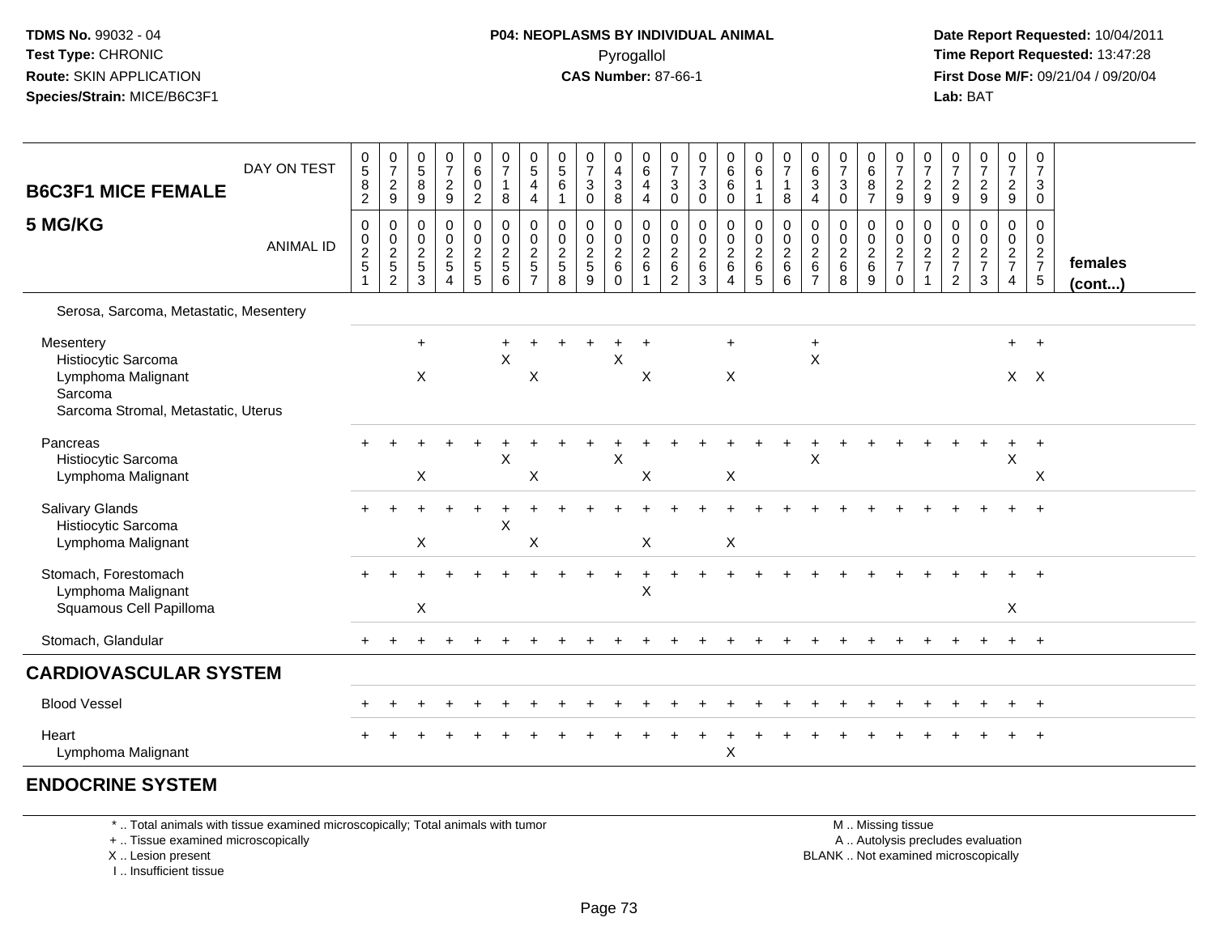TDMS No. 99032 - 04
Test Type: CHRONIC
Route: SKIN APPLICATION
Species/Strain: MICE/B6C3F1

**P04: NEOPLASMS BY INDIVIDUAL ANIMAL**
Pyrogallol
**CAS Number:** 87-66-1

Date Report Requested: 10/04/2011
Time Report Requested: 13:47:28
First Dose M/F: 09/21/04 / 09/20/04
Lab: BAT

| B6C3F1 MICE FEMALE 5 MG/KG — DAY ON TEST | 0582 | 0729 | 0589 | 0729 | 0602 | 0718 | 0544 | 0561 | 0730 | 0438 | 0644 | 0730 | 0730 | 0660 | 0611 | 0718 | 0634 | 0730 | 0687 | 0729 | 0729 | 0729 | 0729 | 0729 | 0730 | |
|---|---|---|---|---|---|---|---|---|---|---|---|---|---|---|---|---|---|---|---|---|---|---|---|---|---|---|
| ANIMAL ID | 00251 | 00252 | 00253 | 00254 | 00255 | 00256 | 00257 | 00258 | 00259 | 00260 | 00261 | 00262 | 00263 | 00264 | 00265 | 00266 | 00267 | 00268 | 00269 | 00270 | 00271 | 00272 | 00273 | 00274 | 00275 | females (cont...) |
| Serosa, Sarcoma, Metastatic, Mesentery | | | | | | | | | | | | | | | | | | | | | | | | | | |
| Mesentery | | | + | | | + | + | + | + | + | + | | | + | | | + | | | | | | | + | + | |
| Histiocytic Sarcoma | | | | | | X | | | | X | | | | | | | X | | | | | | | | | |
| Lymphoma Malignant | | | X | | | | X | | | | X | | | X | | | | | | | | | | X | X | |
| Sarcoma | | | | | | | | | | | | | | | | | | | | | | | | | | |
| Sarcoma Stromal, Metastatic, Uterus | | | | | | | | | | | | | | | | | | | | | | | | | | |
| Pancreas | + | + | + | + | + | + | + | + | + | + | + | + | + | + | + | + | + | + | + | + | + | + | + | + | + | |
| Histiocytic Sarcoma | | | | | | X | | | | X | | | | | | | X | | | | | | | X | | |
| Lymphoma Malignant | | | X | | | | X | | | | X | | | X | | | | | | | | | | | X | |
| Salivary Glands | + | + | + | + | + | + | + | + | + | + | + | + | + | + | + | + | + | + | + | + | + | + | + | + | + | |
| Histiocytic Sarcoma | | | | | | X | | | | | | | | | | | | | | | | | | | | |
| Lymphoma Malignant | | | X | | | | X | | | | X | | | X | | | | | | | | | | | | |
| Stomach, Forestomach | + | + | + | + | + | + | + | + | + | + | + | + | + | + | + | + | + | + | + | + | + | + | + | + | + | |
| Lymphoma Malignant | | | | | | | | | | | X | | | | | | | | | | | | | | | |
| Squamous Cell Papilloma | | | X | | | | | | | | | | | | | | | | | | | | | X | | |
| Stomach, Glandular | + | + | + | + | + | + | + | + | + | + | + | + | + | + | + | + | + | + | + | + | + | + | + | + | + | |
| **CARDIOVASCULAR SYSTEM** | | | | | | | | | | | | | | | | | | | | | | | | | | |
| Blood Vessel | + | + | + | + | + | + | + | + | + | + | + | + | + | + | + | + | + | + | + | + | + | + | + | + | + | |
| Heart | + | + | + | + | + | + | + | + | + | + | + | + | + | + | + | + | + | + | + | + | + | + | + | + | + | |
| Lymphoma Malignant | | | | | | | | | | | | | | X | | | | | | | | | | | | |
| **ENDOCRINE SYSTEM** | | | | | | | | | | | | | | | | | | | | | | | | | | |

\* .. Total animals with tissue examined microscopically; Total animals with tumor
\+ .. Tissue examined microscopically
X .. Lesion present
I .. Insufficient tissue

M .. Missing tissue
A .. Autolysis precludes evaluation
BLANK .. Not examined microscopically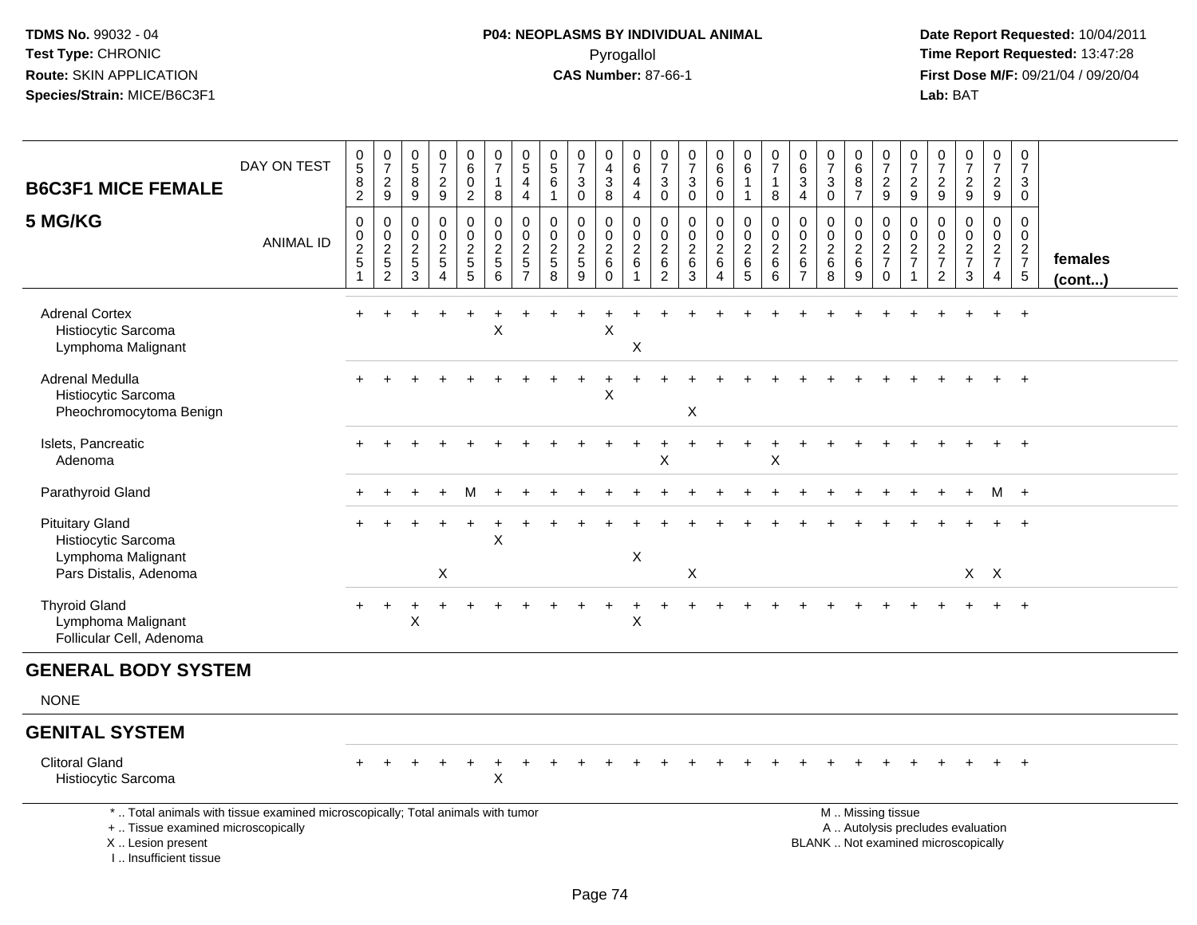TDMS No. 99032 - 04
Test Type: CHRONIC
Route: SKIN APPLICATION
Species/Strain: MICE/B6C3F1

**P04: NEOPLASMS BY INDIVIDUAL ANIMAL**
Pyrogallol
**CAS Number:** 87-66-1

Date Report Requested: 10/04/2011
Time Report Requested: 13:47:28
First Dose M/F: 09/21/04 / 09/20/04
Lab: BAT

| B6C3F1 MICE FEMALE 5 MG/KG | DAY ON TEST | 0582 | 0729 | 0589 | 0729 | 0602 | 0718 | 0544 | 0561 | 0730 | 0438 | 0644 | 0730 | 0730 | 0660 | 0611 | 0718 | 0634 | 0730 | 0687 | 0729 | 0729 | 0729 | 0729 | 0729 | 0730 | |
|---|---|---|---|---|---|---|---|---|---|---|---|---|---|---|---|---|---|---|---|---|---|---|---|---|---|---|---|
| | ANIMAL ID | 00251 | 00252 | 00253 | 00254 | 00255 | 00256 | 00257 | 00258 | 00259 | 00260 | 00261 | 00262 | 00263 | 00264 | 00265 | 00266 | 00267 | 00268 | 00269 | 00270 | 00271 | 00272 | 00273 | 00274 | 00275 | females (cont...) |
| Adrenal Cortex | | + | + | + | + | + | + | + | + | + | + | + | + | + | + | + | + | + | + | + | + | + | + | + | + | + | |
| Histiocytic Sarcoma | | | | | | | X | | | | X | | | | | | | | | | | | | | | | |
| Lymphoma Malignant | | | | | | | | | | | | X | | | | | | | | | | | | | | | |
| Adrenal Medulla | | + | + | + | + | + | + | + | + | + | + | + | + | + | + | + | + | + | + | + | + | + | + | + | + | + | |
| Histiocytic Sarcoma | | | | | | | | | | | X | | | | | | | | | | | | | | | | |
| Pheochromocytoma Benign | | | | | | | | | | | | | | X | | | | | | | | | | | | | |
| Islets, Pancreatic | | + | + | + | + | + | + | + | + | + | + | + | + | + | + | + | + | + | + | + | + | + | + | + | + | + | |
| Adenoma | | | | | | | | | | | | | X | | | | X | | | | | | | | | | |
| Parathyroid Gland | | + | + | + | + | M | + | + | + | + | + | + | + | + | + | + | + | + | + | + | + | + | + | + | M | + | |
| Pituitary Gland | | + | + | + | + | + | + | + | + | + | + | + | + | + | + | + | + | + | + | + | + | + | + | + | + | + | |
| Histiocytic Sarcoma | | | | | | | X | | | | | | | | | | | | | | | | | | | | |
| Lymphoma Malignant | | | | | | | | | | | | X | | | | | | | | | | | | | | | |
| Pars Distalis, Adenoma | | | | | X | | | | | | | | | X | | | | | | | | | | X | X | | |
| Thyroid Gland | | + | + | + | + | + | + | + | + | + | + | + | + | + | + | + | + | + | + | + | + | + | + | + | + | + | |
| Lymphoma Malignant | | | | X | | | | | | | | X | | | | | | | | | | | | | | | |
| Follicular Cell, Adenoma | | | | | | | | | | | | | | | | | | | | | | | | | | | |

## GENERAL BODY SYSTEM

NONE

## GENITAL SYSTEM

| | | | | | | | | | | | | | | | | | | | | | | | | | | | |
|---|---|---|---|---|---|---|---|---|---|---|---|---|---|---|---|---|---|---|---|---|---|---|---|---|---|---|---|
| Clitoral Gland | | + | + | + | + | + | + | + | + | + | + | + | + | + | + | + | + | + | + | + | + | + | + | + | + | + | |
| Histiocytic Sarcoma | | | | | | | X | | | | | | | | | | | | | | | | | | | | |

\* .. Total animals with tissue examined microscopically; Total animals with tumor
\+ .. Tissue examined microscopically
X .. Lesion present
I .. Insufficient tissue

M .. Missing tissue
A .. Autolysis precludes evaluation
BLANK .. Not examined microscopically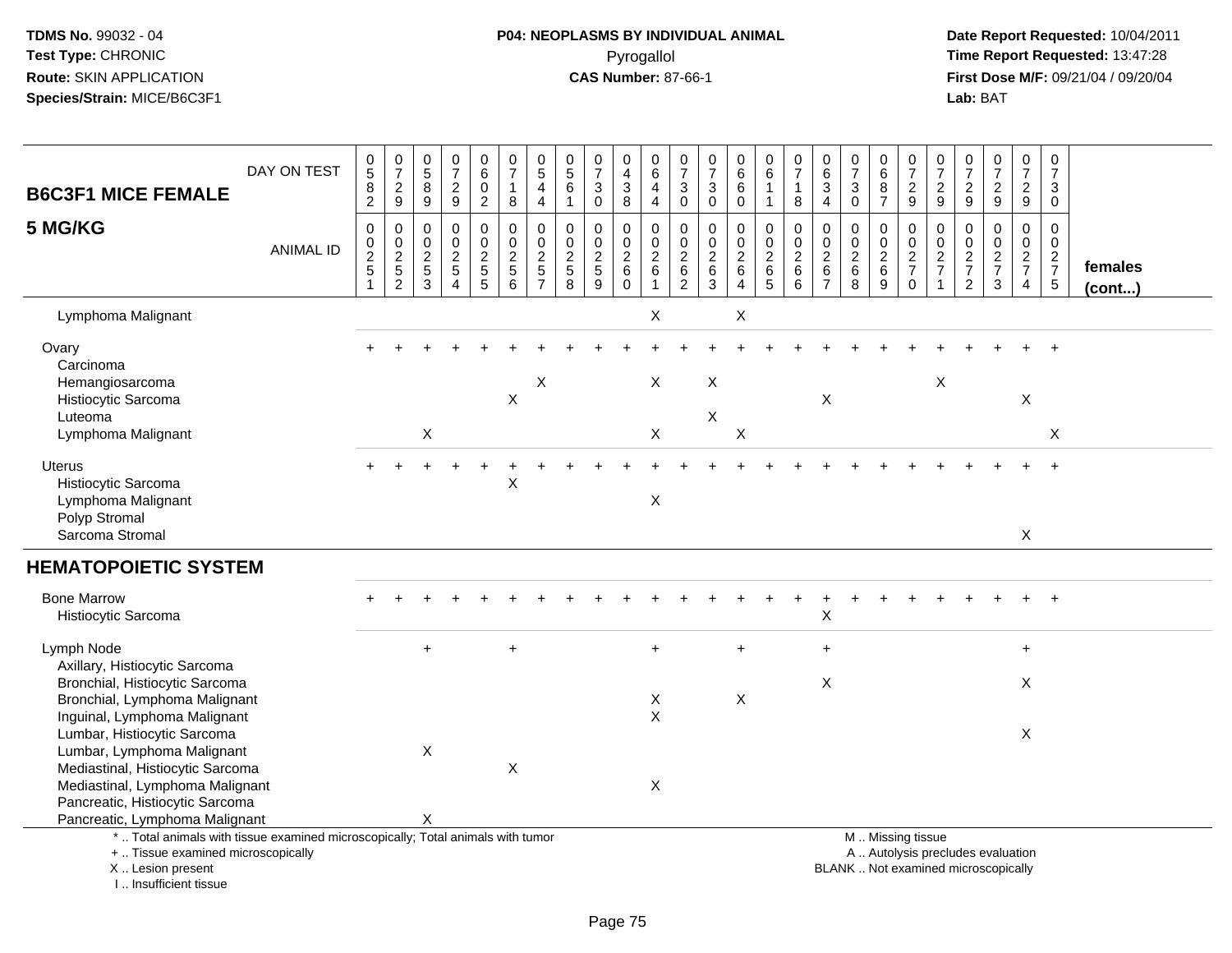**TDMS No.** 99032 - 04
**Test Type:** CHRONIC
**Route:** SKIN APPLICATION
**Species/Strain:** MICE/B6C3F1

**P04: NEOPLASMS BY INDIVIDUAL ANIMAL**
Pyrogallol
**CAS Number:** 87-66-1

**Date Report Requested:** 10/04/2011
**Time Report Requested:** 13:47:28
**First Dose M/F:** 09/21/04 / 09/20/04
**Lab:** BAT

## B6C3F1 MICE FEMALE 5 MG/KG

| DAY ON TEST | 0582 | 0729 | 0589 | 0729 | 0602 | 0718 | 0544 | 0561 | 0730 | 0438 | 0644 | 0730 | 0730 | 0660 | 0611 | 0718 | 0634 | 0730 | 0687 | 0729 | 0729 | 0729 | 0729 | 0729 | 0730 | |
|---|---|---|---|---|---|---|---|---|---|---|---|---|---|---|---|---|---|---|---|---|---|---|---|---|---|---|
| **ANIMAL ID** | 00251 | 00252 | 00253 | 00254 | 00255 | 00256 | 00257 | 00258 | 00259 | 00260 | 00261 | 00262 | 00263 | 00264 | 00265 | 00266 | 00267 | 00268 | 00269 | 00270 | 00271 | 00272 | 00273 | 00274 | 00275 | **females (cont...)** |
| Lymphoma Malignant | | | | | | | | | | | X | | | X | | | | | | | | | | | | |
| Ovary | + | + | + | + | + | + | + | + | + | + | + | + | + | + | + | + | + | + | + | + | + | + | + | + | + | |
| Carcinoma | | | | | | | | | | | | | | | | | | | | | | | | | | |
| Hemangiosarcoma | | | | | | | X | | | | X | | X | | | | | | | | X | | | | | |
| Histiocytic Sarcoma | | | | | | X | | | | | | | | | | | X | | | | | | | X | | |
| Luteoma | | | | | | | | | | | | | X | | | | | | | | | | | | | |
| Lymphoma Malignant | | | X | | | | | | | | X | | | X | | | | | | | | | | | X | |
| Uterus | + | + | + | + | + | + | + | + | + | + | + | + | + | + | + | + | + | + | + | + | + | + | + | + | + | |
| Histiocytic Sarcoma | | | | | | X | | | | | | | | | | | | | | | | | | | | |
| Lymphoma Malignant | | | | | | | | | | | X | | | | | | | | | | | | | | | |
| Polyp Stromal | | | | | | | | | | | | | | | | | | | | | | | | | | |
| Sarcoma Stromal | | | | | | | | | | | | | | | | | | | | | | | | X | | |
| **HEMATOPOIETIC SYSTEM** | | | | | | | | | | | | | | | | | | | | | | | | | | |
| Bone Marrow | + | + | + | + | + | + | + | + | + | + | + | + | + | + | + | + | + | + | + | + | + | + | + | + | + | |
| Histiocytic Sarcoma | | | | | | | | | | | | | | | | | X | | | | | | | | | |
| Lymph Node | | | + | | | + | | | | | + | | | + | | | + | | | | | | | + | | |
| Axillary, Histiocytic Sarcoma | | | | | | | | | | | | | | | | | | | | | | | | | | |
| Bronchial, Histiocytic Sarcoma | | | | | | | | | | | | | | | | | X | | | | | | | X | | |
| Bronchial, Lymphoma Malignant | | | | | | | | | | | X | | | X | | | | | | | | | | | | |
| Inguinal, Lymphoma Malignant | | | | | | | | | | | X | | | | | | | | | | | | | | | |
| Lumbar, Histiocytic Sarcoma | | | | | | | | | | | | | | | | | | | | | | | | X | | |
| Lumbar, Lymphoma Malignant | | | X | | | | | | | | | | | | | | | | | | | | | | | |
| Mediastinal, Histiocytic Sarcoma | | | | | | X | | | | | | | | | | | | | | | | | | | | |
| Mediastinal, Lymphoma Malignant | | | | | | | | | | | X | | | | | | | | | | | | | | | |
| Pancreatic, Histiocytic Sarcoma | | | | | | | | | | | | | | | | | | | | | | | | | | |
| Pancreatic, Lymphoma Malignant | | | X | | | | | | | | | | | | | | | | | | | | | | | |

\* .. Total animals with tissue examined microscopically; Total animals with tumor
\+ .. Tissue examined microscopically
X .. Lesion present
I .. Insufficient tissue

M .. Missing tissue
A .. Autolysis precludes evaluation
BLANK .. Not examined microscopically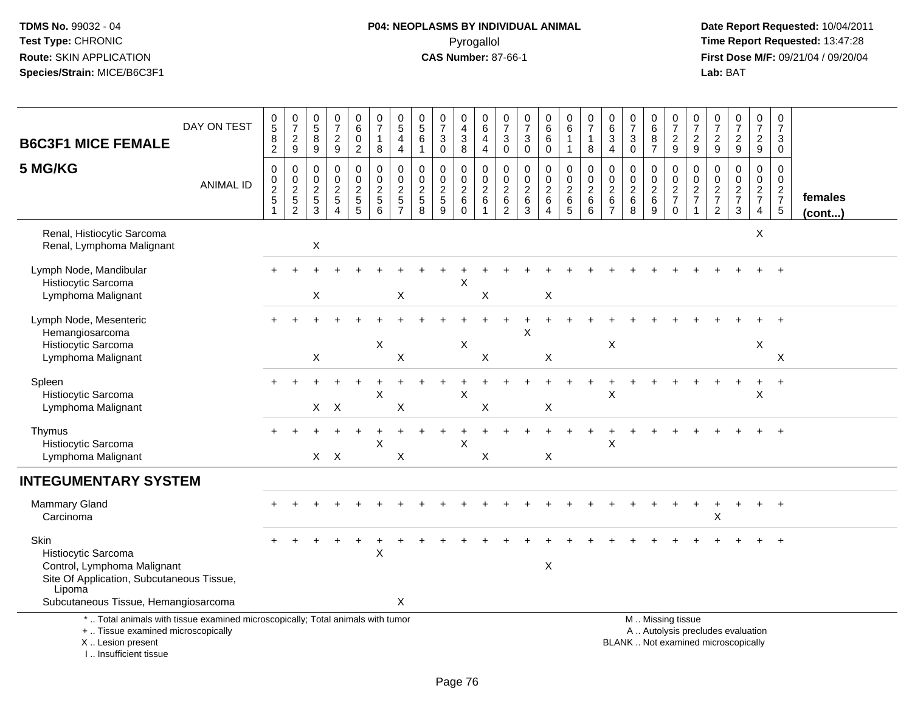## B6C3F1 MICE FEMALE — 5 MG/KG

| DAY ON TEST | 0582 | 0729 | 0589 | 0729 | 0602 | 0718 | 0544 | 0561 | 0730 | 0438 | 0644 | 0730 | 0730 | 0660 | 0611 | 0718 | 0634 | 0730 | 0687 | 0729 | 0729 | 0729 | 0729 | 0729 | 0730 | |
|---|---|---|---|---|---|---|---|---|---|---|---|---|---|---|---|---|---|---|---|---|---|---|---|---|---|---|
| **ANIMAL ID** | 0251 | 0252 | 0253 | 0254 | 0255 | 0256 | 0257 | 0258 | 0259 | 0260 | 0261 | 0262 | 0263 | 0264 | 0265 | 0266 | 0267 | 0268 | 0269 | 0270 | 0271 | 0272 | 0273 | 0274 | 0275 | **females (cont...)** |
| Renal, Histiocytic Sarcoma | | | | | | | | | | | | | | | | | | | | | | | | X | | |
| Renal, Lymphoma Malignant | | | X | | | | | | | | | | | | | | | | | | | | | | | |
| Lymph Node, Mandibular | + | + | + | + | + | + | + | + | + | + | + | + | + | + | + | + | + | + | + | + | + | + | + | + | + | |
| Histiocytic Sarcoma | | | | | | | | | | X | | | | | | | | | | | | | | | | |
| Lymphoma Malignant | | | X | | | | X | | | | X | | | X | | | | | | | | | | | | |
| Lymph Node, Mesenteric | + | + | + | + | + | + | + | + | + | + | + | + | + | + | + | + | + | + | + | + | + | + | + | + | + | |
| Hemangiosarcoma | | | | | | | | | | | | | X | | | | | | | | | | | | | |
| Histiocytic Sarcoma | | | | | | X | | | | X | | | | | | | X | | | | | | | X | | |
| Lymphoma Malignant | | | X | | | | X | | | | X | | | X | | | | | | | | | | | X | |
| Spleen | + | + | + | + | + | + | + | + | + | + | + | + | + | + | + | + | + | + | + | + | + | + | + | + | + | |
| Histiocytic Sarcoma | | | | | | X | | | | X | | | | | | | X | | | | | | | X | | |
| Lymphoma Malignant | | | X | X | | | X | | | | X | | | X | | | | | | | | | | | | |
| Thymus | + | + | + | + | + | + | + | + | + | + | + | + | + | + | + | + | + | + | + | + | + | + | + | + | + | |
| Histiocytic Sarcoma | | | | | | X | | | | X | | | | | | | X | | | | | | | | | |
| Lymphoma Malignant | | | X | X | | | X | | | | X | | | X | | | | | | | | | | | | |
| **INTEGUMENTARY SYSTEM** | | | | | | | | | | | | | | | | | | | | | | | | | | |
| Mammary Gland | + | + | + | + | + | + | + | + | + | + | + | + | + | + | + | + | + | + | + | + | + | + | + | + | + | |
| Carcinoma | | | | | | | | | | | | | | | | | | | | | | X | | | | |
| Skin | + | + | + | + | + | + | + | + | + | + | + | + | + | + | + | + | + | + | + | + | + | + | + | + | + | |
| Histiocytic Sarcoma | | | | | | X | | | | | | | | | | | | | | | | | | | | |
| Control, Lymphoma Malignant | | | | | | | | | | | | | | X | | | | | | | | | | | | |
| Site Of Application, Subcutaneous Tissue, Lipoma | | | | | | | | | | | | | | | | | | | | | | | | | | |
| Subcutaneous Tissue, Hemangiosarcoma | | | | | | | X | | | | | | | | | | | | | | | | | | | |

\* .. Total animals with tissue examined microscopically; Total animals with tumor
\+ .. Tissue examined microscopically
X .. Lesion present
I .. Insufficient tissue

M .. Missing tissue
A .. Autolysis precludes evaluation
BLANK .. Not examined microscopically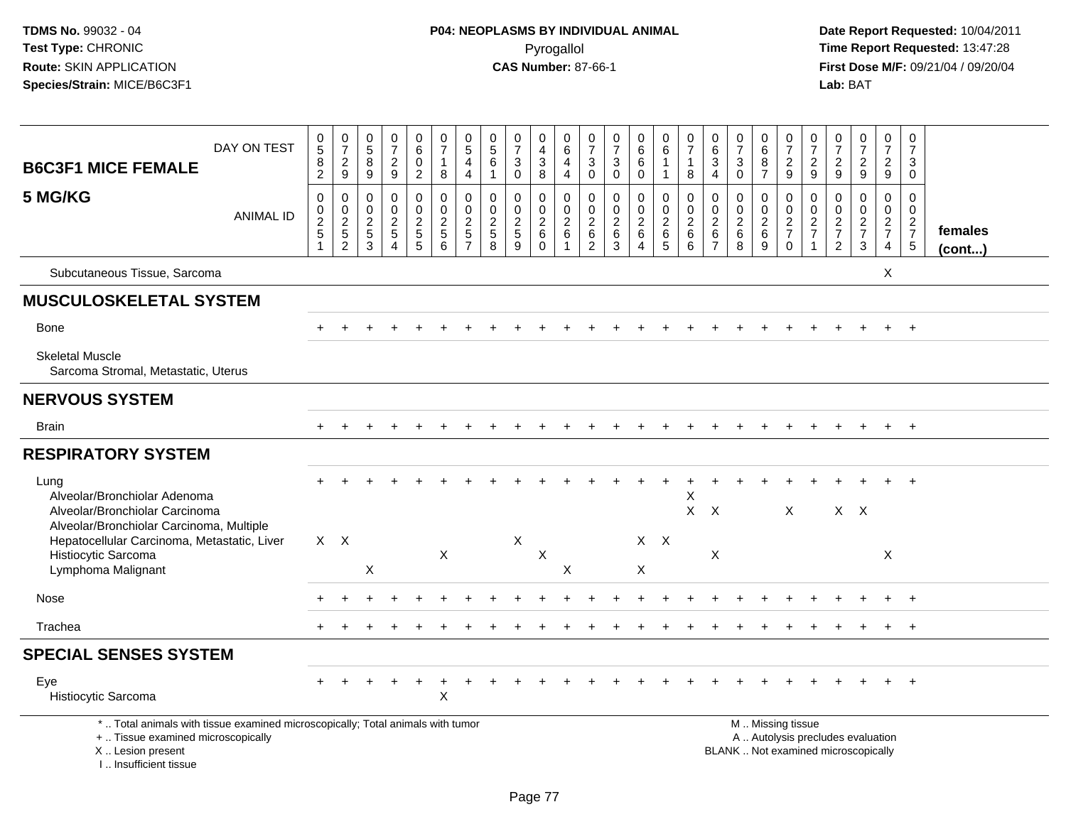**TDMS No.** 99032 - 04
**Test Type:** CHRONIC
**Route:** SKIN APPLICATION
**Species/Strain:** MICE/B6C3F1

**P04: NEOPLASMS BY INDIVIDUAL ANIMAL**
Pyrogallol
**CAS Number:** 87-66-1

**Date Report Requested:** 10/04/2011
**Time Report Requested:** 13:47:28
**First Dose M/F:** 09/21/04 / 09/20/04
**Lab:** BAT

| B6C3F1 MICE FEMALE 5 MG/KG | | | | | | | | | | | | | | | | | | | | | | | | | | |
|---|---|---|---|---|---|---|---|---|---|---|---|---|---|---|---|---|---|---|---|---|---|---|---|---|---|---|
| DAY ON TEST | 0582 | 0729 | 0589 | 0729 | 0602 | 0718 | 0544 | 0561 | 0730 | 0438 | 0644 | 0730 | 0730 | 0660 | 0611 | 0718 | 0634 | 0730 | 0687 | 0729 | 0729 | 0729 | 0729 | 0729 | 0730 | |
| ANIMAL ID | 0251 | 0252 | 0253 | 0254 | 0255 | 0256 | 0257 | 0258 | 0259 | 0260 | 0261 | 0262 | 0263 | 0264 | 0265 | 0266 | 0267 | 0268 | 0269 | 0270 | 0271 | 0272 | 0273 | 0274 | 0275 | females (cont...) |
| Subcutaneous Tissue, Sarcoma | | | | | | | | | | | | | | | | | | | | | | | | X | | |
| **MUSCULOSKELETAL SYSTEM** | | | | | | | | | | | | | | | | | | | | | | | | | | |
| Bone | + | + | + | + | + | + | + | + | + | + | + | + | + | + | + | + | + | + | + | + | + | + | + | + | + | |
| Skeletal Muscle | | | | | | | | | | | | | | | | | | | | | | | | | | |
| Sarcoma Stromal, Metastatic, Uterus | | | | | | | | | | | | | | | | | | | | | | | | | | |
| **NERVOUS SYSTEM** | | | | | | | | | | | | | | | | | | | | | | | | | | |
| Brain | + | + | + | + | + | + | + | + | + | + | + | + | + | + | + | + | + | + | + | + | + | + | + | + | + | |
| **RESPIRATORY SYSTEM** | | | | | | | | | | | | | | | | | | | | | | | | | | |
| Lung | + | + | + | + | + | + | + | + | + | + | + | + | + | + | + | + | + | + | + | + | + | + | + | + | + | |
| Alveolar/Bronchiolar Adenoma | | | | | | | | | | | | | | | | X | | | | | | | | | | |
| Alveolar/Bronchiolar Carcinoma | | | | | | | | | | | | | | | | X | X | | | X | | X | X | | | |
| Alveolar/Bronchiolar Carcinoma, Multiple | | | | | | | | | | | | | | | | | | | | | | | | | | |
| Hepatocellular Carcinoma, Metastatic, Liver | X | X | | | | | | | X | | | | | X | X | | | | | | | | | | | |
| Histiocytic Sarcoma | | | | | | X | | | | X | | | | | | | X | | | | | | | X | | |
| Lymphoma Malignant | | | X | | | | | | | | X | | | X | | | | | | | | | | | | |
| Nose | + | + | + | + | + | + | + | + | + | + | + | + | + | + | + | + | + | + | + | + | + | + | + | + | + | |
| Trachea | + | + | + | + | + | + | + | + | + | + | + | + | + | + | + | + | + | + | + | + | + | + | + | + | + | |
| **SPECIAL SENSES SYSTEM** | | | | | | | | | | | | | | | | | | | | | | | | | | |
| Eye | + | + | + | + | + | + | + | + | + | + | + | + | + | + | + | + | + | + | + | + | + | + | + | + | + | |
| Histiocytic Sarcoma | | | | | | X | | | | | | | | | | | | | | | | | | | | |

* .. Total animals with tissue examined microscopically; Total animals with tumor
+ .. Tissue examined microscopically
X .. Lesion present
I .. Insufficient tissue

M .. Missing tissue
A .. Autolysis precludes evaluation
BLANK .. Not examined microscopically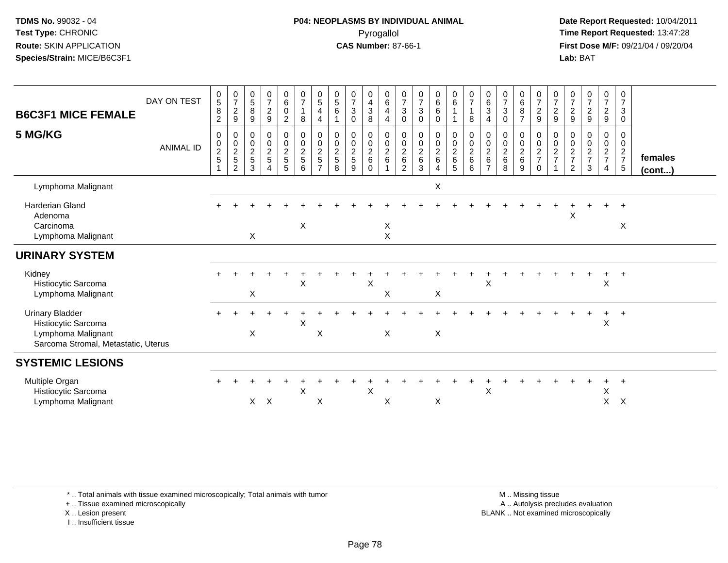TDMS No. 99032 - 04
Test Type: CHRONIC
Route: SKIN APPLICATION
Species/Strain: MICE/B6C3F1

**P04: NEOPLASMS BY INDIVIDUAL ANIMAL**
Pyrogallol
**CAS Number:** 87-66-1

Date Report Requested: 10/04/2011
Time Report Requested: 13:47:28
First Dose M/F: 09/21/04 / 09/20/04
Lab: BAT

| B6C3F1 MICE FEMALE 5 MG/KG | 1 | 2 | 3 | 4 | 5 | 6 | 7 | 8 | 9 | 10 | 11 | 12 | 13 | 14 | 15 | 16 | 17 | 18 | 19 | 20 | 21 | 22 | 23 | 24 | 25 | |
|---|---|---|---|---|---|---|---|---|---|---|---|---|---|---|---|---|---|---|---|---|---|---|---|---|---|---|
| DAY ON TEST | 0582 | 0729 | 0589 | 0729 | 0602 | 0718 | 0544 | 0561 | 0730 | 0438 | 0644 | 0730 | 0730 | 0660 | 0611 | 0718 | 0634 | 0730 | 0687 | 0729 | 0729 | 0729 | 0729 | 0729 | 0730 | |
| ANIMAL ID | 00251 | 00252 | 00253 | 00254 | 00255 | 00256 | 00257 | 00258 | 00259 | 00260 | 00261 | 00262 | 00263 | 00264 | 00265 | 00266 | 00267 | 00268 | 00269 | 00270 | 00271 | 00272 | 00273 | 00274 | 00275 | females (cont...) |
| Lymphoma Malignant | | | | | | | | | | | | | | X | | | | | | | | | | | | |
| Harderian Gland | + | + | + | + | + | + | + | + | + | + | + | + | + | + | + | + | + | + | + | + | + | + | + | + | + | |
| Adenoma | | | | | | | | | | | | | | | | | | | | | | X | | | | |
| Carcinoma | | | | | | X | | | | | X | | | | | | | | | | | | | | X | |
| Lymphoma Malignant | | | X | | | | | | | | X | | | | | | | | | | | | | | | |
| **URINARY SYSTEM** | | | | | | | | | | | | | | | | | | | | | | | | | | |
| Kidney | + | + | + | + | + | + | + | + | + | + | + | + | + | + | + | + | + | + | + | + | + | + | + | + | + | |
| Histiocytic Sarcoma | | | | | | X | | | | X | | | | | | | X | | | | | | | X | | |
| Lymphoma Malignant | | | X | | | | | | | | X | | | X | | | | | | | | | | | | |
| Urinary Bladder | + | + | + | + | + | + | + | + | + | + | + | + | + | + | + | + | + | + | + | + | + | + | + | + | + | |
| Histiocytic Sarcoma | | | | | | X | | | | | | | | | | | | | | | | | | X | | |
| Lymphoma Malignant | | | X | | | | X | | | | X | | | X | | | | | | | | | | | | |
| Sarcoma Stromal, Metastatic, Uterus | | | | | | | | | | | | | | | | | | | | | | | | | | |
| **SYSTEMIC LESIONS** | | | | | | | | | | | | | | | | | | | | | | | | | | |
| Multiple Organ | + | + | + | + | + | + | + | + | + | + | + | + | + | + | + | + | + | + | + | + | + | + | + | + | + | |
| Histiocytic Sarcoma | | | | | | X | | | | X | | | | | | | X | | | | | | | X | | |
| Lymphoma Malignant | | | X | X | | | X | | | | X | | | X | | | | | | | | | | X | X | |

\* .. Total animals with tissue examined microscopically; Total animals with tumor
+ .. Tissue examined microscopically
X .. Lesion present
I .. Insufficient tissue

M .. Missing tissue
A .. Autolysis precludes evaluation
BLANK .. Not examined microscopically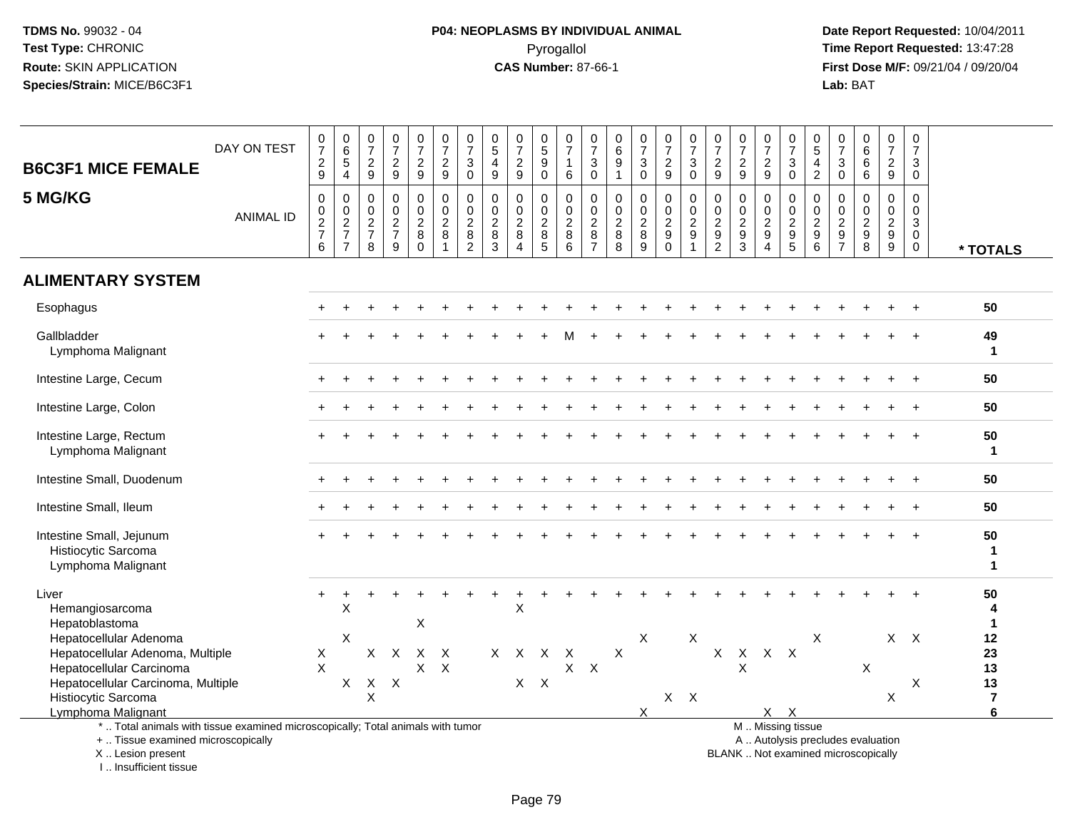**TDMS No.** 99032 - 04
**Test Type:** CHRONIC
**Route:** SKIN APPLICATION
**Species/Strain:** MICE/B6C3F1

**P04: NEOPLASMS BY INDIVIDUAL ANIMAL**
Pyrogallol
**CAS Number:** 87-66-1

**Date Report Requested:** 10/04/2011
**Time Report Requested:** 13:47:28
**First Dose M/F:** 09/21/04 / 09/20/04
**Lab:** BAT

| B6C3F1 MICE FEMALE 5 MG/KG | | | | | | | | | | | | | | | | | | | | | | | | | | |
|---|---|---|---|---|---|---|---|---|---|---|---|---|---|---|---|---|---|---|---|---|---|---|---|---|---|---|
| DAY ON TEST | 0729 | 0654 | 0729 | 0729 | 0729 | 0729 | 0730 | 0549 | 0729 | 0590 | 0716 | 0730 | 0691 | 0730 | 0729 | 0730 | 0729 | 0729 | 0729 | 0730 | 0542 | 0730 | 0666 | 0729 | 0730 | |
| ANIMAL ID | 0276 | 0277 | 0278 | 0279 | 0280 | 0281 | 0282 | 0283 | 0284 | 0285 | 0286 | 0287 | 0288 | 0289 | 0290 | 0291 | 0292 | 0293 | 0294 | 0295 | 0296 | 0297 | 0298 | 0299 | 0300 | * TOTALS |
| **ALIMENTARY SYSTEM** | | | | | | | | | | | | | | | | | | | | | | | | | | |
| Esophagus | + | + | + | + | + | + | + | + | + | + | + | + | + | + | + | + | + | + | + | + | + | + | + | + | + | 50 |
| Gallbladder | + | + | + | + | + | + | + | + | + | + | M | + | + | + | + | + | + | + | + | + | + | + | + | + | + | 49 |
| Lymphoma Malignant | | | | | | | | | | | | | | | | | | | | | | | | | | 1 |
| Intestine Large, Cecum | + | + | + | + | + | + | + | + | + | + | + | + | + | + | + | + | + | + | + | + | + | + | + | + | + | 50 |
| Intestine Large, Colon | + | + | + | + | + | + | + | + | + | + | + | + | + | + | + | + | + | + | + | + | + | + | + | + | + | 50 |
| Intestine Large, Rectum | + | + | + | + | + | + | + | + | + | + | + | + | + | + | + | + | + | + | + | + | + | + | + | + | + | 50 |
| Lymphoma Malignant | | | | | | | | | | | | | | | | | | | | | | | | | | 1 |
| Intestine Small, Duodenum | + | + | + | + | + | + | + | + | + | + | + | + | + | + | + | + | + | + | + | + | + | + | + | + | + | 50 |
| Intestine Small, Ileum | + | + | + | + | + | + | + | + | + | + | + | + | + | + | + | + | + | + | + | + | + | + | + | + | + | 50 |
| Intestine Small, Jejunum | + | + | + | + | + | + | + | + | + | + | + | + | + | + | + | + | + | + | + | + | + | + | + | + | + | 50 |
| Histiocytic Sarcoma | | | | | | | | | | | | | | | | | | | | | | | | | | 1 |
| Lymphoma Malignant | | | | | | | | | | | | | | | | | | | | | | | | | | 1 |
| Liver | + | + | + | + | + | + | + | + | + | + | + | + | + | + | + | + | + | + | + | + | + | + | + | + | + | 50 |
| Hemangiosarcoma | | X | | | | | | | X | | | | | | | | | | | | | | | | | 4 |
| Hepatoblastoma | | | | | X | | | | | | | | | | | | | | | | | | | | | 1 |
| Hepatocellular Adenoma | | X | | | | | | | | | | | | X | | X | | | | | X | | | X | X | 12 |
| Hepatocellular Adenoma, Multiple | X | | X | X | X | X | | X | X | X | X | | X | | | | X | X | X | X | | | | | | 23 |
| Hepatocellular Carcinoma | X | | | | X | X | | | | | X | X | | | | | | X | | | | | X | | | 13 |
| Hepatocellular Carcinoma, Multiple | | X | X | X | | | | | X | X | | | | | | | | | | | | | | | X | 13 |
| Histiocytic Sarcoma | | | X | | | | | | | | | | | | X | X | | | | | | | | X | | 7 |
| Lymphoma Malignant | | | | | | | | | | | | | | X | | | | | X | X | | | | | | 6 |

* .. Total animals with tissue examined microscopically; Total animals with tumor
+ .. Tissue examined microscopically
X .. Lesion present
I .. Insufficient tissue

M .. Missing tissue
A .. Autolysis precludes evaluation
BLANK .. Not examined microscopically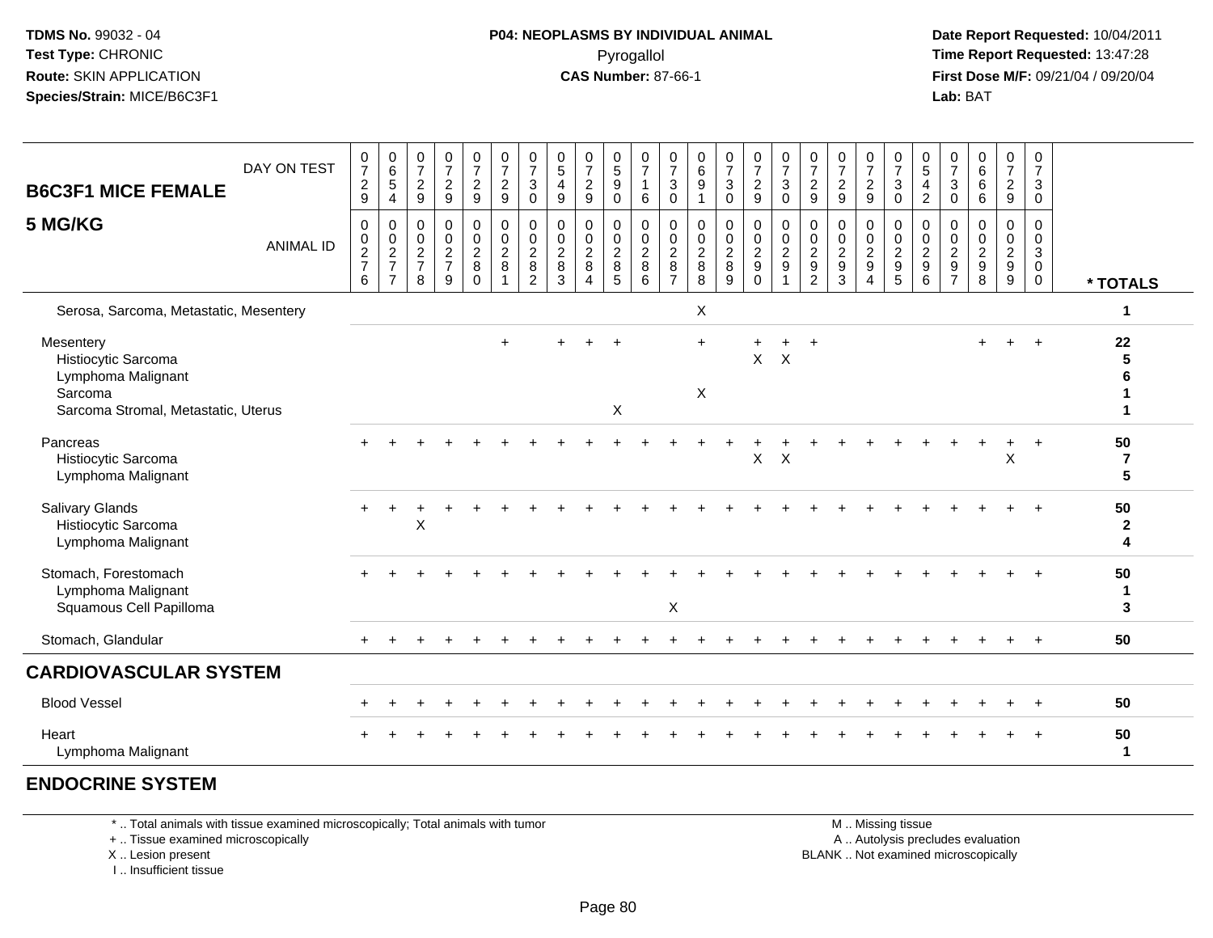**TDMS No.** 99032 - 04
**Test Type:** CHRONIC
**Route:** SKIN APPLICATION
**Species/Strain:** MICE/B6C3F1

**P04: NEOPLASMS BY INDIVIDUAL ANIMAL**
Pyrogallol
**CAS Number:** 87-66-1

**Date Report Requested:** 10/04/2011
**Time Report Requested:** 13:47:28
**First Dose M/F:** 09/21/04 / 09/20/04
**Lab:** BAT

## B6C3F1 MICE FEMALE
## 5 MG/KG

| DAY ON TEST | 0729 | 0654 | 0729 | 0729 | 0729 | 0729 | 0730 | 0549 | 0729 | 0590 | 0716 | 0730 | 0691 | 0730 | 0729 | 0730 | 0729 | 0729 | 0729 | 0730 | 0542 | 0730 | 0666 | 0729 | 0730 | |
|---|---|---|---|---|---|---|---|---|---|---|---|---|---|---|---|---|---|---|---|---|---|---|---|---|---|---|
| **ANIMAL ID** | 00276 | 00277 | 00278 | 00279 | 00280 | 00281 | 00282 | 00283 | 00284 | 00285 | 00286 | 00287 | 00288 | 00289 | 00290 | 00291 | 00292 | 00293 | 00294 | 00295 | 00296 | 00297 | 00298 | 00299 | 00300 | *** TOTALS** |
| Serosa, Sarcoma, Metastatic, Mesentery | | | | | | | | | | | | | X | | | | | | | | | | | | | 1 |
| Mesentery | | | | | | + | | + | + | + | | | + | | + | + | + | | | | | | + | + | + | 22 |
| Histiocytic Sarcoma | | | | | | | | | | | | | | | X | X | | | | | | | | | | 5 |
| Lymphoma Malignant | | | | | | | | | | | | | | | | | | | | | | | | | | 6 |
| Sarcoma | | | | | | | | | | | | | X | | | | | | | | | | | | | 1 |
| Sarcoma Stromal, Metastatic, Uterus | | | | | | | | | | X | | | | | | | | | | | | | | | | 1 |
| Pancreas | + | + | + | + | + | + | + | + | + | + | + | + | + | + | + | + | + | + | + | + | + | + | + | + | + | 50 |
| Histiocytic Sarcoma | | | | | | | | | | | | | | | X | X | | | | | | | | X | | 7 |
| Lymphoma Malignant | | | | | | | | | | | | | | | | | | | | | | | | | | 5 |
| Salivary Glands | + | + | + | + | + | + | + | + | + | + | + | + | + | + | + | + | + | + | + | + | + | + | + | + | + | 50 |
| Histiocytic Sarcoma | | | X | | | | | | | | | | | | | | | | | | | | | | | 2 |
| Lymphoma Malignant | | | | | | | | | | | | | | | | | | | | | | | | | | 4 |
| Stomach, Forestomach | + | + | + | + | + | + | + | + | + | + | + | + | + | + | + | + | + | + | + | + | + | + | + | + | + | 50 |
| Lymphoma Malignant | | | | | | | | | | | | | | | | | | | | | | | | | | 1 |
| Squamous Cell Papilloma | | | | | | | | | | | | X | | | | | | | | | | | | | | 3 |
| Stomach, Glandular | + | + | + | + | + | + | + | + | + | + | + | + | + | + | + | + | + | + | + | + | + | + | + | + | + | 50 |
| **CARDIOVASCULAR SYSTEM** | | | | | | | | | | | | | | | | | | | | | | | | | | |
| Blood Vessel | + | + | + | + | + | + | + | + | + | + | + | + | + | + | + | + | + | + | + | + | + | + | + | + | + | 50 |
| Heart | + | + | + | + | + | + | + | + | + | + | + | + | + | + | + | + | + | + | + | + | + | + | + | + | + | 50 |
| Lymphoma Malignant | | | | | | | | | | | | | | | | | | | | | | | | | | 1 |
| **ENDOCRINE SYSTEM** | | | | | | | | | | | | | | | | | | | | | | | | | | |

\* .. Total animals with tissue examined microscopically; Total animals with tumor
\+ .. Tissue examined microscopically
X .. Lesion present
I .. Insufficient tissue

M .. Missing tissue
A .. Autolysis precludes evaluation
BLANK .. Not examined microscopically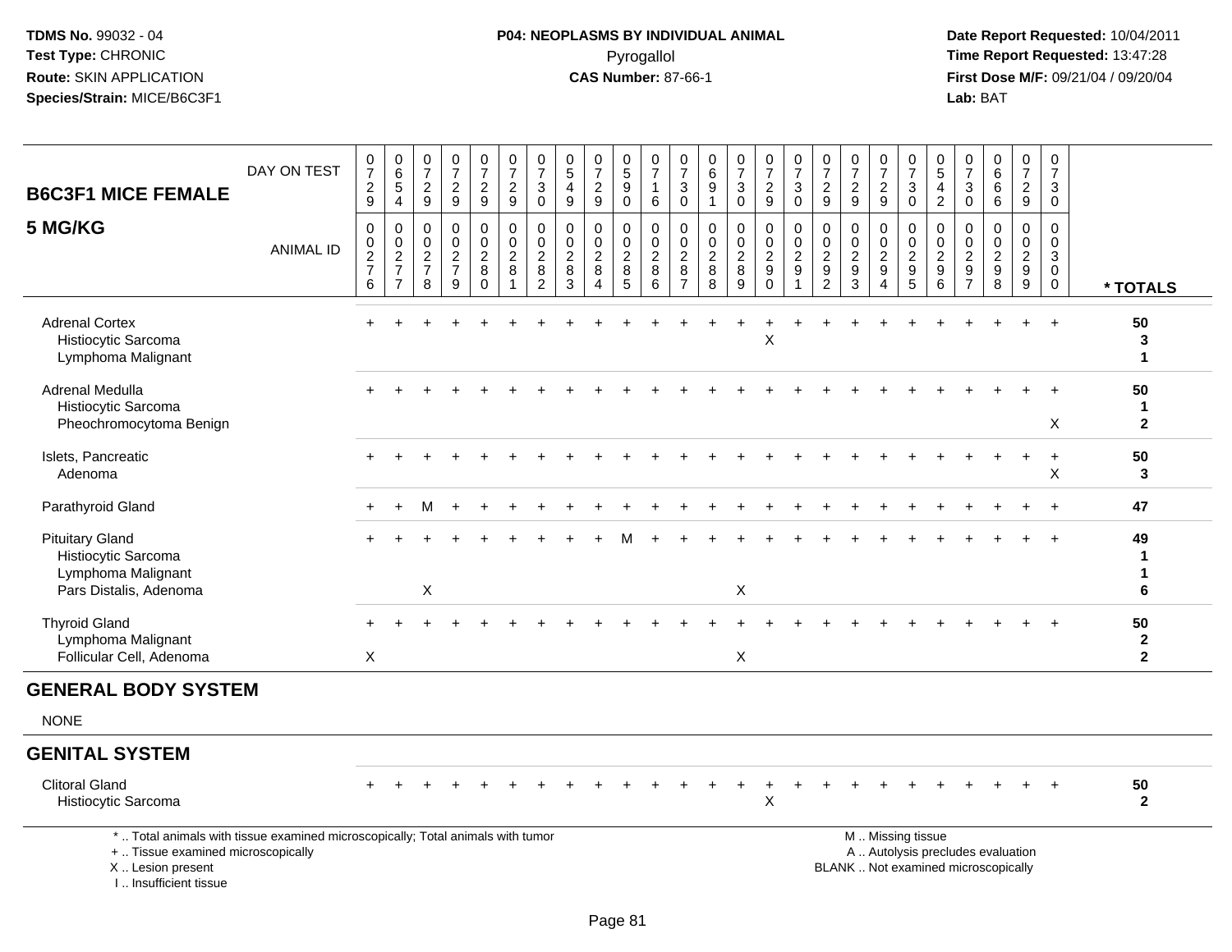TDMS No. 99032 - 04
Test Type: CHRONIC
Route: SKIN APPLICATION
Species/Strain: MICE/B6C3F1

**P04: NEOPLASMS BY INDIVIDUAL ANIMAL**
Pyrogallol
**CAS Number:** 87-66-1

Date Report Requested: 10/04/2011
Time Report Requested: 13:47:28
First Dose M/F: 09/21/04 / 09/20/04
Lab: BAT

## B6C3F1 MICE FEMALE
## 5 MG/KG

| DAY ON TEST | 0729 | 0654 | 0729 | 0729 | 0729 | 0729 | 0730 | 0549 | 0729 | 0590 | 0716 | 0730 | 0691 | 0730 | 0729 | 0730 | 0729 | 0729 | 0729 | 0730 | 0542 | 0730 | 0666 | 0729 | 0730 | |
|---|---|---|---|---|---|---|---|---|---|---|---|---|---|---|---|---|---|---|---|---|---|---|---|---|---|---|
| **ANIMAL ID** | 00276 | 00277 | 00278 | 00279 | 00280 | 00281 | 00282 | 00283 | 00284 | 00285 | 00286 | 00287 | 00288 | 00289 | 00290 | 00291 | 00292 | 00293 | 00294 | 00295 | 00296 | 00297 | 00298 | 00299 | 00300 | *** TOTALS** |
| Adrenal Cortex | + | + | + | + | + | + | + | + | + | + | + | + | + | + | + | + | + | + | + | + | + | + | + | + | + | 50 |
| Histiocytic Sarcoma | | | | | | | | | | | | | | | X | | | | | | | | | | | 3 |
| Lymphoma Malignant | | | | | | | | | | | | | | | | | | | | | | | | | | 1 |
| Adrenal Medulla | + | + | + | + | + | + | + | + | + | + | + | + | + | + | + | + | + | + | + | + | + | + | + | + | + | 50 |
| Histiocytic Sarcoma | | | | | | | | | | | | | | | | | | | | | | | | | | 1 |
| Pheochromocytoma Benign | | | | | | | | | | | | | | | | | | | | | | | | | X | 2 |
| Islets, Pancreatic | + | + | + | + | + | + | + | + | + | + | + | + | + | + | + | + | + | + | + | + | + | + | + | + | + | 50 |
| Adenoma | | | | | | | | | | | | | | | | | | | | | | | | | X | 3 |
| Parathyroid Gland | + | + | M | + | + | + | + | + | + | + | + | + | + | + | + | + | + | + | + | + | + | + | + | + | + | 47 |
| Pituitary Gland | + | + | + | + | + | + | + | + | + | M | + | + | + | + | + | + | + | + | + | + | + | + | + | + | + | 49 |
| Histiocytic Sarcoma | | | | | | | | | | | | | | | | | | | | | | | | | | 1 |
| Lymphoma Malignant | | | | | | | | | | | | | | | | | | | | | | | | | | 1 |
| Pars Distalis, Adenoma | | | X | | | | | | | | | | | X | | | | | | | | | | | | 6 |
| Thyroid Gland | + | + | + | + | + | + | + | + | + | + | + | + | + | + | + | + | + | + | + | + | + | + | + | + | + | 50 |
| Lymphoma Malignant | | | | | | | | | | | | | | | | | | | | | | | | | | 2 |
| Follicular Cell, Adenoma | X | | | | | | | | | | | | | X | | | | | | | | | | | | 2 |

## GENERAL BODY SYSTEM

NONE

## GENITAL SYSTEM

| | | | | | | | | | | | | | | | | | | | | | | | | | | |
|---|---|---|---|---|---|---|---|---|---|---|---|---|---|---|---|---|---|---|---|---|---|---|---|---|---|---|
| Clitoral Gland | + | + | + | + | + | + | + | + | + | + | + | + | + | + | + | + | + | + | + | + | + | + | + | + | + | 50 |
| Histiocytic Sarcoma | | | | | | | | | | | | | | | X | | | | | | | | | | | 2 |

\* .. Total animals with tissue examined microscopically; Total animals with tumor
\+ .. Tissue examined microscopically
X .. Lesion present
I .. Insufficient tissue

M .. Missing tissue
A .. Autolysis precludes evaluation
BLANK .. Not examined microscopically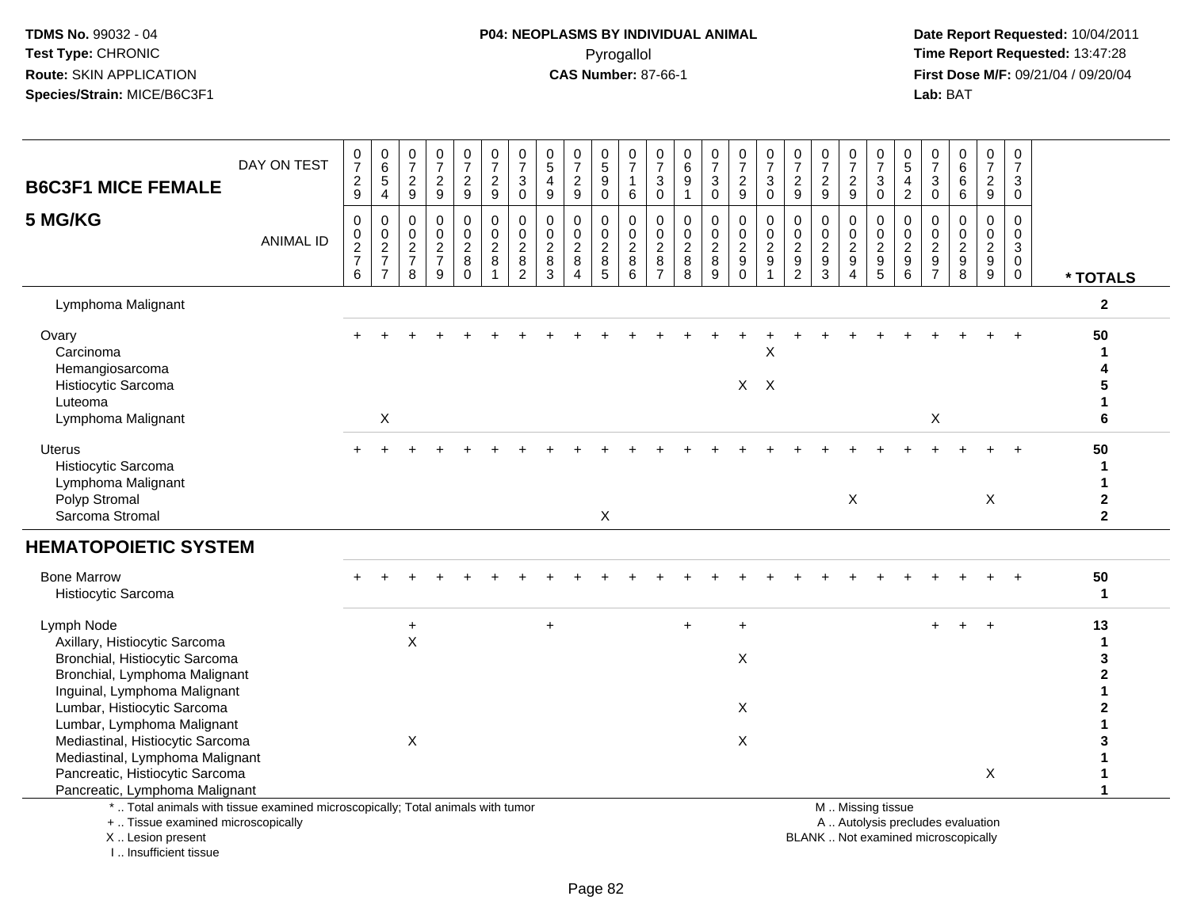**TDMS No.** 99032 - 04
**Test Type:** CHRONIC
**Route:** SKIN APPLICATION
**Species/Strain:** MICE/B6C3F1

**P04: NEOPLASMS BY INDIVIDUAL ANIMAL**
Pyrogallol
**CAS Number:** 87-66-1

**Date Report Requested:** 10/04/2011
**Time Report Requested:** 13:47:28
**First Dose M/F:** 09/21/04 / 09/20/04
**Lab:** BAT

## B6C3F1 MICE FEMALE
## 5 MG/KG

| DAY ON TEST | 0729 | 0654 | 0729 | 0729 | 0729 | 0729 | 0730 | 0549 | 0729 | 0590 | 0716 | 0730 | 0691 | 0730 | 0729 | 0730 | 0729 | 0729 | 0729 | 0730 | 0542 | 0730 | 0666 | 0729 | 0730 | |
|---|---|---|---|---|---|---|---|---|---|---|---|---|---|---|---|---|---|---|---|---|---|---|---|---|---|---|
| **ANIMAL ID** | 00276 | 00277 | 00278 | 00279 | 00280 | 00281 | 00282 | 00283 | 00284 | 00285 | 00286 | 00287 | 00288 | 00289 | 00290 | 00291 | 00292 | 00293 | 00294 | 00295 | 00296 | 00297 | 00298 | 00299 | 00300 | *** TOTALS** |
| Lymphoma Malignant | | | | | | | | | | | | | | | | | | | | | | | | | | 2 |
| Ovary | + | + | + | + | + | + | + | + | + | + | + | + | + | + | + | + | + | + | + | + | + | + | + | + | + | 50 |
| Carcinoma | | | | | | | | | | | | | | | | X | | | | | | | | | | 1 |
| Hemangiosarcoma | | | | | | | | | | | | | | | | | | | | | | | | | | 4 |
| Histiocytic Sarcoma | | | | | | | | | | | | | | | X | X | | | | | | | | | | 5 |
| Luteoma | | | | | | | | | | | | | | | | | | | | | | | | | | 1 |
| Lymphoma Malignant | | X | | | | | | | | | | | | | | | | | | | | X | | | | 6 |
| Uterus | + | + | + | + | + | + | + | + | + | + | + | + | + | + | + | + | + | + | + | + | + | + | + | + | + | 50 |
| Histiocytic Sarcoma | | | | | | | | | | | | | | | | | | | | | | | | | | 1 |
| Lymphoma Malignant | | | | | | | | | | | | | | | | | | | | | | | | | | 1 |
| Polyp Stromal | | | | | | | | | | | | | | | | | | | X | | | | | X | | 2 |
| Sarcoma Stromal | | | | | | | | | | X | | | | | | | | | | | | | | | | 2 |
| **HEMATOPOIETIC SYSTEM** | | | | | | | | | | | | | | | | | | | | | | | | | | |
| Bone Marrow | + | + | + | + | + | + | + | + | + | + | + | + | + | + | + | + | + | + | + | + | + | + | + | + | + | 50 |
| Histiocytic Sarcoma | | | | | | | | | | | | | | | | | | | | | | | | | | 1 |
| Lymph Node | | | + | | | | | + | | | | | + | | + | | | | | | | + | + | + | | 13 |
| Axillary, Histiocytic Sarcoma | | | X | | | | | | | | | | | | | | | | | | | | | | | 1 |
| Bronchial, Histiocytic Sarcoma | | | | | | | | | | | | | | | X | | | | | | | | | | | 3 |
| Bronchial, Lymphoma Malignant | | | | | | | | | | | | | | | | | | | | | | | | | | 2 |
| Inguinal, Lymphoma Malignant | | | | | | | | | | | | | | | | | | | | | | | | | | 1 |
| Lumbar, Histiocytic Sarcoma | | | | | | | | | | | | | | | X | | | | | | | | | | | 2 |
| Lumbar, Lymphoma Malignant | | | | | | | | | | | | | | | | | | | | | | | | | | 1 |
| Mediastinal, Histiocytic Sarcoma | | | X | | | | | | | | | | | | X | | | | | | | | | | | 3 |
| Mediastinal, Lymphoma Malignant | | | | | | | | | | | | | | | | | | | | | | | | | | 1 |
| Pancreatic, Histiocytic Sarcoma | | | | | | | | | | | | | | | | | | | | | | | | X | | 1 |
| Pancreatic, Lymphoma Malignant | | | | | | | | | | | | | | | | | | | | | | | | | | 1 |

\* .. Total animals with tissue examined microscopically; Total animals with tumor
\+ .. Tissue examined microscopically
X .. Lesion present
I .. Insufficient tissue

M .. Missing tissue
A .. Autolysis precludes evaluation
BLANK .. Not examined microscopically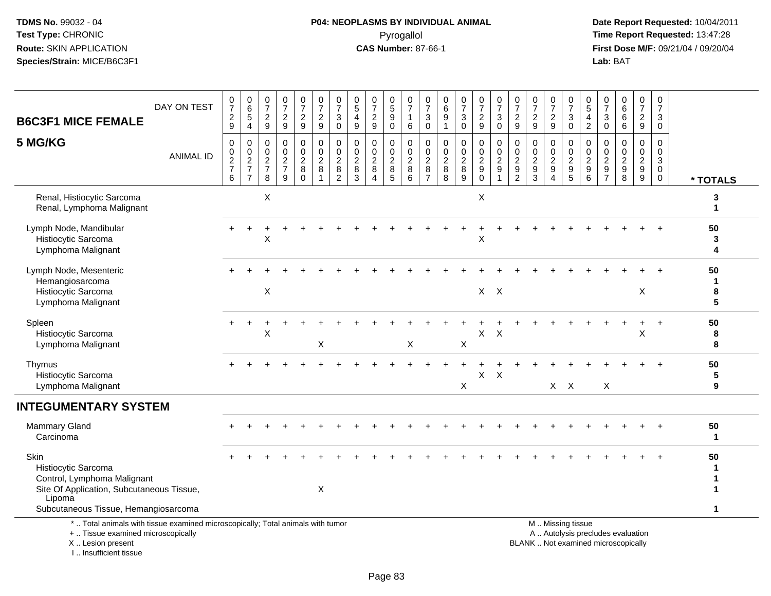TDMS No. 99032 - 04
Test Type: CHRONIC
Route: SKIN APPLICATION
Species/Strain: MICE/B6C3F1

**P04: NEOPLASMS BY INDIVIDUAL ANIMAL**
Pyrogallol
**CAS Number:** 87-66-1

Date Report Requested: 10/04/2011
Time Report Requested: 13:47:28
First Dose M/F: 09/21/04 / 09/20/04
Lab: BAT

## B6C3F1 MICE FEMALE 5 MG/KG

| DAY ON TEST | 0729 | 0654 | 0729 | 0729 | 0729 | 0729 | 0730 | 0549 | 0729 | 0590 | 0716 | 0730 | 0691 | 0730 | 0729 | 0730 | 0729 | 0729 | 0729 | 0730 | 0542 | 0730 | 0666 | 0729 | 0730 | |
|---|---|---|---|---|---|---|---|---|---|---|---|---|---|---|---|---|---|---|---|---|---|---|---|---|---|---|
| **ANIMAL ID** | 00276 | 00277 | 00278 | 00279 | 00280 | 00281 | 00282 | 00283 | 00284 | 00285 | 00286 | 00287 | 00288 | 00289 | 00290 | 00291 | 00292 | 00293 | 00294 | 00295 | 00296 | 00297 | 00298 | 00299 | 00300 | *** TOTALS** |
| Renal, Histiocytic Sarcoma | | | X | | | | | | | | | | | | X | | | | | | | | | | | 3 |
| Renal, Lymphoma Malignant | | | | | | | | | | | | | | | | | | | | | | | | | | 1 |
| Lymph Node, Mandibular | + | + | + | + | + | + | + | + | + | + | + | + | + | + | + | + | + | + | + | + | + | + | + | + | + | 50 |
| Histiocytic Sarcoma | | | X | | | | | | | | | | | | X | | | | | | | | | | | 3 |
| Lymphoma Malignant | | | | | | | | | | | | | | | | | | | | | | | | | | 4 |
| Lymph Node, Mesenteric | + | + | + | + | + | + | + | + | + | + | + | + | + | + | + | + | + | + | + | + | + | + | + | + | + | 50 |
| Hemangiosarcoma | | | | | | | | | | | | | | | | | | | | | | | | | | 1 |
| Histiocytic Sarcoma | | | X | | | | | | | | | | | | X | X | | | | | | | | X | | 8 |
| Lymphoma Malignant | | | | | | | | | | | | | | | | | | | | | | | | | | 5 |
| Spleen | + | + | + | + | + | + | + | + | + | + | + | + | + | + | + | + | + | + | + | + | + | + | + | + | + | 50 |
| Histiocytic Sarcoma | | | X | | | | | | | | | | | | X | X | | | | | | | | X | | 8 |
| Lymphoma Malignant | | | | | | X | | | | | X | | | X | | | | | | | | | | | | 8 |
| Thymus | + | + | + | + | + | + | + | + | + | + | + | + | + | + | + | + | + | + | + | + | + | + | + | + | + | 50 |
| Histiocytic Sarcoma | | | | | | | | | | | | | | | X | X | | | | | | | | | | 5 |
| Lymphoma Malignant | | | | | | | | | | | | | | X | | | | | X | X | | X | | | | 9 |
| **INTEGUMENTARY SYSTEM** | | | | | | | | | | | | | | | | | | | | | | | | | | |
| Mammary Gland | + | + | + | + | + | + | + | + | + | + | + | + | + | + | + | + | + | + | + | + | + | + | + | + | + | 50 |
| Carcinoma | | | | | | | | | | | | | | | | | | | | | | | | | | 1 |
| Skin | + | + | + | + | + | + | + | + | + | + | + | + | + | + | + | + | + | + | + | + | + | + | + | + | + | 50 |
| Histiocytic Sarcoma | | | | | | | | | | | | | | | | | | | | | | | | | | 1 |
| Control, Lymphoma Malignant | | | | | | | | | | | | | | | | | | | | | | | | | | 1 |
| Site Of Application, Subcutaneous Tissue, Lipoma | | | | | | X | | | | | | | | | | | | | | | | | | | | 1 |
| Subcutaneous Tissue, Hemangiosarcoma | | | | | | | | | | | | | | | | | | | | | | | | | | 1 |

\* .. Total animals with tissue examined microscopically; Total animals with tumor
\+ .. Tissue examined microscopically
X .. Lesion present
I .. Insufficient tissue

M .. Missing tissue
A .. Autolysis precludes evaluation
BLANK .. Not examined microscopically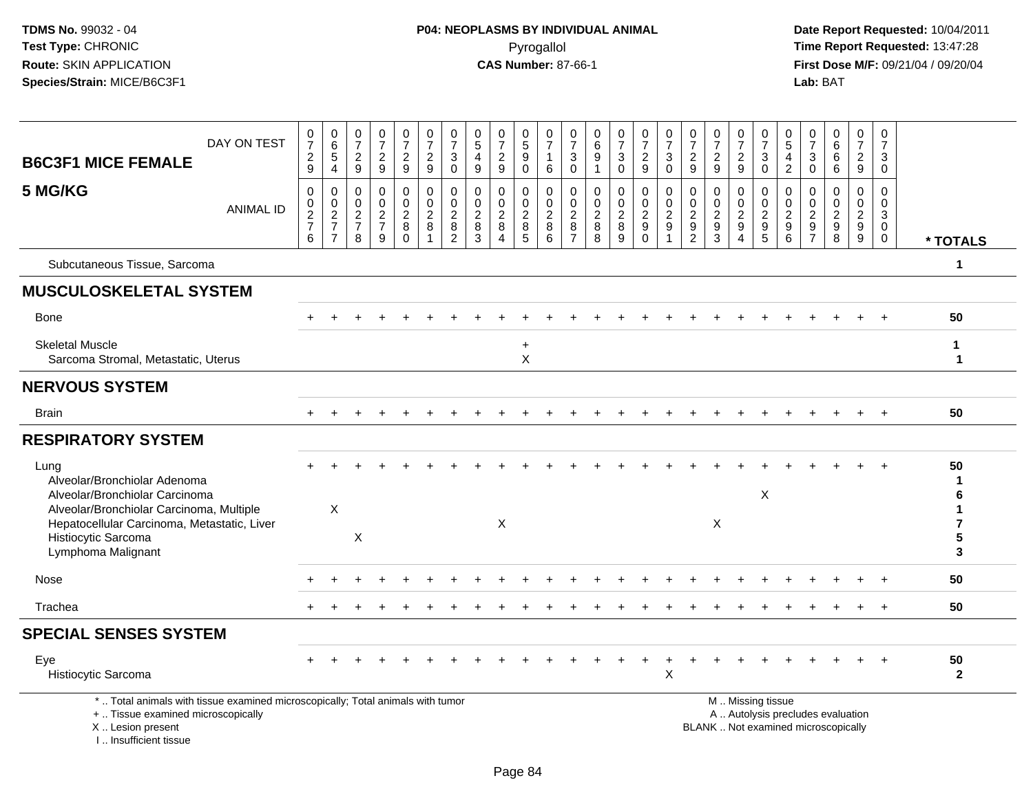TDMS No. 99032 - 04
Test Type: CHRONIC
Route: SKIN APPLICATION
Species/Strain: MICE/B6C3F1

**P04: NEOPLASMS BY INDIVIDUAL ANIMAL**
Pyrogallol
**CAS Number:** 87-66-1

Date Report Requested: 10/04/2011
Time Report Requested: 13:47:28
First Dose M/F: 09/21/04 / 09/20/04
Lab: BAT

## B6C3F1 MICE FEMALE
## 5 MG/KG

| DAY ON TEST | 0729 | 0654 | 0729 | 0729 | 0729 | 0729 | 0730 | 0549 | 0729 | 0590 | 0716 | 0730 | 0691 | 0730 | 0729 | 0730 | 0729 | 0729 | 0729 | 0730 | 0542 | 0730 | 0666 | 0729 | 0730 | |
|---|---|---|---|---|---|---|---|---|---|---|---|---|---|---|---|---|---|---|---|---|---|---|---|---|---|---|
| **ANIMAL ID** | 0276 | 0277 | 0278 | 0279 | 0280 | 0281 | 0282 | 0283 | 0284 | 0285 | 0286 | 0287 | 0288 | 0289 | 0290 | 0291 | 0292 | 0293 | 0294 | 0295 | 0296 | 0297 | 0298 | 0299 | 0300 | *** TOTALS** |
| Subcutaneous Tissue, Sarcoma | | | | | | | | | | | | | | | | | | | | | | | | | | 1 |
| **MUSCULOSKELETAL SYSTEM** | | | | | | | | | | | | | | | | | | | | | | | | | | |
| Bone | + | + | + | + | + | + | + | + | + | + | + | + | + | + | + | + | + | + | + | + | + | + | + | + | + | 50 |
| Skeletal Muscle | | | | | | | | | | + | | | | | | | | | | | | | | | | 1 |
| Sarcoma Stromal, Metastatic, Uterus | | | | | | | | | | X | | | | | | | | | | | | | | | | 1 |
| **NERVOUS SYSTEM** | | | | | | | | | | | | | | | | | | | | | | | | | | |
| Brain | + | + | + | + | + | + | + | + | + | + | + | + | + | + | + | + | + | + | + | + | + | + | + | + | + | 50 |
| **RESPIRATORY SYSTEM** | | | | | | | | | | | | | | | | | | | | | | | | | | |
| Lung | + | + | + | + | + | + | + | + | + | + | + | + | + | + | + | + | + | + | + | + | + | + | + | + | + | 50 |
| Alveolar/Bronchiolar Adenoma | | | | | | | | | | | | | | | | | | | | | | | | | | 1 |
| Alveolar/Bronchiolar Carcinoma | | | | | | | | | | | | | | | | | | | | X | | | | | | 6 |
| Alveolar/Bronchiolar Carcinoma, Multiple | | X | | | | | | | | | | | | | | | | | | | | | | | | 1 |
| Hepatocellular Carcinoma, Metastatic, Liver | | | | | | | | | X | | | | | | | | | X | | | | | | | | 7 |
| Histiocytic Sarcoma | | | X | | | | | | | | | | | | | | | | | | | | | | | 5 |
| Lymphoma Malignant | | | | | | | | | | | | | | | | | | | | | | | | | | 3 |
| Nose | + | + | + | + | + | + | + | + | + | + | + | + | + | + | + | + | + | + | + | + | + | + | + | + | + | 50 |
| Trachea | + | + | + | + | + | + | + | + | + | + | + | + | + | + | + | + | + | + | + | + | + | + | + | + | + | 50 |
| **SPECIAL SENSES SYSTEM** | | | | | | | | | | | | | | | | | | | | | | | | | | |
| Eye | + | + | + | + | + | + | + | + | + | + | + | + | + | + | + | + | + | + | + | + | + | + | + | + | + | 50 |
| Histiocytic Sarcoma | | | | | | | | | | | | | | | | X | | | | | | | | | | 2 |

\* .. Total animals with tissue examined microscopically; Total animals with tumor
\+ .. Tissue examined microscopically
X .. Lesion present
I .. Insufficient tissue

M .. Missing tissue
A .. Autolysis precludes evaluation
BLANK .. Not examined microscopically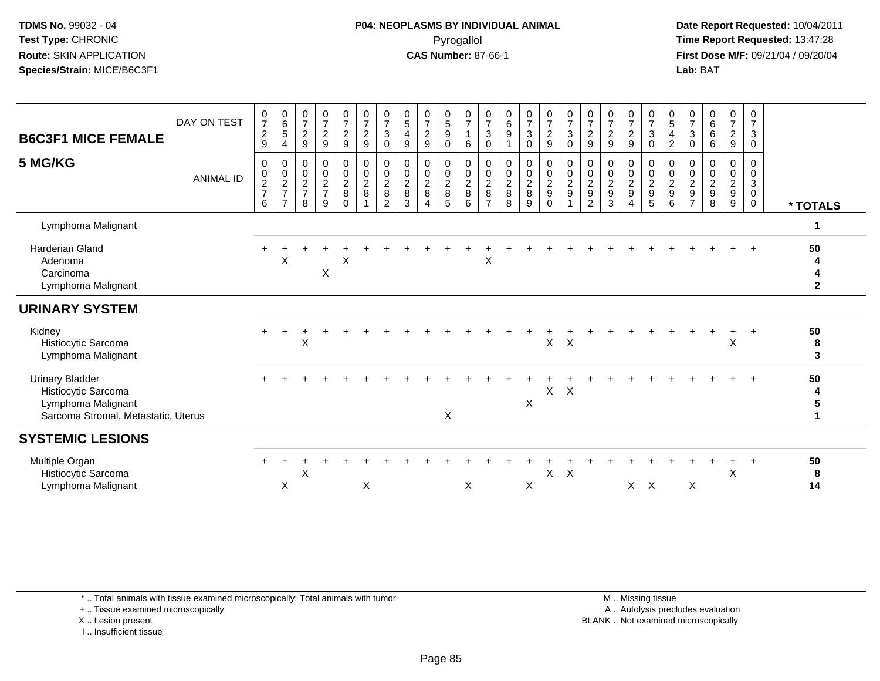# P04: NEOPLASMS BY INDIVIDUAL ANIMAL

| B6C3F1 MICE FEMALE 5 MG/KG | | | | | | | | | | | | | | | | | | | | | | | | | | |
|---|---|---|---|---|---|---|---|---|---|---|---|---|---|---|---|---|---|---|---|---|---|---|---|---|---|---|
| DAY ON TEST | 0729 | 0654 | 0729 | 0729 | 0729 | 0729 | 0730 | 0549 | 0729 | 0590 | 0716 | 0730 | 0691 | 0730 | 0729 | 0730 | 0729 | 0729 | 0729 | 0730 | 0542 | 0730 | 0666 | 0729 | 0730 | |
| ANIMAL ID | 0276 | 0277 | 0278 | 0279 | 0280 | 0281 | 0282 | 0283 | 0284 | 0285 | 0286 | 0287 | 0288 | 0289 | 0290 | 0291 | 0292 | 0293 | 0294 | 0295 | 0296 | 0297 | 0298 | 0299 | 0300 | * TOTALS |
| Lymphoma Malignant | | | | | | | | | | | | | | | | | | | | | | | | | | 1 |
| Harderian Gland | + | + | + | + | + | + | + | + | + | + | + | + | + | + | + | + | + | + | + | + | + | + | + | + | + | 50 |
| Adenoma | | X | | | X | | | | | | | X | | | | | | | | | | | | | | 4 |
| Carcinoma | | | | X | | | | | | | | | | | | | | | | | | | | | | 4 |
| Lymphoma Malignant | | | | | | | | | | | | | | | | | | | | | | | | | | 2 |
| **URINARY SYSTEM** | | | | | | | | | | | | | | | | | | | | | | | | | | |
| Kidney | + | + | + | + | + | + | + | + | + | + | + | + | + | + | + | + | + | + | + | + | + | + | + | + | + | 50 |
| Histiocytic Sarcoma | | | X | | | | | | | | | | | | X | X | | | | | | | | X | | 8 |
| Lymphoma Malignant | | | | | | | | | | | | | | | | | | | | | | | | | | 3 |
| Urinary Bladder | + | + | + | + | + | + | + | + | + | + | + | + | + | + | + | + | + | + | + | + | + | + | + | + | + | 50 |
| Histiocytic Sarcoma | | | | | | | | | | | | | | | X | X | | | | | | | | | | 4 |
| Lymphoma Malignant | | | | | | | | | | | | | | X | | | | | | | | | | | | 5 |
| Sarcoma Stromal, Metastatic, Uterus | | | | | | | | | | X | | | | | | | | | | | | | | | | 1 |
| **SYSTEMIC LESIONS** | | | | | | | | | | | | | | | | | | | | | | | | | | |
| Multiple Organ | + | + | + | + | + | + | + | + | + | + | + | + | + | + | + | + | + | + | + | + | + | + | + | + | + | 50 |
| Histiocytic Sarcoma | | | X | | | | | | | | | | | | X | X | | | | | | | | X | | 8 |
| Lymphoma Malignant | | X | | | | X | | | | | X | | | X | | | | | X | X | | X | | | | 14 |

\* .. Total animals with tissue examined microscopically; Total animals with tumor
+ .. Tissue examined microscopically
X .. Lesion present
I .. Insufficient tissue

M .. Missing tissue
A .. Autolysis precludes evaluation
BLANK .. Not examined microscopically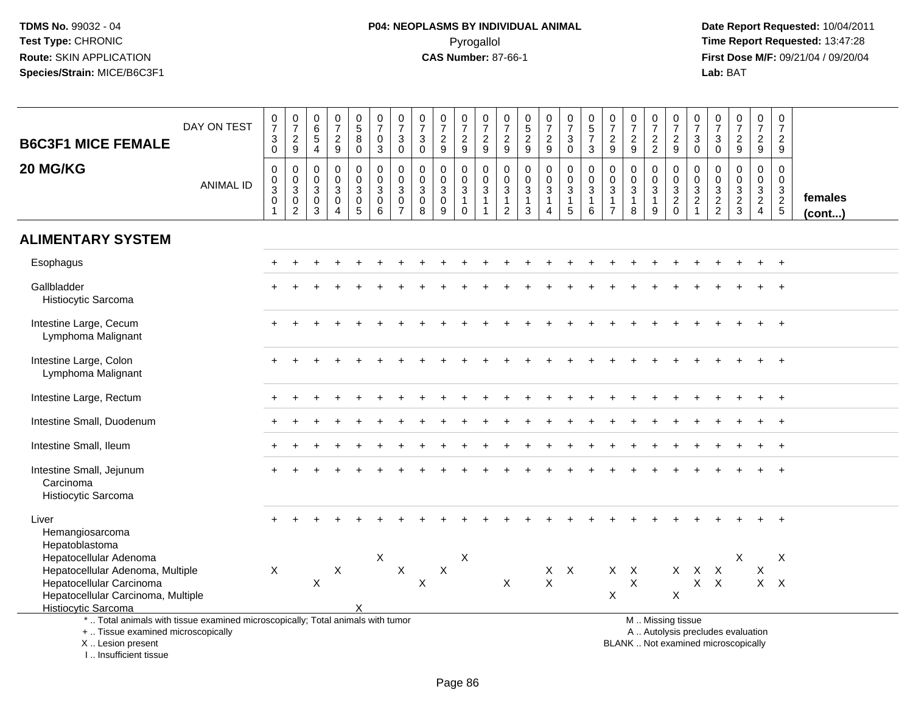# B6C3F1 MICE FEMALE

## 20 MG/KG

| | | | | | | | | | | | | | | | | | | | | | | | | | | |
|---|---|---|---|---|---|---|---|---|---|---|---|---|---|---|---|---|---|---|---|---|---|---|---|---|---|---|
| DAY ON TEST | 0730 | 0729 | 0654 | 0729 | 0580 | 0703 | 0730 | 0730 | 0729 | 0729 | 0729 | 0729 | 0529 | 0729 | 0730 | 0573 | 0729 | 0729 | 0722 | 0729 | 0730 | 0730 | 0729 | 0729 | 0729 | |
| ANIMAL ID | 0030 1 | 0030 2 | 0030 3 | 0030 4 | 0030 5 | 0030 6 | 0030 7 | 0030 8 | 0030 9 | 0031 0 | 0031 1 | 0031 2 | 0031 3 | 0031 4 | 0031 5 | 0031 6 | 0031 7 | 0031 8 | 0031 9 | 0032 0 | 0032 1 | 0032 2 | 0032 3 | 0032 4 | 0032 5 | **females (cont...)** |
| **ALIMENTARY SYSTEM** | | | | | | | | | | | | | | | | | | | | | | | | | | |
| Esophagus | + | + | + | + | + | + | + | + | + | + | + | + | + | + | + | + | + | + | + | + | + | + | + | + | + | |
| Gallbladder | + | + | + | + | + | + | + | + | + | + | + | + | + | + | + | + | + | + | + | + | + | + | + | + | + | |
| Histiocytic Sarcoma | | | | | | | | | | | | | | | | | | | | | | | | | | |
| Intestine Large, Cecum | + | + | + | + | + | + | + | + | + | + | + | + | + | + | + | + | + | + | + | + | + | + | + | + | + | |
| Lymphoma Malignant | | | | | | | | | | | | | | | | | | | | | | | | | | |
| Intestine Large, Colon | + | + | + | + | + | + | + | + | + | + | + | + | + | + | + | + | + | + | + | + | + | + | + | + | + | |
| Lymphoma Malignant | | | | | | | | | | | | | | | | | | | | | | | | | | |
| Intestine Large, Rectum | + | + | + | + | + | + | + | + | + | + | + | + | + | + | + | + | + | + | + | + | + | + | + | + | + | |
| Intestine Small, Duodenum | + | + | + | + | + | + | + | + | + | + | + | + | + | + | + | + | + | + | + | + | + | + | + | + | + | |
| Intestine Small, Ileum | + | + | + | + | + | + | + | + | + | + | + | + | + | + | + | + | + | + | + | + | + | + | + | + | + | |
| Intestine Small, Jejunum | + | + | + | + | + | + | + | + | + | + | + | + | + | + | + | + | + | + | + | + | + | + | + | + | + | |
| Carcinoma | | | | | | | | | | | | | | | | | | | | | | | | | | |
| Histiocytic Sarcoma | | | | | | | | | | | | | | | | | | | | | | | | | | |
| Liver | + | + | + | + | + | + | + | + | + | + | + | + | + | + | + | + | + | + | + | + | + | + | + | + | + | |
| Hemangiosarcoma | | | | | | | | | | | | | | | | | | | | | | | | | | |
| Hepatoblastoma | | | | | | | | | | | | | | | | | | | | | | | | | | |
| Hepatocellular Adenoma | | | | | | X | | | | X | | | | | | | | | | | | | X | | X | |
| Hepatocellular Adenoma, Multiple | X | | | X | | | X | | X | | | | | X | X | | X | X | | X | X | X | | X | | |
| Hepatocellular Carcinoma | | | X | | | | | X | | | | X | | X | | | | X | | | X | X | | X | X | |
| Hepatocellular Carcinoma, Multiple | | | | | | | | | | | | | | | | | X | | | X | | | | | | |
| Histiocytic Sarcoma | | | | | X | | | | | | | | | | | | | | | | | | | | | |

\* .. Total animals with tissue examined microscopically; Total animals with tumor
\+ .. Tissue examined microscopically
X .. Lesion present
I .. Insufficient tissue

M .. Missing tissue
A .. Autolysis precludes evaluation
BLANK .. Not examined microscopically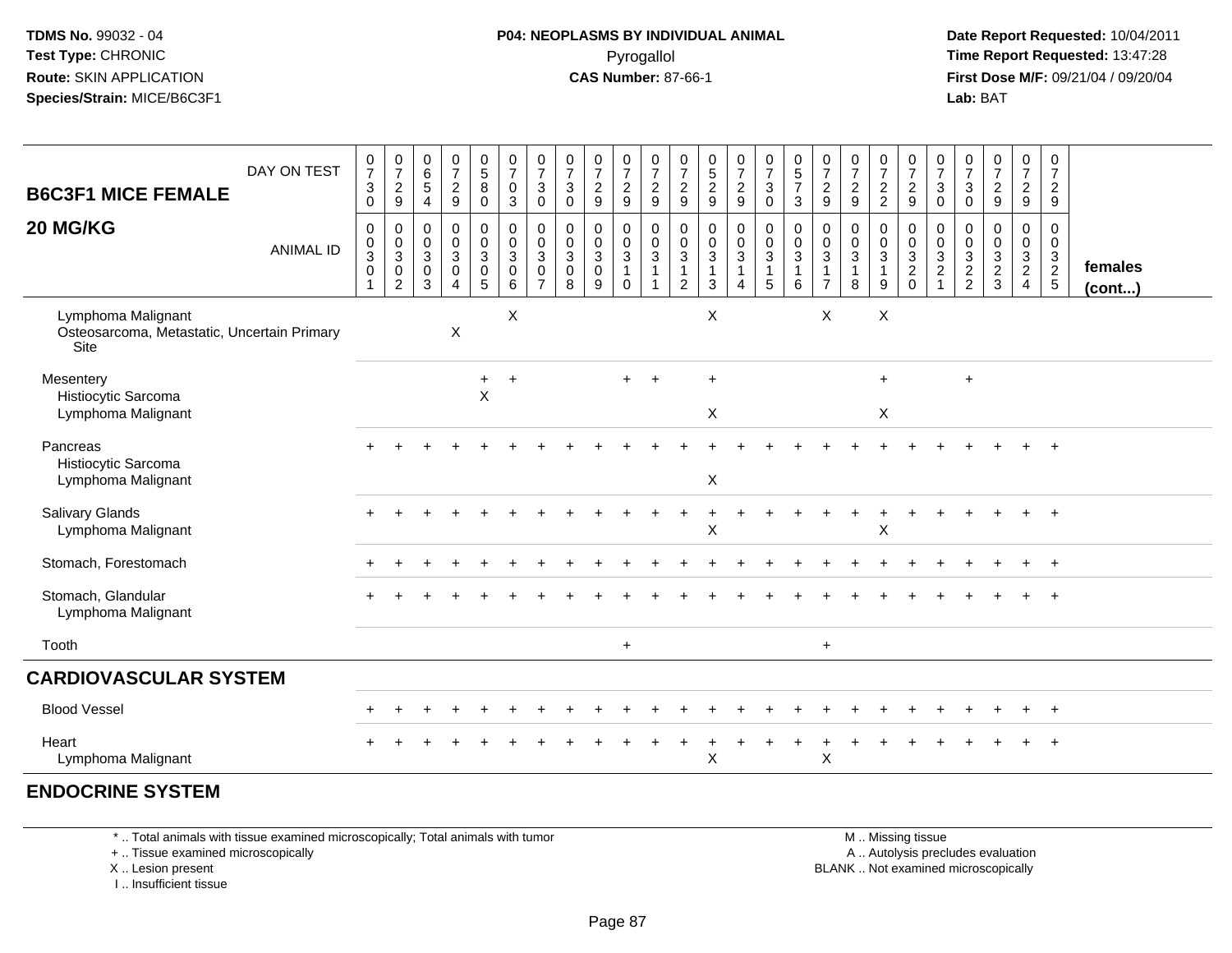**TDMS No.** 99032 - 04
**Test Type:** CHRONIC
**Route:** SKIN APPLICATION
**Species/Strain:** MICE/B6C3F1

**P04: NEOPLASMS BY INDIVIDUAL ANIMAL**
Pyrogallol
**CAS Number:** 87-66-1

**Date Report Requested:** 10/04/2011
**Time Report Requested:** 13:47:28
**First Dose M/F:** 09/21/04 / 09/20/04
**Lab:** BAT

## B6C3F1 MICE FEMALE
## 20 MG/KG

| DAY ON TEST | 0730 | 0729 | 0654 | 0729 | 0580 | 0703 | 0730 | 0730 | 0729 | 0729 | 0729 | 0729 | 0529 | 0729 | 0730 | 0573 | 0729 | 0729 | 0722 | 0729 | 0730 | 0730 | 0729 | 0729 | 0729 | |
|---|---|---|---|---|---|---|---|---|---|---|---|---|---|---|---|---|---|---|---|---|---|---|---|---|---|---|
| **ANIMAL ID** | 00301 | 00302 | 00303 | 00304 | 00305 | 00306 | 00307 | 00308 | 00309 | 00310 | 00311 | 00312 | 00313 | 00314 | 00315 | 00316 | 00317 | 00318 | 00319 | 00320 | 00321 | 00322 | 00323 | 00324 | 00325 | **females (cont...)** |
| Lymphoma Malignant | | | | | | X | | | | | | | X | | | | X | | X | | | | | | | |
| Osteosarcoma, Metastatic, Uncertain Primary Site | | | | X | | | | | | | | | | | | | | | | | | | | | | |
| Mesentery | | | | | + | + | | | | + | + | | + | | | | | | + | | | + | | | | |
| Histiocytic Sarcoma | | | | | X | | | | | | | | | | | | | | | | | | | | | |
| Lymphoma Malignant | | | | | | | | | | | | | X | | | | | | X | | | | | | | |
| Pancreas | + | + | + | + | + | + | + | + | + | + | + | + | + | + | + | + | + | + | + | + | + | + | + | + | + | |
| Histiocytic Sarcoma | | | | | | | | | | | | | | | | | | | | | | | | | | |
| Lymphoma Malignant | | | | | | | | | | | | | X | | | | | | | | | | | | | |
| Salivary Glands | + | + | + | + | + | + | + | + | + | + | + | + | + | + | + | + | + | + | + | + | + | + | + | + | + | |
| Lymphoma Malignant | | | | | | | | | | | | | X | | | | | | X | | | | | | | |
| Stomach, Forestomach | + | + | + | + | + | + | + | + | + | + | + | + | + | + | + | + | + | + | + | + | + | + | + | + | + | |
| Stomach, Glandular | + | + | + | + | + | + | + | + | + | + | + | + | + | + | + | + | + | + | + | + | + | + | + | + | + | |
| Lymphoma Malignant | | | | | | | | | | | | | | | | | | | | | | | | | | |
| Tooth | | | | | | | | | | + | | | | | | | + | | | | | | | | | |
| **CARDIOVASCULAR SYSTEM** | | | | | | | | | | | | | | | | | | | | | | | | | | |
| Blood Vessel | + | + | + | + | + | + | + | + | + | + | + | + | + | + | + | + | + | + | + | + | + | + | + | + | + | |
| Heart | + | + | + | + | + | + | + | + | + | + | + | + | + | + | + | + | + | + | + | + | + | + | + | + | + | |
| Lymphoma Malignant | | | | | | | | | | | | | X | | | | X | | | | | | | | | |
| **ENDOCRINE SYSTEM** | | | | | | | | | | | | | | | | | | | | | | | | | | |

\* .. Total animals with tissue examined microscopically; Total animals with tumor
\+ .. Tissue examined microscopically
X .. Lesion present
I .. Insufficient tissue

M .. Missing tissue
A .. Autolysis precludes evaluation
BLANK .. Not examined microscopically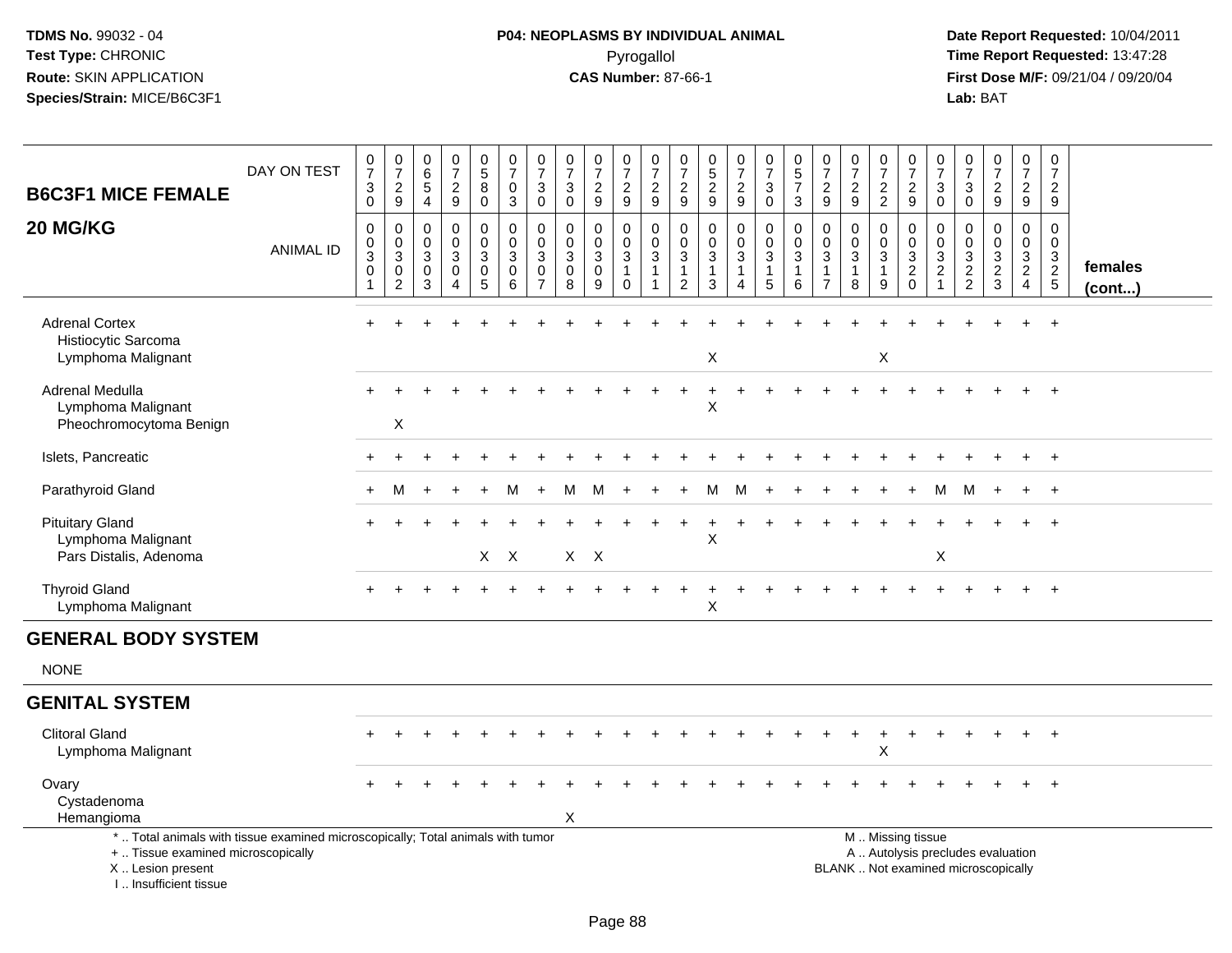TDMS No. 99032 - 04
Test Type: CHRONIC
Route: SKIN APPLICATION
Species/Strain: MICE/B6C3F1

**P04: NEOPLASMS BY INDIVIDUAL ANIMAL**
Pyrogallol
**CAS Number:** 87-66-1

Date Report Requested: 10/04/2011
Time Report Requested: 13:47:28
First Dose M/F: 09/21/04 / 09/20/04
Lab: BAT

| B6C3F1 MICE FEMALE 20 MG/KG | DAY ON TEST | 0730 | 0729 | 0654 | 0729 | 0580 | 0703 | 0730 | 0730 | 0729 | 0729 | 0729 | 0729 | 0529 | 0729 | 0730 | 0573 | 0729 | 0729 | 0722 | 0729 | 0730 | 0730 | 0729 | 0729 | 0729 | |
|---|---|---|---|---|---|---|---|---|---|---|---|---|---|---|---|---|---|---|---|---|---|---|---|---|---|---|---|
| | ANIMAL ID | 0030 1 | 0030 2 | 0030 3 | 0030 4 | 0030 5 | 0030 6 | 0030 7 | 0030 8 | 0030 9 | 0031 0 | 0031 1 | 0031 2 | 0031 3 | 0031 4 | 0031 5 | 0031 6 | 0031 7 | 0031 8 | 0031 9 | 0032 0 | 0032 1 | 0032 2 | 0032 3 | 0032 4 | 0032 5 | females (cont...) |
| Adrenal Cortex | | + | + | + | + | + | + | + | + | + | + | + | + | + | + | + | + | + | + | + | + | + | + | + | + | + | |
| Histiocytic Sarcoma | | | | | | | | | | | | | | | | | | | | | | | | | | | |
| Lymphoma Malignant | | | | | | | | | | | | | | X | | | | | | X | | | | | | | |
| Adrenal Medulla | | + | + | + | + | + | + | + | + | + | + | + | + | + | + | + | + | + | + | + | + | + | + | + | + | + | |
| Lymphoma Malignant | | | | | | | | | | | | | | X | | | | | | | | | | | | | |
| Pheochromocytoma Benign | | | X | | | | | | | | | | | | | | | | | | | | | | | | |
| Islets, Pancreatic | | + | + | + | + | + | + | + | + | + | + | + | + | + | + | + | + | + | + | + | + | + | + | + | + | + | |
| Parathyroid Gland | | + | M | + | + | + | M | + | M | M | + | + | + | M | M | + | + | + | + | + | + | M | M | + | + | + | |
| Pituitary Gland | | + | + | + | + | + | + | + | + | + | + | + | + | + | + | + | + | + | + | + | + | + | + | + | + | + | |
| Lymphoma Malignant | | | | | | | | | | | | | | X | | | | | | | | | | | | | |
| Pars Distalis, Adenoma | | | | | | X | X | | X | X | | | | | | | | | | | | X | | | | | |
| Thyroid Gland | | + | + | + | + | + | + | + | + | + | + | + | + | + | + | + | + | + | + | + | + | + | + | + | + | + | |
| Lymphoma Malignant | | | | | | | | | | | | | | X | | | | | | | | | | | | | |
| **GENERAL BODY SYSTEM** | | | | | | | | | | | | | | | | | | | | | | | | | | | |
| NONE | | | | | | | | | | | | | | | | | | | | | | | | | | | |
| **GENITAL SYSTEM** | | | | | | | | | | | | | | | | | | | | | | | | | | | |
| Clitoral Gland | | + | + | + | + | + | + | + | + | + | + | + | + | + | + | + | + | + | + | + | + | + | + | + | + | + | |
| Lymphoma Malignant | | | | | | | | | | | | | | | | | | | | X | | | | | | | |
| Ovary | | + | + | + | + | + | + | + | + | + | + | + | + | + | + | + | + | + | + | + | + | + | + | + | + | + | |
| Cystadenoma | | | | | | | | | | | | | | | | | | | | | | | | | | | |
| Hemangioma | | | | | | | | | X | | | | | | | | | | | | | | | | | | |

\* .. Total animals with tissue examined microscopically; Total animals with tumor
\+ .. Tissue examined microscopically
X .. Lesion present
I .. Insufficient tissue

M .. Missing tissue
A .. Autolysis precludes evaluation
BLANK .. Not examined microscopically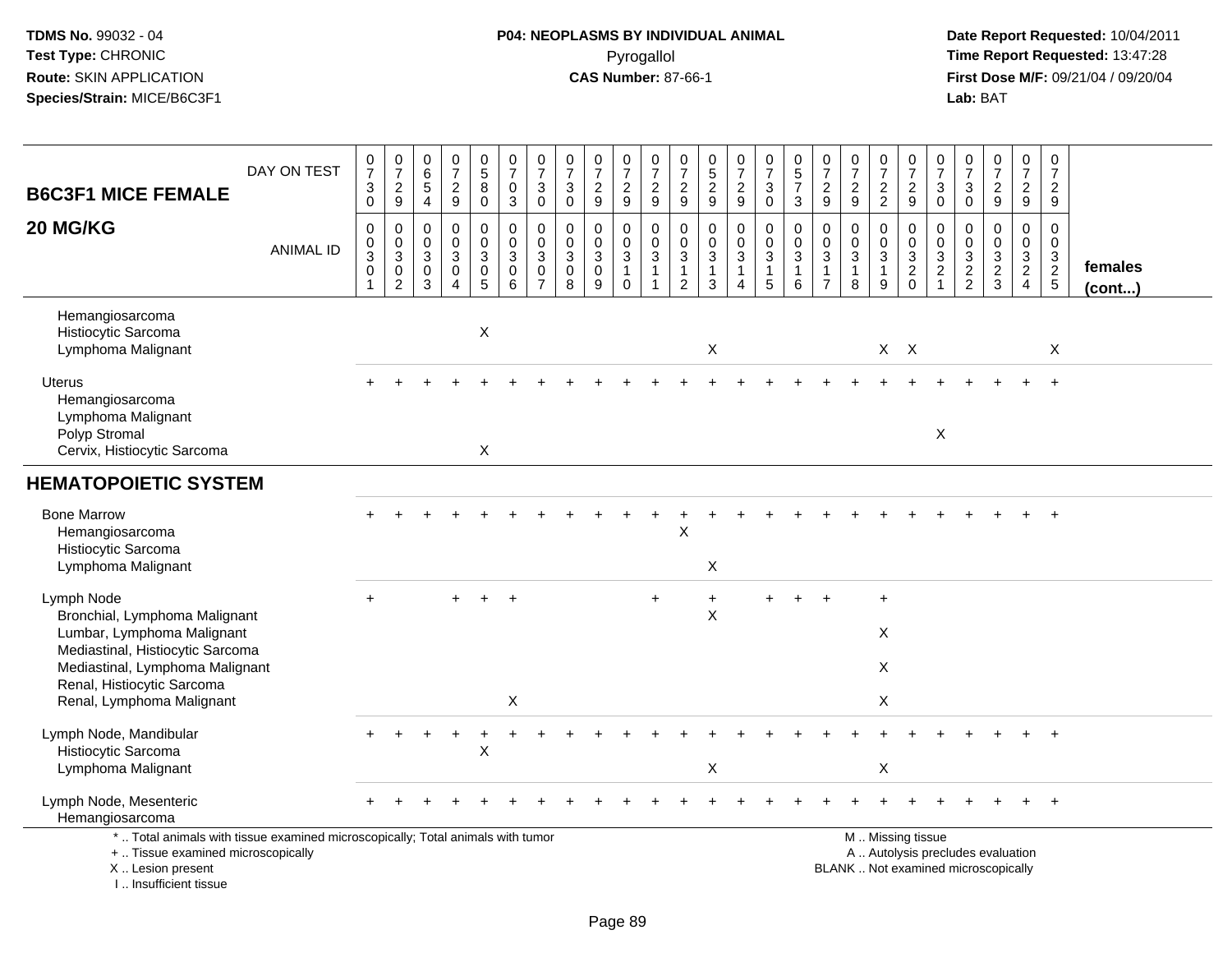**TDMS No.** 99032 - 04
**Test Type:** CHRONIC
**Route:** SKIN APPLICATION
**Species/Strain:** MICE/B6C3F1

**P04: NEOPLASMS BY INDIVIDUAL ANIMAL**
Pyrogallol
**CAS Number:** 87-66-1

**Date Report Requested:** 10/04/2011
**Time Report Requested:** 13:47:28
**First Dose M/F:** 09/21/04 / 09/20/04
**Lab:** BAT

| B6C3F1 MICE FEMALE 20 MG/KG | 0730 | 0729 | 0654 | 0729 | 0580 | 0703 | 0730 | 0730 | 0729 | 0729 | 0729 | 0729 | 0529 | 0729 | 0730 | 0573 | 0729 | 0729 | 0722 | 0729 | 0730 | 0730 | 0729 | 0729 | 0729 | |
|---|---|---|---|---|---|---|---|---|---|---|---|---|---|---|---|---|---|---|---|---|---|---|---|---|---|---|
| ANIMAL ID | 00301 | 00302 | 00303 | 00304 | 00305 | 00306 | 00307 | 00308 | 00309 | 00310 | 00311 | 00312 | 00313 | 00314 | 00315 | 00316 | 00317 | 00318 | 00319 | 00320 | 00321 | 00322 | 00323 | 00324 | 00325 | **females (cont...)** |
| Hemangiosarcoma | | | | | | | | | | | | | | | | | | | | | | | | | | |
| Histiocytic Sarcoma | | | | | X | | | | | | | | | | | | | | | | | | | | | |
| Lymphoma Malignant | | | | | | | | | | | | | X | | | | | | X | X | | | | | X | |
| Uterus | + | + | + | + | + | + | + | + | + | + | + | + | + | + | + | + | + | + | + | + | + | + | + | + | + | |
| Hemangiosarcoma | | | | | | | | | | | | | | | | | | | | | | | | | | |
| Lymphoma Malignant | | | | | | | | | | | | | | | | | | | | | | | | | | |
| Polyp Stromal | | | | | | | | | | | | | | | | | | | | | X | | | | | |
| Cervix, Histiocytic Sarcoma | | | | | X | | | | | | | | | | | | | | | | | | | | | |
| **HEMATOPOIETIC SYSTEM** | | | | | | | | | | | | | | | | | | | | | | | | | | |
| Bone Marrow | + | + | + | + | + | + | + | + | + | + | + | + | + | + | + | + | + | + | + | + | + | + | + | + | + | |
| Hemangiosarcoma | | | | | | | | | | | | X | | | | | | | | | | | | | | |
| Histiocytic Sarcoma | | | | | | | | | | | | | | | | | | | | | | | | | | |
| Lymphoma Malignant | | | | | | | | | | | | | X | | | | | | | | | | | | | |
| Lymph Node | + | | | + | + | + | | | | | + | | + | | + | + | + | | + | | | | | | | |
| Bronchial, Lymphoma Malignant | | | | | | | | | | | | | X | | | | | | | | | | | | | |
| Lumbar, Lymphoma Malignant | | | | | | | | | | | | | | | | | | | X | | | | | | | |
| Mediastinal, Histiocytic Sarcoma | | | | | | | | | | | | | | | | | | | | | | | | | | |
| Mediastinal, Lymphoma Malignant | | | | | | | | | | | | | | | | | | | X | | | | | | | |
| Renal, Histiocytic Sarcoma | | | | | | | | | | | | | | | | | | | | | | | | | | |
| Renal, Lymphoma Malignant | | | | | | X | | | | | | | | | | | | | X | | | | | | | |
| Lymph Node, Mandibular | + | + | + | + | + | + | + | + | + | + | + | + | + | + | + | + | + | + | + | + | + | + | + | + | + | |
| Histiocytic Sarcoma | | | | | X | | | | | | | | | | | | | | | | | | | | | |
| Lymphoma Malignant | | | | | | | | | | | | | X | | | | | | X | | | | | | | |
| Lymph Node, Mesenteric | + | + | + | + | + | + | + | + | + | + | + | + | + | + | + | + | + | + | + | + | + | + | + | + | + | |
| Hemangiosarcoma | | | | | | | | | | | | | | | | | | | | | | | | | | |

\* .. Total animals with tissue examined microscopically; Total animals with tumor
\+ .. Tissue examined microscopically
X .. Lesion present
I .. Insufficient tissue

M .. Missing tissue
A .. Autolysis precludes evaluation
BLANK .. Not examined microscopically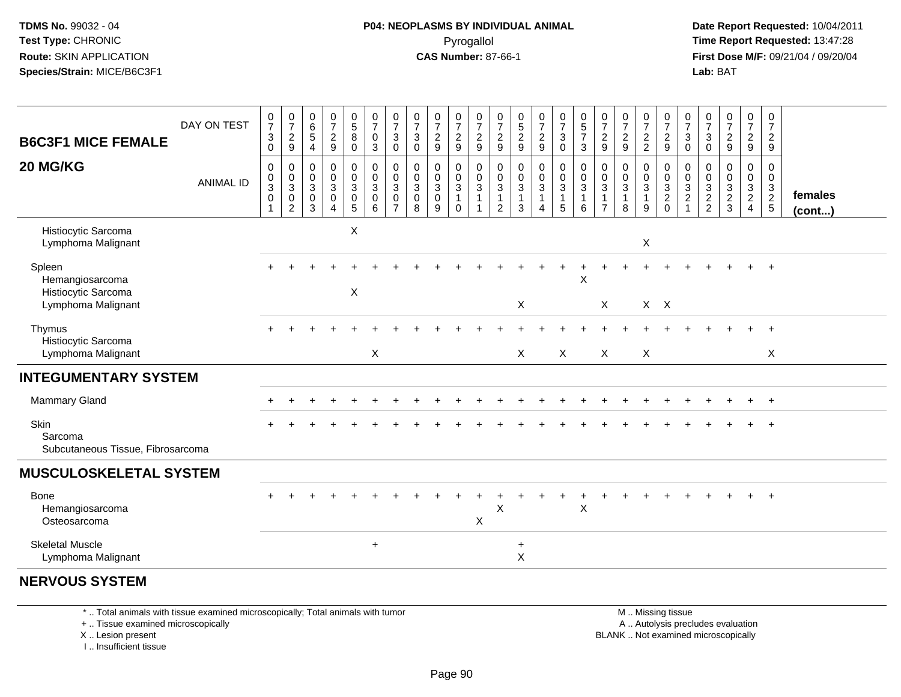**TDMS No.** 99032 - 04
**Test Type:** CHRONIC
**Route:** SKIN APPLICATION
**Species/Strain:** MICE/B6C3F1

**P04: NEOPLASMS BY INDIVIDUAL ANIMAL**
Pyrogallol
**CAS Number:** 87-66-1

**Date Report Requested:** 10/04/2011
**Time Report Requested:** 13:47:28
**First Dose M/F:** 09/21/04 / 09/20/04
**Lab:** BAT

| B6C3F1 MICE FEMALE 20 MG/KG | | | | | | | | | | | | | | | | | | | | | | | | | | |
|---|---|---|---|---|---|---|---|---|---|---|---|---|---|---|---|---|---|---|---|---|---|---|---|---|---|---|
| DAY ON TEST | 0730 | 0729 | 0654 | 0729 | 0580 | 0703 | 0730 | 0730 | 0729 | 0729 | 0729 | 0729 | 0529 | 0729 | 0730 | 0573 | 0729 | 0729 | 0722 | 0729 | 0730 | 0730 | 0729 | 0729 | 0729 | |
| ANIMAL ID | 0030301 | 0030302 | 0030303 | 0030304 | 0030305 | 0030306 | 0030307 | 0030308 | 0030309 | 0030310 | 0030311 | 0030312 | 0030313 | 0030314 | 0030315 | 0030316 | 0030317 | 0030318 | 0030319 | 0030320 | 0030321 | 0030322 | 0030323 | 0030324 | 0030325 | females (cont...) |
| Histiocytic Sarcoma | | | | | X | | | | | | | | | | | | | | | | | | | | | |
| Lymphoma Malignant | | | | | | | | | | | | | | | | | | | X | | | | | | | |
| Spleen | + | + | + | + | + | + | + | + | + | + | + | + | + | + | + | + | + | + | + | + | + | + | + | + | + | |
| Hemangiosarcoma | | | | | | | | | | | | | | | | X | | | | | | | | | | |
| Histiocytic Sarcoma | | | | | X | | | | | | | | | | | | | | | | | | | | | |
| Lymphoma Malignant | | | | | | | | | | | | | X | | | | X | | X | X | | | | | | |
| Thymus | + | + | + | + | + | + | + | + | + | + | + | + | + | + | + | + | + | + | + | + | + | + | + | + | + | |
| Histiocytic Sarcoma | | | | | | | | | | | | | | | | | | | | | | | | | | |
| Lymphoma Malignant | | | | | | X | | | | | | | X | | X | | X | | X | | | | | | X | |
| **INTEGUMENTARY SYSTEM** | | | | | | | | | | | | | | | | | | | | | | | | | | |
| Mammary Gland | + | + | + | + | + | + | + | + | + | + | + | + | + | + | + | + | + | + | + | + | + | + | + | + | + | |
| Skin | + | + | + | + | + | + | + | + | + | + | + | + | + | + | + | + | + | + | + | + | + | + | + | + | + | |
| Sarcoma | | | | | | | | | | | | | | | | | | | | | | | | | | |
| Subcutaneous Tissue, Fibrosarcoma | | | | | | | | | | | | | | | | | | | | | | | | | | |
| **MUSCULOSKELETAL SYSTEM** | | | | | | | | | | | | | | | | | | | | | | | | | | |
| Bone | + | + | + | + | + | + | + | + | + | + | + | + | + | + | + | + | + | + | + | + | + | + | + | + | + | |
| Hemangiosarcoma | | | | | | | | | | | | X | | | | X | | | | | | | | | | |
| Osteosarcoma | | | | | | | | | | | X | | | | | | | | | | | | | | | |
| Skeletal Muscle | | | | | | + | | | | | | | + | | | | | | | | | | | | | |
| Lymphoma Malignant | | | | | | | | | | | | | X | | | | | | | | | | | | | |
| **NERVOUS SYSTEM** | | | | | | | | | | | | | | | | | | | | | | | | | | |

\* .. Total animals with tissue examined microscopically; Total animals with tumor
+ .. Tissue examined microscopically
X .. Lesion present
I .. Insufficient tissue

M .. Missing tissue
A .. Autolysis precludes evaluation
BLANK .. Not examined microscopically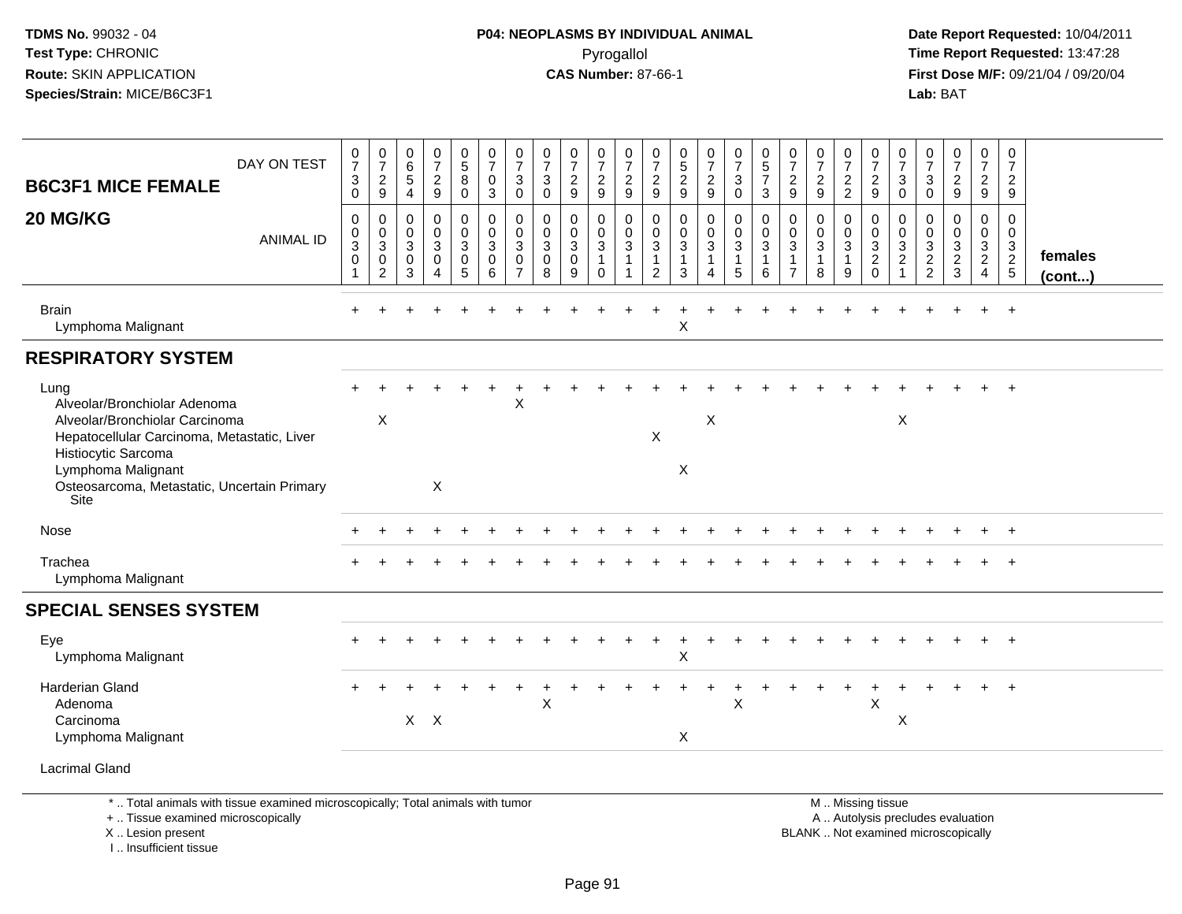**P04: NEOPLASMS BY INDIVIDUAL ANIMAL**
Pyrogallol
**CAS Number:** 87-66-1

**TDMS No.** 99032 - 04
**Test Type:** CHRONIC
**Route:** SKIN APPLICATION
**Species/Strain:** MICE/B6C3F1

**Date Report Requested:** 10/04/2011
**Time Report Requested:** 13:47:28
**First Dose M/F:** 09/21/04 / 09/20/04
**Lab:** BAT

| B6C3F1 MICE FEMALE 20 MG/KG | 1 | 2 | 3 | 4 | 5 | 6 | 7 | 8 | 9 | 10 | 11 | 12 | 13 | 14 | 15 | 16 | 17 | 18 | 19 | 20 | 21 | 22 | 23 | 24 | 25 | females (cont...) |
|---|---|---|---|---|---|---|---|---|---|---|---|---|---|---|---|---|---|---|---|---|---|---|---|---|---|---|
| DAY ON TEST | 0730 | 0729 | 0654 | 0729 | 0580 | 0703 | 0730 | 0730 | 0729 | 0729 | 0729 | 0729 | 0529 | 0729 | 0730 | 0573 | 0729 | 0729 | 0722 | 0729 | 0730 | 0730 | 0729 | 0729 | 0729 | |
| ANIMAL ID | 0030301 | 0030302 | 0030303 | 0030304 | 0030305 | 0030306 | 0030307 | 0030308 | 0030309 | 0030310 | 0030311 | 0030312 | 0030313 | 0030314 | 0030315 | 0030316 | 0030317 | 0030318 | 0030319 | 0030320 | 0030321 | 0030322 | 0030323 | 0030324 | 0030325 | |
| Brain | + | + | + | + | + | + | + | + | + | + | + | + | + | + | + | + | + | + | + | + | + | + | + | + | + | |
| Lymphoma Malignant | | | | | | | | | | | | | X | | | | | | | | | | | | | |
| **RESPIRATORY SYSTEM** | | | | | | | | | | | | | | | | | | | | | | | | | | |
| Lung | + | + | + | + | + | + | + | + | + | + | + | + | + | + | + | + | + | + | + | + | + | + | + | + | + | |
| Alveolar/Bronchiolar Adenoma | | | | | | | X | | | | | | | | | | | | | | | | | | | |
| Alveolar/Bronchiolar Carcinoma | | X | | | | | | | | | | | | X | | | | | | | X | | | | | |
| Hepatocellular Carcinoma, Metastatic, Liver | | | | | | | | | | | | X | | | | | | | | | | | | | | |
| Histiocytic Sarcoma | | | | | | | | | | | | | | | | | | | | | | | | | | |
| Lymphoma Malignant | | | | | | | | | | | | | X | | | | | | | | | | | | | |
| Osteosarcoma, Metastatic, Uncertain Primary Site | | | | X | | | | | | | | | | | | | | | | | | | | | | |
| Nose | + | + | + | + | + | + | + | + | + | + | + | + | + | + | + | + | + | + | + | + | + | + | + | + | + | |
| Trachea | + | + | + | + | + | + | + | + | + | + | + | + | + | + | + | + | + | + | + | + | + | + | + | + | + | |
| Lymphoma Malignant | | | | | | | | | | | | | | | | | | | | | | | | | | |
| **SPECIAL SENSES SYSTEM** | | | | | | | | | | | | | | | | | | | | | | | | | | |
| Eye | + | + | + | + | + | + | + | + | + | + | + | + | + | + | + | + | + | + | + | + | + | + | + | + | + | |
| Lymphoma Malignant | | | | | | | | | | | | | X | | | | | | | | | | | | | |
| Harderian Gland | + | + | + | + | + | + | + | + | + | + | + | + | + | + | + | + | + | + | + | + | + | + | + | + | + | |
| Adenoma | | | | | | | | X | | | | | | | X | | | | | X | | | | | | |
| Carcinoma | | | X | X | | | | | | | | | | | | | | | | | X | | | | | |
| Lymphoma Malignant | | | | | | | | | | | | | X | | | | | | | | | | | | | |
| Lacrimal Gland | | | | | | | | | | | | | | | | | | | | | | | | | | |

\* .. Total animals with tissue examined microscopically; Total animals with tumor
\+ .. Tissue examined microscopically
X .. Lesion present
I .. Insufficient tissue

M .. Missing tissue
A .. Autolysis precludes evaluation
BLANK .. Not examined microscopically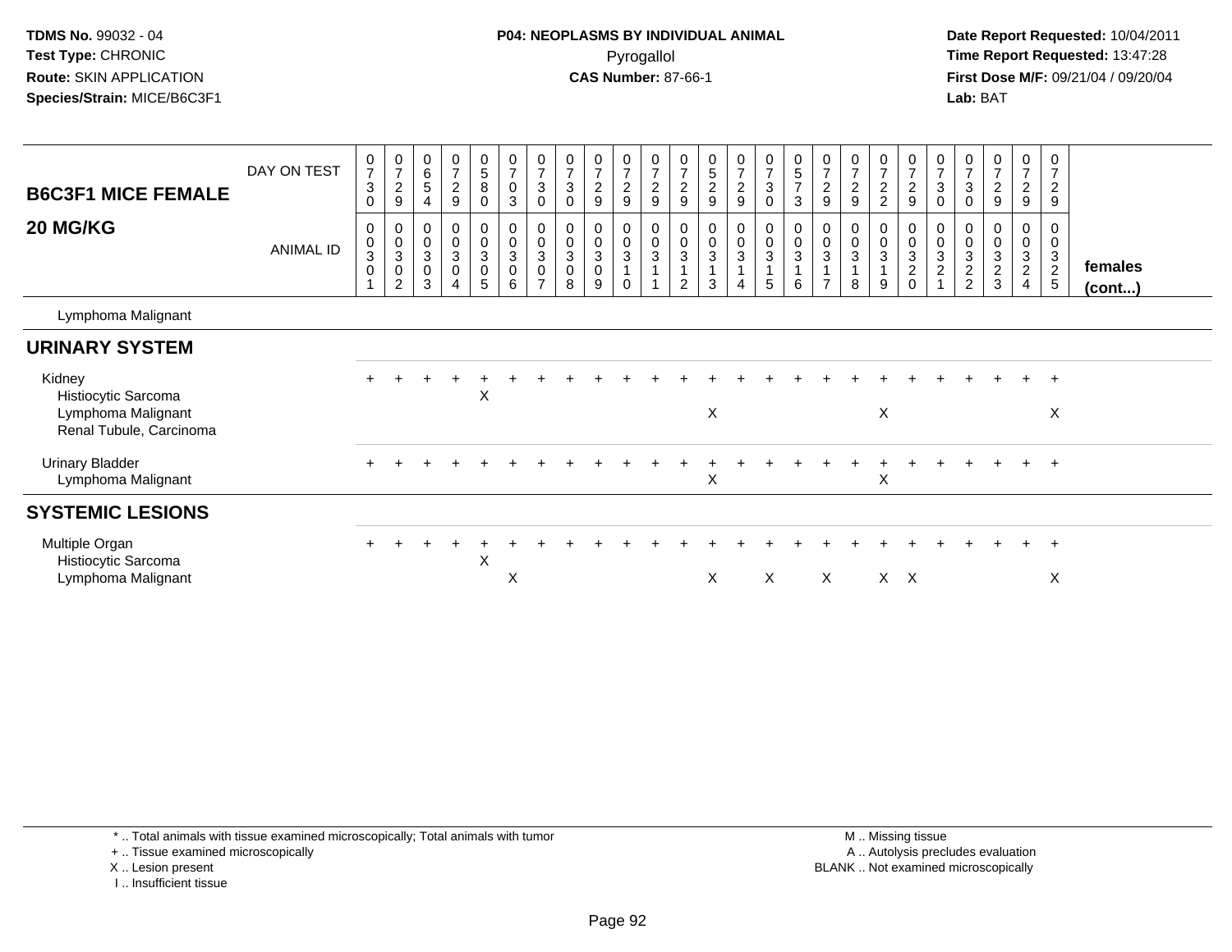**TDMS No.** 99032 - 04
**Test Type:** CHRONIC
**Route:** SKIN APPLICATION
**Species/Strain:** MICE/B6C3F1

**P04: NEOPLASMS BY INDIVIDUAL ANIMAL**
Pyrogallol
**CAS Number:** 87-66-1

**Date Report Requested:** 10/04/2011
**Time Report Requested:** 13:47:28
**First Dose M/F:** 09/21/04 / 09/20/04
**Lab:** BAT

| B6C3F1 MICE FEMALE 20 MG/KG | | | | | | | | | | | | | | | | | | | | | | | | | | |
|---|---|---|---|---|---|---|---|---|---|---|---|---|---|---|---|---|---|---|---|---|---|---|---|---|---|---|
| DAY ON TEST | 0730 | 0729 | 0654 | 0729 | 0580 | 0703 | 0730 | 0730 | 0729 | 0729 | 0729 | 0729 | 0529 | 0729 | 0730 | 0573 | 0729 | 0729 | 0722 | 0729 | 0730 | 0730 | 0729 | 0729 | 0729 | |
| ANIMAL ID | 00301 | 00302 | 00303 | 00304 | 00305 | 00306 | 00307 | 00308 | 00309 | 00310 | 00311 | 00312 | 00313 | 00314 | 00315 | 00316 | 00317 | 00318 | 00319 | 00320 | 00321 | 00322 | 00323 | 00324 | 00325 | females (cont...) |
| Lymphoma Malignant | | | | | | | | | | | | | | | | | | | | | | | | | | |
| **URINARY SYSTEM** | | | | | | | | | | | | | | | | | | | | | | | | | | |
| Kidney | + | + | + | + | + | + | + | + | + | + | + | + | + | + | + | + | + | + | + | + | + | + | + | + | + | |
| Histiocytic Sarcoma | | | | | X | | | | | | | | | | | | | | | | | | | | | |
| Lymphoma Malignant | | | | | | | | | | | | | X | | | | | | X | | | | | | X | |
| Renal Tubule, Carcinoma | | | | | | | | | | | | | | | | | | | | | | | | | | |
| Urinary Bladder | + | + | + | + | + | + | + | + | + | + | + | + | + | + | + | + | + | + | + | + | + | + | + | + | + | |
| Lymphoma Malignant | | | | | | | | | | | | | X | | | | | | X | | | | | | | |
| **SYSTEMIC LESIONS** | | | | | | | | | | | | | | | | | | | | | | | | | | |
| Multiple Organ | + | + | + | + | + | + | + | + | + | + | + | + | + | + | + | + | + | + | + | + | + | + | + | + | + | |
| Histiocytic Sarcoma | | | | | X | | | | | | | | | | | | | | | | | | | | | |
| Lymphoma Malignant | | | | | | X | | | | | | | X | | X | | X | | X | X | | | | | X | |

\* .. Total animals with tissue examined microscopically; Total animals with tumor
\+ .. Tissue examined microscopically
X .. Lesion present
I .. Insufficient tissue

M .. Missing tissue
A .. Autolysis precludes evaluation
BLANK .. Not examined microscopically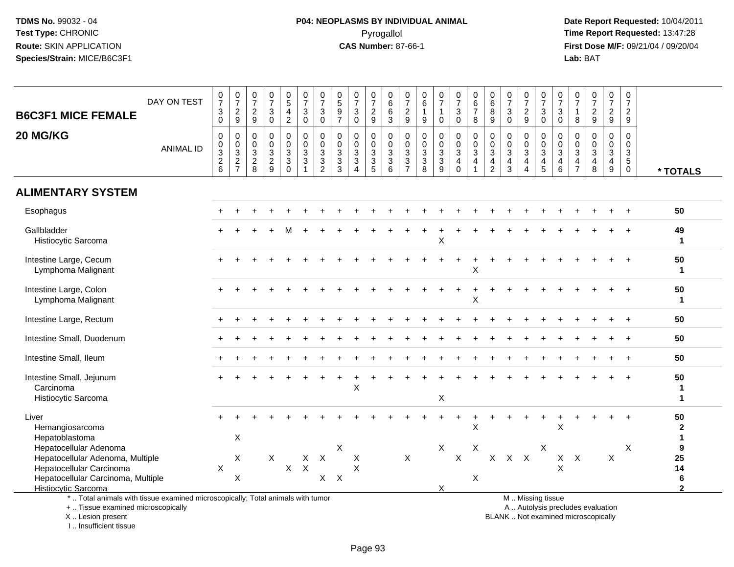TDMS No. 99032 - 04
Test Type: CHRONIC
Route: SKIN APPLICATION
Species/Strain: MICE/B6C3F1

**P04: NEOPLASMS BY INDIVIDUAL ANIMAL**
Pyrogallol
**CAS Number:** 87-66-1

Date Report Requested: 10/04/2011
Time Report Requested: 13:47:28
First Dose M/F: 09/21/04 / 09/20/04
Lab: BAT

## B6C3F1 MICE FEMALE 20 MG/KG

| | | | | | | | | | | | | | | | | | | | | | | | | | | |
|---|---|---|---|---|---|---|---|---|---|---|---|---|---|---|---|---|---|---|---|---|---|---|---|---|---|---|
| DAY ON TEST | 0730 | 0729 | 0729 | 0730 | 0542 | 0730 | 0730 | 0597 | 0730 | 0729 | 0663 | 0729 | 0619 | 0710 | 0730 | 0678 | 0689 | 0730 | 0729 | 0730 | 0730 | 0718 | 0729 | 0729 | 0729 | |
| ANIMAL ID | 0326 | 0327 | 0328 | 0329 | 0330 | 0331 | 0332 | 0333 | 0334 | 0335 | 0336 | 0337 | 0338 | 0339 | 0340 | 0341 | 0342 | 0343 | 0344 | 0345 | 0346 | 0347 | 0348 | 0349 | 0350 | * TOTALS |
| **ALIMENTARY SYSTEM** | | | | | | | | | | | | | | | | | | | | | | | | | | |
| Esophagus | + | + | + | + | + | + | + | + | + | + | + | + | + | + | + | + | + | + | + | + | + | + | + | + | + | 50 |
| Gallbladder | + | + | + | + | M | + | + | + | + | + | + | + | + | + | + | + | + | + | + | + | + | + | + | + | + | 49 |
| Histiocytic Sarcoma | | | | | | | | | | | | | | X | | | | | | | | | | | | 1 |
| Intestine Large, Cecum | + | + | + | + | + | + | + | + | + | + | + | + | + | + | + | + | + | + | + | + | + | + | + | + | + | 50 |
| Lymphoma Malignant | | | | | | | | | | | | | | | | X | | | | | | | | | | 1 |
| Intestine Large, Colon | + | + | + | + | + | + | + | + | + | + | + | + | + | + | + | + | + | + | + | + | + | + | + | + | + | 50 |
| Lymphoma Malignant | | | | | | | | | | | | | | | | X | | | | | | | | | | 1 |
| Intestine Large, Rectum | + | + | + | + | + | + | + | + | + | + | + | + | + | + | + | + | + | + | + | + | + | + | + | + | + | 50 |
| Intestine Small, Duodenum | + | + | + | + | + | + | + | + | + | + | + | + | + | + | + | + | + | + | + | + | + | + | + | + | + | 50 |
| Intestine Small, Ileum | + | + | + | + | + | + | + | + | + | + | + | + | + | + | + | + | + | + | + | + | + | + | + | + | + | 50 |
| Intestine Small, Jejunum | + | + | + | + | + | + | + | + | + | + | + | + | + | + | + | + | + | + | + | + | + | + | + | + | + | 50 |
| Carcinoma | | | | | | | | | X | | | | | | | | | | | | | | | | | 1 |
| Histiocytic Sarcoma | | | | | | | | | | | | | | X | | | | | | | | | | | | 1 |
| Liver | + | + | + | + | + | + | + | + | + | + | + | + | + | + | + | + | + | + | + | + | + | + | + | + | + | 50 |
| Hemangiosarcoma | | | | | | | | | | | | | | | | X | | | | | X | | | | | 2 |
| Hepatoblastoma | | X | | | | | | | | | | | | | | | | | | | | | | | | 1 |
| Hepatocellular Adenoma | | | | | | | | X | | | | | | X | | X | | | | X | | | | | X | 9 |
| Hepatocellular Adenoma, Multiple | | X | | X | | X | X | | X | | | X | | | X | | X | X | X | | X | X | | X | | 25 |
| Hepatocellular Carcinoma | X | | | | X | X | | | X | | | | | | | | | | | | X | | | | | 14 |
| Hepatocellular Carcinoma, Multiple | | X | | | | | X | X | | | | | | | | X | | | | | | | | | | 6 |
| Histiocytic Sarcoma | | | | | | | | | | | | | | X | | | | | | | | | | | | 2 |

* .. Total animals with tissue examined microscopically; Total animals with tumor
+ .. Tissue examined microscopically
X .. Lesion present
I .. Insufficient tissue

M .. Missing tissue
A .. Autolysis precludes evaluation
BLANK .. Not examined microscopically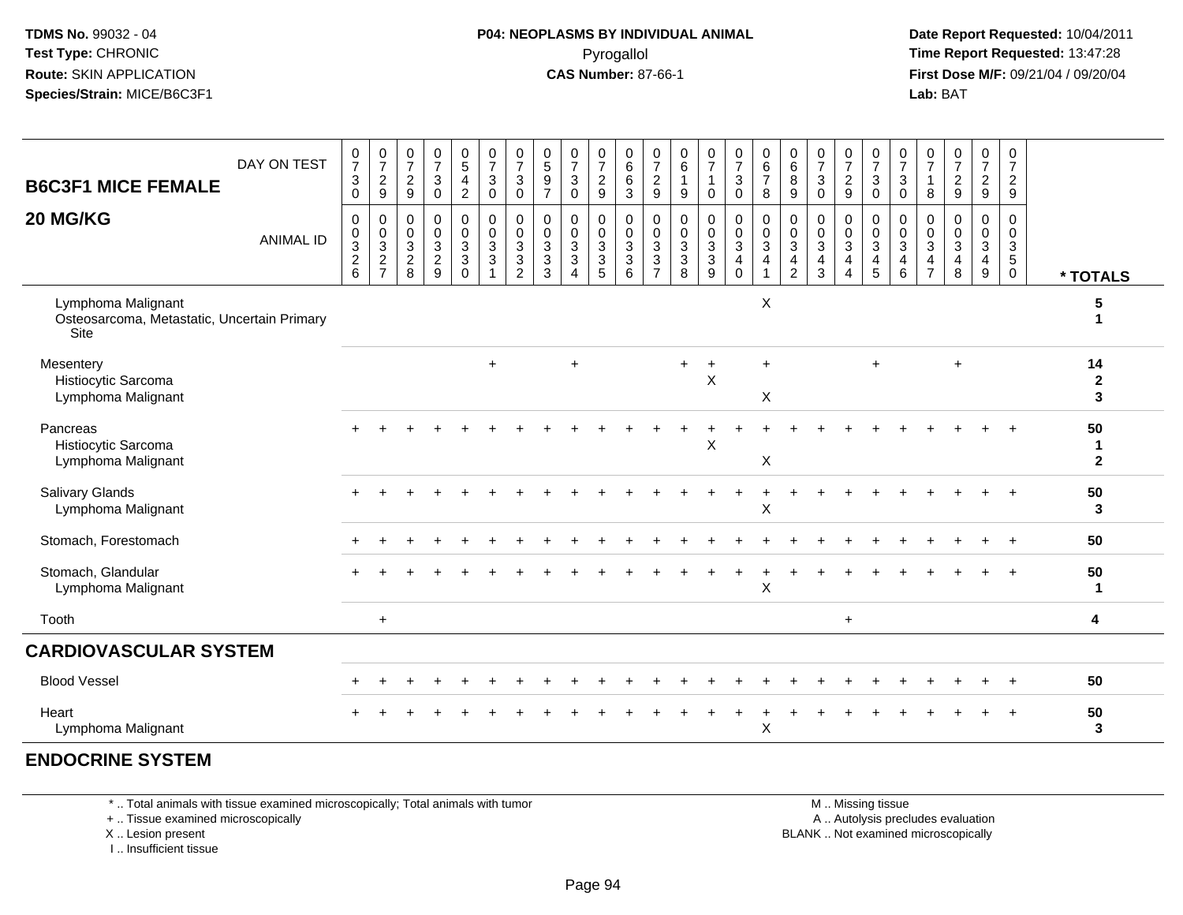**TDMS No.** 99032 - 04
**Test Type:** CHRONIC
**Route:** SKIN APPLICATION
**Species/Strain:** MICE/B6C3F1

**P04: NEOPLASMS BY INDIVIDUAL ANIMAL**
Pyrogallol
**CAS Number:** 87-66-1

**Date Report Requested:** 10/04/2011
**Time Report Requested:** 13:47:28
**First Dose M/F:** 09/21/04 / 09/20/04
**Lab:** BAT

## B6C3F1 MICE FEMALE
## 20 MG/KG

| DAY ON TEST | 0730 | 0729 | 0729 | 0730 | 0542 | 0730 | 0730 | 0597 | 0730 | 0729 | 0663 | 0729 | 0619 | 0710 | 0730 | 0678 | 0689 | 0730 | 0729 | 0730 | 0730 | 0718 | 0729 | 0729 | 0729 | |
|---|---|---|---|---|---|---|---|---|---|---|---|---|---|---|---|---|---|---|---|---|---|---|---|---|---|---|
| **ANIMAL ID** | 0032 6 | 0032 7 | 0032 8 | 0032 9 | 0033 0 | 0033 1 | 0033 2 | 0033 3 | 0033 4 | 0033 5 | 0033 6 | 0033 7 | 0033 8 | 0033 9 | 0034 0 | 0034 1 | 0034 2 | 0034 3 | 0034 4 | 0034 5 | 0034 6 | 0034 7 | 0034 8 | 0034 9 | 0035 0 | *** TOTALS** |
| Lymphoma Malignant | | | | | | | | | | | | | | | | X | | | | | | | | | | **5** |
| Osteosarcoma, Metastatic, Uncertain Primary Site | | | | | | | | | | | | | | | | | | | | | | | | | | **1** |
| Mesentery | | | | | | + | | | + | | | | + | + | | + | | | | + | | | + | | | **14** |
| Histiocytic Sarcoma | | | | | | | | | | | | | | X | | | | | | | | | | | | **2** |
| Lymphoma Malignant | | | | | | | | | | | | | | | | X | | | | | | | | | | **3** |
| Pancreas | + | + | + | + | + | + | + | + | + | + | + | + | + | + | + | + | + | + | + | + | + | + | + | + | + | **50** |
| Histiocytic Sarcoma | | | | | | | | | | | | | | X | | | | | | | | | | | | **1** |
| Lymphoma Malignant | | | | | | | | | | | | | | | | X | | | | | | | | | | **2** |
| Salivary Glands | + | + | + | + | + | + | + | + | + | + | + | + | + | + | + | + | + | + | + | + | + | + | + | + | + | **50** |
| Lymphoma Malignant | | | | | | | | | | | | | | | | X | | | | | | | | | | **3** |
| Stomach, Forestomach | + | + | + | + | + | + | + | + | + | + | + | + | + | + | + | + | + | + | + | + | + | + | + | + | + | **50** |
| Stomach, Glandular | + | + | + | + | + | + | + | + | + | + | + | + | + | + | + | + | + | + | + | + | + | + | + | + | + | **50** |
| Lymphoma Malignant | | | | | | | | | | | | | | | | X | | | | | | | | | | **1** |
| Tooth | | + | | | | | | | | | | | | | | | | | + | | | | | | | **4** |
| **CARDIOVASCULAR SYSTEM** | | | | | | | | | | | | | | | | | | | | | | | | | | |
| Blood Vessel | + | + | + | + | + | + | + | + | + | + | + | + | + | + | + | + | + | + | + | + | + | + | + | + | + | **50** |
| Heart | + | + | + | + | + | + | + | + | + | + | + | + | + | + | + | + | + | + | + | + | + | + | + | + | + | **50** |
| Lymphoma Malignant | | | | | | | | | | | | | | | | X | | | | | | | | | | **3** |
| **ENDOCRINE SYSTEM** | | | | | | | | | | | | | | | | | | | | | | | | | | |

\* .. Total animals with tissue examined microscopically; Total animals with tumor
\+ .. Tissue examined microscopically
X .. Lesion present
I .. Insufficient tissue

M .. Missing tissue
A .. Autolysis precludes evaluation
BLANK .. Not examined microscopically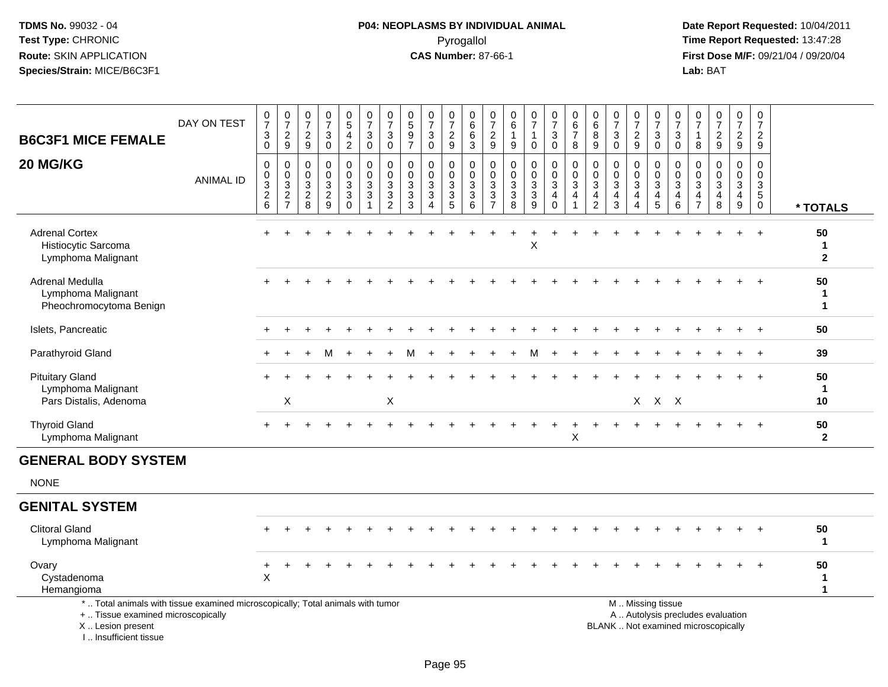TDMS No. 99032 - 04
Test Type: CHRONIC
Route: SKIN APPLICATION
Species/Strain: MICE/B6C3F1

**P04: NEOPLASMS BY INDIVIDUAL ANIMAL**
Pyrogallol
**CAS Number:** 87-66-1

Date Report Requested: 10/04/2011
Time Report Requested: 13:47:28
First Dose M/F: 09/21/04 / 09/20/04
Lab: BAT

| B6C3F1 MICE FEMALE 20 MG/KG | 0730 | 0729 | 0729 | 0730 | 0542 | 0730 | 0730 | 0597 | 0730 | 0729 | 0663 | 0729 | 0619 | 0710 | 0730 | 0678 | 0689 | 0730 | 0729 | 0730 | 0730 | 0718 | 0729 | 0729 | 0729 | |
|---|---|---|---|---|---|---|---|---|---|---|---|---|---|---|---|---|---|---|---|---|---|---|---|---|---|---|
| ANIMAL ID | 0326 | 0327 | 0328 | 0329 | 0330 | 0331 | 0332 | 0333 | 0334 | 0335 | 0336 | 0337 | 0338 | 0339 | 0340 | 0341 | 0342 | 0343 | 0344 | 0345 | 0346 | 0347 | 0348 | 0349 | 0350 | * TOTALS |
| Adrenal Cortex | + | + | + | + | + | + | + | + | + | + | + | + | + | + | + | + | + | + | + | + | + | + | + | + | + | 50 |
| Histiocytic Sarcoma | | | | | | | | | | | | | | X | | | | | | | | | | | | 1 |
| Lymphoma Malignant | | | | | | | | | | | | | | | | | | | | | | | | | | 2 |
| Adrenal Medulla | + | + | + | + | + | + | + | + | + | + | + | + | + | + | + | + | + | + | + | + | + | + | + | + | + | 50 |
| Lymphoma Malignant | | | | | | | | | | | | | | | | | | | | | | | | | | 1 |
| Pheochromocytoma Benign | | | | | | | | | | | | | | | | | | | | | | | | | | 1 |
| Islets, Pancreatic | + | + | + | + | + | + | + | + | + | + | + | + | + | + | + | + | + | + | + | + | + | + | + | + | + | 50 |
| Parathyroid Gland | + | + | + | M | + | + | + | M | + | + | + | + | + | M | + | + | + | + | + | + | + | + | + | + | + | 39 |
| Pituitary Gland | + | + | + | + | + | + | + | + | + | + | + | + | + | + | + | + | + | + | + | + | + | + | + | + | + | 50 |
| Lymphoma Malignant | | | | | | | | | | | | | | | | | | | | | | | | | | 1 |
| Pars Distalis, Adenoma | | X | | | | | X | | | | | | | | | | | | X | X | X | | | | | 10 |
| Thyroid Gland | + | + | + | + | + | + | + | + | + | + | + | + | + | + | + | + | + | + | + | + | + | + | + | + | + | 50 |
| Lymphoma Malignant | | | | | | | | | | | | | | | | X | | | | | | | | | | 2 |

## GENERAL BODY SYSTEM

NONE

## GENITAL SYSTEM

| | 0326 | 0327 | 0328 | 0329 | 0330 | 0331 | 0332 | 0333 | 0334 | 0335 | 0336 | 0337 | 0338 | 0339 | 0340 | 0341 | 0342 | 0343 | 0344 | 0345 | 0346 | 0347 | 0348 | 0349 | 0350 | * TOTALS |
|---|---|---|---|---|---|---|---|---|---|---|---|---|---|---|---|---|---|---|---|---|---|---|---|---|---|---|
| Clitoral Gland | + | + | + | + | + | + | + | + | + | + | + | + | + | + | + | + | + | + | + | + | + | + | + | + | + | 50 |
| Lymphoma Malignant | | | | | | | | | | | | | | | | | | | | | | | | | | 1 |
| Ovary | + | + | + | + | + | + | + | + | + | + | + | + | + | + | + | + | + | + | + | + | + | + | + | + | + | 50 |
| Cystadenoma | X | | | | | | | | | | | | | | | | | | | | | | | | | 1 |
| Hemangioma | | | | | | | | | | | | | | | | | | | | | | | | | | 1 |

* .. Total animals with tissue examined microscopically; Total animals with tumor
+ .. Tissue examined microscopically
X .. Lesion present
I .. Insufficient tissue

M .. Missing tissue
A .. Autolysis precludes evaluation
BLANK .. Not examined microscopically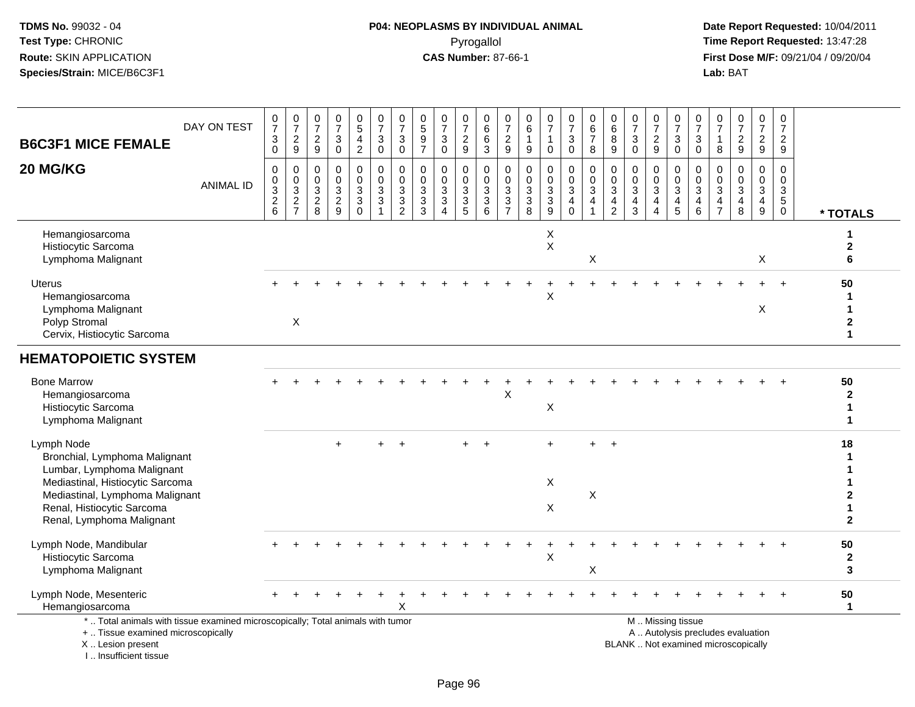**TDMS No.** 99032 - 04
**Test Type:** CHRONIC
**Route:** SKIN APPLICATION
**Species/Strain:** MICE/B6C3F1

**P04: NEOPLASMS BY INDIVIDUAL ANIMAL**
Pyrogallol
**CAS Number:** 87-66-1

**Date Report Requested:** 10/04/2011
**Time Report Requested:** 13:47:28
**First Dose M/F:** 09/21/04 / 09/20/04
**Lab:** BAT

## B6C3F1 MICE FEMALE 20 MG/KG

| DAY ON TEST | 0730 | 0729 | 0729 | 0730 | 0542 | 0730 | 0730 | 0597 | 0730 | 0729 | 0663 | 0729 | 0619 | 0710 | 0730 | 0678 | 0689 | 0730 | 0729 | 0730 | 0730 | 0718 | 0729 | 0729 | 0729 | |
|---|---|---|---|---|---|---|---|---|---|---|---|---|---|---|---|---|---|---|---|---|---|---|---|---|---|---|
| **ANIMAL ID** | 0326 | 0327 | 0328 | 0329 | 0330 | 0331 | 0332 | 0333 | 0334 | 0335 | 0336 | 0337 | 0338 | 0339 | 0340 | 0341 | 0342 | 0343 | 0344 | 0345 | 0346 | 0347 | 0348 | 0349 | 0350 | *** TOTALS** |
| Hemangiosarcoma | | | | | | | | | | | | | | X | | | | | | | | | | | | 1 |
| Histiocytic Sarcoma | | | | | | | | | | | | | | X | | | | | | | | | | | | 2 |
| Lymphoma Malignant | | | | | | | | | | | | | | | | X | | | | | | | | X | | 6 |
| Uterus | + | + | + | + | + | + | + | + | + | + | + | + | + | + | + | + | + | + | + | + | + | + | + | + | + | 50 |
| Hemangiosarcoma | | | | | | | | | | | | | | X | | | | | | | | | | | | 1 |
| Lymphoma Malignant | | | | | | | | | | | | | | | | | | | | | | | | X | | 1 |
| Polyp Stromal | | X | | | | | | | | | | | | | | | | | | | | | | | | 2 |
| Cervix, Histiocytic Sarcoma | | | | | | | | | | | | | | | | | | | | | | | | | | 1 |
| **HEMATOPOIETIC SYSTEM** | | | | | | | | | | | | | | | | | | | | | | | | | | |
| Bone Marrow | + | + | + | + | + | + | + | + | + | + | + | + | + | + | + | + | + | + | + | + | + | + | + | + | + | 50 |
| Hemangiosarcoma | | | | | | | | | | | | X | | | | | | | | | | | | | | 2 |
| Histiocytic Sarcoma | | | | | | | | | | | | | | X | | | | | | | | | | | | 1 |
| Lymphoma Malignant | | | | | | | | | | | | | | | | | | | | | | | | | | 1 |
| Lymph Node | | | | + | | + | + | | | + | + | | | + | | + | + | | | | | | | | | 18 |
| Bronchial, Lymphoma Malignant | | | | | | | | | | | | | | | | | | | | | | | | | | 1 |
| Lumbar, Lymphoma Malignant | | | | | | | | | | | | | | | | | | | | | | | | | | 1 |
| Mediastinal, Histiocytic Sarcoma | | | | | | | | | | | | | | X | | | | | | | | | | | | 1 |
| Mediastinal, Lymphoma Malignant | | | | | | | | | | | | | | | | X | | | | | | | | | | 2 |
| Renal, Histiocytic Sarcoma | | | | | | | | | | | | | | X | | | | | | | | | | | | 1 |
| Renal, Lymphoma Malignant | | | | | | | | | | | | | | | | | | | | | | | | | | 2 |
| Lymph Node, Mandibular | + | + | + | + | + | + | + | + | + | + | + | + | + | + | + | + | + | + | + | + | + | + | + | + | + | 50 |
| Histiocytic Sarcoma | | | | | | | | | | | | | | X | | | | | | | | | | | | 2 |
| Lymphoma Malignant | | | | | | | | | | | | | | | | X | | | | | | | | | | 3 |
| Lymph Node, Mesenteric | + | + | + | + | + | + | + | + | + | + | + | + | + | + | + | + | + | + | + | + | + | + | + | + | + | 50 |
| Hemangiosarcoma | | | | | | | X | | | | | | | | | | | | | | | | | | | 1 |

\* .. Total animals with tissue examined microscopically; Total animals with tumor
\+ .. Tissue examined microscopically
X .. Lesion present
I .. Insufficient tissue

M .. Missing tissue
A .. Autolysis precludes evaluation
BLANK .. Not examined microscopically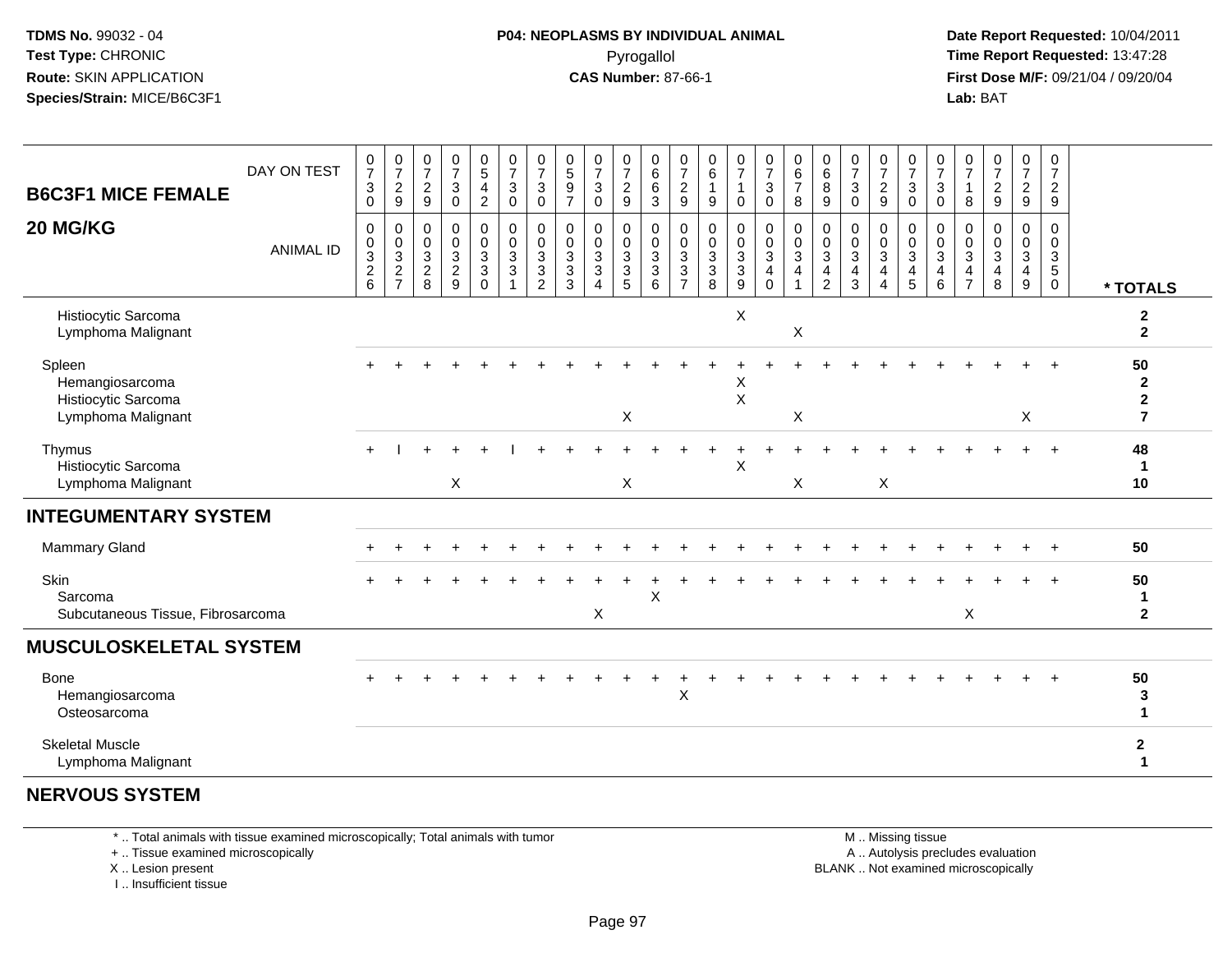**TDMS No.** 99032 - 04
**Test Type:** CHRONIC
**Route:** SKIN APPLICATION
**Species/Strain:** MICE/B6C3F1

**P04: NEOPLASMS BY INDIVIDUAL ANIMAL**
Pyrogallol
**CAS Number:** 87-66-1

**Date Report Requested:** 10/04/2011
**Time Report Requested:** 13:47:28
**First Dose M/F:** 09/21/04 / 09/20/04
**Lab:** BAT

| B6C3F1 MICE FEMALE 20 MG/KG | DAY ON TEST | 0730 | 0729 | 0729 | 0730 | 0542 | 0730 | 0730 | 0597 | 0730 | 0729 | 0663 | 0729 | 0619 | 0710 | 0730 | 0678 | 0689 | 0730 | 0729 | 0730 | 0730 | 0718 | 0729 | 0729 | 0729 | |
|---|---|---|---|---|---|---|---|---|---|---|---|---|---|---|---|---|---|---|---|---|---|---|---|---|---|---|---|
| | ANIMAL ID | 0326 | 0327 | 0328 | 0329 | 0330 | 0331 | 0332 | 0333 | 0334 | 0335 | 0336 | 0337 | 0338 | 0339 | 0340 | 0341 | 0342 | 0343 | 0344 | 0345 | 0346 | 0347 | 0348 | 0349 | 0350 | * TOTALS |
| Histiocytic Sarcoma | | | | | | | | | | | | | | | X | | | | | | | | | | | | 2 |
| Lymphoma Malignant | | | | | | | | | | | | | | | | | X | | | | | | | | | | 2 |
| Spleen | | + | + | + | + | + | + | + | + | + | + | + | + | + | + | + | + | + | + | + | + | + | + | + | + | + | 50 |
| Hemangiosarcoma | | | | | | | | | | | | | | | X | | | | | | | | | | | | 2 |
| Histiocytic Sarcoma | | | | | | | | | | | | | | | X | | | | | | | | | | | | 2 |
| Lymphoma Malignant | | | | | | | | | | | X | | | | | | X | | | | | | | | X | | 7 |
| Thymus | | + | I | + | + | + | I | + | + | + | + | + | + | + | + | + | + | + | + | + | + | + | + | + | + | + | 48 |
| Histiocytic Sarcoma | | | | | | | | | | | | | | | X | | | | | | | | | | | | 1 |
| Lymphoma Malignant | | | | | X | | | | | | X | | | | | | X | | | X | | | | | | | 10 |
| **INTEGUMENTARY SYSTEM** | | | | | | | | | | | | | | | | | | | | | | | | | | | |
| Mammary Gland | | + | + | + | + | + | + | + | + | + | + | + | + | + | + | + | + | + | + | + | + | + | + | + | + | + | 50 |
| Skin | | + | + | + | + | + | + | + | + | + | + | + | + | + | + | + | + | + | + | + | + | + | + | + | + | + | 50 |
| Sarcoma | | | | | | | | | | | | X | | | | | | | | | | | | | | | 1 |
| Subcutaneous Tissue, Fibrosarcoma | | | | | | | | | | X | | | | | | | | | | | | | X | | | | 2 |
| **MUSCULOSKELETAL SYSTEM** | | | | | | | | | | | | | | | | | | | | | | | | | | | |
| Bone | | + | + | + | + | + | + | + | + | + | + | + | + | + | + | + | + | + | + | + | + | + | + | + | + | + | 50 |
| Hemangiosarcoma | | | | | | | | | | | | | X | | | | | | | | | | | | | | 3 |
| Osteosarcoma | | | | | | | | | | | | | | | | | | | | | | | | | | | 1 |
| Skeletal Muscle | | | | | | | | | | | | | | | | | | | | | | | | | | | 2 |
| Lymphoma Malignant | | | | | | | | | | | | | | | | | | | | | | | | | | | 1 |
| **NERVOUS SYSTEM** | | | | | | | | | | | | | | | | | | | | | | | | | | | |

\* .. Total animals with tissue examined microscopically; Total animals with tumor
\+ .. Tissue examined microscopically
X .. Lesion present
I .. Insufficient tissue

M .. Missing tissue
A .. Autolysis precludes evaluation
BLANK .. Not examined microscopically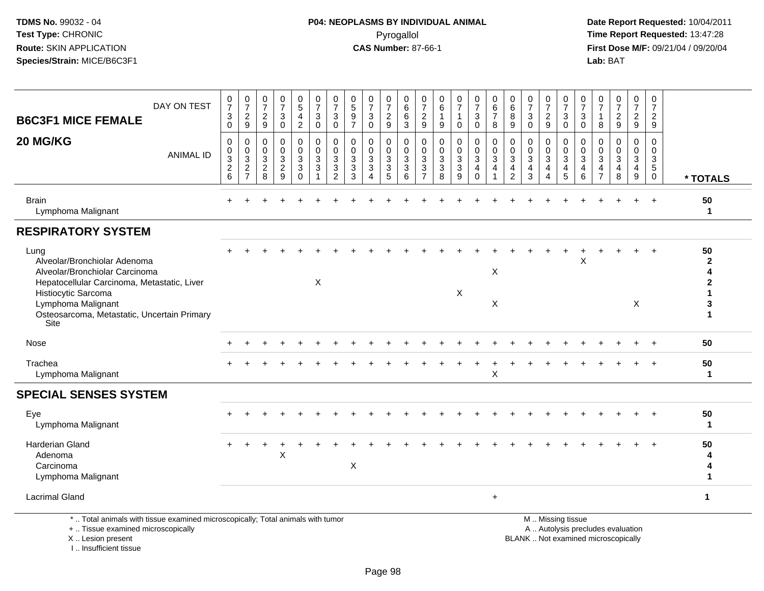**TDMS No.** 99032 - 04
**Test Type:** CHRONIC
**Route:** SKIN APPLICATION
**Species/Strain:** MICE/B6C3F1

**P04: NEOPLASMS BY INDIVIDUAL ANIMAL**
Pyrogallol
**CAS Number:** 87-66-1

**Date Report Requested:** 10/04/2011
**Time Report Requested:** 13:47:28
**First Dose M/F:** 09/21/04 / 09/20/04
**Lab:** BAT

## B6C3F1 MICE FEMALE — 20 MG/KG

| DAY ON TEST | 0730 | 0729 | 0729 | 0730 | 0542 | 0730 | 0730 | 0597 | 0730 | 0729 | 0663 | 0729 | 0619 | 0710 | 0730 | 0678 | 0689 | 0730 | 0729 | 0730 | 0730 | 0718 | 0729 | 0729 | 0729 | |
|---|---|---|---|---|---|---|---|---|---|---|---|---|---|---|---|---|---|---|---|---|---|---|---|---|---|---|
| **ANIMAL ID** | 0326 | 0327 | 0328 | 0329 | 0330 | 0331 | 0332 | 0333 | 0334 | 0335 | 0336 | 0337 | 0338 | 0339 | 0340 | 0341 | 0342 | 0343 | 0344 | 0345 | 0346 | 0347 | 0348 | 0349 | 0350 | *** TOTALS** |
| Brain | + | + | + | + | + | + | + | + | + | + | + | + | + | + | + | + | + | + | + | + | + | + | + | + | + | **50** |
| Lymphoma Malignant | | | | | | | | | | | | | | | | | | | | | | | | | | **1** |
| **RESPIRATORY SYSTEM** | | | | | | | | | | | | | | | | | | | | | | | | | | |
| Lung | + | + | + | + | + | + | + | + | + | + | + | + | + | + | + | + | + | + | + | + | + | + | + | + | + | **50** |
| Alveolar/Bronchiolar Adenoma | | | | | | | | | | | | | | | | | | | | | X | | | | | **2** |
| Alveolar/Bronchiolar Carcinoma | | | | | | | | | | | | | | | | X | | | | | | | | | | **4** |
| Hepatocellular Carcinoma, Metastatic, Liver | | | | | | X | | | | | | | | | | | | | | | | | | | | **2** |
| Histiocytic Sarcoma | | | | | | | | | | | | | | X | | | | | | | | | | | | **1** |
| Lymphoma Malignant | | | | | | | | | | | | | | | | X | | | | | | | | X | | **3** |
| Osteosarcoma, Metastatic, Uncertain Primary Site | | | | | | | | | | | | | | | | | | | | | | | | | | **1** |
| Nose | + | + | + | + | + | + | + | + | + | + | + | + | + | + | + | + | + | + | + | + | + | + | + | + | + | **50** |
| Trachea | + | + | + | + | + | + | + | + | + | + | + | + | + | + | + | + | + | + | + | + | + | + | + | + | + | **50** |
| Lymphoma Malignant | | | | | | | | | | | | | | | | X | | | | | | | | | | **1** |
| **SPECIAL SENSES SYSTEM** | | | | | | | | | | | | | | | | | | | | | | | | | | |
| Eye | + | + | + | + | + | + | + | + | + | + | + | + | + | + | + | + | + | + | + | + | + | + | + | + | + | **50** |
| Lymphoma Malignant | | | | | | | | | | | | | | | | | | | | | | | | | | **1** |
| Harderian Gland | + | + | + | + | + | + | + | + | + | + | + | + | + | + | + | + | + | + | + | + | + | + | + | + | + | **50** |
| Adenoma | | | | X | | | | | | | | | | | | | | | | | | | | | | **4** |
| Carcinoma | | | | | | | | X | | | | | | | | | | | | | | | | | | **4** |
| Lymphoma Malignant | | | | | | | | | | | | | | | | | | | | | | | | | | **1** |
| Lacrimal Gland | | | | | | | | | | | | | | | | + | | | | | | | | | | **1** |

\* .. Total animals with tissue examined microscopically; Total animals with tumor
\+ .. Tissue examined microscopically
X .. Lesion present
I .. Insufficient tissue

M .. Missing tissue
A .. Autolysis precludes evaluation
BLANK .. Not examined microscopically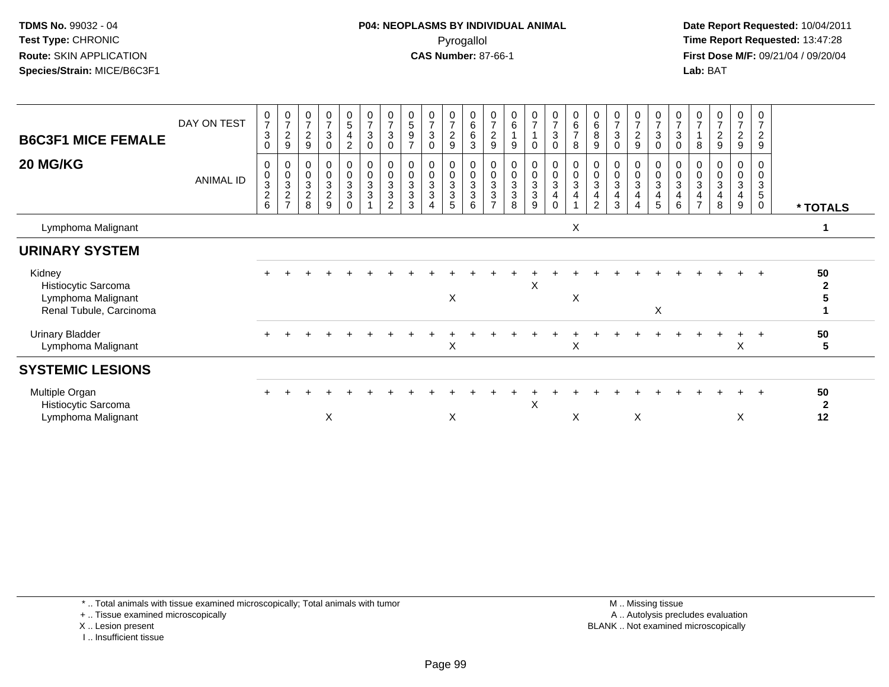**TDMS No.** 99032 - 04
**Test Type:** CHRONIC
**Route:** SKIN APPLICATION
**Species/Strain:** MICE/B6C3F1

**P04: NEOPLASMS BY INDIVIDUAL ANIMAL**
Pyrogallol
**CAS Number:** 87-66-1

**Date Report Requested:** 10/04/2011
**Time Report Requested:** 13:47:28
**First Dose M/F:** 09/21/04 / 09/20/04
**Lab:** BAT

## B6C3F1 MICE FEMALE 20 MG/KG

| DAY ON TEST | 0730 | 0729 | 0729 | 0730 | 0542 | 0730 | 0730 | 0597 | 0730 | 0729 | 0663 | 0729 | 0619 | 0710 | 0730 | 0678 | 0689 | 0730 | 0729 | 0730 | 0730 | 0718 | 0729 | 0729 | 0729 | |
|---|---|---|---|---|---|---|---|---|---|---|---|---|---|---|---|---|---|---|---|---|---|---|---|---|---|---|
| **ANIMAL ID** | 0326 | 0327 | 0328 | 0329 | 0330 | 0331 | 0332 | 0333 | 0334 | 0335 | 0336 | 0337 | 0338 | 0339 | 0340 | 0341 | 0342 | 0343 | 0344 | 0345 | 0346 | 0347 | 0348 | 0349 | 0350 | *** TOTALS** |
| Lymphoma Malignant | | | | | | | | | | | | | | | | X | | | | | | | | | | 1 |
| **URINARY SYSTEM** | | | | | | | | | | | | | | | | | | | | | | | | | | |
| Kidney | + | + | + | + | + | + | + | + | + | + | + | + | + | + | + | + | + | + | + | + | + | + | + | + | + | 50 |
| Histiocytic Sarcoma | | | | | | | | | | | | | | X | | | | | | | | | | | | 2 |
| Lymphoma Malignant | | | | | | | | | | X | | | | | | X | | | | | | | | | | 5 |
| Renal Tubule, Carcinoma | | | | | | | | | | | | | | | | | | | | X | | | | | | 1 |
| Urinary Bladder | + | + | + | + | + | + | + | + | + | + | + | + | + | + | + | + | + | + | + | + | + | + | + | + | + | 50 |
| Lymphoma Malignant | | | | | | | | | | X | | | | | | X | | | | | | | | X | | 5 |
| **SYSTEMIC LESIONS** | | | | | | | | | | | | | | | | | | | | | | | | | | |
| Multiple Organ | + | + | + | + | + | + | + | + | + | + | + | + | + | + | + | + | + | + | + | + | + | + | + | + | + | 50 |
| Histiocytic Sarcoma | | | | | | | | | | | | | | X | | | | | | | | | | | | 2 |
| Lymphoma Malignant | | | | X | | | | | | X | | | | | | X | | | X | | | | | X | | 12 |

\* .. Total animals with tissue examined microscopically; Total animals with tumor
\+ .. Tissue examined microscopically
X .. Lesion present
I .. Insufficient tissue

M .. Missing tissue
A .. Autolysis precludes evaluation
BLANK .. Not examined microscopically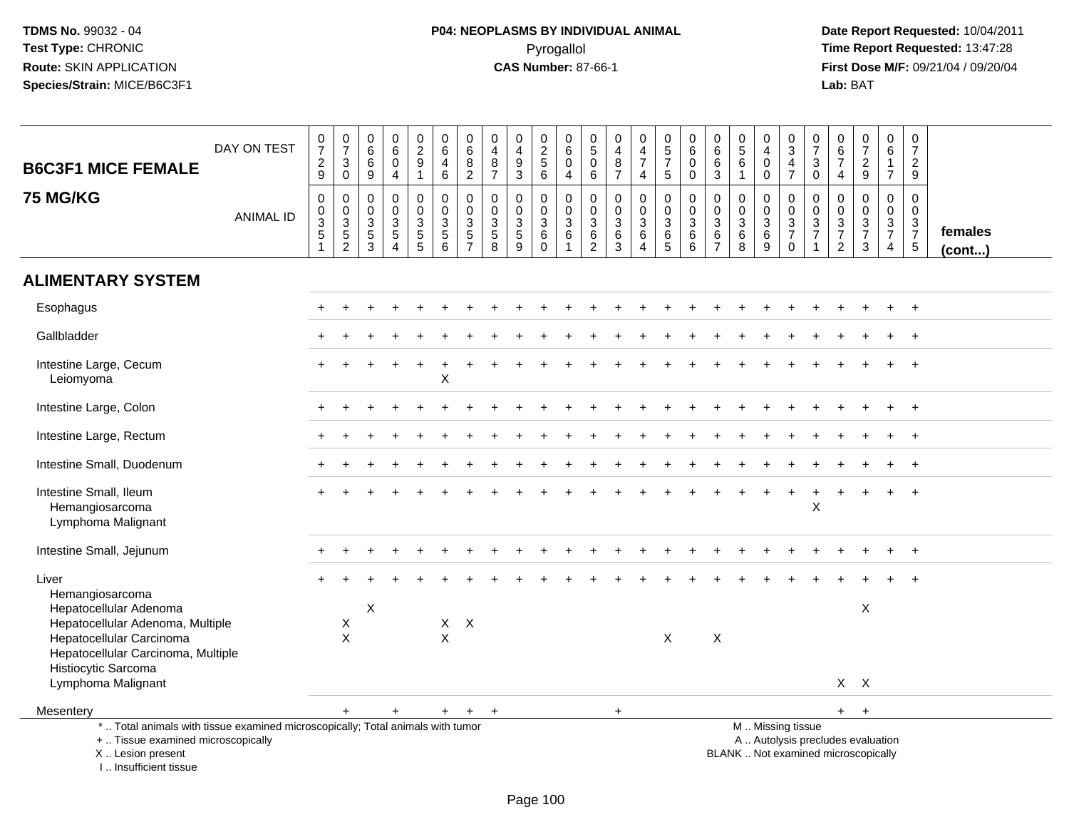TDMS No. 99032 - 04
Test Type: CHRONIC
Route: SKIN APPLICATION
Species/Strain: MICE/B6C3F1

**P04: NEOPLASMS BY INDIVIDUAL ANIMAL**
Pyrogallol
**CAS Number:** 87-66-1

Date Report Requested: 10/04/2011
Time Report Requested: 13:47:28
First Dose M/F: 09/21/04 / 09/20/04
Lab: BAT

| B6C3F1 MICE FEMALE 75 MG/KG | | | | | | | | | | | | | | | | | | | | | | | | | | |
|---|---|---|---|---|---|---|---|---|---|---|---|---|---|---|---|---|---|---|---|---|---|---|---|---|---|---|
| DAY ON TEST | 0729 | 0730 | 0669 | 0604 | 0291 | 0646 | 0682 | 0487 | 0493 | 0256 | 0604 | 0506 | 0487 | 0474 | 0575 | 0600 | 0663 | 0561 | 0400 | 0347 | 0730 | 0674 | 0729 | 0617 | 0729 | |
| ANIMAL ID | 0351 | 0352 | 0353 | 0354 | 0355 | 0356 | 0357 | 0358 | 0359 | 0360 | 0361 | 0362 | 0363 | 0364 | 0365 | 0366 | 0367 | 0368 | 0369 | 0370 | 0371 | 0372 | 0373 | 0374 | 0375 | females (cont...) |
| **ALIMENTARY SYSTEM** | | | | | | | | | | | | | | | | | | | | | | | | | | |
| Esophagus | + | + | + | + | + | + | + | + | + | + | + | + | + | + | + | + | + | + | + | + | + | + | + | + | + | |
| Gallbladder | + | + | + | + | + | + | + | + | + | + | + | + | + | + | + | + | + | + | + | + | + | + | + | + | + | |
| Intestine Large, Cecum | + | + | + | + | + | + | + | + | + | + | + | + | + | + | + | + | + | + | + | + | + | + | + | + | + | |
| Leiomyoma | | | | | | X | | | | | | | | | | | | | | | | | | | | |
| Intestine Large, Colon | + | + | + | + | + | + | + | + | + | + | + | + | + | + | + | + | + | + | + | + | + | + | + | + | + | |
| Intestine Large, Rectum | + | + | + | + | + | + | + | + | + | + | + | + | + | + | + | + | + | + | + | + | + | + | + | + | + | |
| Intestine Small, Duodenum | + | + | + | + | + | + | + | + | + | + | + | + | + | + | + | + | + | + | + | + | + | + | + | + | + | |
| Intestine Small, Ileum | + | + | + | + | + | + | + | + | + | + | + | + | + | + | + | + | + | + | + | + | + | + | + | + | + | |
| Hemangiosarcoma | | | | | | | | | | | | | | | | | | | | | X | | | | | |
| Lymphoma Malignant | | | | | | | | | | | | | | | | | | | | | | | | | | |
| Intestine Small, Jejunum | + | + | + | + | + | + | + | + | + | + | + | + | + | + | + | + | + | + | + | + | + | + | + | + | + | |
| Liver | + | + | + | + | + | + | + | + | + | + | + | + | + | + | + | + | + | + | + | + | + | + | + | + | + | |
| Hemangiosarcoma | | | | | | | | | | | | | | | | | | | | | | | | | | |
| Hepatocellular Adenoma | | | X | | | | | | | | | | | | | | | | | | | | X | | | |
| Hepatocellular Adenoma, Multiple | | X | | | | X | X | | | | | | | | | | | | | | | | | | | |
| Hepatocellular Carcinoma | | X | | | | X | | | | | | | | | X | | X | | | | | | | | | |
| Hepatocellular Carcinoma, Multiple | | | | | | | | | | | | | | | | | | | | | | | | | | |
| Histiocytic Sarcoma | | | | | | | | | | | | | | | | | | | | | | | | | | |
| Lymphoma Malignant | | | | | | | | | | | | | | | | | | | | | | X | X | | | |
| Mesentery | | + | | + | | + | + | + | | | | | + | | | | | | | | | + | + | | | |

\* .. Total animals with tissue examined microscopically; Total animals with tumor
\+ .. Tissue examined microscopically
X .. Lesion present
I .. Insufficient tissue

M .. Missing tissue
A .. Autolysis precludes evaluation
BLANK .. Not examined microscopically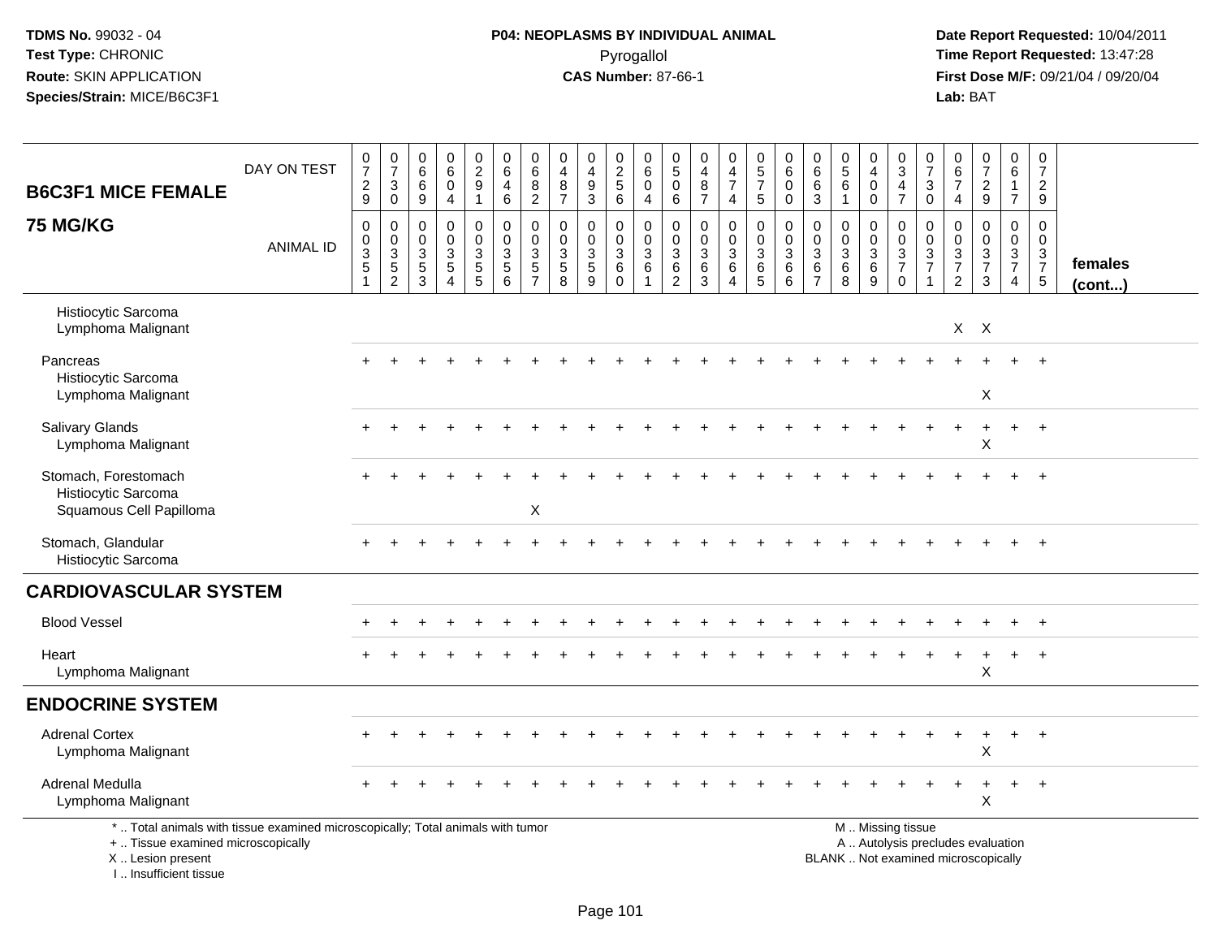TDMS No. 99032 - 04
Test Type: CHRONIC
Route: SKIN APPLICATION
Species/Strain: MICE/B6C3F1

**P04: NEOPLASMS BY INDIVIDUAL ANIMAL**
Pyrogallol
**CAS Number:** 87-66-1

Date Report Requested: 10/04/2011
Time Report Requested: 13:47:28
First Dose M/F: 09/21/04 / 09/20/04
Lab: BAT

## B6C3F1 MICE FEMALE
## 75 MG/KG

| DAY ON TEST | 0729 | 0730 | 0669 | 0604 | 0291 | 0646 | 0682 | 0487 | 0493 | 0256 | 0604 | 0506 | 0487 | 0474 | 0575 | 0600 | 0663 | 0561 | 0400 | 0347 | 0730 | 0674 | 0729 | 0617 | 0729 | |
|---|---|---|---|---|---|---|---|---|---|---|---|---|---|---|---|---|---|---|---|---|---|---|---|---|---|---|
| **ANIMAL ID** | 00351 | 00352 | 00353 | 00354 | 00355 | 00356 | 00357 | 00358 | 00359 | 00360 | 00361 | 00362 | 00363 | 00364 | 00365 | 00366 | 00367 | 00368 | 00369 | 00370 | 00371 | 00372 | 00373 | 00374 | 00375 | **females (cont...)** |
| Histiocytic Sarcoma | | | | | | | | | | | | | | | | | | | | | | | | | | |
| Lymphoma Malignant | | | | | | | | | | | | | | | | | | | | | | X | X | | | |
| Pancreas | + | + | + | + | + | + | + | + | + | + | + | + | + | + | + | + | + | + | + | + | + | + | + | + | + | |
| Histiocytic Sarcoma | | | | | | | | | | | | | | | | | | | | | | | | | | |
| Lymphoma Malignant | | | | | | | | | | | | | | | | | | | | | | | X | | | |
| Salivary Glands | + | + | + | + | + | + | + | + | + | + | + | + | + | + | + | + | + | + | + | + | + | + | + | + | + | |
| Lymphoma Malignant | | | | | | | | | | | | | | | | | | | | | | | X | | | |
| Stomach, Forestomach | + | + | + | + | + | + | + | + | + | + | + | + | + | + | + | + | + | + | + | + | + | + | + | + | + | |
| Histiocytic Sarcoma | | | | | | | | | | | | | | | | | | | | | | | | | | |
| Squamous Cell Papilloma | | | | | | | X | | | | | | | | | | | | | | | | | | | |
| Stomach, Glandular | + | + | + | + | + | + | + | + | + | + | + | + | + | + | + | + | + | + | + | + | + | + | + | + | + | |
| Histiocytic Sarcoma | | | | | | | | | | | | | | | | | | | | | | | | | | |
| **CARDIOVASCULAR SYSTEM** | | | | | | | | | | | | | | | | | | | | | | | | | | |
| Blood Vessel | + | + | + | + | + | + | + | + | + | + | + | + | + | + | + | + | + | + | + | + | + | + | + | + | + | |
| Heart | + | + | + | + | + | + | + | + | + | + | + | + | + | + | + | + | + | + | + | + | + | + | + | + | + | |
| Lymphoma Malignant | | | | | | | | | | | | | | | | | | | | | | | X | | | |
| **ENDOCRINE SYSTEM** | | | | | | | | | | | | | | | | | | | | | | | | | | |
| Adrenal Cortex | + | + | + | + | + | + | + | + | + | + | + | + | + | + | + | + | + | + | + | + | + | + | + | + | + | |
| Lymphoma Malignant | | | | | | | | | | | | | | | | | | | | | | | X | | | |
| Adrenal Medulla | + | + | + | + | + | + | + | + | + | + | + | + | + | + | + | + | + | + | + | + | + | + | + | + | + | |
| Lymphoma Malignant | | | | | | | | | | | | | | | | | | | | | | | X | | | |

\* .. Total animals with tissue examined microscopically; Total animals with tumor
\+ .. Tissue examined microscopically
X .. Lesion present
I .. Insufficient tissue

M .. Missing tissue
A .. Autolysis precludes evaluation
BLANK .. Not examined microscopically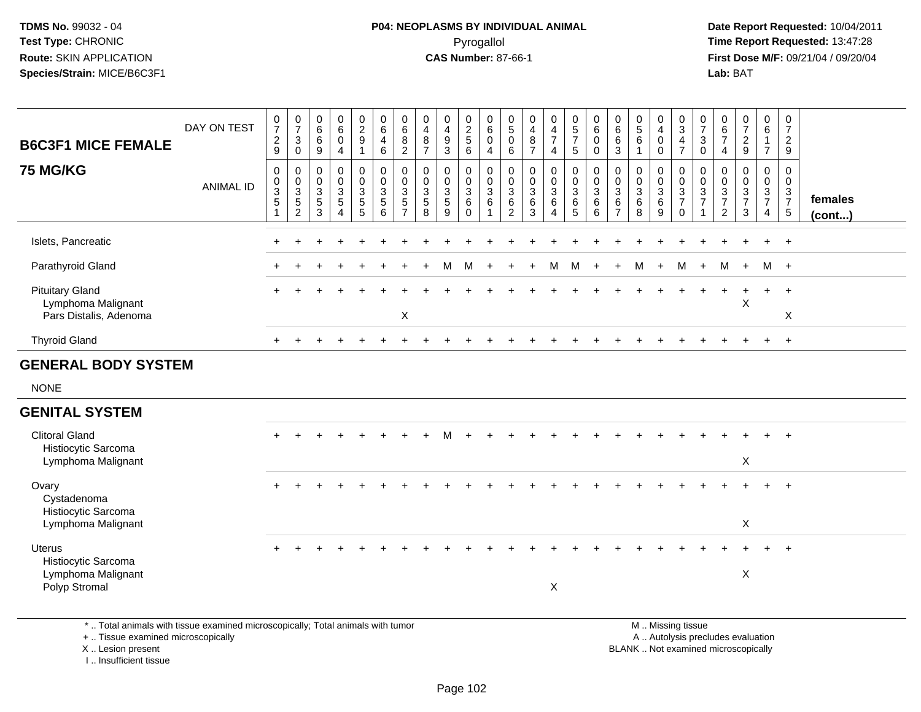TDMS No. 99032 - 04
Test Type: CHRONIC
Route: SKIN APPLICATION
Species/Strain: MICE/B6C3F1

**P04: NEOPLASMS BY INDIVIDUAL ANIMAL**
Pyrogallol
**CAS Number:** 87-66-1

Date Report Requested: 10/04/2011
Time Report Requested: 13:47:28
First Dose M/F: 09/21/04 / 09/20/04
Lab: BAT

| B6C3F1 MICE FEMALE 75 MG/KG | | | | | | | | | | | | | | | | | | | | | | | | | | |
|---|---|---|---|---|---|---|---|---|---|---|---|---|---|---|---|---|---|---|---|---|---|---|---|---|---|---|
| DAY ON TEST | 0729 | 0730 | 0669 | 0604 | 0291 | 0646 | 0682 | 0487 | 0493 | 0256 | 0604 | 0506 | 0487 | 0474 | 0575 | 0600 | 0663 | 0561 | 0400 | 0347 | 0730 | 0674 | 0729 | 0617 | 0729 | |
| ANIMAL ID | 00351 | 00352 | 00353 | 00354 | 00355 | 00356 | 00357 | 00358 | 00359 | 00360 | 00361 | 00362 | 00363 | 00364 | 00365 | 00366 | 00367 | 00368 | 00369 | 00370 | 00371 | 00372 | 00373 | 00374 | 00375 | females (cont...) |
| Islets, Pancreatic | + | + | + | + | + | + | + | + | + | + | + | + | + | + | + | + | + | + | + | + | + | + | + | + | + | |
| Parathyroid Gland | + | + | + | + | + | + | + | + | M | M | + | + | + | M | M | + | + | M | + | M | + | M | + | M | + | |
| Pituitary Gland | + | + | + | + | + | + | + | + | + | + | + | + | + | + | + | + | + | + | + | + | + | + | + | + | + | |
| Lymphoma Malignant | | | | | | | | | | | | | | | | | | | | | | | X | | | |
| Pars Distalis, Adenoma | | | | | | | X | | | | | | | | | | | | | | | | | | X | |
| Thyroid Gland | + | + | + | + | + | + | + | + | + | + | + | + | + | + | + | + | + | + | + | + | + | + | + | + | + | |
| **GENERAL BODY SYSTEM** | | | | | | | | | | | | | | | | | | | | | | | | | | |
| NONE | | | | | | | | | | | | | | | | | | | | | | | | | | |
| **GENITAL SYSTEM** | | | | | | | | | | | | | | | | | | | | | | | | | | |
| Clitoral Gland | + | + | + | + | + | + | + | + | M | + | + | + | + | + | + | + | + | + | + | + | + | + | + | + | + | |
| Histiocytic Sarcoma | | | | | | | | | | | | | | | | | | | | | | | | | | |
| Lymphoma Malignant | | | | | | | | | | | | | | | | | | | | | | | X | | | |
| Ovary | + | + | + | + | + | + | + | + | + | + | + | + | + | + | + | + | + | + | + | + | + | + | + | + | + | |
| Cystadenoma | | | | | | | | | | | | | | | | | | | | | | | | | | |
| Histiocytic Sarcoma | | | | | | | | | | | | | | | | | | | | | | | | | | |
| Lymphoma Malignant | | | | | | | | | | | | | | | | | | | | | | | X | | | |
| Uterus | + | + | + | + | + | + | + | + | + | + | + | + | + | + | + | + | + | + | + | + | + | + | + | + | + | |
| Histiocytic Sarcoma | | | | | | | | | | | | | | | | | | | | | | | | | | |
| Lymphoma Malignant | | | | | | | | | | | | | | | | | | | | | | | X | | | |
| Polyp Stromal | | | | | | | | | | | | | | X | | | | | | | | | | | | |

\* .. Total animals with tissue examined microscopically; Total animals with tumor
+ .. Tissue examined microscopically
X .. Lesion present
I .. Insufficient tissue

M .. Missing tissue
A .. Autolysis precludes evaluation
BLANK .. Not examined microscopically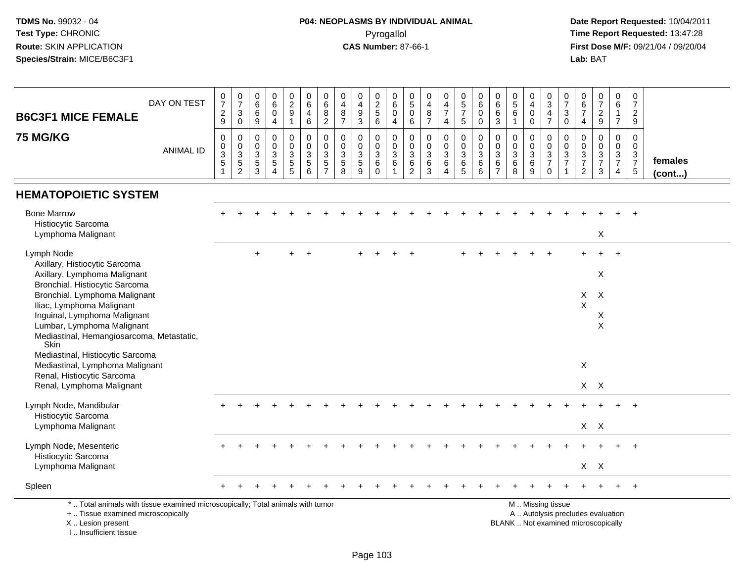TDMS No. 99032 - 04
Test Type: CHRONIC
Route: SKIN APPLICATION
Species/Strain: MICE/B6C3F1

**P04: NEOPLASMS BY INDIVIDUAL ANIMAL**
Pyrogallol
**CAS Number:** 87-66-1

Date Report Requested: 10/04/2011
Time Report Requested: 13:47:28
First Dose M/F: 09/21/04 / 09/20/04
Lab: BAT

## B6C3F1 MICE FEMALE
## 75 MG/KG

| DAY ON TEST | 0729 | 0730 | 0669 | 0604 | 0291 | 0646 | 0682 | 0487 | 0493 | 0256 | 0604 | 0506 | 0487 | 0474 | 0575 | 0600 | 0663 | 0561 | 0400 | 0347 | 0730 | 0674 | 0729 | 0617 | 0729 | |
|---|---|---|---|---|---|---|---|---|---|---|---|---|---|---|---|---|---|---|---|---|---|---|---|---|---|---|
| **ANIMAL ID** | 00351 | 00352 | 00353 | 00354 | 00355 | 00356 | 00357 | 00358 | 00359 | 00360 | 00361 | 00362 | 00363 | 00364 | 00365 | 00366 | 00367 | 00368 | 00369 | 00370 | 00371 | 00372 | 00373 | 00374 | 00375 | **females (cont...)** |
| **HEMATOPOIETIC SYSTEM** | | | | | | | | | | | | | | | | | | | | | | | | | | |
| Bone Marrow | + | + | + | + | + | + | + | + | + | + | + | + | + | + | + | + | + | + | + | + | + | + | + | + | + | |
| Histiocytic Sarcoma | | | | | | | | | | | | | | | | | | | | | | | | | | |
| Lymphoma Malignant | | | | | | | | | | | | | | | | | | | | | | | X | | | |
| Lymph Node | | | + | | + | + | | | + | + | + | + | | | + | + | + | + | + | + | | + | + | + | | |
| Axillary, Histiocytic Sarcoma | | | | | | | | | | | | | | | | | | | | | | | | | | |
| Axillary, Lymphoma Malignant | | | | | | | | | | | | | | | | | | | | | | | X | | | |
| Bronchial, Histiocytic Sarcoma | | | | | | | | | | | | | | | | | | | | | | | | | | |
| Bronchial, Lymphoma Malignant | | | | | | | | | | | | | | | | | | | | | | X | X | | | |
| Iliac, Lymphoma Malignant | | | | | | | | | | | | | | | | | | | | | | X | | | | |
| Inguinal, Lymphoma Malignant | | | | | | | | | | | | | | | | | | | | | | | X | | | |
| Lumbar, Lymphoma Malignant | | | | | | | | | | | | | | | | | | | | | | | X | | | |
| Mediastinal, Hemangiosarcoma, Metastatic, Skin | | | | | | | | | | | | | | | | | | | | | | | | | | |
| Mediastinal, Histiocytic Sarcoma | | | | | | | | | | | | | | | | | | | | | | | | | | |
| Mediastinal, Lymphoma Malignant | | | | | | | | | | | | | | | | | | | | | | X | | | | |
| Renal, Histiocytic Sarcoma | | | | | | | | | | | | | | | | | | | | | | | | | | |
| Renal, Lymphoma Malignant | | | | | | | | | | | | | | | | | | | | | | X | X | | | |
| Lymph Node, Mandibular | + | + | + | + | + | + | + | + | + | + | + | + | + | + | + | + | + | + | + | + | + | + | + | + | + | |
| Histiocytic Sarcoma | | | | | | | | | | | | | | | | | | | | | | | | | | |
| Lymphoma Malignant | | | | | | | | | | | | | | | | | | | | | | X | X | | | |
| Lymph Node, Mesenteric | + | + | + | + | + | + | + | + | + | + | + | + | + | + | + | + | + | + | + | + | + | + | + | + | + | |
| Histiocytic Sarcoma | | | | | | | | | | | | | | | | | | | | | | | | | | |
| Lymphoma Malignant | | | | | | | | | | | | | | | | | | | | | | X | X | | | |
| Spleen | + | + | + | + | + | + | + | + | + | + | + | + | + | + | + | + | + | + | + | + | + | + | + | + | + | |

\* .. Total animals with tissue examined microscopically; Total animals with tumor
\+ .. Tissue examined microscopically
X .. Lesion present
I .. Insufficient tissue

M .. Missing tissue
A .. Autolysis precludes evaluation
BLANK .. Not examined microscopically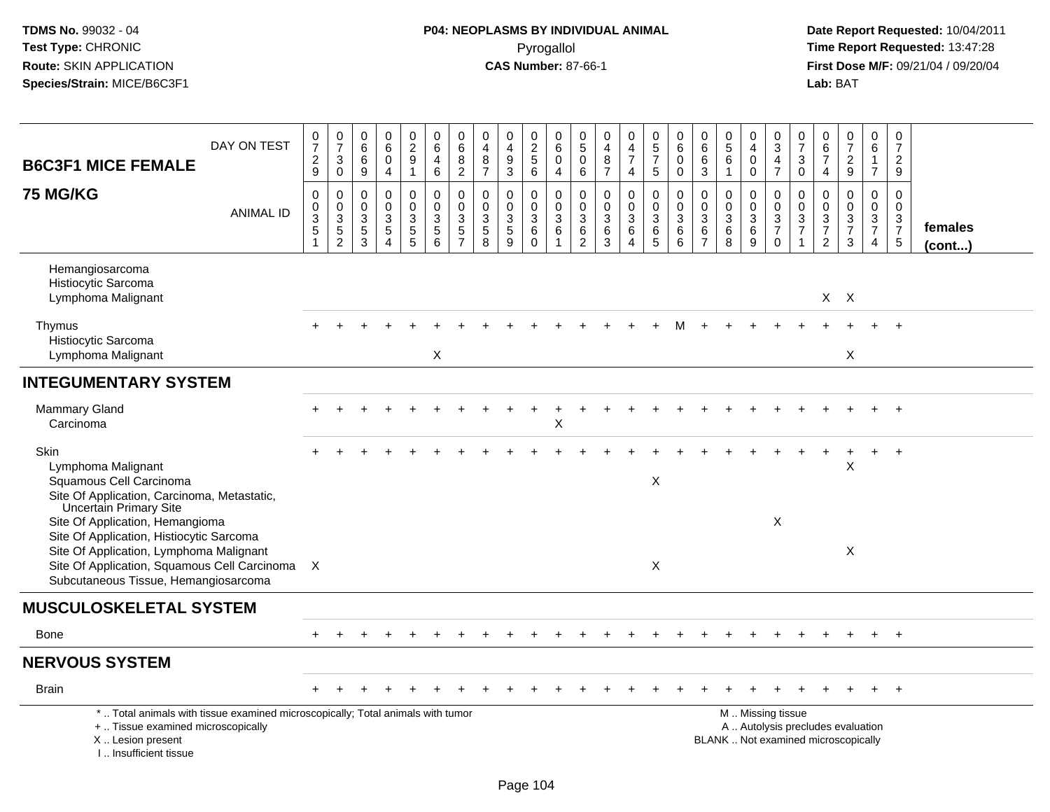TDMS No. 99032 - 04
Test Type: CHRONIC
Route: SKIN APPLICATION
Species/Strain: MICE/B6C3F1

**P04: NEOPLASMS BY INDIVIDUAL ANIMAL**
Pyrogallol
**CAS Number:** 87-66-1

Date Report Requested: 10/04/2011
Time Report Requested: 13:47:28
First Dose M/F: 09/21/04 / 09/20/04
Lab: BAT

| B6C3F1 MICE FEMALE 75 MG/KG | 0 | 0 | 0 | 0 | 0 | 0 | 0 | 0 | 0 | 0 | 0 | 0 | 0 | 0 | 0 | 0 | 0 | 0 | 0 | 0 | 0 | 0 | 0 | 0 | 0 | |
|---|---|---|---|---|---|---|---|---|---|---|---|---|---|---|---|---|---|---|---|---|---|---|---|---|---|---|
| DAY ON TEST | 729 | 730 | 669 | 604 | 291 | 646 | 682 | 487 | 493 | 256 | 604 | 506 | 487 | 474 | 575 | 600 | 663 | 561 | 400 | 347 | 730 | 674 | 729 | 617 | 729 | |
| ANIMAL ID | 0351 | 0352 | 0353 | 0354 | 0355 | 0356 | 0357 | 0358 | 0359 | 0360 | 0361 | 0362 | 0363 | 0364 | 0365 | 0366 | 0367 | 0368 | 0369 | 0370 | 0371 | 0372 | 0373 | 0374 | 0375 | females (cont...) |
| Hemangiosarcoma | | | | | | | | | | | | | | | | | | | | | | | | | | |
| Histiocytic Sarcoma | | | | | | | | | | | | | | | | | | | | | | | | | | |
| Lymphoma Malignant | | | | | | | | | | | | | | | | | | | | | | X | X | | | |
| Thymus | + | + | + | + | + | + | + | + | + | + | + | + | + | + | + | M | + | + | + | + | + | + | + | + | + | |
| Histiocytic Sarcoma | | | | | | | | | | | | | | | | | | | | | | | | | | |
| Lymphoma Malignant | | | | | | X | | | | | | | | | | | | | | | | | X | | | |
| **INTEGUMENTARY SYSTEM** | | | | | | | | | | | | | | | | | | | | | | | | | | |
| Mammary Gland | + | + | + | + | + | + | + | + | + | + | + | + | + | + | + | + | + | + | + | + | + | + | + | + | + | |
| Carcinoma | | | | | | | | | | | X | | | | | | | | | | | | | | | |
| Skin | + | + | + | + | + | + | + | + | + | + | + | + | + | + | + | + | + | + | + | + | + | + | + | + | + | |
| Lymphoma Malignant | | | | | | | | | | | | | | | | | | | | | | | X | | | |
| Squamous Cell Carcinoma | | | | | | | | | | | | | | | X | | | | | | | | | | | |
| Site Of Application, Carcinoma, Metastatic, Uncertain Primary Site | | | | | | | | | | | | | | | | | | | | | | | | | | |
| Site Of Application, Hemangioma | | | | | | | | | | | | | | | | | | | | X | | | | | | |
| Site Of Application, Histiocytic Sarcoma | | | | | | | | | | | | | | | | | | | | | | | | | | |
| Site Of Application, Lymphoma Malignant | | | | | | | | | | | | | | | | | | | | | | | X | | | |
| Site Of Application, Squamous Cell Carcinoma | X | | | | | | | | | | | | | | X | | | | | | | | | | | |
| Subcutaneous Tissue, Hemangiosarcoma | | | | | | | | | | | | | | | | | | | | | | | | | | |
| **MUSCULOSKELETAL SYSTEM** | | | | | | | | | | | | | | | | | | | | | | | | | | |
| Bone | + | + | + | + | + | + | + | + | + | + | + | + | + | + | + | + | + | + | + | + | + | + | + | + | + | |
| **NERVOUS SYSTEM** | | | | | | | | | | | | | | | | | | | | | | | | | | |
| Brain | + | + | + | + | + | + | + | + | + | + | + | + | + | + | + | + | + | + | + | + | + | + | + | + | + | |

\* .. Total animals with tissue examined microscopically; Total animals with tumor
\+ .. Tissue examined microscopically
X .. Lesion present
I .. Insufficient tissue

M .. Missing tissue
A .. Autolysis precludes evaluation
BLANK .. Not examined microscopically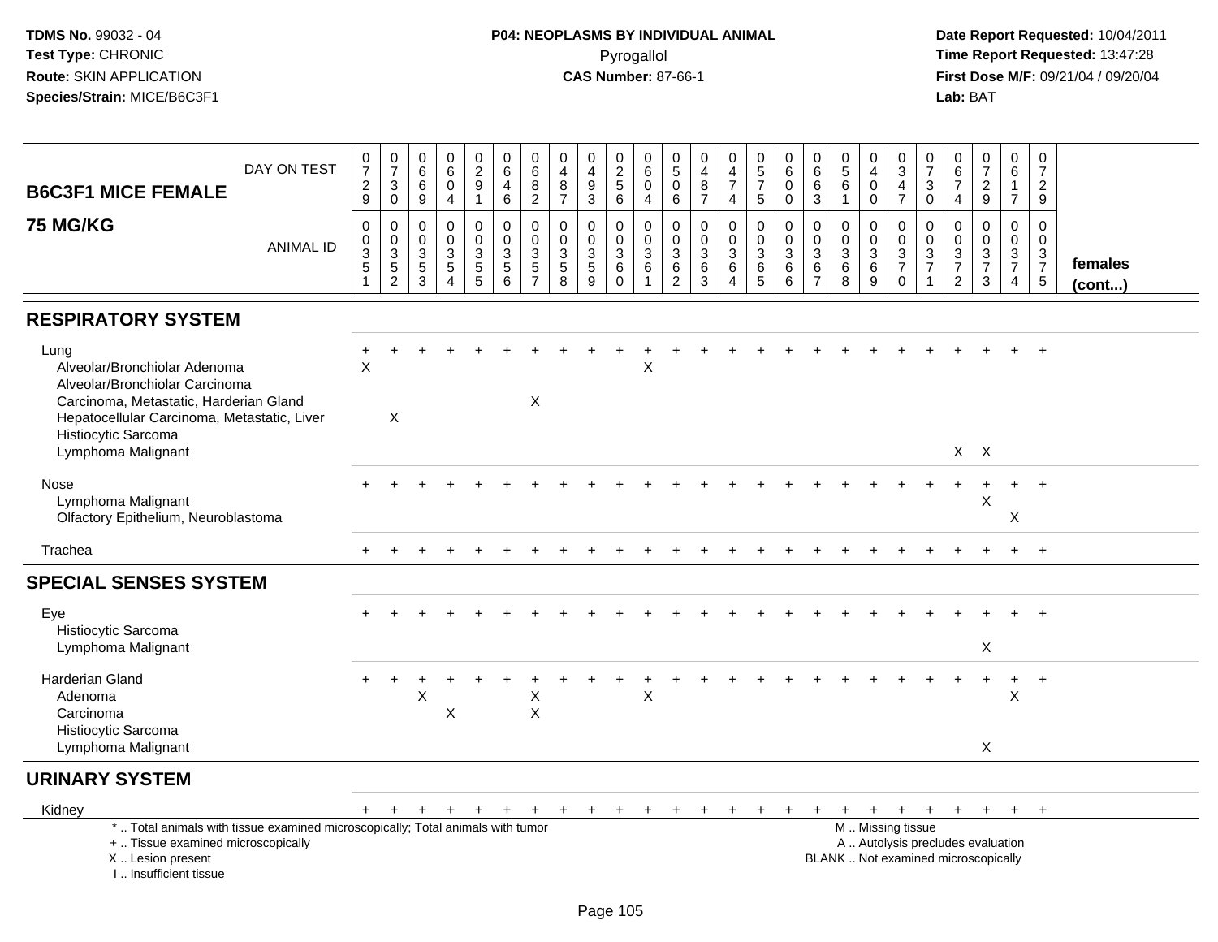TDMS No. 99032 - 04
Test Type: CHRONIC
Route: SKIN APPLICATION
Species/Strain: MICE/B6C3F1

**P04: NEOPLASMS BY INDIVIDUAL ANIMAL**
Pyrogallol
**CAS Number:** 87-66-1

Date Report Requested: 10/04/2011
Time Report Requested: 13:47:28
First Dose M/F: 09/21/04 / 09/20/04
Lab: BAT

| B6C3F1 MICE FEMALE 75 MG/KG | DAY ON TEST | 0729 | 0730 | 0669 | 0604 | 0291 | 0646 | 0682 | 0487 | 0493 | 0256 | 0604 | 0506 | 0487 | 0474 | 0575 | 0600 | 0663 | 0561 | 0400 | 0347 | 0730 | 0674 | 0729 | 0617 | 0729 | |
|---|---|---|---|---|---|---|---|---|---|---|---|---|---|---|---|---|---|---|---|---|---|---|---|---|---|---|---|
| | ANIMAL ID | 00351 | 00352 | 00353 | 00354 | 00355 | 00356 | 00357 | 00358 | 00359 | 00360 | 00361 | 00362 | 00363 | 00364 | 00365 | 00366 | 00367 | 00368 | 00369 | 00370 | 00371 | 00372 | 00373 | 00374 | 00375 | females (cont...) |
| **RESPIRATORY SYSTEM** | | | | | | | | | | | | | | | | | | | | | | | | | | | |
| Lung | | + | + | + | + | + | + | + | + | + | + | + | + | + | + | + | + | + | + | + | + | + | + | + | + | + | |
| Alveolar/Bronchiolar Adenoma | | X | | | | | | | | | | X | | | | | | | | | | | | | | | |
| Alveolar/Bronchiolar Carcinoma | | | | | | | | | | | | | | | | | | | | | | | | | | | |
| Carcinoma, Metastatic, Harderian Gland | | | | | | | | X | | | | | | | | | | | | | | | | | | | |
| Hepatocellular Carcinoma, Metastatic, Liver | | | X | | | | | | | | | | | | | | | | | | | | | | | | |
| Histiocytic Sarcoma | | | | | | | | | | | | | | | | | | | | | | | | | | | |
| Lymphoma Malignant | | | | | | | | | | | | | | | | | | | | | | | X | X | | | |
| Nose | | + | + | + | + | + | + | + | + | + | + | + | + | + | + | + | + | + | + | + | + | + | + | + | + | + | |
| Lymphoma Malignant | | | | | | | | | | | | | | | | | | | | | | | | X | | | |
| Olfactory Epithelium, Neuroblastoma | | | | | | | | | | | | | | | | | | | | | | | | | X | | |
| Trachea | | + | + | + | + | + | + | + | + | + | + | + | + | + | + | + | + | + | + | + | + | + | + | + | + | + | |
| **SPECIAL SENSES SYSTEM** | | | | | | | | | | | | | | | | | | | | | | | | | | | |
| Eye | | + | + | + | + | + | + | + | + | + | + | + | + | + | + | + | + | + | + | + | + | + | + | + | + | + | |
| Histiocytic Sarcoma | | | | | | | | | | | | | | | | | | | | | | | | | | | |
| Lymphoma Malignant | | | | | | | | | | | | | | | | | | | | | | | | X | | | |
| Harderian Gland | | + | + | + | + | + | + | + | + | + | + | + | + | + | + | + | + | + | + | + | + | + | + | + | + | + | |
| Adenoma | | | | X | | | | X | | | | X | | | | | | | | | | | | | X | | |
| Carcinoma | | | | | X | | | X | | | | | | | | | | | | | | | | | | | |
| Histiocytic Sarcoma | | | | | | | | | | | | | | | | | | | | | | | | | | | |
| Lymphoma Malignant | | | | | | | | | | | | | | | | | | | | | | | | X | | | |
| **URINARY SYSTEM** | | | | | | | | | | | | | | | | | | | | | | | | | | | |
| Kidney | | + | + | + | + | + | + | + | + | + | + | + | + | + | + | + | + | + | + | + | + | + | + | + | + | + | |

\* .. Total animals with tissue examined microscopically; Total animals with tumor
\+ .. Tissue examined microscopically
X .. Lesion present
I .. Insufficient tissue

M .. Missing tissue
A .. Autolysis precludes evaluation
BLANK .. Not examined microscopically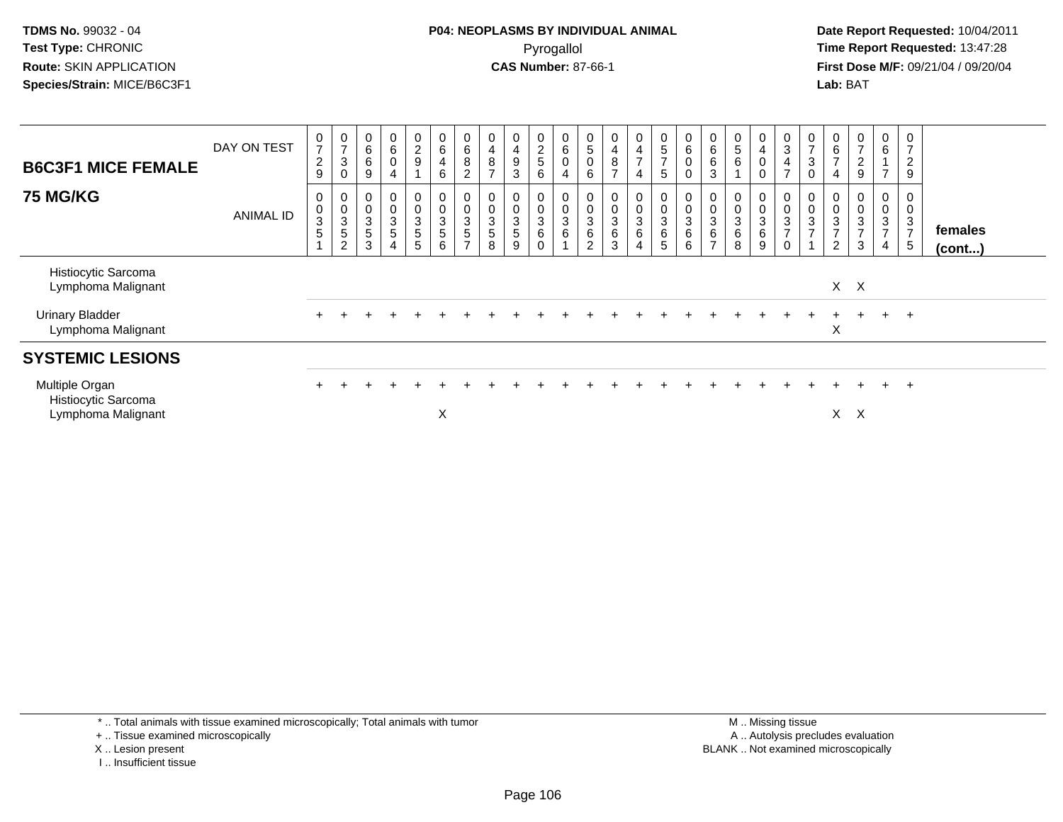**TDMS No.** 99032 - 04
**Test Type:** CHRONIC
**Route:** SKIN APPLICATION
**Species/Strain:** MICE/B6C3F1

**P04: NEOPLASMS BY INDIVIDUAL ANIMAL**
Pyrogallol
**CAS Number:** 87-66-1

**Date Report Requested:** 10/04/2011
**Time Report Requested:** 13:47:28
**First Dose M/F:** 09/21/04 / 09/20/04
**Lab:** BAT

| **B6C3F1 MICE FEMALE** DAY ON TEST | 0729 | 0730 | 0669 | 0604 | 0291 | 0646 | 0682 | 0487 | 0493 | 0256 | 0604 | 0506 | 0487 | 0474 | 0575 | 0600 | 0663 | 0561 | 0400 | 0347 | 0730 | 0674 | 0729 | 0617 | 0729 | |
|---|---|---|---|---|---|---|---|---|---|---|---|---|---|---|---|---|---|---|---|---|---|---|---|---|---|---|
| **75 MG/KG** ANIMAL ID | 00351 | 00352 | 00353 | 00354 | 00355 | 00356 | 00357 | 00358 | 00359 | 00360 | 00361 | 00362 | 00363 | 00364 | 00365 | 00366 | 00367 | 00368 | 00369 | 00370 | 00371 | 00372 | 00373 | 00374 | 00375 | **females (cont...)** |
| Histiocytic Sarcoma | | | | | | | | | | | | | | | | | | | | | | | | | | |
| Lymphoma Malignant | | | | | | | | | | | | | | | | | | | | | | X | X | | | |
| Urinary Bladder | + | + | + | + | + | + | + | + | + | + | + | + | + | + | + | + | + | + | + | + | + | + | + | + | + | |
| Lymphoma Malignant | | | | | | | | | | | | | | | | | | | | | | X | | | | |
| **SYSTEMIC LESIONS** | | | | | | | | | | | | | | | | | | | | | | | | | | |
| Multiple Organ | + | + | + | + | + | + | + | + | + | + | + | + | + | + | + | + | + | + | + | + | + | + | + | + | + | |
| Histiocytic Sarcoma | | | | | | | | | | | | | | | | | | | | | | | | | | |
| Lymphoma Malignant | | | | | | X | | | | | | | | | | | | | | | | X | X | | | |

\* .. Total animals with tissue examined microscopically; Total animals with tumor
\+ .. Tissue examined microscopically
X .. Lesion present
I .. Insufficient tissue

M .. Missing tissue
A .. Autolysis precludes evaluation
BLANK .. Not examined microscopically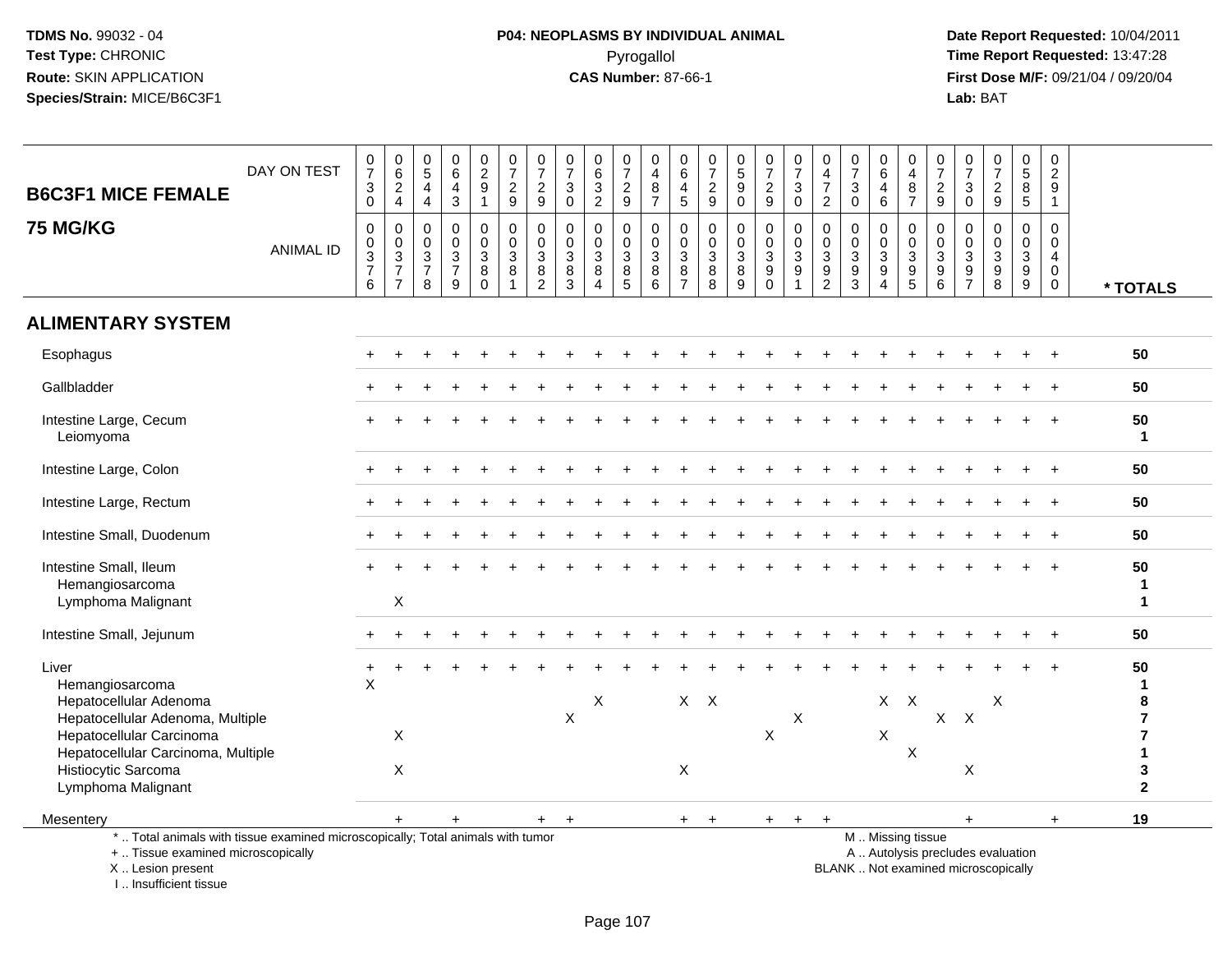**TDMS No.** 99032 - 04
**Test Type:** CHRONIC
**Route:** SKIN APPLICATION
**Species/Strain:** MICE/B6C3F1

**P04: NEOPLASMS BY INDIVIDUAL ANIMAL**
Pyrogallol
**CAS Number:** 87-66-1

**Date Report Requested:** 10/04/2011
**Time Report Requested:** 13:47:28
**First Dose M/F:** 09/21/04 / 09/20/04
**Lab:** BAT

| B6C3F1 MICE FEMALE 75 MG/KG | | | | | | | | | | | | | | | | | | | | | | | | | | |
|---|---|---|---|---|---|---|---|---|---|---|---|---|---|---|---|---|---|---|---|---|---|---|---|---|---|---|
| DAY ON TEST | 0730 | 0624 | 0544 | 0643 | 0291 | 0729 | 0729 | 0730 | 0632 | 0729 | 0487 | 0645 | 0729 | 0590 | 0729 | 0730 | 0472 | 0730 | 0646 | 0487 | 0729 | 0730 | 0729 | 0585 | 0291 | |
| ANIMAL ID | 0376 | 0377 | 0378 | 0379 | 0380 | 0381 | 0382 | 0383 | 0384 | 0385 | 0386 | 0387 | 0388 | 0389 | 0390 | 0391 | 0392 | 0393 | 0394 | 0395 | 0396 | 0397 | 0398 | 0399 | 0400 | * TOTALS |
| **ALIMENTARY SYSTEM** | | | | | | | | | | | | | | | | | | | | | | | | | | |
| Esophagus | + | + | + | + | + | + | + | + | + | + | + | + | + | + | + | + | + | + | + | + | + | + | + | + | + | 50 |
| Gallbladder | + | + | + | + | + | + | + | + | + | + | + | + | + | + | + | + | + | + | + | + | + | + | + | + | + | 50 |
| Intestine Large, Cecum | + | + | + | + | + | + | + | + | + | + | + | + | + | + | + | + | + | + | + | + | + | + | + | + | + | 50 |
| Leiomyoma | | | | | | | | | | | | | | | | | | | | | | | | | | 1 |
| Intestine Large, Colon | + | + | + | + | + | + | + | + | + | + | + | + | + | + | + | + | + | + | + | + | + | + | + | + | + | 50 |
| Intestine Large, Rectum | + | + | + | + | + | + | + | + | + | + | + | + | + | + | + | + | + | + | + | + | + | + | + | + | + | 50 |
| Intestine Small, Duodenum | + | + | + | + | + | + | + | + | + | + | + | + | + | + | + | + | + | + | + | + | + | + | + | + | + | 50 |
| Intestine Small, Ileum | + | + | + | + | + | + | + | + | + | + | + | + | + | + | + | + | + | + | + | + | + | + | + | + | + | 50 |
| Hemangiosarcoma | | | | | | | | | | | | | | | | | | | | | | | | | | 1 |
| Lymphoma Malignant | | X | | | | | | | | | | | | | | | | | | | | | | | | 1 |
| Intestine Small, Jejunum | + | + | + | + | + | + | + | + | + | + | + | + | + | + | + | + | + | + | + | + | + | + | + | + | + | 50 |
| Liver | + | + | + | + | + | + | + | + | + | + | + | + | + | + | + | + | + | + | + | + | + | + | + | + | + | 50 |
| Hemangiosarcoma | X | | | | | | | | | | | | | | | | | | | | | | | | | 1 |
| Hepatocellular Adenoma | | | | | | | | | X | | | X | X | | | | | | X | X | | | X | | | 8 |
| Hepatocellular Adenoma, Multiple | | | | | | | | X | | | | | | | | X | | | | | X | X | | | | 7 |
| Hepatocellular Carcinoma | | X | | | | | | | | | | | | | X | | | | X | | | | | | | 7 |
| Hepatocellular Carcinoma, Multiple | | | | | | | | | | | | | | | | | | | | X | | | | | | 1 |
| Histiocytic Sarcoma | | X | | | | | | | | | | X | | | | | | | | | | X | | | | 3 |
| Lymphoma Malignant | | | | | | | | | | | | | | | | | | | | | | | | | | 2 |
| Mesentery | | + | | + | | | + | + | | | | + | + | | + | + | + | | | | | + | | | + | 19 |

\* .. Total animals with tissue examined microscopically; Total animals with tumor
\+ .. Tissue examined microscopically
X .. Lesion present
I .. Insufficient tissue

M .. Missing tissue
A .. Autolysis precludes evaluation
BLANK .. Not examined microscopically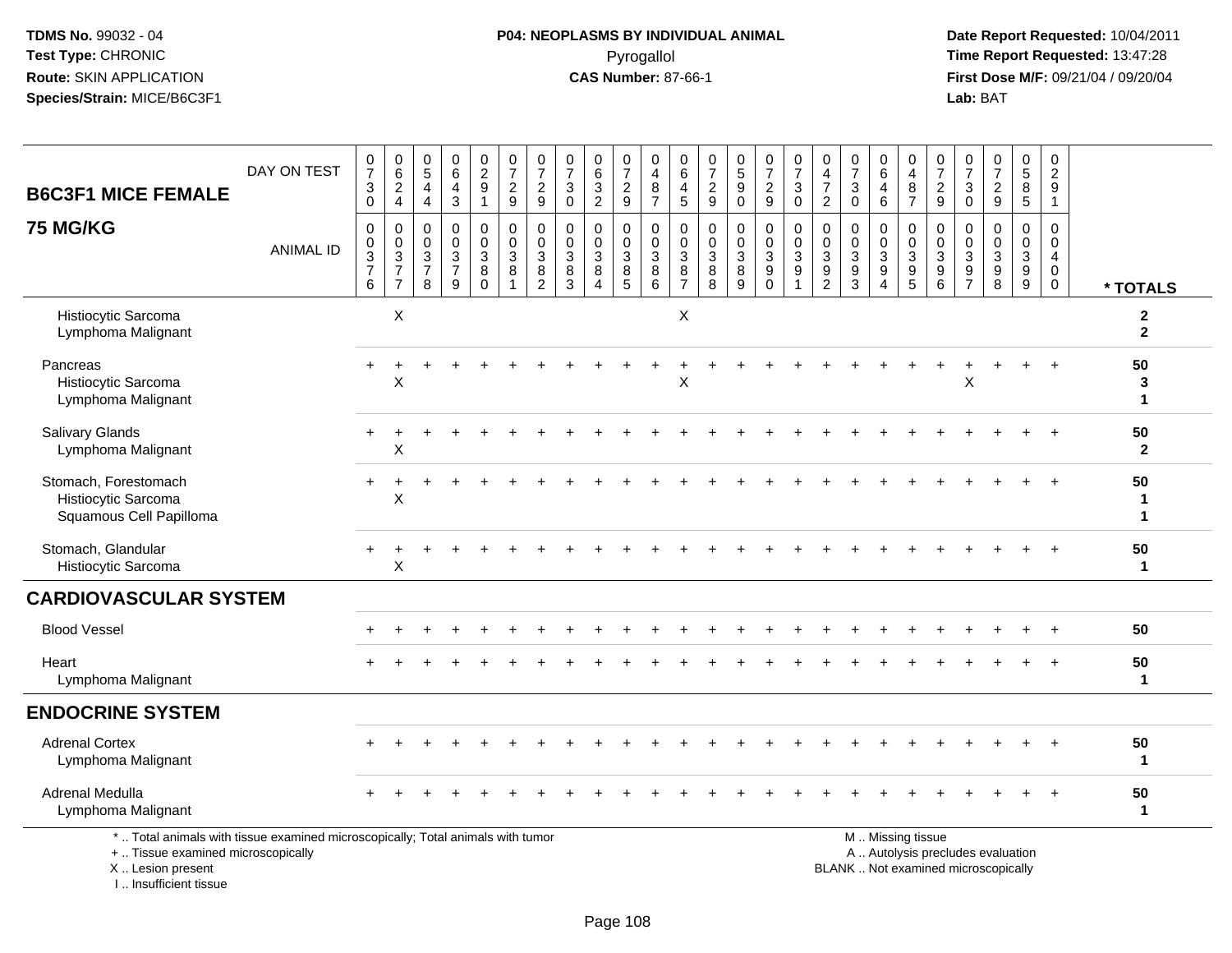TDMS No. 99032 - 04
Test Type: CHRONIC
Route: SKIN APPLICATION
Species/Strain: MICE/B6C3F1

**P04: NEOPLASMS BY INDIVIDUAL ANIMAL**
Pyrogallol
**CAS Number:** 87-66-1

Date Report Requested: 10/04/2011
Time Report Requested: 13:47:28
First Dose M/F: 09/21/04 / 09/20/04
Lab: BAT

## B6C3F1 MICE FEMALE
## 75 MG/KG

| DAY ON TEST | 0730 | 0624 | 0544 | 0643 | 0291 | 0729 | 0729 | 0730 | 0632 | 0729 | 0487 | 0645 | 0729 | 0590 | 0729 | 0730 | 0472 | 0730 | 0646 | 0487 | 0729 | 0730 | 0729 | 0585 | 0291 | |
|---|---|---|---|---|---|---|---|---|---|---|---|---|---|---|---|---|---|---|---|---|---|---|---|---|---|---|
| **ANIMAL ID** | 00376 | 00377 | 00378 | 00379 | 00380 | 00381 | 00382 | 00383 | 00384 | 00385 | 00386 | 00387 | 00388 | 00389 | 00390 | 00391 | 00392 | 00393 | 00394 | 00395 | 00396 | 00397 | 00398 | 00399 | 00400 | *** TOTALS** |
| Histiocytic Sarcoma | | X | | | | | | | | | | X | | | | | | | | | | | | | | 2 |
| Lymphoma Malignant | | | | | | | | | | | | | | | | | | | | | | | | | | 2 |
| Pancreas | + | + | + | + | + | + | + | + | + | + | + | + | + | + | + | + | + | + | + | + | + | + | + | + | + | 50 |
| Histiocytic Sarcoma | | X | | | | | | | | | | X | | | | | | | | | | X | | | | 3 |
| Lymphoma Malignant | | | | | | | | | | | | | | | | | | | | | | | | | | 1 |
| Salivary Glands | + | + | + | + | + | + | + | + | + | + | + | + | + | + | + | + | + | + | + | + | + | + | + | + | + | 50 |
| Lymphoma Malignant | | X | | | | | | | | | | | | | | | | | | | | | | | | 2 |
| Stomach, Forestomach | + | + | + | + | + | + | + | + | + | + | + | + | + | + | + | + | + | + | + | + | + | + | + | + | + | 50 |
| Histiocytic Sarcoma | | X | | | | | | | | | | | | | | | | | | | | | | | | 1 |
| Squamous Cell Papilloma | | | | | | | | | | | | | | | | | | | | | | | | | | 1 |
| Stomach, Glandular | + | + | + | + | + | + | + | + | + | + | + | + | + | + | + | + | + | + | + | + | + | + | + | + | + | 50 |
| Histiocytic Sarcoma | | X | | | | | | | | | | | | | | | | | | | | | | | | 1 |
| **CARDIOVASCULAR SYSTEM** | | | | | | | | | | | | | | | | | | | | | | | | | | |
| Blood Vessel | + | + | + | + | + | + | + | + | + | + | + | + | + | + | + | + | + | + | + | + | + | + | + | + | + | 50 |
| Heart | + | + | + | + | + | + | + | + | + | + | + | + | + | + | + | + | + | + | + | + | + | + | + | + | + | 50 |
| Lymphoma Malignant | | | | | | | | | | | | | | | | | | | | | | | | | | 1 |
| **ENDOCRINE SYSTEM** | | | | | | | | | | | | | | | | | | | | | | | | | | |
| Adrenal Cortex | + | + | + | + | + | + | + | + | + | + | + | + | + | + | + | + | + | + | + | + | + | + | + | + | + | 50 |
| Lymphoma Malignant | | | | | | | | | | | | | | | | | | | | | | | | | | 1 |
| Adrenal Medulla | + | + | + | + | + | + | + | + | + | + | + | + | + | + | + | + | + | + | + | + | + | + | + | + | + | 50 |
| Lymphoma Malignant | | | | | | | | | | | | | | | | | | | | | | | | | | 1 |

\* .. Total animals with tissue examined microscopically; Total animals with tumor
\+ .. Tissue examined microscopically
X .. Lesion present
I .. Insufficient tissue

M .. Missing tissue
A .. Autolysis precludes evaluation
BLANK .. Not examined microscopically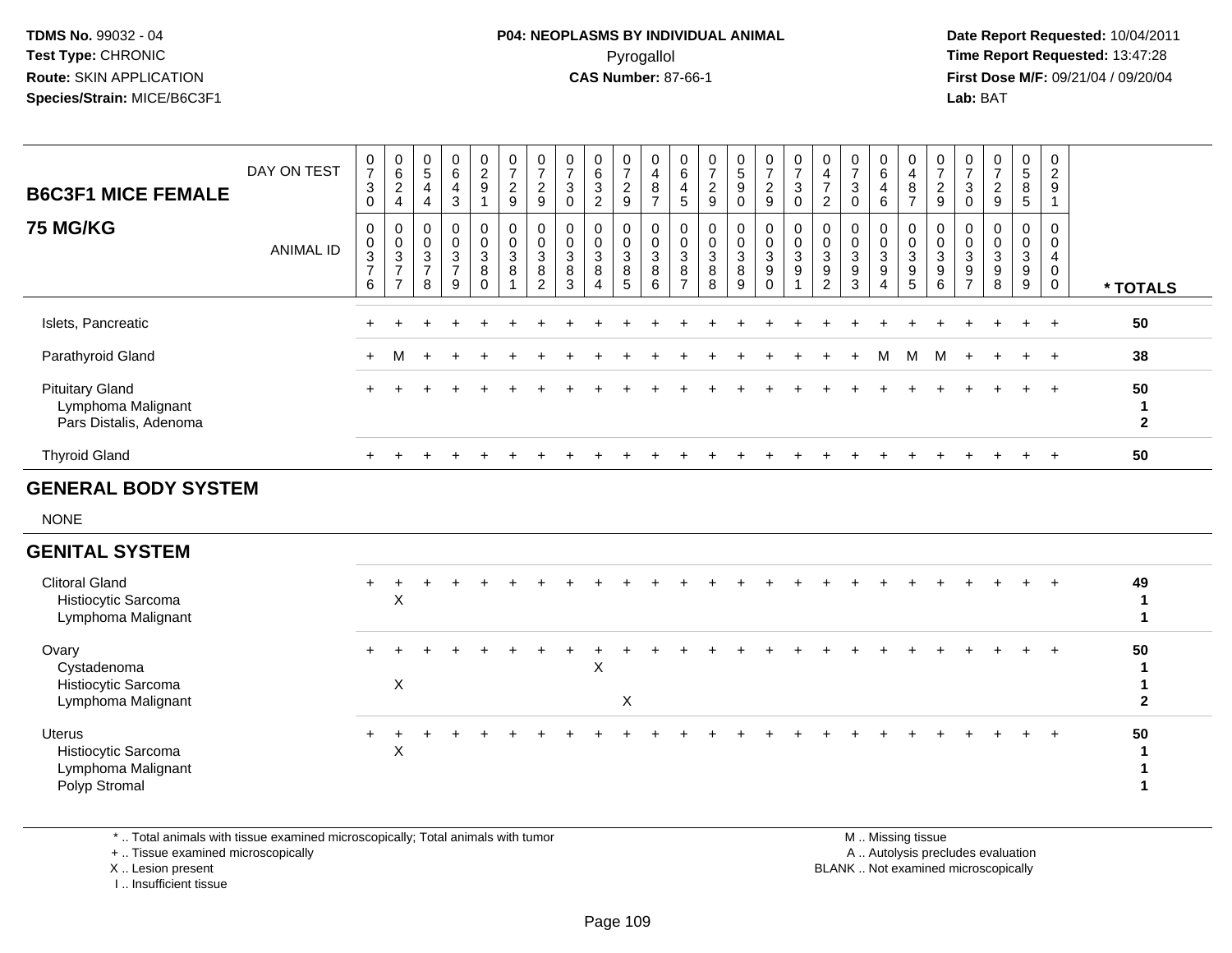TDMS No. 99032 - 04
Test Type: CHRONIC
Route: SKIN APPLICATION
Species/Strain: MICE/B6C3F1

**P04: NEOPLASMS BY INDIVIDUAL ANIMAL**
Pyrogallol
**CAS Number:** 87-66-1

Date Report Requested: 10/04/2011
Time Report Requested: 13:47:28
First Dose M/F: 09/21/04 / 09/20/04
Lab: BAT

## B6C3F1 MICE FEMALE
## 75 MG/KG

| DAY ON TEST | 0730 | 0624 | 0544 | 0643 | 0291 | 0729 | 0729 | 0730 | 0632 | 0729 | 0487 | 0645 | 0729 | 0590 | 0729 | 0730 | 0472 | 0730 | 0646 | 0487 | 0729 | 0730 | 0729 | 0585 | 0291 | |
|---|---|---|---|---|---|---|---|---|---|---|---|---|---|---|---|---|---|---|---|---|---|---|---|---|---|---|
| **ANIMAL ID** | 00376 | 00377 | 00378 | 00379 | 00380 | 00381 | 00382 | 00383 | 00384 | 00385 | 00386 | 00387 | 00388 | 00389 | 00390 | 00391 | 00392 | 00393 | 00394 | 00395 | 00396 | 00397 | 00398 | 00399 | 00400 | *** TOTALS** |
| Islets, Pancreatic | + | + | + | + | + | + | + | + | + | + | + | + | + | + | + | + | + | + | + | + | + | + | + | + | + | 50 |
| Parathyroid Gland | + | M | + | + | + | + | + | + | + | + | + | + | + | + | + | + | + | + | M | M | M | + | + | + | + | 38 |
| Pituitary Gland | + | + | + | + | + | + | + | + | + | + | + | + | + | + | + | + | + | + | + | + | + | + | + | + | + | 50 |
| Lymphoma Malignant | | | | | | | | | | | | | | | | | | | | | | | | | | 1 |
| Pars Distalis, Adenoma | | | | | | | | | | | | | | | | | | | | | | | | | | 2 |
| Thyroid Gland | + | + | + | + | + | + | + | + | + | + | + | + | + | + | + | + | + | + | + | + | + | + | + | + | + | 50 |
| **GENERAL BODY SYSTEM** | | | | | | | | | | | | | | | | | | | | | | | | | | |
| NONE | | | | | | | | | | | | | | | | | | | | | | | | | | |
| **GENITAL SYSTEM** | | | | | | | | | | | | | | | | | | | | | | | | | | |
| Clitoral Gland | + | + | + | + | + | + | + | + | + | + | + | + | + | + | + | + | + | + | + | + | + | + | + | + | + | 49 |
| Histiocytic Sarcoma | | X | | | | | | | | | | | | | | | | | | | | | | | | 1 |
| Lymphoma Malignant | | | | | | | | | | | | | | | | | | | | | | | | | | 1 |
| Ovary | + | + | + | + | + | + | + | + | + | + | + | + | + | + | + | + | + | + | + | + | + | + | + | + | + | 50 |
| Cystadenoma | | | | | | | | | X | | | | | | | | | | | | | | | | | 1 |
| Histiocytic Sarcoma | | X | | | | | | | | | | | | | | | | | | | | | | | | 1 |
| Lymphoma Malignant | | | | | | | | | | X | | | | | | | | | | | | | | | | 2 |
| Uterus | + | + | + | + | + | + | + | + | + | + | + | + | + | + | + | + | + | + | + | + | + | + | + | + | + | 50 |
| Histiocytic Sarcoma | | X | | | | | | | | | | | | | | | | | | | | | | | | 1 |
| Lymphoma Malignant | | | | | | | | | | | | | | | | | | | | | | | | | | 1 |
| Polyp Stromal | | | | | | | | | | | | | | | | | | | | | | | | | | 1 |

\* .. Total animals with tissue examined microscopically; Total animals with tumor
\+ .. Tissue examined microscopically
X .. Lesion present
I .. Insufficient tissue

M .. Missing tissue
A .. Autolysis precludes evaluation
BLANK .. Not examined microscopically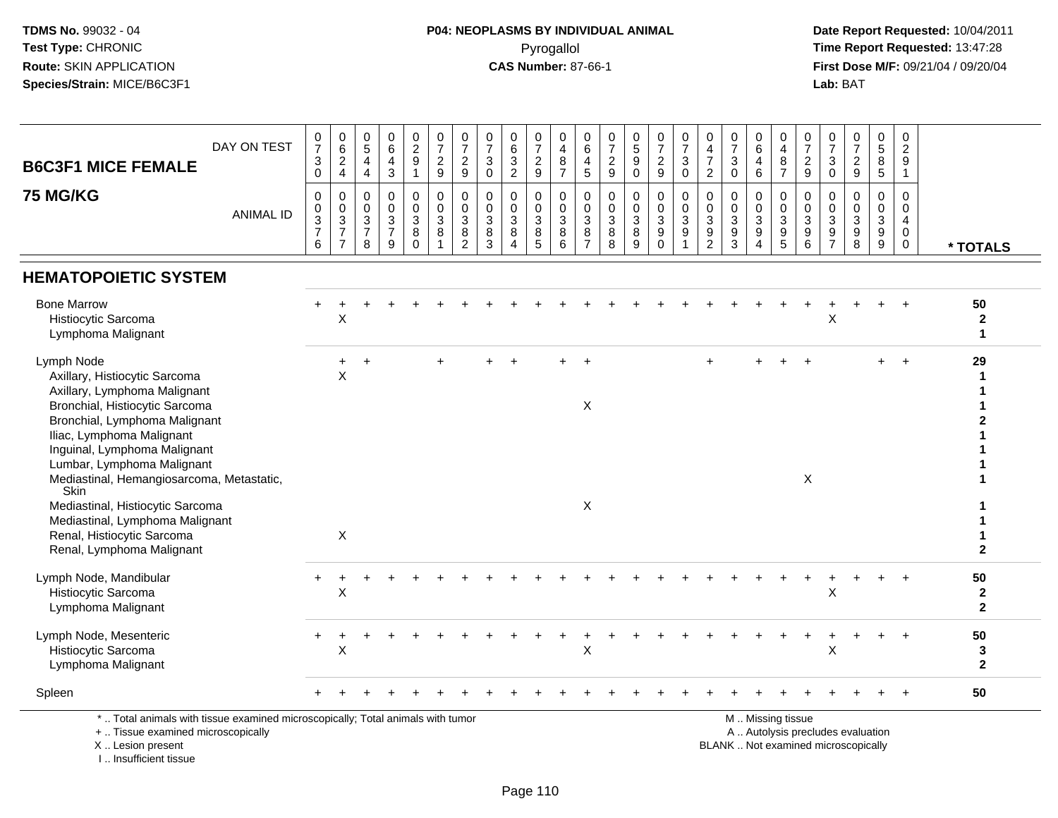TDMS No. 99032 - 04
Test Type: CHRONIC
Route: SKIN APPLICATION
Species/Strain: MICE/B6C3F1

**P04: NEOPLASMS BY INDIVIDUAL ANIMAL**
Pyrogallol
**CAS Number: 87-66-1**

Date Report Requested: 10/04/2011
Time Report Requested: 13:47:28
First Dose M/F: 09/21/04 / 09/20/04
Lab: BAT

## B6C3F1 MICE FEMALE 75 MG/KG

| DAY ON TEST | 0730 | 0624 | 0544 | 0643 | 0291 | 0729 | 0729 | 0730 | 0632 | 0729 | 0487 | 0645 | 0729 | 0590 | 0729 | 0730 | 0472 | 0730 | 0646 | 0487 | 0729 | 0730 | 0729 | 0585 | 0291 | |
|---|---|---|---|---|---|---|---|---|---|---|---|---|---|---|---|---|---|---|---|---|---|---|---|---|---|---|
| **ANIMAL ID** | 0376 | 0377 | 0378 | 0379 | 0380 | 0381 | 0382 | 0383 | 0384 | 0385 | 0386 | 0387 | 0388 | 0389 | 0390 | 0391 | 0392 | 0393 | 0394 | 0395 | 0396 | 0397 | 0398 | 0399 | 0400 | *** TOTALS** |
| **HEMATOPOIETIC SYSTEM** | | | | | | | | | | | | | | | | | | | | | | | | | | |
| Bone Marrow | + | + | + | + | + | + | + | + | + | + | + | + | + | + | + | + | + | + | + | + | + | + | + | + | + | 50 |
| Histiocytic Sarcoma | | X | | | | | | | | | | | | | | | | | | | | X | | | | 2 |
| Lymphoma Malignant | | | | | | | | | | | | | | | | | | | | | | | | | | 1 |
| Lymph Node | | + | + | | | + | | + | + | | + | + | | | | | + | | + | + | + | | | + | + | 29 |
| Axillary, Histiocytic Sarcoma | | X | | | | | | | | | | | | | | | | | | | | | | | | 1 |
| Axillary, Lymphoma Malignant | | | | | | | | | | | | | | | | | | | | | | | | | | 1 |
| Bronchial, Histiocytic Sarcoma | | | | | | | | | | | | X | | | | | | | | | | | | | | 1 |
| Bronchial, Lymphoma Malignant | | | | | | | | | | | | | | | | | | | | | | | | | | 2 |
| Iliac, Lymphoma Malignant | | | | | | | | | | | | | | | | | | | | | | | | | | 1 |
| Inguinal, Lymphoma Malignant | | | | | | | | | | | | | | | | | | | | | | | | | | 1 |
| Lumbar, Lymphoma Malignant | | | | | | | | | | | | | | | | | | | | | | | | | | 1 |
| Mediastinal, Hemangiosarcoma, Metastatic, Skin | | | | | | | | | | | | | | | | | | | | | X | | | | | 1 |
| Mediastinal, Histiocytic Sarcoma | | | | | | | | | | | | X | | | | | | | | | | | | | | 1 |
| Mediastinal, Lymphoma Malignant | | | | | | | | | | | | | | | | | | | | | | | | | | 1 |
| Renal, Histiocytic Sarcoma | | X | | | | | | | | | | | | | | | | | | | | | | | | 1 |
| Renal, Lymphoma Malignant | | | | | | | | | | | | | | | | | | | | | | | | | | 2 |
| Lymph Node, Mandibular | + | + | + | + | + | + | + | + | + | + | + | + | + | + | + | + | + | + | + | + | + | + | + | + | + | 50 |
| Histiocytic Sarcoma | | X | | | | | | | | | | | | | | | | | | | | X | | | | 2 |
| Lymphoma Malignant | | | | | | | | | | | | | | | | | | | | | | | | | | 2 |
| Lymph Node, Mesenteric | + | + | + | + | + | + | + | + | + | + | + | + | + | + | + | + | + | + | + | + | + | + | + | + | + | 50 |
| Histiocytic Sarcoma | | X | | | | | | | | | | X | | | | | | | | | | X | | | | 3 |
| Lymphoma Malignant | | | | | | | | | | | | | | | | | | | | | | | | | | 2 |
| Spleen | + | + | + | + | + | + | + | + | + | + | + | + | + | + | + | + | + | + | + | + | + | + | + | + | + | 50 |

\* .. Total animals with tissue examined microscopically; Total animals with tumor
\+ .. Tissue examined microscopically
X .. Lesion present
I .. Insufficient tissue

M .. Missing tissue
A .. Autolysis precludes evaluation
BLANK .. Not examined microscopically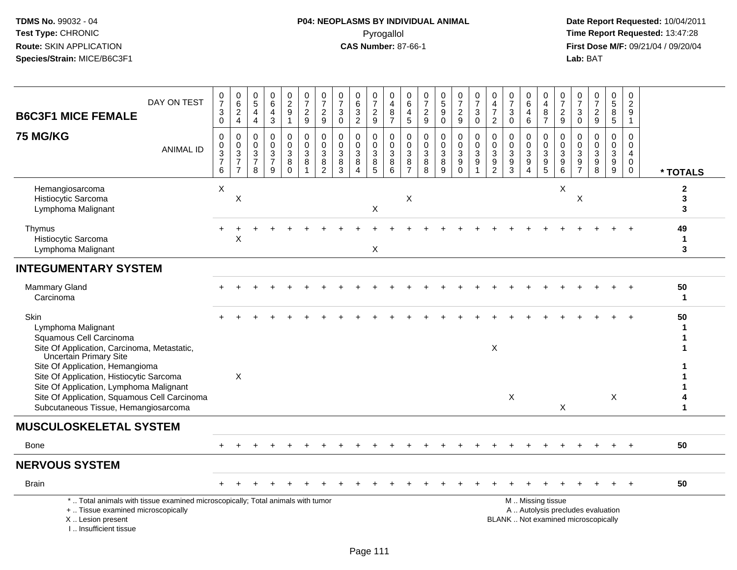**TDMS No.** 99032 - 04
**Test Type:** CHRONIC
**Route:** SKIN APPLICATION
**Species/Strain:** MICE/B6C3F1

**P04: NEOPLASMS BY INDIVIDUAL ANIMAL**
Pyrogallol
**CAS Number:** 87-66-1

**Date Report Requested:** 10/04/2011
**Time Report Requested:** 13:47:28
**First Dose M/F:** 09/21/04 / 09/20/04
**Lab:** BAT

## B6C3F1 MICE FEMALE 75 MG/KG

| DAY ON TEST | 0730 | 0624 | 0544 | 0643 | 0291 | 0729 | 0729 | 0730 | 0632 | 0729 | 0487 | 0645 | 0729 | 0590 | 0729 | 0730 | 0472 | 0730 | 0646 | 0487 | 0729 | 0730 | 0729 | 0585 | 0291 | |
|---|---|---|---|---|---|---|---|---|---|---|---|---|---|---|---|---|---|---|---|---|---|---|---|---|---|---|
| ANIMAL ID | 00376 | 00377 | 00378 | 00379 | 00380 | 00381 | 00382 | 00383 | 00384 | 00385 | 00386 | 00387 | 00388 | 00389 | 00390 | 00391 | 00392 | 00393 | 00394 | 00395 | 00396 | 00397 | 00398 | 00399 | 00400 | * TOTALS |
| Hemangiosarcoma | X | | | | | | | | | | | | | | | | | | | | X | | | | | 2 |
| Histiocytic Sarcoma | | X | | | | | | | | | | X | | | | | | | | | | X | | | | 3 |
| Lymphoma Malignant | | | | | | | | | | X | | | | | | | | | | | | | | | | 3 |
| Thymus | + | + | + | + | + | + | + | + | + | + | + | + | + | + | + | + | + | + | + | + | + | + | + | + | + | 49 |
| Histiocytic Sarcoma | | X | | | | | | | | | | | | | | | | | | | | | | | | 1 |
| Lymphoma Malignant | | | | | | | | | | X | | | | | | | | | | | | | | | | 3 |
| **INTEGUMENTARY SYSTEM** | | | | | | | | | | | | | | | | | | | | | | | | | | |
| Mammary Gland | + | + | + | + | + | + | + | + | + | + | + | + | + | + | + | + | + | + | + | + | + | + | + | + | + | 50 |
| Carcinoma | | | | | | | | | | | | | | | | | | | | | | | | | | 1 |
| Skin | + | + | + | + | + | + | + | + | + | + | + | + | + | + | + | + | + | + | + | + | + | + | + | + | + | 50 |
| Lymphoma Malignant | | | | | | | | | | | | | | | | | | | | | | | | | | 1 |
| Squamous Cell Carcinoma | | | | | | | | | | | | | | | | | | | | | | | | | | 1 |
| Site Of Application, Carcinoma, Metastatic, Uncertain Primary Site | | | | | | | | | | | | | | | | | X | | | | | | | | | 1 |
| Site Of Application, Hemangioma | | | | | | | | | | | | | | | | | | | | | | | | | | 1 |
| Site Of Application, Histiocytic Sarcoma | | X | | | | | | | | | | | | | | | | | | | | | | | | 1 |
| Site Of Application, Lymphoma Malignant | | | | | | | | | | | | | | | | | | | | | | | | | | 1 |
| Site Of Application, Squamous Cell Carcinoma | | | | | | | | | | | | | | | | | | X | | | | | | X | | 4 |
| Subcutaneous Tissue, Hemangiosarcoma | | | | | | | | | | | | | | | | | | | | | X | | | | | 1 |
| **MUSCULOSKELETAL SYSTEM** | | | | | | | | | | | | | | | | | | | | | | | | | | |
| Bone | + | + | + | + | + | + | + | + | + | + | + | + | + | + | + | + | + | + | + | + | + | + | + | + | + | 50 |
| **NERVOUS SYSTEM** | | | | | | | | | | | | | | | | | | | | | | | | | | |
| Brain | + | + | + | + | + | + | + | + | + | + | + | + | + | + | + | + | + | + | + | + | + | + | + | + | + | 50 |

\* .. Total animals with tissue examined microscopically; Total animals with tumor
\+ .. Tissue examined microscopically
X .. Lesion present
I .. Insufficient tissue

M .. Missing tissue
A .. Autolysis precludes evaluation
BLANK .. Not examined microscopically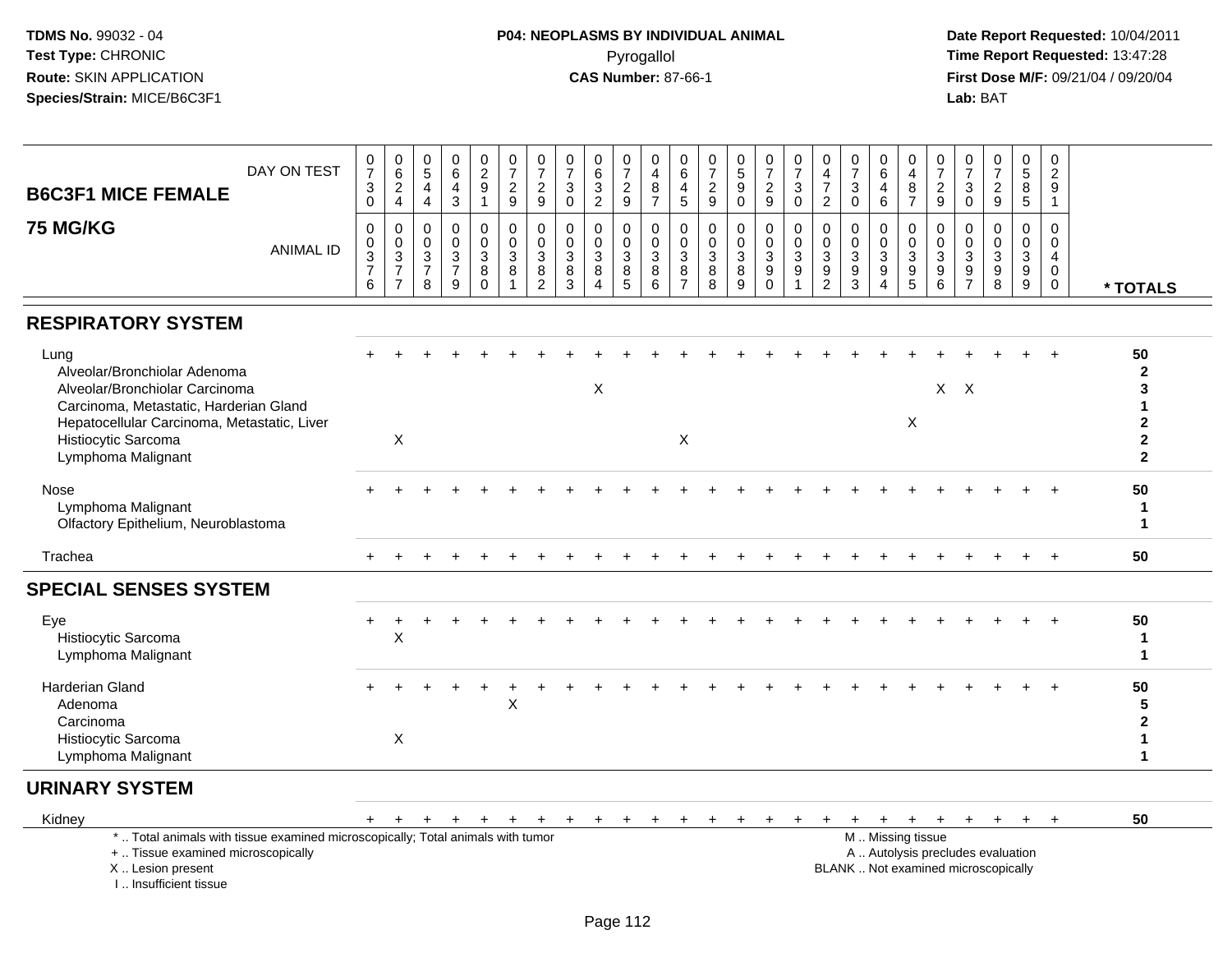TDMS No. 99032 - 04
Test Type: CHRONIC
Route: SKIN APPLICATION
Species/Strain: MICE/B6C3F1

**P04: NEOPLASMS BY INDIVIDUAL ANIMAL**
Pyrogallol
**CAS Number:** 87-66-1

Date Report Requested: 10/04/2011
Time Report Requested: 13:47:28
First Dose M/F: 09/21/04 / 09/20/04
Lab: BAT

| B6C3F1 MICE FEMALE 75 MG/KG | DAY ON TEST | 0730 | 0624 | 0544 | 0643 | 0291 | 0729 | 0729 | 0730 | 0632 | 0729 | 0487 | 0645 | 0729 | 0590 | 0729 | 0730 | 0472 | 0730 | 0646 | 0487 | 0729 | 0730 | 0729 | 0585 | 0291 | |
|---|---|---|---|---|---|---|---|---|---|---|---|---|---|---|---|---|---|---|---|---|---|---|---|---|---|---|---|
| | ANIMAL ID | 0376 | 0377 | 0378 | 0379 | 0380 | 0381 | 0382 | 0383 | 0384 | 0385 | 0386 | 0387 | 0388 | 0389 | 0390 | 0391 | 0392 | 0393 | 0394 | 0395 | 0396 | 0397 | 0398 | 0399 | 0400 | * TOTALS |
| **RESPIRATORY SYSTEM** | | | | | | | | | | | | | | | | | | | | | | | | | | | |
| Lung | | + | + | + | + | + | + | + | + | + | + | + | + | + | + | + | + | + | + | + | + | + | + | + | + | + | 50 |
| Alveolar/Bronchiolar Adenoma | | | | | | | | | | | | | | | | | | | | | | | | | | | 2 |
| Alveolar/Bronchiolar Carcinoma | | | | | | | | | | X | | | | | | | | | | | | X | X | | | | 3 |
| Carcinoma, Metastatic, Harderian Gland | | | | | | | | | | | | | | | | | | | | | | | | | | | 1 |
| Hepatocellular Carcinoma, Metastatic, Liver | | | | | | | | | | | | | | | | | | | | | X | | | | | | 2 |
| Histiocytic Sarcoma | | | X | | | | | | | | | | X | | | | | | | | | | | | | | 2 |
| Lymphoma Malignant | | | | | | | | | | | | | | | | | | | | | | | | | | | 2 |
| Nose | | + | + | + | + | + | + | + | + | + | + | + | + | + | + | + | + | + | + | + | + | + | + | + | + | + | 50 |
| Lymphoma Malignant | | | | | | | | | | | | | | | | | | | | | | | | | | | 1 |
| Olfactory Epithelium, Neuroblastoma | | | | | | | | | | | | | | | | | | | | | | | | | | | 1 |
| Trachea | | + | + | + | + | + | + | + | + | + | + | + | + | + | + | + | + | + | + | + | + | + | + | + | + | + | 50 |
| **SPECIAL SENSES SYSTEM** | | | | | | | | | | | | | | | | | | | | | | | | | | | |
| Eye | | + | + | + | + | + | + | + | + | + | + | + | + | + | + | + | + | + | + | + | + | + | + | + | + | + | 50 |
| Histiocytic Sarcoma | | | X | | | | | | | | | | | | | | | | | | | | | | | | 1 |
| Lymphoma Malignant | | | | | | | | | | | | | | | | | | | | | | | | | | | 1 |
| Harderian Gland | | + | + | + | + | + | + | + | + | + | + | + | + | + | + | + | + | + | + | + | + | + | + | + | + | + | 50 |
| Adenoma | | | | | | | X | | | | | | | | | | | | | | | | | | | | 5 |
| Carcinoma | | | | | | | | | | | | | | | | | | | | | | | | | | | 2 |
| Histiocytic Sarcoma | | | X | | | | | | | | | | | | | | | | | | | | | | | | 1 |
| Lymphoma Malignant | | | | | | | | | | | | | | | | | | | | | | | | | | | 1 |
| **URINARY SYSTEM** | | | | | | | | | | | | | | | | | | | | | | | | | | | |
| Kidney | | + | + | + | + | + | + | + | + | + | + | + | + | + | + | + | + | + | + | + | + | + | + | + | + | + | 50 |

\* .. Total animals with tissue examined microscopically; Total animals with tumor
\+ .. Tissue examined microscopically
X .. Lesion present
I .. Insufficient tissue

M .. Missing tissue
A .. Autolysis precludes evaluation
BLANK .. Not examined microscopically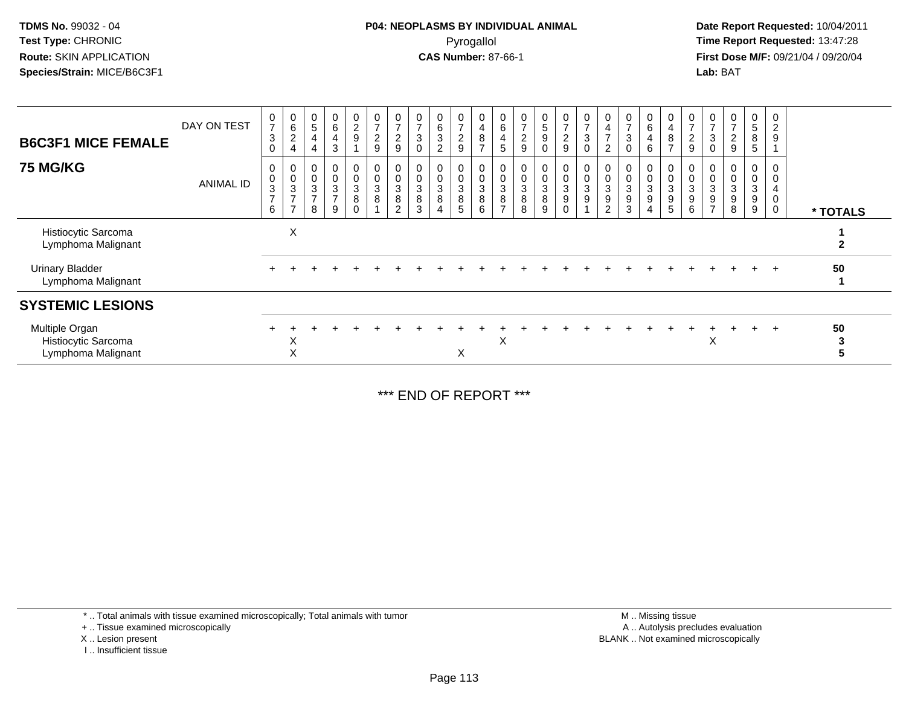**TDMS No.** 99032 - 04
**Test Type:** CHRONIC
**Route:** SKIN APPLICATION
**Species/Strain:** MICE/B6C3F1

**P04: NEOPLASMS BY INDIVIDUAL ANIMAL**
Pyrogallol
**CAS Number:** 87-66-1

**Date Report Requested:** 10/04/2011
**Time Report Requested:** 13:47:28
**First Dose M/F:** 09/21/04 / 09/20/04
**Lab:** BAT

## B6C3F1 MICE FEMALE

## 75 MG/KG

| DAY ON TEST | 0730 | 0624 | 0544 | 0643 | 0291 | 0729 | 0729 | 0730 | 0632 | 0729 | 0487 | 0645 | 0729 | 0590 | 0729 | 0730 | 0472 | 0730 | 0646 | 0487 | 0729 | 0730 | 0729 | 0585 | 0291 | |
|---|---|---|---|---|---|---|---|---|---|---|---|---|---|---|---|---|---|---|---|---|---|---|---|---|---|---|
| **ANIMAL ID** | 00376 | 00377 | 00378 | 00379 | 00380 | 00381 | 00382 | 00383 | 00384 | 00385 | 00386 | 00387 | 00388 | 00389 | 00390 | 00391 | 00392 | 00393 | 00394 | 00395 | 00396 | 00397 | 00398 | 00399 | 00400 | *** TOTALS** |
| Histiocytic Sarcoma | | X | | | | | | | | | | | | | | | | | | | | | | | | 1 |
| Lymphoma Malignant | | | | | | | | | | | | | | | | | | | | | | | | | | 2 |
| Urinary Bladder | + | + | + | + | + | + | + | + | + | + | + | + | + | + | + | + | + | + | + | + | + | + | + | + | + | 50 |
| Lymphoma Malignant | | | | | | | | | | | | | | | | | | | | | | | | | | 1 |
| **SYSTEMIC LESIONS** | | | | | | | | | | | | | | | | | | | | | | | | | | |
| Multiple Organ | + | + | + | + | + | + | + | + | + | + | + | + | + | + | + | + | + | + | + | + | + | + | + | + | + | 50 |
| Histiocytic Sarcoma | | X | | | | | | | | | | X | | | | | | | | | | X | | | | 3 |
| Lymphoma Malignant | | X | | | | | | | | X | | | | | | | | | | | | | | | | 5 |

*** END OF REPORT ***

* .. Total animals with tissue examined microscopically; Total animals with tumor
+ .. Tissue examined microscopically
X .. Lesion present
I .. Insufficient tissue

M .. Missing tissue
A .. Autolysis precludes evaluation
BLANK .. Not examined microscopically